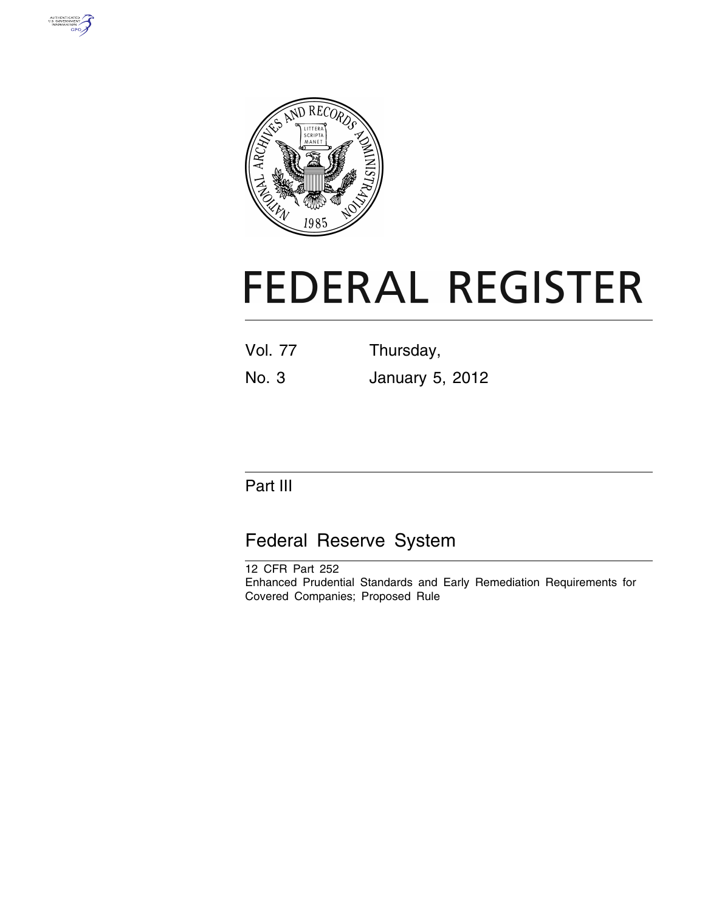# FEDERAL REGISTER

| | |
|---|---|
| Vol. 77 | Thursday, |
| No. 3 | January 5, 2012 |

## Part III

## Federal Reserve System

12 CFR Part 252

Enhanced Prudential Standards and Early Remediation Requirements for Covered Companies; Proposed Rule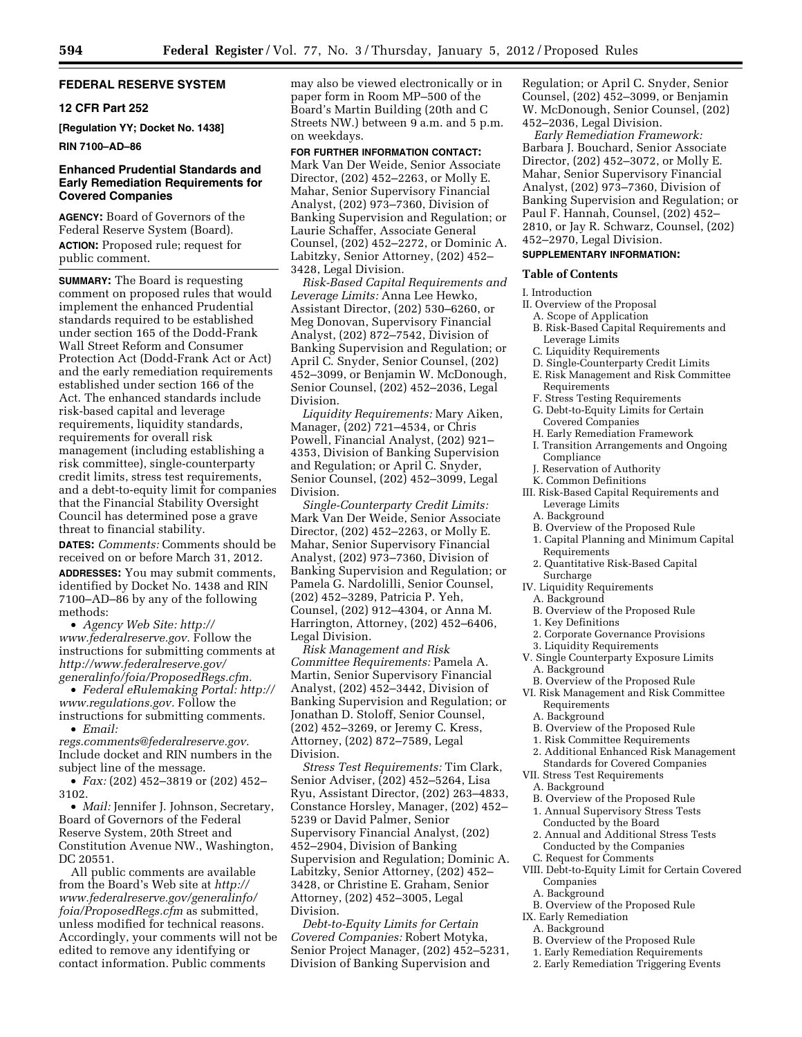**FEDERAL RESERVE SYSTEM**

**12 CFR Part 252**

**[Regulation YY; Docket No. 1438]**

**RIN 7100–AD–86**

## Enhanced Prudential Standards and Early Remediation Requirements for Covered Companies

**AGENCY:** Board of Governors of the Federal Reserve System (Board).

**ACTION:** Proposed rule; request for public comment.

**SUMMARY:** The Board is requesting comment on proposed rules that would implement the enhanced Prudential standards required to be established under section 165 of the Dodd-Frank Wall Street Reform and Consumer Protection Act (Dodd-Frank Act or Act) and the early remediation requirements established under section 166 of the Act. The enhanced standards include risk-based capital and leverage requirements, liquidity standards, requirements for overall risk management (including establishing a risk committee), single-counterparty credit limits, stress test requirements, and a debt-to-equity limit for companies that the Financial Stability Oversight Council has determined pose a grave threat to financial stability.

**DATES:** *Comments:* Comments should be received on or before March 31, 2012.

**ADDRESSES:** You may submit comments, identified by Docket No. 1438 and RIN 7100–AD–86 by any of the following methods:

- *Agency Web Site: http://www.federalreserve.gov.* Follow the instructions for submitting comments at *http://www.federalreserve.gov/generalinfo/foia/ProposedRegs.cfm.*
- *Federal eRulemaking Portal: http://www.regulations.gov.* Follow the instructions for submitting comments.
- *Email: regs.comments@federalreserve.gov.* Include docket and RIN numbers in the subject line of the message.
- *Fax:* (202) 452–3819 or (202) 452–3102.
- *Mail:* Jennifer J. Johnson, Secretary, Board of Governors of the Federal Reserve System, 20th Street and Constitution Avenue NW., Washington, DC 20551.

All public comments are available from the Board's Web site at *http://www.federalreserve.gov/generalinfo/foia/ProposedRegs.cfm* as submitted, unless modified for technical reasons. Accordingly, your comments will not be edited to remove any identifying or contact information. Public comments may also be viewed electronically or in paper form in Room MP–500 of the Board's Martin Building (20th and C Streets NW.) between 9 a.m. and 5 p.m. on weekdays.

**FOR FURTHER INFORMATION CONTACT:** Mark Van Der Weide, Senior Associate Director, (202) 452–2263, or Molly E. Mahar, Senior Supervisory Financial Analyst, (202) 973–7360, Division of Banking Supervision and Regulation; or Laurie Schaffer, Associate General Counsel, (202) 452–2272, or Dominic A. Labitzky, Senior Attorney, (202) 452–3428, Legal Division.

*Risk-Based Capital Requirements and Leverage Limits:* Anna Lee Hewko, Assistant Director, (202) 530–6260, or Meg Donovan, Supervisory Financial Analyst, (202) 872–7542, Division of Banking Supervision and Regulation; or April C. Snyder, Senior Counsel, (202) 452–3099, or Benjamin W. McDonough, Senior Counsel, (202) 452–2036, Legal Division.

*Liquidity Requirements:* Mary Aiken, Manager, (202) 721–4534, or Chris Powell, Financial Analyst, (202) 921–4353, Division of Banking Supervision and Regulation; or April C. Snyder, Senior Counsel, (202) 452–3099, Legal Division.

*Single-Counterparty Credit Limits:* Mark Van Der Weide, Senior Associate Director, (202) 452–2263, or Molly E. Mahar, Senior Supervisory Financial Analyst, (202) 973–7360, Division of Banking Supervision and Regulation; or Pamela G. Nardolilli, Senior Counsel, (202) 452–3289, Patricia P. Yeh, Counsel, (202) 912–4304, or Anna M. Harrington, Attorney, (202) 452–6406, Legal Division.

*Risk Management and Risk Committee Requirements:* Pamela A. Martin, Senior Supervisory Financial Analyst, (202) 452–3442, Division of Banking Supervision and Regulation; or Jonathan D. Stoloff, Senior Counsel, (202) 452–3269, or Jeremy C. Kress, Attorney, (202) 872–7589, Legal Division.

*Stress Test Requirements:* Tim Clark, Senior Adviser, (202) 452–5264, Lisa Ryu, Assistant Director, (202) 263–4833, Constance Horsley, Manager, (202) 452–5239 or David Palmer, Senior Supervisory Financial Analyst, (202) 452–2904, Division of Banking Supervision and Regulation; Dominic A. Labitzky, Senior Attorney, (202) 452–3428, or Christine E. Graham, Senior Attorney, (202) 452–3005, Legal Division.

*Debt-to-Equity Limits for Certain Covered Companies:* Robert Motyka, Senior Project Manager, (202) 452–5231, Division of Banking Supervision and Regulation; or April C. Snyder, Senior Counsel, (202) 452–3099, or Benjamin W. McDonough, Senior Counsel, (202) 452–2036, Legal Division.

*Early Remediation Framework:* Barbara J. Bouchard, Senior Associate Director, (202) 452–3072, or Molly E. Mahar, Senior Supervisory Financial Analyst, (202) 973–7360, Division of Banking Supervision and Regulation; or Paul F. Hannah, Counsel, (202) 452–2810, or Jay R. Schwarz, Counsel, (202) 452–2970, Legal Division.

**SUPPLEMENTARY INFORMATION:**

### Table of Contents

I. Introduction
II. Overview of the Proposal
  A. Scope of Application
  B. Risk-Based Capital Requirements and Leverage Limits
  C. Liquidity Requirements
  D. Single-Counterparty Credit Limits
  E. Risk Management and Risk Committee Requirements
  F. Stress Testing Requirements
  G. Debt-to-Equity Limits for Certain Covered Companies
  H. Early Remediation Framework
  I. Transition Arrangements and Ongoing Compliance
  J. Reservation of Authority
  K. Common Definitions
III. Risk-Based Capital Requirements and Leverage Limits
  A. Background
  B. Overview of the Proposed Rule
  1. Capital Planning and Minimum Capital Requirements
  2. Quantitative Risk-Based Capital Surcharge
IV. Liquidity Requirements
  A. Background
  B. Overview of the Proposed Rule
  1. Key Definitions
  2. Corporate Governance Provisions
  3. Liquidity Requirements
V. Single Counterparty Exposure Limits
  A. Background
  B. Overview of the Proposed Rule
VI. Risk Management and Risk Committee Requirements
  A. Background
  B. Overview of the Proposed Rule
  1. Risk Committee Requirements
  2. Additional Enhanced Risk Management Standards for Covered Companies
VII. Stress Test Requirements
  A. Background
  B. Overview of the Proposed Rule
  1. Annual Supervisory Stress Tests Conducted by the Board
  2. Annual and Additional Stress Tests Conducted by the Companies
  C. Request for Comments
VIII. Debt-to-Equity Limit for Certain Covered Companies
  A. Background
  B. Overview of the Proposed Rule
IX. Early Remediation
  A. Background
  B. Overview of the Proposed Rule
  1. Early Remediation Requirements
  2. Early Remediation Triggering Events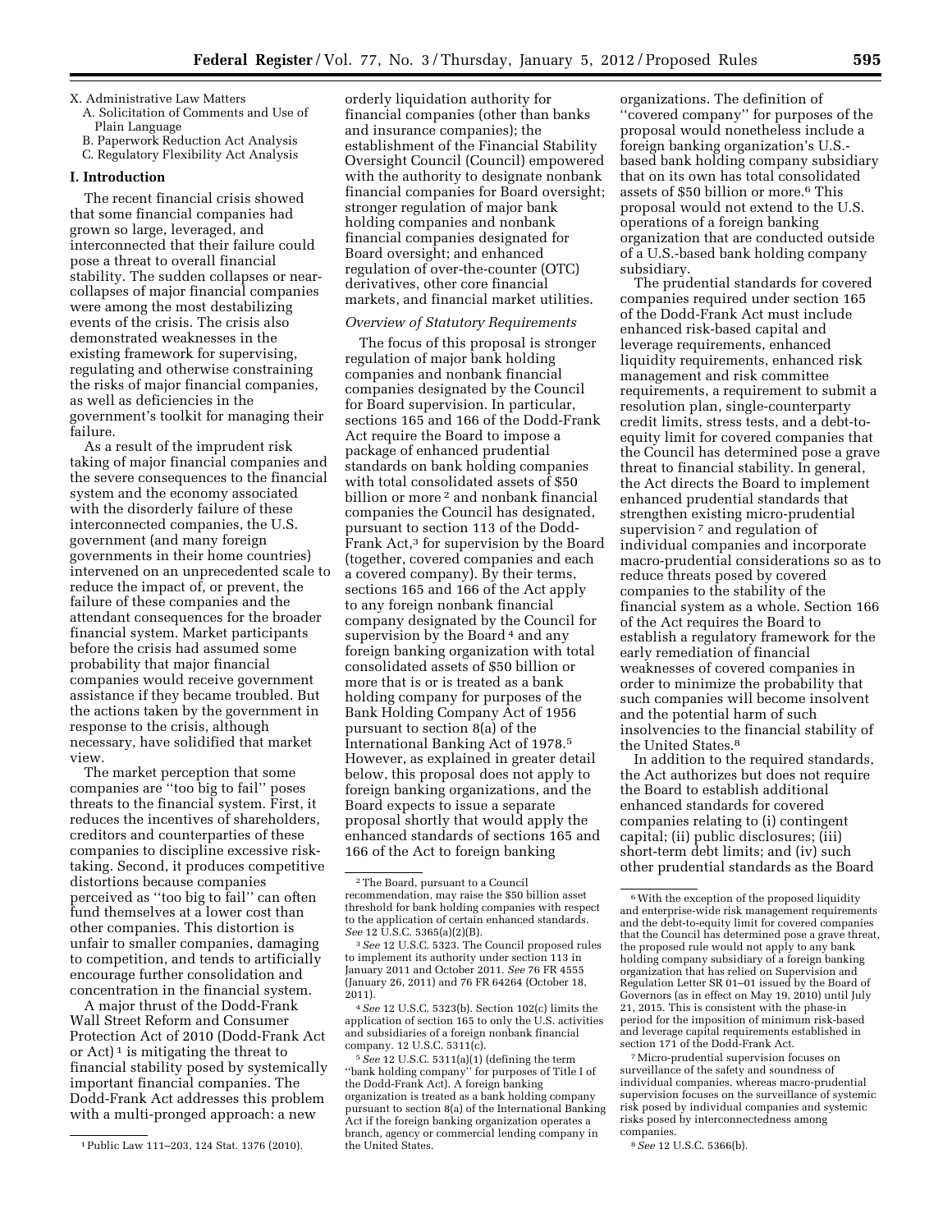X. Administrative Law Matters
   A. Solicitation of Comments and Use of Plain Language
   B. Paperwork Reduction Act Analysis
   C. Regulatory Flexibility Act Analysis

## I. Introduction

The recent financial crisis showed that some financial companies had grown so large, leveraged, and interconnected that their failure could pose a threat to overall financial stability. The sudden collapses or near-collapses of major financial companies were among the most destabilizing events of the crisis. The crisis also demonstrated weaknesses in the existing framework for supervising, regulating and otherwise constraining the risks of major financial companies, as well as deficiencies in the government's toolkit for managing their failure.

As a result of the imprudent risk taking of major financial companies and the severe consequences to the financial system and the economy associated with the disorderly failure of these interconnected companies, the U.S. government (and many foreign governments in their home countries) intervened on an unprecedented scale to reduce the impact of, or prevent, the failure of these companies and the attendant consequences for the broader financial system. Market participants before the crisis had assumed some probability that major financial companies would receive government assistance if they became troubled. But the actions taken by the government in response to the crisis, although necessary, have solidified that market view.

The market perception that some companies are ''too big to fail'' poses threats to the financial system. First, it reduces the incentives of shareholders, creditors and counterparties of these companies to discipline excessive risk-taking. Second, it produces competitive distortions because companies perceived as ''too big to fail'' can often fund themselves at a lower cost than other companies. This distortion is unfair to smaller companies, damaging to competition, and tends to artificially encourage further consolidation and concentration in the financial system.

A major thrust of the Dodd-Frank Wall Street Reform and Consumer Protection Act of 2010 (Dodd-Frank Act or Act) [1] is mitigating the threat to financial stability posed by systemically important financial companies. The Dodd-Frank Act addresses this problem with a multi-pronged approach: a new orderly liquidation authority for financial companies (other than banks and insurance companies); the establishment of the Financial Stability Oversight Council (Council) empowered with the authority to designate nonbank financial companies for Board oversight; stronger regulation of major bank holding companies and nonbank financial companies designated for Board oversight; and enhanced regulation of over-the-counter (OTC) derivatives, other core financial markets, and financial market utilities.

*Overview of Statutory Requirements*

The focus of this proposal is stronger regulation of major bank holding companies and nonbank financial companies designated by the Council for Board supervision. In particular, sections 165 and 166 of the Dodd-Frank Act require the Board to impose a package of enhanced prudential standards on bank holding companies with total consolidated assets of $50 billion or more [2] and nonbank financial companies the Council has designated, pursuant to section 113 of the Dodd-Frank Act,[3] for supervision by the Board (together, covered companies and each a covered company). By their terms, sections 165 and 166 of the Act apply to any foreign nonbank financial company designated by the Council for supervision by the Board [4] and any foreign banking organization with total consolidated assets of $50 billion or more that is or is treated as a bank holding company for purposes of the Bank Holding Company Act of 1956 pursuant to section 8(a) of the International Banking Act of 1978.[5] However, as explained in greater detail below, this proposal does not apply to foreign banking organizations, and the Board expects to issue a separate proposal shortly that would apply the enhanced standards of sections 165 and 166 of the Act to foreign banking organizations. The definition of ''covered company'' for purposes of the proposal would nonetheless include a foreign banking organization's U.S.-based bank holding company subsidiary that on its own has total consolidated assets of $50 billion or more.[6] This proposal would not extend to the U.S. operations of a foreign banking organization that are conducted outside of a U.S.-based bank holding company subsidiary.

The prudential standards for covered companies required under section 165 of the Dodd-Frank Act must include enhanced risk-based capital and leverage requirements, enhanced liquidity requirements, enhanced risk management and risk committee requirements, a requirement to submit a resolution plan, single-counterparty credit limits, stress tests, and a debt-to-equity limit for covered companies that the Council has determined pose a grave threat to financial stability. In general, the Act directs the Board to implement enhanced prudential standards that strengthen existing micro-prudential supervision [7] and regulation of individual companies and incorporate macro-prudential considerations so as to reduce threats posed by covered companies to the stability of the financial system as a whole. Section 166 of the Act requires the Board to establish a regulatory framework for the early remediation of financial weaknesses of covered companies in order to minimize the probability that such companies will become insolvent and the potential harm of such insolvencies to the financial stability of the United States.[8]

In addition to the required standards, the Act authorizes but does not require the Board to establish additional enhanced standards for covered companies relating to (i) contingent capital; (ii) public disclosures; (iii) short-term debt limits; and (iv) such other prudential standards as the Board

---

[1] Public Law 111–203, 124 Stat. 1376 (2010).

[2] The Board, pursuant to a Council recommendation, may raise the $50 billion asset threshold for bank holding companies with respect to the application of certain enhanced standards. *See* 12 U.S.C. 5365(a)(2)(B).

[3] *See* 12 U.S.C. 5323. The Council proposed rules to implement its authority under section 113 in January 2011 and October 2011. *See* 76 FR 4555 (January 26, 2011) and 76 FR 64264 (October 18, 2011).

[4] *See* 12 U.S.C. 5323(b). Section 102(c) limits the application of section 165 to only the U.S. activities and subsidiaries of a foreign nonbank financial company. 12 U.S.C. 5311(c).

[5] *See* 12 U.S.C. 5311(a)(1) (defining the term ''bank holding company'' for purposes of Title I of the Dodd-Frank Act). A foreign banking organization is treated as a bank holding company pursuant to section 8(a) of the International Banking Act if the foreign banking organization operates a branch, agency or commercial lending company in the United States.

[6] With the exception of the proposed liquidity and enterprise-wide risk management requirements and the debt-to-equity limit for covered companies that the Council has determined pose a grave threat, the proposed rule would not apply to any bank holding company subsidiary of a foreign banking organization that has relied on Supervision and Regulation Letter SR 01–01 issued by the Board of Governors (as in effect on May 19, 2010) until July 21, 2015. This is consistent with the phase-in period for the imposition of minimum risk-based and leverage capital requirements established in section 171 of the Dodd-Frank Act.

[7] Micro-prudential supervision focuses on surveillance of the safety and soundness of individual companies, whereas macro-prudential supervision focuses on the surveillance of systemic risk posed by individual companies and systemic risks posed by interconnectedness among companies.

[8] *See* 12 U.S.C. 5366(b).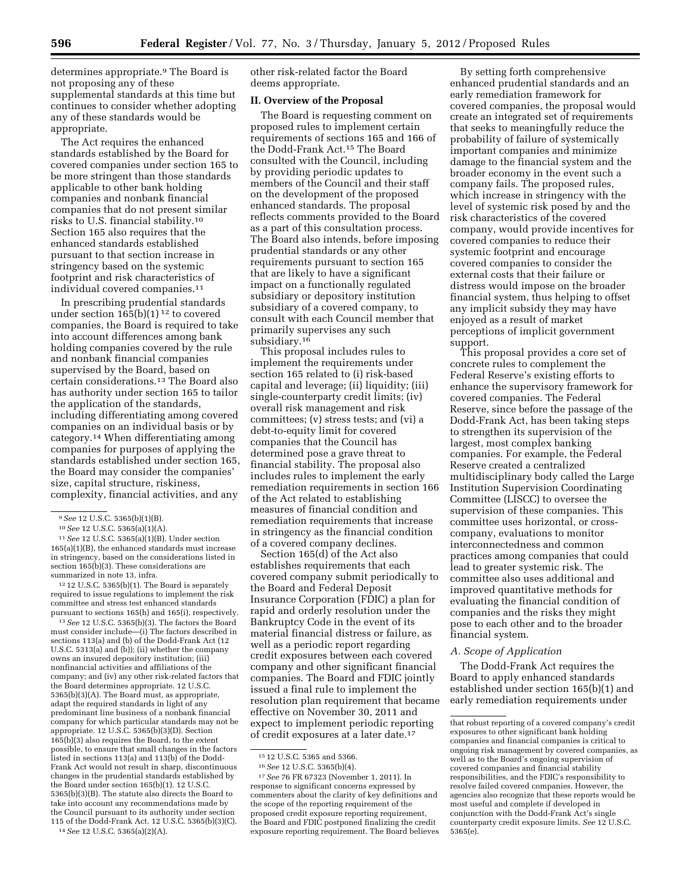determines appropriate.[9] The Board is not proposing any of these supplemental standards at this time but continues to consider whether adopting any of these standards would be appropriate.

The Act requires the enhanced standards established by the Board for covered companies under section 165 to be more stringent than those standards applicable to other bank holding companies and nonbank financial companies that do not present similar risks to U.S. financial stability.[10] Section 165 also requires that the enhanced standards established pursuant to that section increase in stringency based on the systemic footprint and risk characteristics of individual covered companies.[11]

In prescribing prudential standards under section 165(b)(1)[12] to covered companies, the Board is required to take into account differences among bank holding companies covered by the rule and nonbank financial companies supervised by the Board, based on certain considerations.[13] The Board also has authority under section 165 to tailor the application of the standards, including differentiating among covered companies on an individual basis or by category.[14] When differentiating among companies for purposes of applying the standards established under section 165, the Board may consider the companies' size, capital structure, riskiness, complexity, financial activities, and any other risk-related factor the Board deems appropriate.

## II. Overview of the Proposal

The Board is requesting comment on proposed rules to implement certain requirements of sections 165 and 166 of the Dodd-Frank Act.[15] The Board consulted with the Council, including by providing periodic updates to members of the Council and their staff on the development of the proposed enhanced standards. The proposal reflects comments provided to the Board as a part of this consultation process. The Board also intends, before imposing prudential standards or any other requirements pursuant to section 165 that are likely to have a significant impact on a functionally regulated subsidiary or depository institution subsidiary of a covered company, to consult with each Council member that primarily supervises any such subsidiary.[16]

This proposal includes rules to implement the requirements under section 165 related to (i) risk-based capital and leverage; (ii) liquidity; (iii) single-counterparty credit limits; (iv) overall risk management and risk committees; (v) stress tests; and (vi) a debt-to-equity limit for covered companies that the Council has determined pose a grave threat to financial stability. The proposal also includes rules to implement the early remediation requirements in section 166 of the Act related to establishing measures of financial condition and remediation requirements that increase in stringency as the financial condition of a covered company declines.

Section 165(d) of the Act also establishes requirements that each covered company submit periodically to the Board and Federal Deposit Insurance Corporation (FDIC) a plan for rapid and orderly resolution under the Bankruptcy Code in the event of its material financial distress or failure, as well as a periodic report regarding credit exposures between each covered company and other significant financial companies. The Board and FDIC jointly issued a final rule to implement the resolution plan requirement that became effective on November 30, 2011 and expect to implement periodic reporting of credit exposures at a later date.[17]

By setting forth comprehensive enhanced prudential standards and an early remediation framework for covered companies, the proposal would create an integrated set of requirements that seeks to meaningfully reduce the probability of failure of systemically important companies and minimize damage to the financial system and the broader economy in the event such a company fails. The proposed rules, which increase in stringency with the level of systemic risk posed by and the risk characteristics of the covered company, would provide incentives for covered companies to reduce their systemic footprint and encourage covered companies to consider the external costs that their failure or distress would impose on the broader financial system, thus helping to offset any implicit subsidy they may have enjoyed as a result of market perceptions of implicit government support.

This proposal provides a core set of concrete rules to complement the Federal Reserve's existing efforts to enhance the supervisory framework for covered companies. The Federal Reserve, since before the passage of the Dodd-Frank Act, has been taking steps to strengthen its supervision of the largest, most complex banking companies. For example, the Federal Reserve created a centralized multidisciplinary body called the Large Institution Supervision Coordinating Committee (LISCC) to oversee the supervision of these companies. This committee uses horizontal, or cross-company, evaluations to monitor interconnectedness and common practices among companies that could lead to greater systemic risk. The committee also uses additional and improved quantitative methods for evaluating the financial condition of companies and the risks they might pose to each other and to the broader financial system.

### A. Scope of Application

The Dodd-Frank Act requires the Board to apply enhanced standards established under section 165(b)(1) and early remediation requirements under

---

[9] *See* 12 U.S.C. 5365(b)(1)(B).

[10] *See* 12 U.S.C. 5365(a)(1)(A).

[11] *See* 12 U.S.C. 5365(a)(1)(B). Under section 165(a)(1)(B), the enhanced standards must increase in stringency, based on the considerations listed in section 165(b)(3). These considerations are summarized in note 13, infra.

[12] 12 U.S.C. 5365(b)(1). The Board is separately required to issue regulations to implement the risk committee and stress test enhanced standards pursuant to sections 165(h) and 165(i), respectively.

[13] *See* 12 U.S.C. 5365(b)(3). The factors the Board must consider include—(i) The factors described in sections 113(a) and (b) of the Dodd-Frank Act (12 U.S.C. 5313(a) and (b)); (ii) whether the company owns an insured depository institution; (iii) nonfinancial activities and affiliations of the company; and (iv) any other risk-related factors that the Board determines appropriate. 12 U.S.C. 5365(b)(3)(A). The Board must, as appropriate, adapt the required standards in light of any predominant line business of a nonbank financial company for which particular standards may not be appropriate. 12 U.S.C. 5365(b)(3)(D). Section 165(b)(3) also requires the Board, to the extent possible, to ensure that small changes in the factors listed in sections 113(a) and 113(b) of the Dodd-Frank Act would not result in sharp, discontinuous changes in the prudential standards established by the Board under section 165(b)(1). 12 U.S.C. 5365(b)(3)(B). The statute also directs the Board to take into account any recommendations made by the Council pursuant to its authority under section 115 of the Dodd-Frank Act. 12 U.S.C. 5365(b)(3)(C).

[14] *See* 12 U.S.C. 5365(a)(2)(A).

[15] 12 U.S.C. 5365 and 5366.

[16] *See* 12 U.S.C. 5365(b)(4).

[17] *See* 76 FR 67323 (November 1, 2011). In response to significant concerns expressed by commenters about the clarity of key definitions and the scope of the reporting requirement of the proposed credit exposure reporting requirement, the Board and FDIC postponed finalizing the credit exposure reporting requirement. The Board believes that robust reporting of a covered company's credit exposures to other significant bank holding companies and financial companies is critical to ongoing risk management by covered companies, as well as to the Board's ongoing supervision of covered companies and financial stability responsibilities, and the FDIC's responsibility to resolve failed covered companies. However, the agencies also recognize that these reports would be most useful and complete if developed in conjunction with the Dodd-Frank Act's single counterparty credit exposure limits. *See* 12 U.S.C. 5365(e).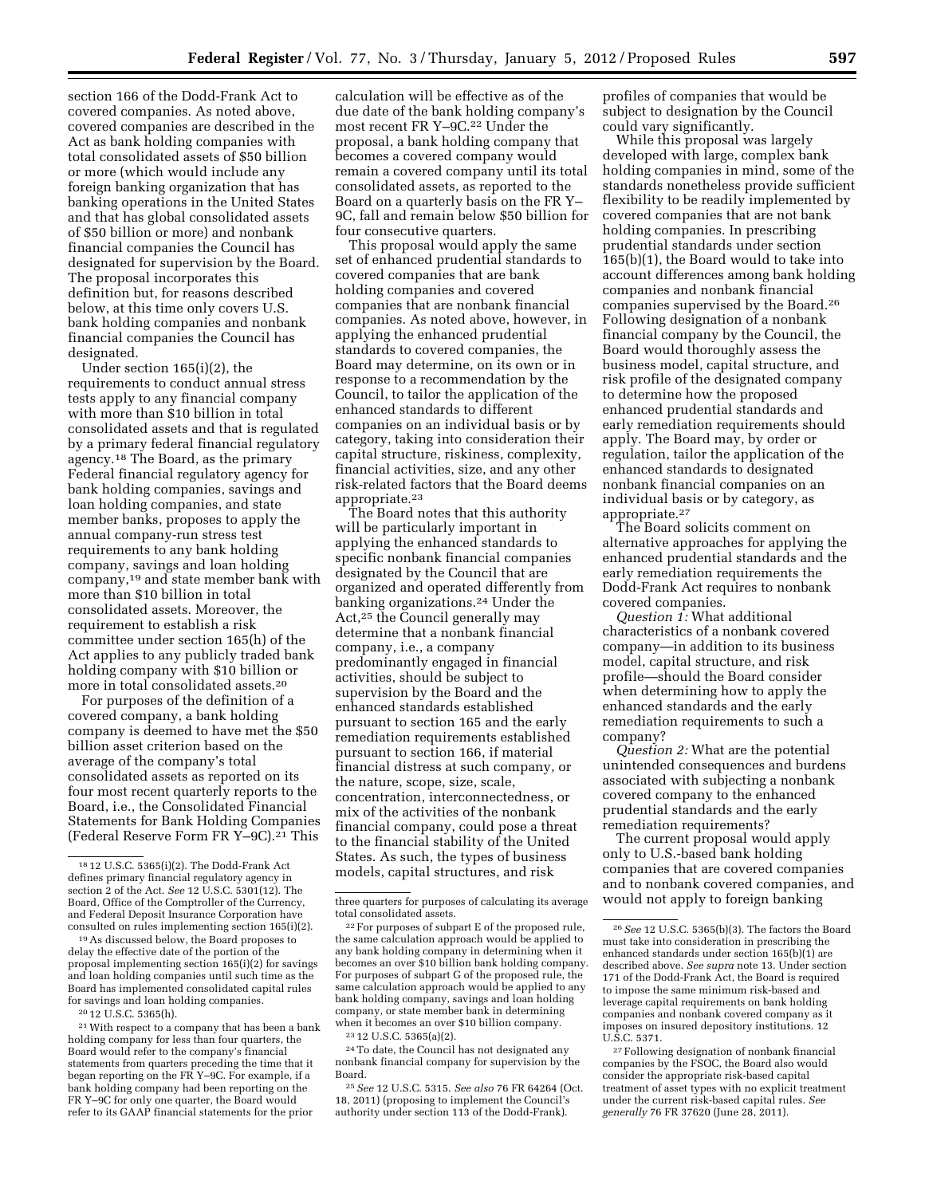section 166 of the Dodd-Frank Act to covered companies. As noted above, covered companies are described in the Act as bank holding companies with total consolidated assets of $50 billion or more (which would include any foreign banking organization that has banking operations in the United States and that has global consolidated assets of $50 billion or more) and nonbank financial companies the Council has designated for supervision by the Board. The proposal incorporates this definition but, for reasons described below, at this time only covers U.S. bank holding companies and nonbank financial companies the Council has designated.

Under section 165(i)(2), the requirements to conduct annual stress tests apply to any financial company with more than $10 billion in total consolidated assets and that is regulated by a primary federal financial regulatory agency.[18] The Board, as the primary Federal financial regulatory agency for bank holding companies, savings and loan holding companies, and state member banks, proposes to apply the annual company-run stress test requirements to any bank holding company, savings and loan holding company,[19] and state member bank with more than $10 billion in total consolidated assets. Moreover, the requirement to establish a risk committee under section 165(h) of the Act applies to any publicly traded bank holding company with $10 billion or more in total consolidated assets.[20]

For purposes of the definition of a covered company, a bank holding company is deemed to have met the $50 billion asset criterion based on the average of the company's total consolidated assets as reported on its four most recent quarterly reports to the Board, i.e., the Consolidated Financial Statements for Bank Holding Companies (Federal Reserve Form FR Y–9C).[21] This calculation will be effective as of the due date of the bank holding company's most recent FR Y–9C.[22] Under the proposal, a bank holding company that becomes a covered company would remain a covered company until its total consolidated assets, as reported to the Board on a quarterly basis on the FR Y–9C, fall and remain below $50 billion for four consecutive quarters.

This proposal would apply the same set of enhanced prudential standards to covered companies that are bank holding companies and covered companies that are nonbank financial companies. As noted above, however, in applying the enhanced prudential standards to covered companies, the Board may determine, on its own or in response to a recommendation by the Council, to tailor the application of the enhanced standards to different companies on an individual basis or by category, taking into consideration their capital structure, riskiness, complexity, financial activities, size, and any other risk-related factors that the Board deems appropriate.[23]

The Board notes that this authority will be particularly important in applying the enhanced standards to specific nonbank financial companies designated by the Council that are organized and operated differently from banking organizations.[24] Under the Act,[25] the Council generally may determine that a nonbank financial company, i.e., a company predominantly engaged in financial activities, should be subject to supervision by the Board and the enhanced standards established pursuant to section 165 and the early remediation requirements established pursuant to section 166, if material financial distress at such company, or the nature, scope, size, scale, concentration, interconnectedness, or mix of the activities of the nonbank financial company, could pose a threat to the financial stability of the United States. As such, the types of business models, capital structures, and risk profiles of companies that would be subject to designation by the Council could vary significantly.

While this proposal was largely developed with large, complex bank holding companies in mind, some of the standards nonetheless provide sufficient flexibility to be readily implemented by covered companies that are not bank holding companies. In prescribing prudential standards under section 165(b)(1), the Board would to take into account differences among bank holding companies and nonbank financial companies supervised by the Board.[26] Following designation of a nonbank financial company by the Council, the Board would thoroughly assess the business model, capital structure, and risk profile of the designated company to determine how the proposed enhanced prudential standards and early remediation requirements should apply. The Board may, by order or regulation, tailor the application of the enhanced standards to designated nonbank financial companies on an individual basis or by category, as appropriate.[27]

The Board solicits comment on alternative approaches for applying the enhanced prudential standards and the early remediation requirements the Dodd-Frank Act requires to nonbank covered companies.

*Question 1:* What additional characteristics of a nonbank covered company—in addition to its business model, capital structure, and risk profile—should the Board consider when determining how to apply the enhanced standards and the early remediation requirements to such a company?

*Question 2:* What are the potential unintended consequences and burdens associated with subjecting a nonbank covered company to the enhanced prudential standards and the early remediation requirements?

The current proposal would apply only to U.S.-based bank holding companies that are covered companies and to nonbank covered companies, and would not apply to foreign banking

---

[18] 12 U.S.C. 5365(i)(2). The Dodd-Frank Act defines primary financial regulatory agency in section 2 of the Act. *See* 12 U.S.C. 5301(12). The Board, Office of the Comptroller of the Currency, and Federal Deposit Insurance Corporation have consulted on rules implementing section 165(i)(2).

[19] As discussed below, the Board proposes to delay the effective date of the portion of the proposal implementing section 165(i)(2) for savings and loan holding companies until such time as the Board has implemented consolidated capital rules for savings and loan holding companies.

[20] 12 U.S.C. 5365(h).

[21] With respect to a company that has been a bank holding company for less than four quarters, the Board would refer to the company's financial statements from quarters preceding the time that it began reporting on the FR Y–9C. For example, if a bank holding company had been reporting on the FR Y–9C for only one quarter, the Board would refer to its GAAP financial statements for the prior three quarters for purposes of calculating its average total consolidated assets.

[22] For purposes of subpart E of the proposed rule, the same calculation approach would be applied to any bank holding company in determining when it becomes an over $10 billion bank holding company. For purposes of subpart G of the proposed rule, the same calculation approach would be applied to any bank holding company, savings and loan holding company, or state member bank in determining when it becomes an over $10 billion company.

[23] 12 U.S.C. 5365(a)(2).

[24] To date, the Council has not designated any nonbank financial company for supervision by the Board.

[25] *See* 12 U.S.C. 5315. *See also* 76 FR 64264 (Oct. 18, 2011) (proposing to implement the Council's authority under section 113 of the Dodd-Frank).

[26] *See* 12 U.S.C. 5365(b)(3). The factors the Board must take into consideration in prescribing the enhanced standards under section 165(b)(1) are described above. *See supra* note 13. Under section 171 of the Dodd-Frank Act, the Board is required to impose the same minimum risk-based and leverage capital requirements on bank holding companies and nonbank covered company as it imposes on insured depository institutions. 12 U.S.C. 5371.

[27] Following designation of nonbank financial companies by the FSOC, the Board also would consider the appropriate risk-based capital treatment of asset types with no explicit treatment under the current risk-based capital rules. *See generally* 76 FR 37620 (June 28, 2011).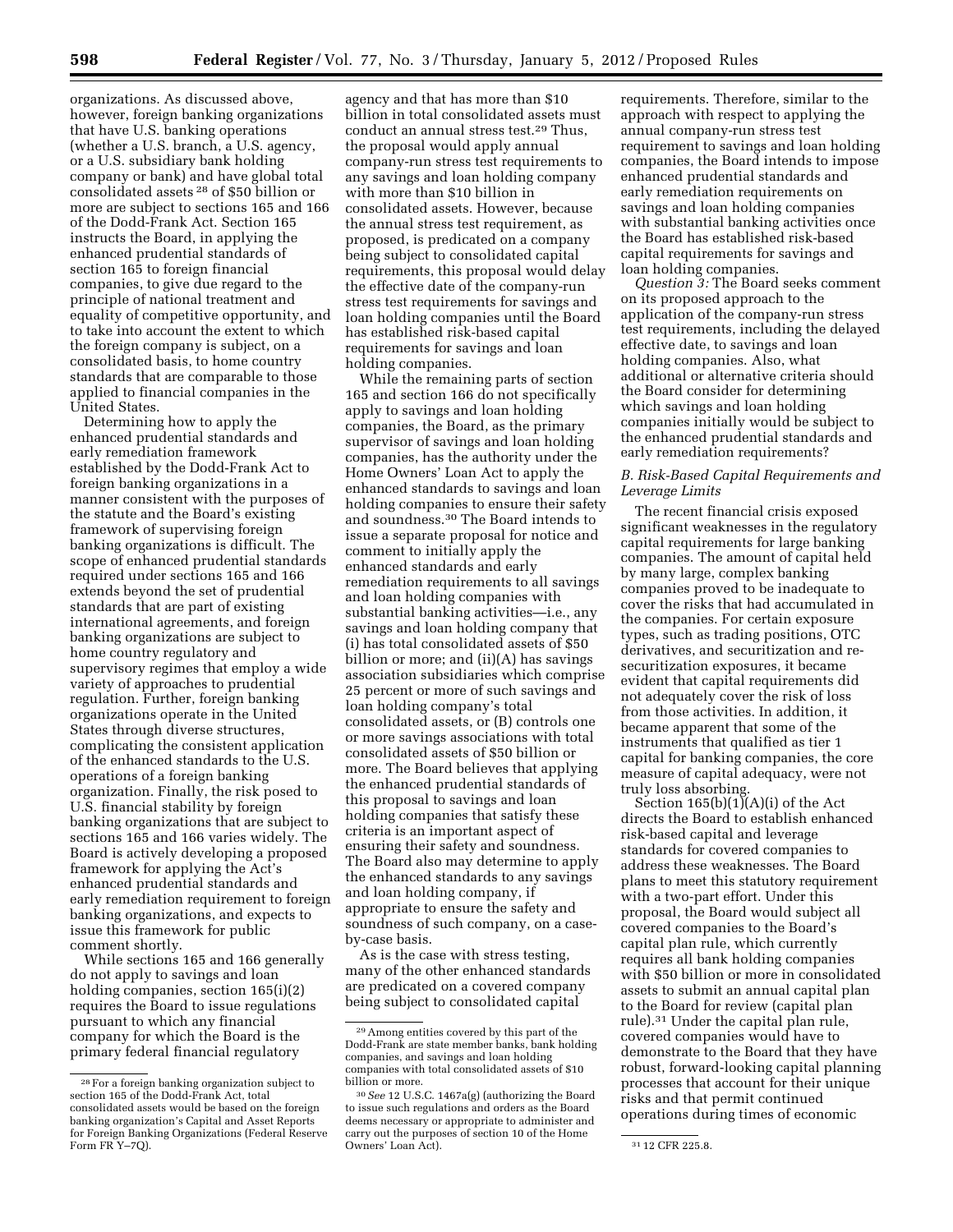organizations. As discussed above, however, foreign banking organizations that have U.S. banking operations (whether a U.S. branch, a U.S. agency, or a U.S. subsidiary bank holding company or bank) and have global total consolidated assets [28] of $50 billion or more are subject to sections 165 and 166 of the Dodd-Frank Act. Section 165 instructs the Board, in applying the enhanced prudential standards of section 165 to foreign financial companies, to give due regard to the principle of national treatment and equality of competitive opportunity, and to take into account the extent to which the foreign company is subject, on a consolidated basis, to home country standards that are comparable to those applied to financial companies in the United States.

Determining how to apply the enhanced prudential standards and early remediation framework established by the Dodd-Frank Act to foreign banking organizations in a manner consistent with the purposes of the statute and the Board's existing framework of supervising foreign banking organizations is difficult. The scope of enhanced prudential standards required under sections 165 and 166 extends beyond the set of prudential standards that are part of existing international agreements, and foreign banking organizations are subject to home country regulatory and supervisory regimes that employ a wide variety of approaches to prudential regulation. Further, foreign banking organizations operate in the United States through diverse structures, complicating the consistent application of the enhanced standards to the U.S. operations of a foreign banking organization. Finally, the risk posed to U.S. financial stability by foreign banking organizations that are subject to sections 165 and 166 varies widely. The Board is actively developing a proposed framework for applying the Act's enhanced prudential standards and early remediation requirement to foreign banking organizations, and expects to issue this framework for public comment shortly.

While sections 165 and 166 generally do not apply to savings and loan holding companies, section 165(i)(2) requires the Board to issue regulations pursuant to which any financial company for which the Board is the primary federal financial regulatory agency and that has more than $10 billion in total consolidated assets must conduct an annual stress test.[29] Thus, the proposal would apply annual company-run stress test requirements to any savings and loan holding company with more than $10 billion in consolidated assets. However, because the annual stress test requirement, as proposed, is predicated on a company being subject to consolidated capital requirements, this proposal would delay the effective date of the company-run stress test requirements for savings and loan holding companies until the Board has established risk-based capital requirements for savings and loan holding companies.

While the remaining parts of section 165 and section 166 do not specifically apply to savings and loan holding companies, the Board, as the primary supervisor of savings and loan holding companies, has the authority under the Home Owners' Loan Act to apply the enhanced standards to savings and loan holding companies to ensure their safety and soundness.[30] The Board intends to issue a separate proposal for notice and comment to initially apply the enhanced standards and early remediation requirements to all savings and loan holding companies with substantial banking activities—i.e., any savings and loan holding company that (i) has total consolidated assets of $50 billion or more; and (ii)(A) has savings association subsidiaries which comprise 25 percent or more of such savings and loan holding company's total consolidated assets, or (B) controls one or more savings associations with total consolidated assets of $50 billion or more. The Board believes that applying the enhanced prudential standards of this proposal to savings and loan holding companies that satisfy these criteria is an important aspect of ensuring their safety and soundness. The Board also may determine to apply the enhanced standards to any savings and loan holding company, if appropriate to ensure the safety and soundness of such company, on a case-by-case basis.

As is the case with stress testing, many of the other enhanced standards are predicated on a covered company being subject to consolidated capital requirements. Therefore, similar to the approach with respect to applying the annual company-run stress test requirement to savings and loan holding companies, the Board intends to impose enhanced prudential standards and early remediation requirements on savings and loan holding companies with substantial banking activities once the Board has established risk-based capital requirements for savings and loan holding companies.

*Question 3:* The Board seeks comment on its proposed approach to the application of the company-run stress test requirements, including the delayed effective date, to savings and loan holding companies. Also, what additional or alternative criteria should the Board consider for determining which savings and loan holding companies initially would be subject to the enhanced prudential standards and early remediation requirements?

### *B. Risk-Based Capital Requirements and Leverage Limits*

The recent financial crisis exposed significant weaknesses in the regulatory capital requirements for large banking companies. The amount of capital held by many large, complex banking companies proved to be inadequate to cover the risks that had accumulated in the companies. For certain exposure types, such as trading positions, OTC derivatives, and securitization and re-securitization exposures, it became evident that capital requirements did not adequately cover the risk of loss from those activities. In addition, it became apparent that some of the instruments that qualified as tier 1 capital for banking companies, the core measure of capital adequacy, were not truly loss absorbing.

Section 165(b)(1)(A)(i) of the Act directs the Board to establish enhanced risk-based capital and leverage standards for covered companies to address these weaknesses. The Board plans to meet this statutory requirement with a two-part effort. Under this proposal, the Board would subject all covered companies to the Board's capital plan rule, which currently requires all bank holding companies with $50 billion or more in consolidated assets to submit an annual capital plan to the Board for review (capital plan rule).[31] Under the capital plan rule, covered companies would have to demonstrate to the Board that they have robust, forward-looking capital planning processes that account for their unique risks and that permit continued operations during times of economic

---

[28] For a foreign banking organization subject to section 165 of the Dodd-Frank Act, total consolidated assets would be based on the foreign banking organization's Capital and Asset Reports for Foreign Banking Organizations (Federal Reserve Form FR Y–7Q).

[29] Among entities covered by this part of the Dodd-Frank are state member banks, bank holding companies, and savings and loan holding companies with total consolidated assets of $10 billion or more.

[30] *See* 12 U.S.C. 1467a(g) (authorizing the Board to issue such regulations and orders as the Board deems necessary or appropriate to administer and carry out the purposes of section 10 of the Home Owners' Loan Act).

[31] 12 CFR 225.8.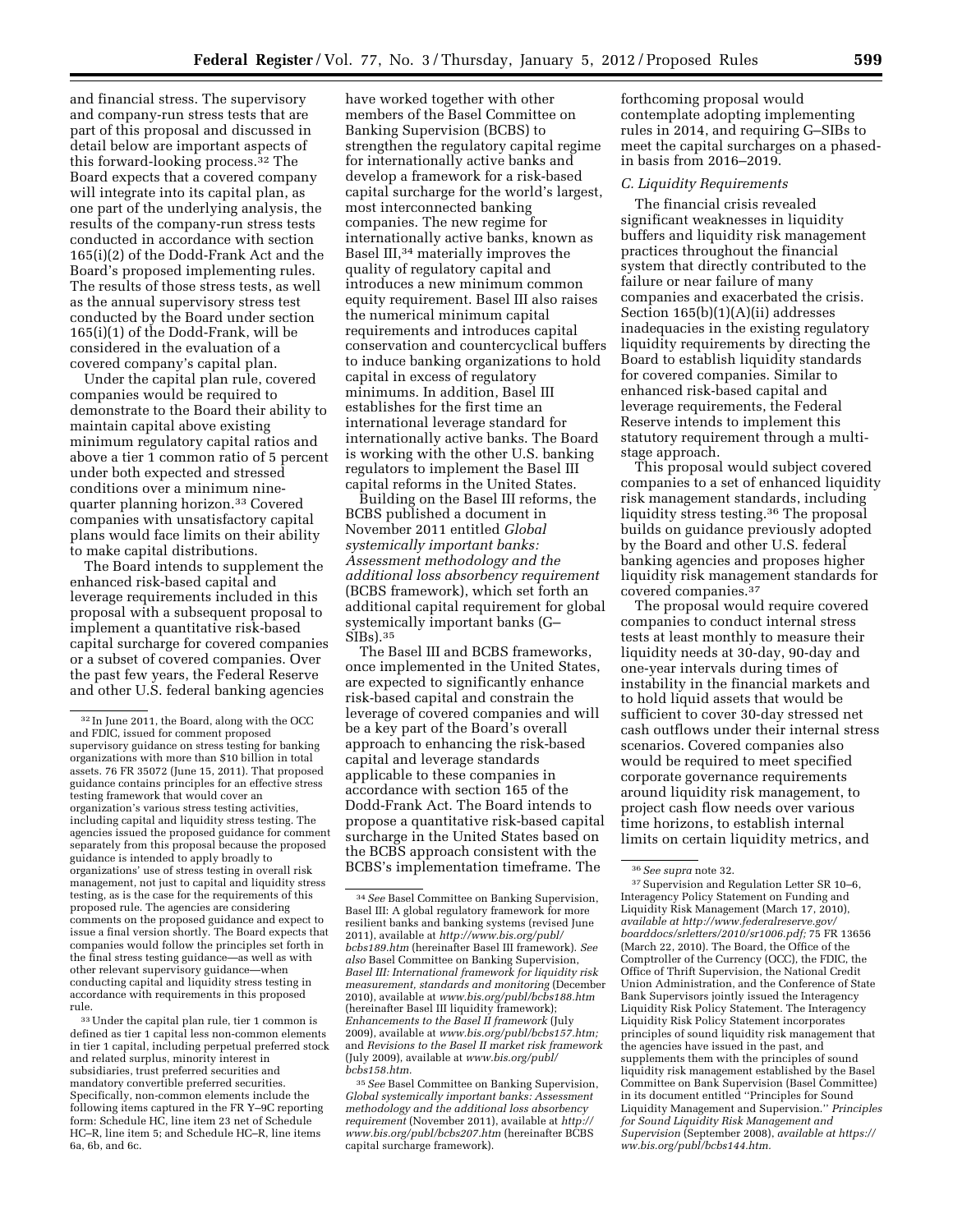and financial stress. The supervisory and company-run stress tests that are part of this proposal and discussed in detail below are important aspects of this forward-looking process.[32] The Board expects that a covered company will integrate into its capital plan, as one part of the underlying analysis, the results of the company-run stress tests conducted in accordance with section 165(i)(2) of the Dodd-Frank Act and the Board's proposed implementing rules. The results of those stress tests, as well as the annual supervisory stress test conducted by the Board under section 165(i)(1) of the Dodd-Frank, will be considered in the evaluation of a covered company's capital plan.

Under the capital plan rule, covered companies would be required to demonstrate to the Board their ability to maintain capital above existing minimum regulatory capital ratios and above a tier 1 common ratio of 5 percent under both expected and stressed conditions over a minimum nine-quarter planning horizon.[33] Covered companies with unsatisfactory capital plans would face limits on their ability to make capital distributions.

The Board intends to supplement the enhanced risk-based capital and leverage requirements included in this proposal with a subsequent proposal to implement a quantitative risk-based capital surcharge for covered companies or a subset of covered companies. Over the past few years, the Federal Reserve and other U.S. federal banking agencies have worked together with other members of the Basel Committee on Banking Supervision (BCBS) to strengthen the regulatory capital regime for internationally active banks and develop a framework for a risk-based capital surcharge for the world's largest, most interconnected banking companies. The new regime for internationally active banks, known as Basel III,[34] materially improves the quality of regulatory capital and introduces a new minimum common equity requirement. Basel III also raises the numerical minimum capital requirements and introduces capital conservation and countercyclical buffers to induce banking organizations to hold capital in excess of regulatory minimums. In addition, Basel III establishes for the first time an international leverage standard for internationally active banks. The Board is working with the other U.S. banking regulators to implement the Basel III capital reforms in the United States.

Building on the Basel III reforms, the BCBS published a document in November 2011 entitled *Global systemically important banks: Assessment methodology and the additional loss absorbency requirement* (BCBS framework), which set forth an additional capital requirement for global systemically important banks (G–SIBs).[35]

The Basel III and BCBS frameworks, once implemented in the United States, are expected to significantly enhance risk-based capital and constrain the leverage of covered companies and will be a key part of the Board's overall approach to enhancing the risk-based capital and leverage standards applicable to these companies in accordance with section 165 of the Dodd-Frank Act. The Board intends to propose a quantitative risk-based capital surcharge in the United States based on the BCBS approach consistent with the BCBS's implementation timeframe. The forthcoming proposal would contemplate adopting implementing rules in 2014, and requiring G–SIBs to meet the capital surcharges on a phased-in basis from 2016–2019.

### C. Liquidity Requirements

The financial crisis revealed significant weaknesses in liquidity buffers and liquidity risk management practices throughout the financial system that directly contributed to the failure or near failure of many companies and exacerbated the crisis. Section 165(b)(1)(A)(ii) addresses inadequacies in the existing regulatory liquidity requirements by directing the Board to establish liquidity standards for covered companies. Similar to enhanced risk-based capital and leverage requirements, the Federal Reserve intends to implement this statutory requirement through a multi-stage approach.

This proposal would subject covered companies to a set of enhanced liquidity risk management standards, including liquidity stress testing.[36] The proposal builds on guidance previously adopted by the Board and other U.S. federal banking agencies and proposes higher liquidity risk management standards for covered companies.[37]

The proposal would require covered companies to conduct internal stress tests at least monthly to measure their liquidity needs at 30-day, 90-day and one-year intervals during times of instability in the financial markets and to hold liquid assets that would be sufficient to cover 30-day stressed net cash outflows under their internal stress scenarios. Covered companies also would be required to meet specified corporate governance requirements around liquidity risk management, to project cash flow needs over various time horizons, to establish internal limits on certain liquidity metrics, and

---

[32] In June 2011, the Board, along with the OCC and FDIC, issued for comment proposed supervisory guidance on stress testing for banking organizations with more than $10 billion in total assets. 76 FR 35072 (June 15, 2011). That proposed guidance contains principles for an effective stress testing framework that would cover an organization's various stress testing activities, including capital and liquidity stress testing. The agencies issued the proposed guidance for comment separately from this proposal because the proposed guidance is intended to apply broadly to organizations' use of stress testing in overall risk management, not just to capital and liquidity stress testing, as is the case for the requirements of this proposed rule. The agencies are considering comments on the proposed guidance and expect to issue a final version shortly. The Board expects that companies would follow the principles set forth in the final stress testing guidance—as well as with other relevant supervisory guidance—when conducting capital and liquidity stress testing in accordance with requirements in this proposed rule.

[33] Under the capital plan rule, tier 1 common is defined as tier 1 capital less non-common elements in tier 1 capital, including perpetual preferred stock and related surplus, minority interest in subsidiaries, trust preferred securities and mandatory convertible preferred securities. Specifically, non-common elements include the following items captured in the FR Y–9C reporting form: Schedule HC, line item 23 net of Schedule HC–R, line item 5; and Schedule HC–R, line items 6a, 6b, and 6c.

[34] *See* Basel Committee on Banking Supervision, Basel III: A global regulatory framework for more resilient banks and banking systems (revised June 2011), available at *http://www.bis.org/publ/bcbs189.htm* (hereinafter Basel III framework). *See also* Basel Committee on Banking Supervision, *Basel III: International framework for liquidity risk measurement, standards and monitoring* (December 2010), available at *www.bis.org/publ/bcbs188.htm* (hereinafter Basel III liquidity framework); *Enhancements to the Basel II framework* (July 2009), available at *www.bis.org/publ/bcbs157.htm;* and *Revisions to the Basel II market risk framework* (July 2009), available at *www.bis.org/publ/bcbs158.htm.*

[35] *See* Basel Committee on Banking Supervision, *Global systemically important banks: Assessment methodology and the additional loss absorbency requirement* (November 2011), available at *http://www.bis.org/publ/bcbs207.htm* (hereinafter BCBS capital surcharge framework).

[36] *See supra* note 32.

[37] Supervision and Regulation Letter SR 10–6, Interagency Policy Statement on Funding and Liquidity Risk Management (March 17, 2010), *available at http://www.federalreserve.gov/boarddocs/srletters/2010/sr1006.pdf;* 75 FR 13656 (March 22, 2010). The Board, the Office of the Comptroller of the Currency (OCC), the FDIC, the Office of Thrift Supervision, the National Credit Union Administration, and the Conference of State Bank Supervisors jointly issued the Interagency Liquidity Risk Policy Statement. The Interagency Liquidity Risk Policy Statement incorporates principles of sound liquidity risk management that the agencies have issued in the past, and supplements them with the principles of sound liquidity risk management established by the Basel Committee on Bank Supervision (Basel Committee) in its document entitled "Principles for Sound Liquidity Management and Supervision." *Principles for Sound Liquidity Risk Management and Supervision* (September 2008), *available at https://ww.bis.org/publ/bcbs144.htm.*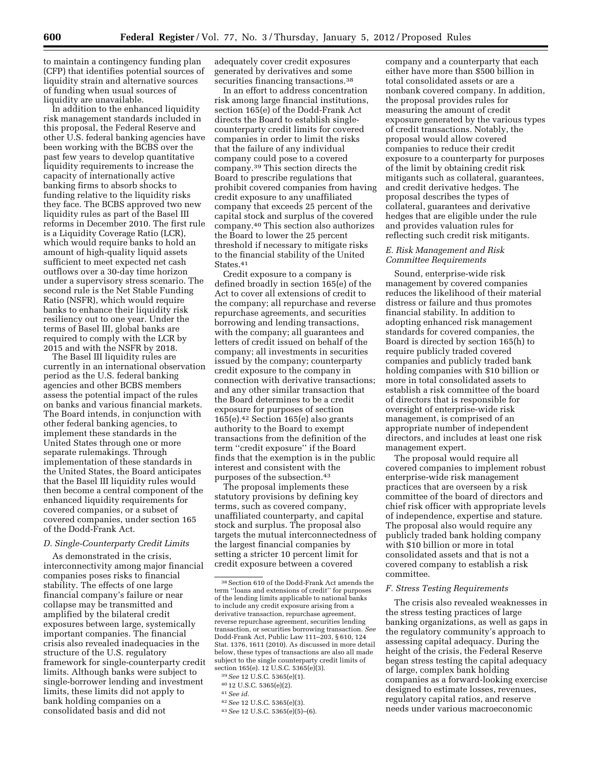to maintain a contingency funding plan (CFP) that identifies potential sources of liquidity strain and alternative sources of funding when usual sources of liquidity are unavailable.

In addition to the enhanced liquidity risk management standards included in this proposal, the Federal Reserve and other U.S. federal banking agencies have been working with the BCBS over the past few years to develop quantitative liquidity requirements to increase the capacity of internationally active banking firms to absorb shocks to funding relative to the liquidity risks they face. The BCBS approved two new liquidity rules as part of the Basel III reforms in December 2010. The first rule is a Liquidity Coverage Ratio (LCR), which would require banks to hold an amount of high-quality liquid assets sufficient to meet expected net cash outflows over a 30-day time horizon under a supervisory stress scenario. The second rule is the Net Stable Funding Ratio (NSFR), which would require banks to enhance their liquidity risk resiliency out to one year. Under the terms of Basel III, global banks are required to comply with the LCR by 2015 and with the NSFR by 2018.

The Basel III liquidity rules are currently in an international observation period as the U.S. federal banking agencies and other BCBS members assess the potential impact of the rules on banks and various financial markets. The Board intends, in conjunction with other federal banking agencies, to implement these standards in the United States through one or more separate rulemakings. Through implementation of these standards in the United States, the Board anticipates that the Basel III liquidity rules would then become a central component of the enhanced liquidity requirements for covered companies, or a subset of covered companies, under section 165 of the Dodd-Frank Act.

### D. Single-Counterparty Credit Limits

As demonstrated in the crisis, interconnectivity among major financial companies poses risks to financial stability. The effects of one large financial company's failure or near collapse may be transmitted and amplified by the bilateral credit exposures between large, systemically important companies. The financial crisis also revealed inadequacies in the structure of the U.S. regulatory framework for single-counterparty credit limits. Although banks were subject to single-borrower lending and investment limits, these limits did not apply to bank holding companies on a consolidated basis and did not adequately cover credit exposures generated by derivatives and some securities financing transactions.[38]

In an effort to address concentration risk among large financial institutions, section 165(e) of the Dodd-Frank Act directs the Board to establish single-counterparty credit limits for covered companies in order to limit the risks that the failure of any individual company could pose to a covered company.[39] This section directs the Board to prescribe regulations that prohibit covered companies from having credit exposure to any unaffiliated company that exceeds 25 percent of the capital stock and surplus of the covered company.[40] This section also authorizes the Board to lower the 25 percent threshold if necessary to mitigate risks to the financial stability of the United States.[41]

Credit exposure to a company is defined broadly in section 165(e) of the Act to cover all extensions of credit to the company; all repurchase and reverse repurchase agreements, and securities borrowing and lending transactions, with the company; all guarantees and letters of credit issued on behalf of the company; all investments in securities issued by the company; counterparty credit exposure to the company in connection with derivative transactions; and any other similar transaction that the Board determines to be a credit exposure for purposes of section 165(e).[42] Section 165(e) also grants authority to the Board to exempt transactions from the definition of the term ''credit exposure'' if the Board finds that the exemption is in the public interest and consistent with the purposes of the subsection.[43]

The proposal implements these statutory provisions by defining key terms, such as covered company, unaffiliated counterparty, and capital stock and surplus. The proposal also targets the mutual interconnectedness of the largest financial companies by setting a stricter 10 percent limit for credit exposure between a covered company and a counterparty that each either have more than $500 billion in total consolidated assets or are a nonbank covered company. In addition, the proposal provides rules for measuring the amount of credit exposure generated by the various types of credit transactions. Notably, the proposal would allow covered companies to reduce their credit exposure to a counterparty for purposes of the limit by obtaining credit risk mitigants such as collateral, guarantees, and credit derivative hedges. The proposal describes the types of collateral, guarantees and derivative hedges that are eligible under the rule and provides valuation rules for reflecting such credit risk mitigants.

### E. Risk Management and Risk Committee Requirements

Sound, enterprise-wide risk management by covered companies reduces the likelihood of their material distress or failure and thus promotes financial stability. In addition to adopting enhanced risk management standards for covered companies, the Board is directed by section 165(h) to require publicly traded covered companies and publicly traded bank holding companies with $10 billion or more in total consolidated assets to establish a risk committee of the board of directors that is responsible for oversight of enterprise-wide risk management, is comprised of an appropriate number of independent directors, and includes at least one risk management expert.

The proposal would require all covered companies to implement robust enterprise-wide risk management practices that are overseen by a risk committee of the board of directors and chief risk officer with appropriate levels of independence, expertise and stature. The proposal also would require any publicly traded bank holding company with $10 billion or more in total consolidated assets and that is not a covered company to establish a risk committee.

### F. Stress Testing Requirements

The crisis also revealed weaknesses in the stress testing practices of large banking organizations, as well as gaps in the regulatory community's approach to assessing capital adequacy. During the height of the crisis, the Federal Reserve began stress testing the capital adequacy of large, complex bank holding companies as a forward-looking exercise designed to estimate losses, revenues, regulatory capital ratios, and reserve needs under various macroeconomic

---

[38] Section 610 of the Dodd-Frank Act amends the term ''loans and extensions of credit'' for purposes of the lending limits applicable to national banks to include any credit exposure arising from a derivative transaction, repurchase agreement, reverse repurchase agreement, securities lending transaction, or securities borrowing transaction. *See* Dodd-Frank Act, Public Law 111–203, § 610, 124 Stat. 1376, 1611 (2010). As discussed in more detail below, these types of transactions are also all made subject to the single counterparty credit limits of section 165(e). 12 U.S.C. 5365(e)(3).

[39] *See* 12 U.S.C. 5365(e)(1).

[40] 12 U.S.C. 5365(e)(2).

[41] *See id.*

[42] *See* 12 U.S.C. 5365(e)(3).

[43] *See* 12 U.S.C. 5365(e)(5)–(6).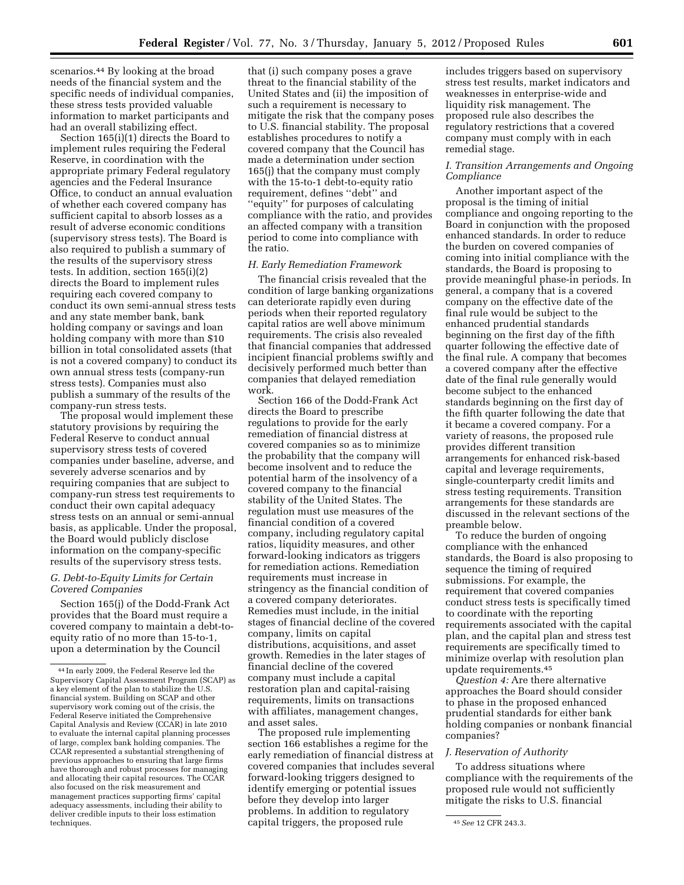scenarios.[44] By looking at the broad needs of the financial system and the specific needs of individual companies, these stress tests provided valuable information to market participants and had an overall stabilizing effect.

Section 165(i)(1) directs the Board to implement rules requiring the Federal Reserve, in coordination with the appropriate primary Federal regulatory agencies and the Federal Insurance Office, to conduct an annual evaluation of whether each covered company has sufficient capital to absorb losses as a result of adverse economic conditions (supervisory stress tests). The Board is also required to publish a summary of the results of the supervisory stress tests. In addition, section 165(i)(2) directs the Board to implement rules requiring each covered company to conduct its own semi-annual stress tests and any state member bank, bank holding company or savings and loan holding company with more than $10 billion in total consolidated assets (that is not a covered company) to conduct its own annual stress tests (company-run stress tests). Companies must also publish a summary of the results of the company-run stress tests.

The proposal would implement these statutory provisions by requiring the Federal Reserve to conduct annual supervisory stress tests of covered companies under baseline, adverse, and severely adverse scenarios and by requiring companies that are subject to company-run stress test requirements to conduct their own capital adequacy stress tests on an annual or semi-annual basis, as applicable. Under the proposal, the Board would publicly disclose information on the company-specific results of the supervisory stress tests.

### G. Debt-to-Equity Limits for Certain Covered Companies

Section 165(j) of the Dodd-Frank Act provides that the Board must require a covered company to maintain a debt-to-equity ratio of no more than 15-to-1, upon a determination by the Council that (i) such company poses a grave threat to the financial stability of the United States and (ii) the imposition of such a requirement is necessary to mitigate the risk that the company poses to U.S. financial stability. The proposal establishes procedures to notify a covered company that the Council has made a determination under section 165(j) that the company must comply with the 15-to-1 debt-to-equity ratio requirement, defines ''debt'' and ''equity'' for purposes of calculating compliance with the ratio, and provides an affected company with a transition period to come into compliance with the ratio.

### H. Early Remediation Framework

The financial crisis revealed that the condition of large banking organizations can deteriorate rapidly even during periods when their reported regulatory capital ratios are well above minimum requirements. The crisis also revealed that financial companies that addressed incipient financial problems swiftly and decisively performed much better than companies that delayed remediation work.

Section 166 of the Dodd-Frank Act directs the Board to prescribe regulations to provide for the early remediation of financial distress at covered companies so as to minimize the probability that the company will become insolvent and to reduce the potential harm of the insolvency of a covered company to the financial stability of the United States. The regulation must use measures of the financial condition of a covered company, including regulatory capital ratios, liquidity measures, and other forward-looking indicators as triggers for remediation actions. Remediation requirements must increase in stringency as the financial condition of a covered company deteriorates. Remedies must include, in the initial stages of financial decline of the covered company, limits on capital distributions, acquisitions, and asset growth. Remedies in the later stages of financial decline of the covered company must include a capital restoration plan and capital-raising requirements, limits on transactions with affiliates, management changes, and asset sales.

The proposed rule implementing section 166 establishes a regime for the early remediation of financial distress at covered companies that includes several forward-looking triggers designed to identify emerging or potential issues before they develop into larger problems. In addition to regulatory capital triggers, the proposed rule includes triggers based on supervisory stress test results, market indicators and weaknesses in enterprise-wide and liquidity risk management. The proposed rule also describes the regulatory restrictions that a covered company must comply with in each remedial stage.

### I. Transition Arrangements and Ongoing Compliance

Another important aspect of the proposal is the timing of initial compliance and ongoing reporting to the Board in conjunction with the proposed enhanced standards. In order to reduce the burden on covered companies of coming into initial compliance with the standards, the Board is proposing to provide meaningful phase-in periods. In general, a company that is a covered company on the effective date of the final rule would be subject to the enhanced prudential standards beginning on the first day of the fifth quarter following the effective date of the final rule. A company that becomes a covered company after the effective date of the final rule generally would become subject to the enhanced standards beginning on the first day of the fifth quarter following the date that it became a covered company. For a variety of reasons, the proposed rule provides different transition arrangements for enhanced risk-based capital and leverage requirements, single-counterparty credit limits and stress testing requirements. Transition arrangements for these standards are discussed in the relevant sections of the preamble below.

To reduce the burden of ongoing compliance with the enhanced standards, the Board is also proposing to sequence the timing of required submissions. For example, the requirement that covered companies conduct stress tests is specifically timed to coordinate with the reporting requirements associated with the capital plan, and the capital plan and stress test requirements are specifically timed to minimize overlap with resolution plan update requirements.[45]

*Question 4:* Are there alternative approaches the Board should consider to phase in the proposed enhanced prudential standards for either bank holding companies or nonbank financial companies?

### J. Reservation of Authority

To address situations where compliance with the requirements of the proposed rule would not sufficiently mitigate the risks to U.S. financial

---

[44] In early 2009, the Federal Reserve led the Supervisory Capital Assessment Program (SCAP) as a key element of the plan to stabilize the U.S. financial system. Building on SCAP and other supervisory work coming out of the crisis, the Federal Reserve initiated the Comprehensive Capital Analysis and Review (CCAR) in late 2010 to evaluate the internal capital planning processes of large, complex bank holding companies. The CCAR represented a substantial strengthening of previous approaches to ensuring that large firms have thorough and robust processes for managing and allocating their capital resources. The CCAR also focused on the risk measurement and management practices supporting firms' capital adequacy assessments, including their ability to deliver credible inputs to their loss estimation techniques.

[45] *See* 12 CFR 243.3.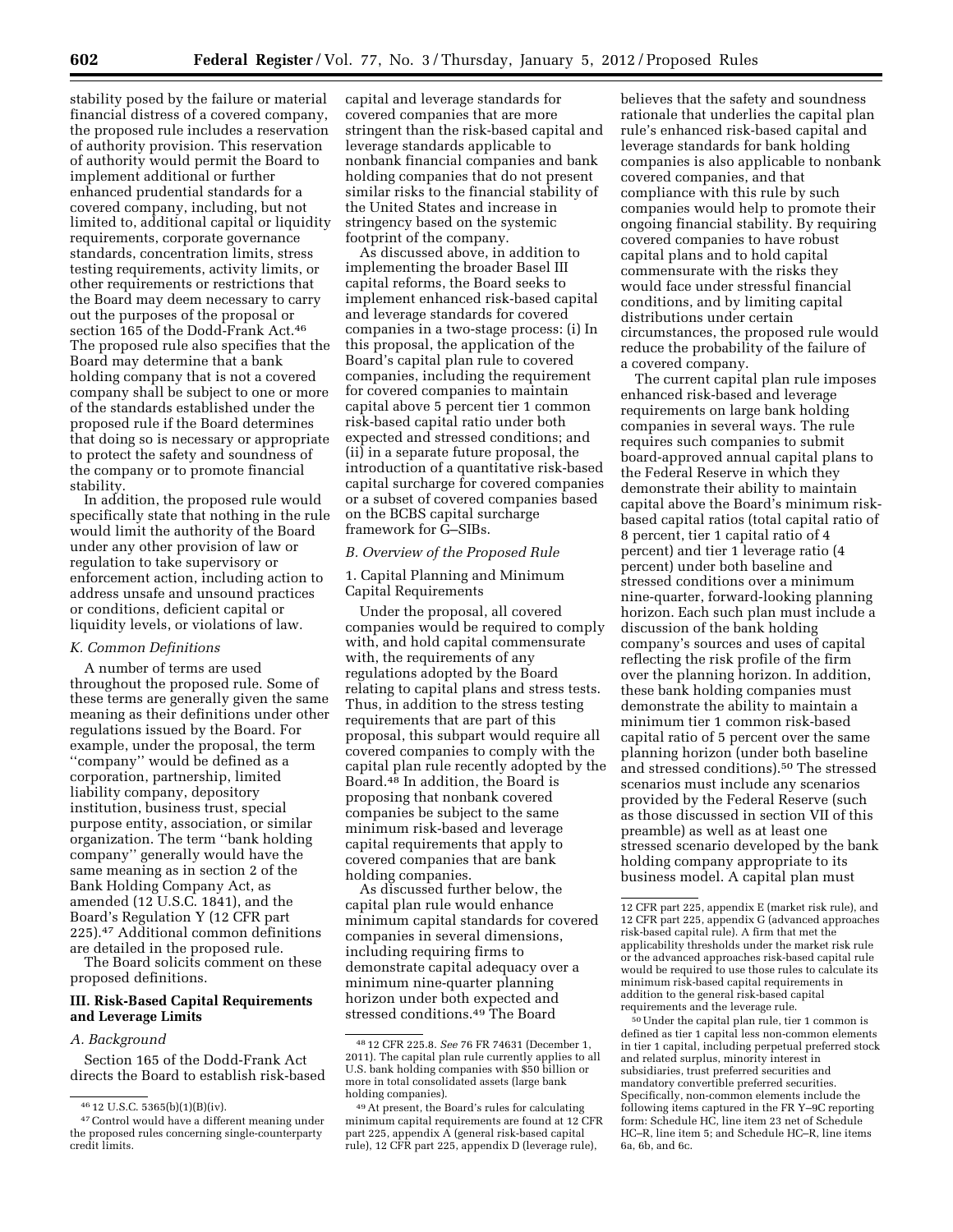stability posed by the failure or material financial distress of a covered company, the proposed rule includes a reservation of authority provision. This reservation of authority would permit the Board to implement additional or further enhanced prudential standards for a covered company, including, but not limited to, additional capital or liquidity requirements, corporate governance standards, concentration limits, stress testing requirements, activity limits, or other requirements or restrictions that the Board may deem necessary to carry out the purposes of the proposal or section 165 of the Dodd-Frank Act.[46] The proposed rule also specifies that the Board may determine that a bank holding company that is not a covered company shall be subject to one or more of the standards established under the proposed rule if the Board determines that doing so is necessary or appropriate to protect the safety and soundness of the company or to promote financial stability.

In addition, the proposed rule would specifically state that nothing in the rule would limit the authority of the Board under any other provision of law or regulation to take supervisory or enforcement action, including action to address unsafe and unsound practices or conditions, deficient capital or liquidity levels, or violations of law.

### *K. Common Definitions*

A number of terms are used throughout the proposed rule. Some of these terms are generally given the same meaning as their definitions under other regulations issued by the Board. For example, under the proposal, the term ''company'' would be defined as a corporation, partnership, limited liability company, depository institution, business trust, special purpose entity, association, or similar organization. The term ''bank holding company'' generally would have the same meaning as in section 2 of the Bank Holding Company Act, as amended (12 U.S.C. 1841), and the Board's Regulation Y (12 CFR part 225).[47] Additional common definitions are detailed in the proposed rule.

The Board solicits comment on these proposed definitions.

## III. Risk-Based Capital Requirements and Leverage Limits

### *A. Background*

Section 165 of the Dodd-Frank Act directs the Board to establish risk-based capital and leverage standards for covered companies that are more stringent than the risk-based capital and leverage standards applicable to nonbank financial companies and bank holding companies that do not present similar risks to the financial stability of the United States and increase in stringency based on the systemic footprint of the company.

As discussed above, in addition to implementing the broader Basel III capital reforms, the Board seeks to implement enhanced risk-based capital and leverage standards for covered companies in a two-stage process: (i) In this proposal, the application of the Board's capital plan rule to covered companies, including the requirement for covered companies to maintain capital above 5 percent tier 1 common risk-based capital ratio under both expected and stressed conditions; and (ii) in a separate future proposal, the introduction of a quantitative risk-based capital surcharge for covered companies or a subset of covered companies based on the BCBS capital surcharge framework for G–SIBs.

### *B. Overview of the Proposed Rule*

#### 1. Capital Planning and Minimum Capital Requirements

Under the proposal, all covered companies would be required to comply with, and hold capital commensurate with, the requirements of any regulations adopted by the Board relating to capital plans and stress tests. Thus, in addition to the stress testing requirements that are part of this proposal, this subpart would require all covered companies to comply with the capital plan rule recently adopted by the Board.[48] In addition, the Board is proposing that nonbank covered companies be subject to the same minimum risk-based and leverage capital requirements that apply to covered companies that are bank holding companies.

As discussed further below, the capital plan rule would enhance minimum capital standards for covered companies in several dimensions, including requiring firms to demonstrate capital adequacy over a minimum nine-quarter planning horizon under both expected and stressed conditions.[49] The Board believes that the safety and soundness rationale that underlies the capital plan rule's enhanced risk-based capital and leverage standards for bank holding companies is also applicable to nonbank covered companies, and that compliance with this rule by such companies would help to promote their ongoing financial stability. By requiring covered companies to have robust capital plans and to hold capital commensurate with the risks they would face under stressful financial conditions, and by limiting capital distributions under certain circumstances, the proposed rule would reduce the probability of the failure of a covered company.

The current capital plan rule imposes enhanced risk-based and leverage requirements on large bank holding companies in several ways. The rule requires such companies to submit board-approved annual capital plans to the Federal Reserve in which they demonstrate their ability to maintain capital above the Board's minimum risk-based capital ratios (total capital ratio of 8 percent, tier 1 capital ratio of 4 percent) and tier 1 leverage ratio (4 percent) under both baseline and stressed conditions over a minimum nine-quarter, forward-looking planning horizon. Each such plan must include a discussion of the bank holding company's sources and uses of capital reflecting the risk profile of the firm over the planning horizon. In addition, these bank holding companies must demonstrate the ability to maintain a minimum tier 1 common risk-based capital ratio of 5 percent over the same planning horizon (under both baseline and stressed conditions).[50] The stressed scenarios must include any scenarios provided by the Federal Reserve (such as those discussed in section VII of this preamble) as well as at least one stressed scenario developed by the bank holding company appropriate to its business model. A capital plan must

---

[46] 12 U.S.C. 5365(b)(1)(B)(iv).

[47] Control would have a different meaning under the proposed rules concerning single-counterparty credit limits.

[48] 12 CFR 225.8. *See* 76 FR 74631 (December 1, 2011). The capital plan rule currently applies to all U.S. bank holding companies with $50 billion or more in total consolidated assets (large bank holding companies).

[49] At present, the Board's rules for calculating minimum capital requirements are found at 12 CFR part 225, appendix A (general risk-based capital rule), 12 CFR part 225, appendix D (leverage rule), 12 CFR part 225, appendix E (market risk rule), and 12 CFR part 225, appendix G (advanced approaches risk-based capital rule). A firm that met the applicability thresholds under the market risk rule or the advanced approaches risk-based capital rule would be required to use those rules to calculate its minimum risk-based capital requirements in addition to the general risk-based capital requirements and the leverage rule.

[50] Under the capital plan rule, tier 1 common is defined as tier 1 capital less non-common elements in tier 1 capital, including perpetual preferred stock and related surplus, minority interest in subsidiaries, trust preferred securities and mandatory convertible preferred securities. Specifically, non-common elements include the following items captured in the FR Y–9C reporting form: Schedule HC, line item 23 net of Schedule HC–R, line item 5; and Schedule HC–R, line items 6a, 6b, and 6c.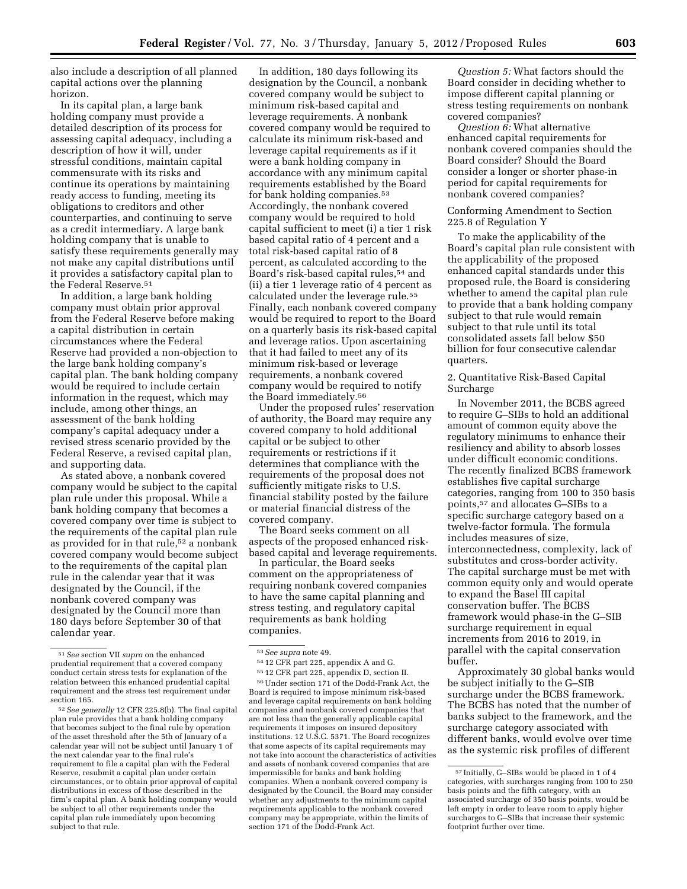also include a description of all planned capital actions over the planning horizon.

In its capital plan, a large bank holding company must provide a detailed description of its process for assessing capital adequacy, including a description of how it will, under stressful conditions, maintain capital commensurate with its risks and continue its operations by maintaining ready access to funding, meeting its obligations to creditors and other counterparties, and continuing to serve as a credit intermediary. A large bank holding company that is unable to satisfy these requirements generally may not make any capital distributions until it provides a satisfactory capital plan to the Federal Reserve.[51]

In addition, a large bank holding company must obtain prior approval from the Federal Reserve before making a capital distribution in certain circumstances where the Federal Reserve had provided a non-objection to the large bank holding company's capital plan. The bank holding company would be required to include certain information in the request, which may include, among other things, an assessment of the bank holding company's capital adequacy under a revised stress scenario provided by the Federal Reserve, a revised capital plan, and supporting data.

As stated above, a nonbank covered company would be subject to the capital plan rule under this proposal. While a bank holding company that becomes a covered company over time is subject to the requirements of the capital plan rule as provided for in that rule,[52] a nonbank covered company would become subject to the requirements of the capital plan rule in the calendar year that it was designated by the Council, if the nonbank covered company was designated by the Council more than 180 days before September 30 of that calendar year.

In addition, 180 days following its designation by the Council, a nonbank covered company would be subject to minimum risk-based capital and leverage requirements. A nonbank covered company would be required to calculate its minimum risk-based and leverage capital requirements as if it were a bank holding company in accordance with any minimum capital requirements established by the Board for bank holding companies.[53] Accordingly, the nonbank covered company would be required to hold capital sufficient to meet (i) a tier 1 risk based capital ratio of 4 percent and a total risk-based capital ratio of 8 percent, as calculated according to the Board's risk-based capital rules,[54] and (ii) a tier 1 leverage ratio of 4 percent as calculated under the leverage rule.[55] Finally, each nonbank covered company would be required to report to the Board on a quarterly basis its risk-based capital and leverage ratios. Upon ascertaining that it had failed to meet any of its minimum risk-based or leverage requirements, a nonbank covered company would be required to notify the Board immediately.[56]

Under the proposed rules' reservation of authority, the Board may require any covered company to hold additional capital or be subject to other requirements or restrictions if it determines that compliance with the requirements of the proposal does not sufficiently mitigate risks to U.S. financial stability posted by the failure or material financial distress of the covered company.

The Board seeks comment on all aspects of the proposed enhanced risk-based capital and leverage requirements.

In particular, the Board seeks comment on the appropriateness of requiring nonbank covered companies to have the same capital planning and stress testing, and regulatory capital requirements as bank holding companies.

*Question 5:* What factors should the Board consider in deciding whether to impose different capital planning or stress testing requirements on nonbank covered companies?

*Question 6:* What alternative enhanced capital requirements for nonbank covered companies should the Board consider? Should the Board consider a longer or shorter phase-in period for capital requirements for nonbank covered companies?

Conforming Amendment to Section 225.8 of Regulation Y

To make the applicability of the Board's capital plan rule consistent with the applicability of the proposed enhanced capital standards under this proposed rule, the Board is considering whether to amend the capital plan rule to provide that a bank holding company subject to that rule would remain subject to that rule until its total consolidated assets fall below $50 billion for four consecutive calendar quarters.

2. Quantitative Risk-Based Capital Surcharge

In November 2011, the BCBS agreed to require G–SIBs to hold an additional amount of common equity above the regulatory minimums to enhance their resiliency and ability to absorb losses under difficult economic conditions. The recently finalized BCBS framework establishes five capital surcharge categories, ranging from 100 to 350 basis points,[57] and allocates G–SIBs to a specific surcharge category based on a twelve-factor formula. The formula includes measures of size, interconnectedness, complexity, lack of substitutes and cross-border activity. The capital surcharge must be met with common equity only and would operate to expand the Basel III capital conservation buffer. The BCBS framework would phase-in the G–SIB surcharge requirement in equal increments from 2016 to 2019, in parallel with the capital conservation buffer.

Approximately 30 global banks would be subject initially to the G–SIB surcharge under the BCBS framework. The BCBS has noted that the number of banks subject to the framework, and the surcharge category associated with different banks, would evolve over time as the systemic risk profiles of different

---

[51] *See* section VII *supra* on the enhanced prudential requirement that a covered company conduct certain stress tests for explanation of the relation between this enhanced prudential capital requirement and the stress test requirement under section 165.

[52] *See generally* 12 CFR 225.8(b). The final capital plan rule provides that a bank holding company that becomes subject to the final rule by operation of the asset threshold after the 5th of January of a calendar year will not be subject until January 1 of the next calendar year to the final rule's requirement to file a capital plan with the Federal Reserve, resubmit a capital plan under certain circumstances, or to obtain prior approval of capital distributions in excess of those described in the firm's capital plan. A bank holding company would be subject to all other requirements under the capital plan rule immediately upon becoming subject to that rule.

[53] *See supra* note 49.

[54] 12 CFR part 225, appendix A and G.

[55] 12 CFR part 225, appendix D, section II.

[56] Under section 171 of the Dodd-Frank Act, the Board is required to impose minimum risk-based and leverage capital requirements on bank holding companies and nonbank covered companies that are not less than the generally applicable capital requirements it imposes on insured depository institutions. 12 U.S.C. 5371. The Board recognizes that some aspects of its capital requirements may not take into account the characteristics of activities and assets of nonbank covered companies that are impermissible for banks and bank holding companies. When a nonbank covered company is designated by the Council, the Board may consider whether any adjustments to the minimum capital requirements applicable to the nonbank covered company may be appropriate, within the limits of section 171 of the Dodd-Frank Act.

[57] Initially, G–SIBs would be placed in 1 of 4 categories, with surcharges ranging from 100 to 250 basis points and the fifth category, with an associated surcharge of 350 basis points, would be left empty in order to leave room to apply higher surcharges to G–SIBs that increase their systemic footprint further over time.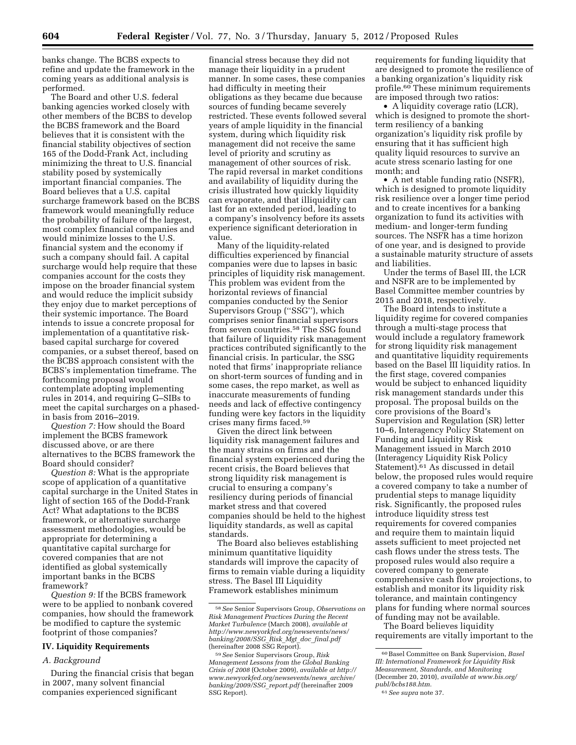banks change. The BCBS expects to refine and update the framework in the coming years as additional analysis is performed.

The Board and other U.S. federal banking agencies worked closely with other members of the BCBS to develop the BCBS framework and the Board believes that it is consistent with the financial stability objectives of section 165 of the Dodd-Frank Act, including minimizing the threat to U.S. financial stability posed by systemically important financial companies. The Board believes that a U.S. capital surcharge framework based on the BCBS framework would meaningfully reduce the probability of failure of the largest, most complex financial companies and would minimize losses to the U.S. financial system and the economy if such a company should fail. A capital surcharge would help require that these companies account for the costs they impose on the broader financial system and would reduce the implicit subsidy they enjoy due to market perceptions of their systemic importance. The Board intends to issue a concrete proposal for implementation of a quantitative risk-based capital surcharge for covered companies, or a subset thereof, based on the BCBS approach consistent with the BCBS's implementation timeframe. The forthcoming proposal would contemplate adopting implementing rules in 2014, and requiring G–SIBs to meet the capital surcharges on a phased-in basis from 2016–2019.

*Question 7:* How should the Board implement the BCBS framework discussed above, or are there alternatives to the BCBS framework the Board should consider?

*Question 8:* What is the appropriate scope of application of a quantitative capital surcharge in the United States in light of section 165 of the Dodd-Frank Act? What adaptations to the BCBS framework, or alternative surcharge assessment methodologies, would be appropriate for determining a quantitative capital surcharge for covered companies that are not identified as global systemically important banks in the BCBS framework?

*Question 9:* If the BCBS framework were to be applied to nonbank covered companies, how should the framework be modified to capture the systemic footprint of those companies?

## IV. Liquidity Requirements

### *A. Background*

During the financial crisis that began in 2007, many solvent financial companies experienced significant financial stress because they did not manage their liquidity in a prudent manner. In some cases, these companies had difficulty in meeting their obligations as they became due because sources of funding became severely restricted. These events followed several years of ample liquidity in the financial system, during which liquidity risk management did not receive the same level of priority and scrutiny as management of other sources of risk. The rapid reversal in market conditions and availability of liquidity during the crisis illustrated how quickly liquidity can evaporate, and that illiquidity can last for an extended period, leading to a company's insolvency before its assets experience significant deterioration in value.

Many of the liquidity-related difficulties experienced by financial companies were due to lapses in basic principles of liquidity risk management. This problem was evident from the horizontal reviews of financial companies conducted by the Senior Supervisors Group (''SSG''), which comprises senior financial supervisors from seven countries.[58] The SSG found that failure of liquidity risk management practices contributed significantly to the financial crisis. In particular, the SSG noted that firms' inappropriate reliance on short-term sources of funding and in some cases, the repo market, as well as inaccurate measurements of funding needs and lack of effective contingency funding were key factors in the liquidity crises many firms faced.[59]

Given the direct link between liquidity risk management failures and the many strains on firms and the financial system experienced during the recent crisis, the Board believes that strong liquidity risk management is crucial to ensuring a company's resiliency during periods of financial market stress and that covered companies should be held to the highest liquidity standards, as well as capital standards.

The Board also believes establishing minimum quantitative liquidity standards will improve the capacity of firms to remain viable during a liquidity stress. The Basel III Liquidity Framework establishes minimum requirements for funding liquidity that are designed to promote the resilience of a banking organization's liquidity risk profile.[60] These minimum requirements are imposed through two ratios:

- A liquidity coverage ratio (LCR), which is designed to promote the short-term resiliency of a banking organization's liquidity risk profile by ensuring that it has sufficient high quality liquid resources to survive an acute stress scenario lasting for one month; and
- A net stable funding ratio (NSFR), which is designed to promote liquidity risk resilience over a longer time period and to create incentives for a banking organization to fund its activities with medium- and longer-term funding sources. The NSFR has a time horizon of one year, and is designed to provide a sustainable maturity structure of assets and liabilities.

Under the terms of Basel III, the LCR and NSFR are to be implemented by Basel Committee member countries by 2015 and 2018, respectively.

The Board intends to institute a liquidity regime for covered companies through a multi-stage process that would include a regulatory framework for strong liquidity risk management and quantitative liquidity requirements based on the Basel III liquidity ratios. In the first stage, covered companies would be subject to enhanced liquidity risk management standards under this proposal. The proposal builds on the core provisions of the Board's Supervision and Regulation (SR) letter 10–6, Interagency Policy Statement on Funding and Liquidity Risk Management issued in March 2010 (Interagency Liquidity Risk Policy Statement).[61] As discussed in detail below, the proposed rules would require a covered company to take a number of prudential steps to manage liquidity risk. Significantly, the proposed rules introduce liquidity stress test requirements for covered companies and require them to maintain liquid assets sufficient to meet projected net cash flows under the stress tests. The proposed rules would also require a covered company to generate comprehensive cash flow projections, to establish and monitor its liquidity risk tolerance, and maintain contingency plans for funding where normal sources of funding may not be available.

The Board believes liquidity requirements are vitally important to the

---

[58] *See* Senior Supervisors Group, *Observations on Risk Management Practices During the Recent Market Turbulence* (March 2008), *available at http://www.newyorkfed.org/newsevents/news/banking/2008/SSG_Risk_Mgt_doc_final.pdf* (hereinafter 2008 SSG Report).

[59] *See* Senior Supervisors Group, *Risk Management Lessons from the Global Banking Crisis of 2008* (October 2009), *available at http://www.newyorkfed.org/newsevents/news_archive/banking/2009/SSG_report.pdf* (hereinafter 2009 SSG Report).

[60] Basel Committee on Bank Supervision, *Basel III: International Framework for Liquidity Risk Measurement, Standards, and Monitoring* (December 20, 2010), *available at www.bis.org/publ/bcbs188.htm.*

[61] *See supra* note 37.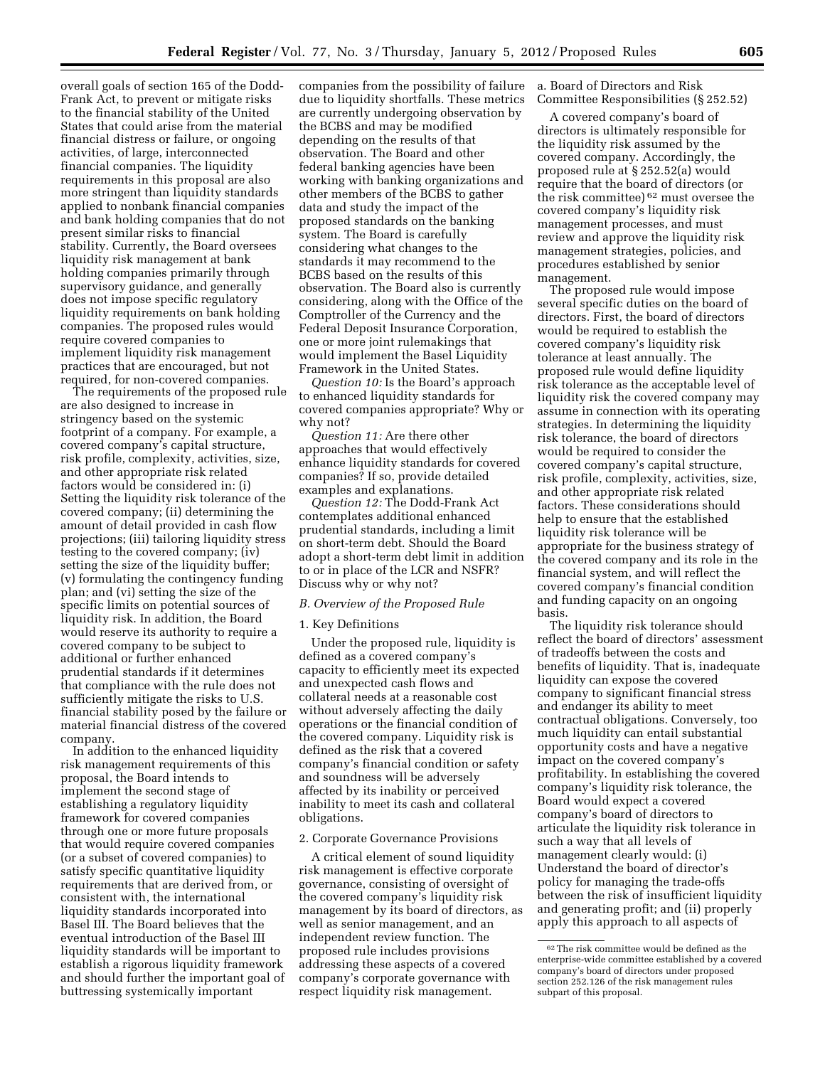overall goals of section 165 of the Dodd-Frank Act, to prevent or mitigate risks to the financial stability of the United States that could arise from the material financial distress or failure, or ongoing activities, of large, interconnected financial companies. The liquidity requirements in this proposal are also more stringent than liquidity standards applied to nonbank financial companies and bank holding companies that do not present similar risks to financial stability. Currently, the Board oversees liquidity risk management at bank holding companies primarily through supervisory guidance, and generally does not impose specific regulatory liquidity requirements on bank holding companies. The proposed rules would require covered companies to implement liquidity risk management practices that are encouraged, but not required, for non-covered companies.

The requirements of the proposed rule are also designed to increase in stringency based on the systemic footprint of a company. For example, a covered company's capital structure, risk profile, complexity, activities, size, and other appropriate risk related factors would be considered in: (i) Setting the liquidity risk tolerance of the covered company; (ii) determining the amount of detail provided in cash flow projections; (iii) tailoring liquidity stress testing to the covered company; (iv) setting the size of the liquidity buffer; (v) formulating the contingency funding plan; and (vi) setting the size of the specific limits on potential sources of liquidity risk. In addition, the Board would reserve its authority to require a covered company to be subject to additional or further enhanced prudential standards if it determines that compliance with the rule does not sufficiently mitigate the risks to U.S. financial stability posed by the failure or material financial distress of the covered company.

In addition to the enhanced liquidity risk management requirements of this proposal, the Board intends to implement the second stage of establishing a regulatory liquidity framework for covered companies through one or more future proposals that would require covered companies (or a subset of covered companies) to satisfy specific quantitative liquidity requirements that are derived from, or consistent with, the international liquidity standards incorporated into Basel III. The Board believes that the eventual introduction of the Basel III liquidity standards will be important to establish a rigorous liquidity framework and should further the important goal of buttressing systemically important companies from the possibility of failure due to liquidity shortfalls. These metrics are currently undergoing observation by the BCBS and may be modified depending on the results of that observation. The Board and other federal banking agencies have been working with banking organizations and other members of the BCBS to gather data and study the impact of the proposed standards on the banking system. The Board is carefully considering what changes to the standards it may recommend to the BCBS based on the results of this observation. The Board also is currently considering, along with the Office of the Comptroller of the Currency and the Federal Deposit Insurance Corporation, one or more joint rulemakings that would implement the Basel Liquidity Framework in the United States.

*Question 10:* Is the Board's approach to enhanced liquidity standards for covered companies appropriate? Why or why not?

*Question 11:* Are there other approaches that would effectively enhance liquidity standards for covered companies? If so, provide detailed examples and explanations.

*Question 12:* The Dodd-Frank Act contemplates additional enhanced prudential standards, including a limit on short-term debt. Should the Board adopt a short-term debt limit in addition to or in place of the LCR and NSFR? Discuss why or why not?

### *B. Overview of the Proposed Rule*

#### 1. Key Definitions

Under the proposed rule, liquidity is defined as a covered company's capacity to efficiently meet its expected and unexpected cash flows and collateral needs at a reasonable cost without adversely affecting the daily operations or the financial condition of the covered company. Liquidity risk is defined as the risk that a covered company's financial condition or safety and soundness will be adversely affected by its inability or perceived inability to meet its cash and collateral obligations.

#### 2. Corporate Governance Provisions

A critical element of sound liquidity risk management is effective corporate governance, consisting of oversight of the covered company's liquidity risk management by its board of directors, as well as senior management, and an independent review function. The proposed rule includes provisions addressing these aspects of a covered company's corporate governance with respect liquidity risk management.

##### a. Board of Directors and Risk Committee Responsibilities (§ 252.52)

A covered company's board of directors is ultimately responsible for the liquidity risk assumed by the covered company. Accordingly, the proposed rule at § 252.52(a) would require that the board of directors (or the risk committee) [62] must oversee the covered company's liquidity risk management processes, and must review and approve the liquidity risk management strategies, policies, and procedures established by senior management.

The proposed rule would impose several specific duties on the board of directors. First, the board of directors would be required to establish the covered company's liquidity risk tolerance at least annually. The proposed rule would define liquidity risk tolerance as the acceptable level of liquidity risk the covered company may assume in connection with its operating strategies. In determining the liquidity risk tolerance, the board of directors would be required to consider the covered company's capital structure, risk profile, complexity, activities, size, and other appropriate risk related factors. These considerations should help to ensure that the established liquidity risk tolerance will be appropriate for the business strategy of the covered company and its role in the financial system, and will reflect the covered company's financial condition and funding capacity on an ongoing basis.

The liquidity risk tolerance should reflect the board of directors' assessment of tradeoffs between the costs and benefits of liquidity. That is, inadequate liquidity can expose the covered company to significant financial stress and endanger its ability to meet contractual obligations. Conversely, too much liquidity can entail substantial opportunity costs and have a negative impact on the covered company's profitability. In establishing the covered company's liquidity risk tolerance, the Board would expect a covered company's board of directors to articulate the liquidity risk tolerance in such a way that all levels of management clearly would: (i) Understand the board of director's policy for managing the trade-offs between the risk of insufficient liquidity and generating profit; and (ii) properly apply this approach to all aspects of

[62] The risk committee would be defined as the enterprise-wide committee established by a covered company's board of directors under proposed section 252.126 of the risk management rules subpart of this proposal.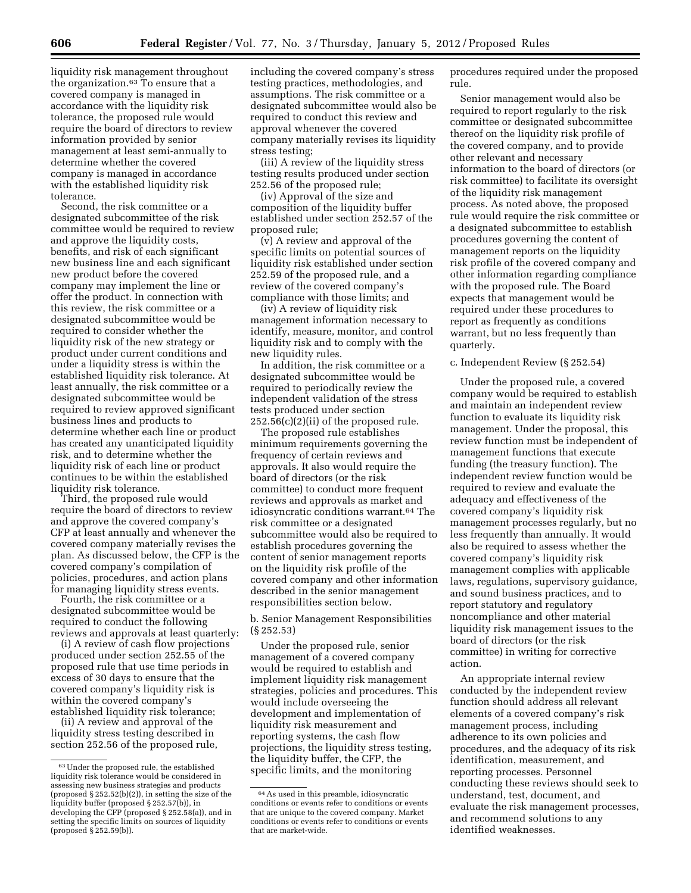liquidity risk management throughout the organization.[63] To ensure that a covered company is managed in accordance with the liquidity risk tolerance, the proposed rule would require the board of directors to review information provided by senior management at least semi-annually to determine whether the covered company is managed in accordance with the established liquidity risk tolerance.

Second, the risk committee or a designated subcommittee of the risk committee would be required to review and approve the liquidity costs, benefits, and risk of each significant new business line and each significant new product before the covered company may implement the line or offer the product. In connection with this review, the risk committee or a designated subcommittee would be required to consider whether the liquidity risk of the new strategy or product under current conditions and under a liquidity stress is within the established liquidity risk tolerance. At least annually, the risk committee or a designated subcommittee would be required to review approved significant business lines and products to determine whether each line or product has created any unanticipated liquidity risk, and to determine whether the liquidity risk of each line or product continues to be within the established liquidity risk tolerance.

Third, the proposed rule would require the board of directors to review and approve the covered company's CFP at least annually and whenever the covered company materially revises the plan. As discussed below, the CFP is the covered company's compilation of policies, procedures, and action plans for managing liquidity stress events.

Fourth, the risk committee or a designated subcommittee would be required to conduct the following reviews and approvals at least quarterly:

(i) A review of cash flow projections produced under section 252.55 of the proposed rule that use time periods in excess of 30 days to ensure that the covered company's liquidity risk is within the covered company's established liquidity risk tolerance;

(ii) A review and approval of the liquidity stress testing described in section 252.56 of the proposed rule, including the covered company's stress testing practices, methodologies, and assumptions. The risk committee or a designated subcommittee would also be required to conduct this review and approval whenever the covered company materially revises its liquidity stress testing;

(iii) A review of the liquidity stress testing results produced under section 252.56 of the proposed rule;

(iv) Approval of the size and composition of the liquidity buffer established under section 252.57 of the proposed rule;

(v) A review and approval of the specific limits on potential sources of liquidity risk established under section 252.59 of the proposed rule, and a review of the covered company's compliance with those limits; and

(iv) A review of liquidity risk management information necessary to identify, measure, monitor, and control liquidity risk and to comply with the new liquidity rules.

In addition, the risk committee or a designated subcommittee would be required to periodically review the independent validation of the stress tests produced under section 252.56(c)(2)(ii) of the proposed rule.

The proposed rule establishes minimum requirements governing the frequency of certain reviews and approvals. It also would require the board of directors (or the risk committee) to conduct more frequent reviews and approvals as market and idiosyncratic conditions warrant.[64] The risk committee or a designated subcommittee would also be required to establish procedures governing the content of senior management reports on the liquidity risk profile of the covered company and other information described in the senior management responsibilities section below.

b. Senior Management Responsibilities (§ 252.53)

Under the proposed rule, senior management of a covered company would be required to establish and implement liquidity risk management strategies, policies and procedures. This would include overseeing the development and implementation of liquidity risk measurement and reporting systems, the cash flow projections, the liquidity stress testing, the liquidity buffer, the CFP, the specific limits, and the monitoring procedures required under the proposed rule.

Senior management would also be required to report regularly to the risk committee or designated subcommittee thereof on the liquidity risk profile of the covered company, and to provide other relevant and necessary information to the board of directors (or risk committee) to facilitate its oversight of the liquidity risk management process. As noted above, the proposed rule would require the risk committee or a designated subcommittee to establish procedures governing the content of management reports on the liquidity risk profile of the covered company and other information regarding compliance with the proposed rule. The Board expects that management would be required under these procedures to report as frequently as conditions warrant, but no less frequently than quarterly.

c. Independent Review (§ 252.54)

Under the proposed rule, a covered company would be required to establish and maintain an independent review function to evaluate its liquidity risk management. Under the proposal, this review function must be independent of management functions that execute funding (the treasury function). The independent review function would be required to review and evaluate the adequacy and effectiveness of the covered company's liquidity risk management processes regularly, but no less frequently than annually. It would also be required to assess whether the covered company's liquidity risk management complies with applicable laws, regulations, supervisory guidance, and sound business practices, and to report statutory and regulatory noncompliance and other material liquidity risk management issues to the board of directors (or the risk committee) in writing for corrective action.

An appropriate internal review conducted by the independent review function should address all relevant elements of a covered company's risk management process, including adherence to its own policies and procedures, and the adequacy of its risk identification, measurement, and reporting processes. Personnel conducting these reviews should seek to understand, test, document, and evaluate the risk management processes, and recommend solutions to any identified weaknesses.

[63] Under the proposed rule, the established liquidity risk tolerance would be considered in assessing new business strategies and products (proposed § 252.52(b)(2)), in setting the size of the liquidity buffer (proposed § 252.57(b)), in developing the CFP (proposed § 252.58(a)), and in setting the specific limits on sources of liquidity (proposed § 252.59(b)).

[64] As used in this preamble, idiosyncratic conditions or events refer to conditions or events that are unique to the covered company. Market conditions or events refer to conditions or events that are market-wide.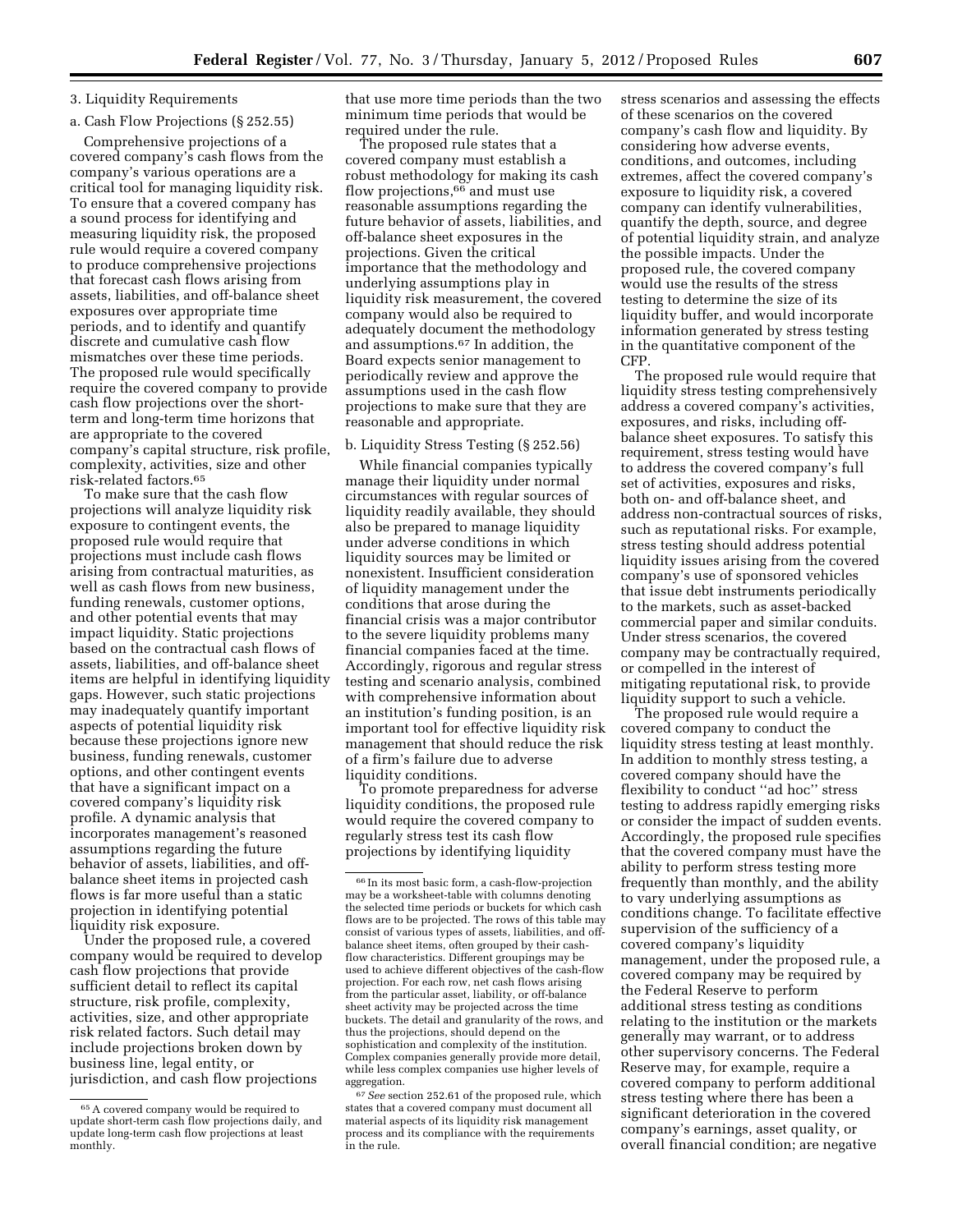### 3. Liquidity Requirements

#### a. Cash Flow Projections (§ 252.55)

Comprehensive projections of a covered company's cash flows from the company's various operations are a critical tool for managing liquidity risk. To ensure that a covered company has a sound process for identifying and measuring liquidity risk, the proposed rule would require a covered company to produce comprehensive projections that forecast cash flows arising from assets, liabilities, and off-balance sheet exposures over appropriate time periods, and to identify and quantify discrete and cumulative cash flow mismatches over these time periods. The proposed rule would specifically require the covered company to provide cash flow projections over the short-term and long-term time horizons that are appropriate to the covered company's capital structure, risk profile, complexity, activities, size and other risk-related factors.[65]

To make sure that the cash flow projections will analyze liquidity risk exposure to contingent events, the proposed rule would require that projections must include cash flows arising from contractual maturities, as well as cash flows from new business, funding renewals, customer options, and other potential events that may impact liquidity. Static projections based on the contractual cash flows of assets, liabilities, and off-balance sheet items are helpful in identifying liquidity gaps. However, such static projections may inadequately quantify important aspects of potential liquidity risk because these projections ignore new business, funding renewals, customer options, and other contingent events that have a significant impact on a covered company's liquidity risk profile. A dynamic analysis that incorporates management's reasoned assumptions regarding the future behavior of assets, liabilities, and off-balance sheet items in projected cash flows is far more useful than a static projection in identifying potential liquidity risk exposure.

Under the proposed rule, a covered company would be required to develop cash flow projections that provide sufficient detail to reflect its capital structure, risk profile, complexity, activities, size, and other appropriate risk related factors. Such detail may include projections broken down by business line, legal entity, or jurisdiction, and cash flow projections that use more time periods than the two minimum time periods that would be required under the rule.

The proposed rule states that a covered company must establish a robust methodology for making its cash flow projections,[66] and must use reasonable assumptions regarding the future behavior of assets, liabilities, and off-balance sheet exposures in the projections. Given the critical importance that the methodology and underlying assumptions play in liquidity risk measurement, the covered company would also be required to adequately document the methodology and assumptions.[67] In addition, the Board expects senior management to periodically review and approve the assumptions used in the cash flow projections to make sure that they are reasonable and appropriate.

#### b. Liquidity Stress Testing (§ 252.56)

While financial companies typically manage their liquidity under normal circumstances with regular sources of liquidity readily available, they should also be prepared to manage liquidity under adverse conditions in which liquidity sources may be limited or nonexistent. Insufficient consideration of liquidity management under the conditions that arose during the financial crisis was a major contributor to the severe liquidity problems many financial companies faced at the time. Accordingly, rigorous and regular stress testing and scenario analysis, combined with comprehensive information about an institution's funding position, is an important tool for effective liquidity risk management that should reduce the risk of a firm's failure due to adverse liquidity conditions.

To promote preparedness for adverse liquidity conditions, the proposed rule would require the covered company to regularly stress test its cash flow projections by identifying liquidity stress scenarios and assessing the effects of these scenarios on the covered company's cash flow and liquidity. By considering how adverse events, conditions, and outcomes, including extremes, affect the covered company's exposure to liquidity risk, a covered company can identify vulnerabilities, quantify the depth, source, and degree of potential liquidity strain, and analyze the possible impacts. Under the proposed rule, the covered company would use the results of the stress testing to determine the size of its liquidity buffer, and would incorporate information generated by stress testing in the quantitative component of the CFP.

The proposed rule would require that liquidity stress testing comprehensively address a covered company's activities, exposures, and risks, including off-balance sheet exposures. To satisfy this requirement, stress testing would have to address the covered company's full set of activities, exposures and risks, both on- and off-balance sheet, and address non-contractual sources of risks, such as reputational risks. For example, stress testing should address potential liquidity issues arising from the covered company's use of sponsored vehicles that issue debt instruments periodically to the markets, such as asset-backed commercial paper and similar conduits. Under stress scenarios, the covered company may be contractually required, or compelled in the interest of mitigating reputational risk, to provide liquidity support to such a vehicle.

The proposed rule would require a covered company to conduct the liquidity stress testing at least monthly. In addition to monthly stress testing, a covered company should have the flexibility to conduct "ad hoc" stress testing to address rapidly emerging risks or consider the impact of sudden events. Accordingly, the proposed rule specifies that the covered company must have the ability to perform stress testing more frequently than monthly, and the ability to vary underlying assumptions as conditions change. To facilitate effective supervision of the sufficiency of a covered company's liquidity management, under the proposed rule, a covered company may be required by the Federal Reserve to perform additional stress testing as conditions relating to the institution or the markets generally may warrant, or to address other supervisory concerns. The Federal Reserve may, for example, require a covered company to perform additional stress testing where there has been a significant deterioration in the covered company's earnings, asset quality, or overall financial condition; are negative

---

[65] A covered company would be required to update short-term cash flow projections daily, and update long-term cash flow projections at least monthly.

[66] In its most basic form, a cash-flow-projection may be a worksheet-table with columns denoting the selected time periods or buckets for which cash flows are to be projected. The rows of this table may consist of various types of assets, liabilities, and off-balance sheet items, often grouped by their cash-flow characteristics. Different groupings may be used to achieve different objectives of the cash-flow projection. For each row, net cash flows arising from the particular asset, liability, or off-balance sheet activity may be projected across the time buckets. The detail and granularity of the rows, and thus the projections, should depend on the sophistication and complexity of the institution. Complex companies generally provide more detail, while less complex companies use higher levels of aggregation.

[67] *See* section 252.61 of the proposed rule, which states that a covered company must document all material aspects of its liquidity risk management process and its compliance with the requirements in the rule.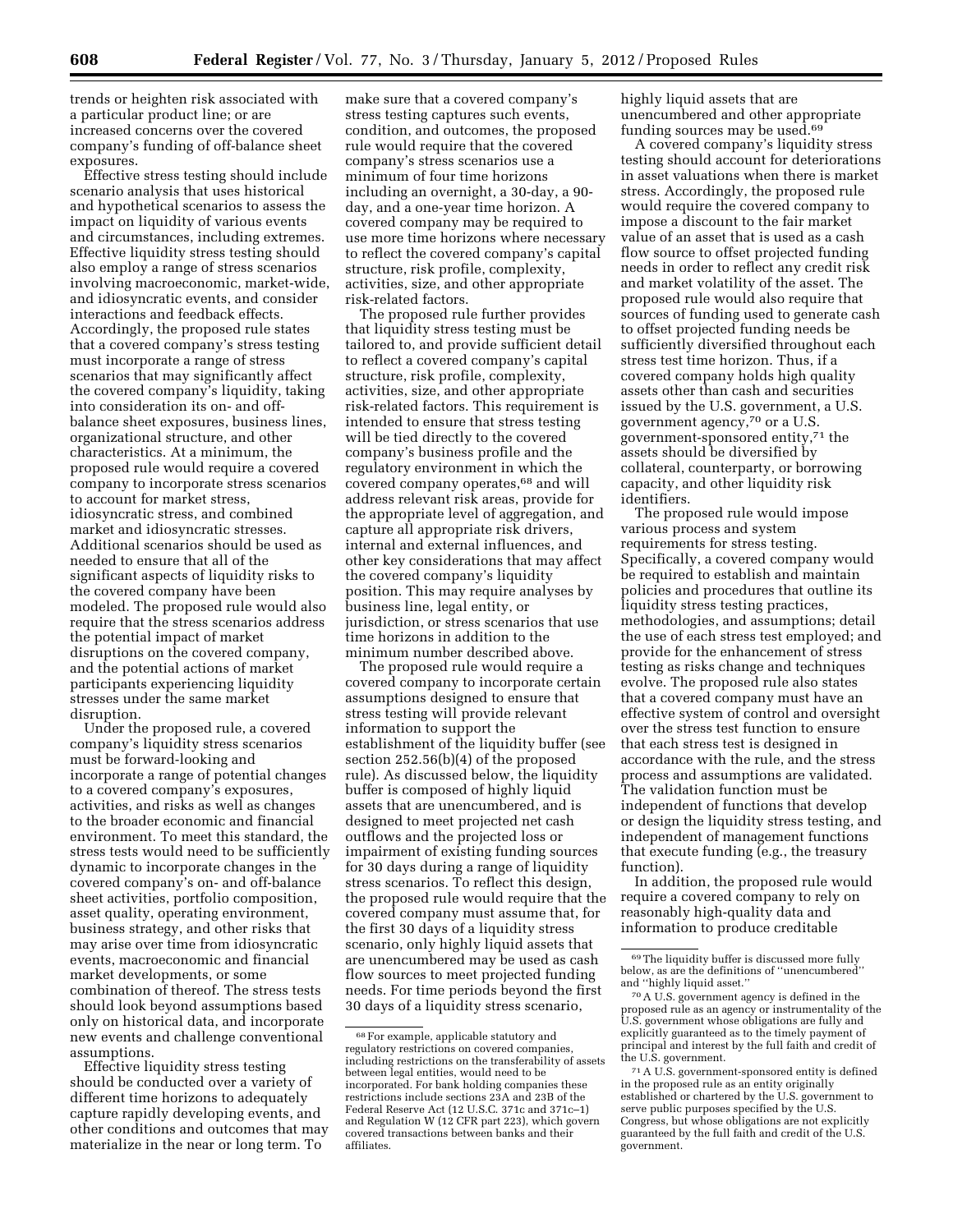trends or heighten risk associated with a particular product line; or are increased concerns over the covered company's funding of off-balance sheet exposures.

Effective stress testing should include scenario analysis that uses historical and hypothetical scenarios to assess the impact on liquidity of various events and circumstances, including extremes. Effective liquidity stress testing should also employ a range of stress scenarios involving macroeconomic, market-wide, and idiosyncratic events, and consider interactions and feedback effects. Accordingly, the proposed rule states that a covered company's stress testing must incorporate a range of stress scenarios that may significantly affect the covered company's liquidity, taking into consideration its on- and off-balance sheet exposures, business lines, organizational structure, and other characteristics. At a minimum, the proposed rule would require a covered company to incorporate stress scenarios to account for market stress, idiosyncratic stress, and combined market and idiosyncratic stresses. Additional scenarios should be used as needed to ensure that all of the significant aspects of liquidity risks to the covered company have been modeled. The proposed rule would also require that the stress scenarios address the potential impact of market disruptions on the covered company, and the potential actions of market participants experiencing liquidity stresses under the same market disruption.

Under the proposed rule, a covered company's liquidity stress scenarios must be forward-looking and incorporate a range of potential changes to a covered company's exposures, activities, and risks as well as changes to the broader economic and financial environment. To meet this standard, the stress tests would need to be sufficiently dynamic to incorporate changes in the covered company's on- and off-balance sheet activities, portfolio composition, asset quality, operating environment, business strategy, and other risks that may arise over time from idiosyncratic events, macroeconomic and financial market developments, or some combination of thereof. The stress tests should look beyond assumptions based only on historical data, and incorporate new events and challenge conventional assumptions.

Effective liquidity stress testing should be conducted over a variety of different time horizons to adequately capture rapidly developing events, and other conditions and outcomes that may materialize in the near or long term. To make sure that a covered company's stress testing captures such events, condition, and outcomes, the proposed rule would require that the covered company's stress scenarios use a minimum of four time horizons including an overnight, a 30-day, a 90-day, and a one-year time horizon. A covered company may be required to use more time horizons where necessary to reflect the covered company's capital structure, risk profile, complexity, activities, size, and other appropriate risk-related factors.

The proposed rule further provides that liquidity stress testing must be tailored to, and provide sufficient detail to reflect a covered company's capital structure, risk profile, complexity, activities, size, and other appropriate risk-related factors. This requirement is intended to ensure that stress testing will be tied directly to the covered company's business profile and the regulatory environment in which the covered company operates,[68] and will address relevant risk areas, provide for the appropriate level of aggregation, and capture all appropriate risk drivers, internal and external influences, and other key considerations that may affect the covered company's liquidity position. This may require analyses by business line, legal entity, or jurisdiction, or stress scenarios that use time horizons in addition to the minimum number described above.

The proposed rule would require a covered company to incorporate certain assumptions designed to ensure that stress testing will provide relevant information to support the establishment of the liquidity buffer (see section 252.56(b)(4) of the proposed rule). As discussed below, the liquidity buffer is composed of highly liquid assets that are unencumbered, and is designed to meet projected net cash outflows and the projected loss or impairment of existing funding sources for 30 days during a range of liquidity stress scenarios. To reflect this design, the proposed rule would require that the covered company must assume that, for the first 30 days of a liquidity stress scenario, only highly liquid assets that are unencumbered may be used as cash flow sources to meet projected funding needs. For time periods beyond the first 30 days of a liquidity stress scenario, highly liquid assets that are unencumbered and other appropriate funding sources may be used.[69]

A covered company's liquidity stress testing should account for deteriorations in asset valuations when there is market stress. Accordingly, the proposed rule would require the covered company to impose a discount to the fair market value of an asset that is used as a cash flow source to offset projected funding needs in order to reflect any credit risk and market volatility of the asset. The proposed rule would also require that sources of funding used to generate cash to offset projected funding needs be sufficiently diversified throughout each stress test time horizon. Thus, if a covered company holds high quality assets other than cash and securities issued by the U.S. government, a U.S. government agency,[70] or a U.S. government-sponsored entity,[71] the assets should be diversified by collateral, counterparty, or borrowing capacity, and other liquidity risk identifiers.

The proposed rule would impose various process and system requirements for stress testing. Specifically, a covered company would be required to establish and maintain policies and procedures that outline its liquidity stress testing practices, methodologies, and assumptions; detail the use of each stress test employed; and provide for the enhancement of stress testing as risks change and techniques evolve. The proposed rule also states that a covered company must have an effective system of control and oversight over the stress test function to ensure that each stress test is designed in accordance with the rule, and the stress process and assumptions are validated. The validation function must be independent of functions that develop or design the liquidity stress testing, and independent of management functions that execute funding (e.g., the treasury function).

In addition, the proposed rule would require a covered company to rely on reasonably high-quality data and information to produce creditable

---

[68] For example, applicable statutory and regulatory restrictions on covered companies, including restrictions on the transferability of assets between legal entities, would need to be incorporated. For bank holding companies these restrictions include sections 23A and 23B of the Federal Reserve Act (12 U.S.C. 371c and 371c–1) and Regulation W (12 CFR part 223), which govern covered transactions between banks and their affiliates.

[69] The liquidity buffer is discussed more fully below, as are the definitions of ''unencumbered'' and ''highly liquid asset.''

[70] A U.S. government agency is defined in the proposed rule as an agency or instrumentality of the U.S. government whose obligations are fully and explicitly guaranteed as to the timely payment of principal and interest by the full faith and credit of the U.S. government.

[71] A U.S. government-sponsored entity is defined in the proposed rule as an entity originally established or chartered by the U.S. government to serve public purposes specified by the U.S. Congress, but whose obligations are not explicitly guaranteed by the full faith and credit of the U.S. government.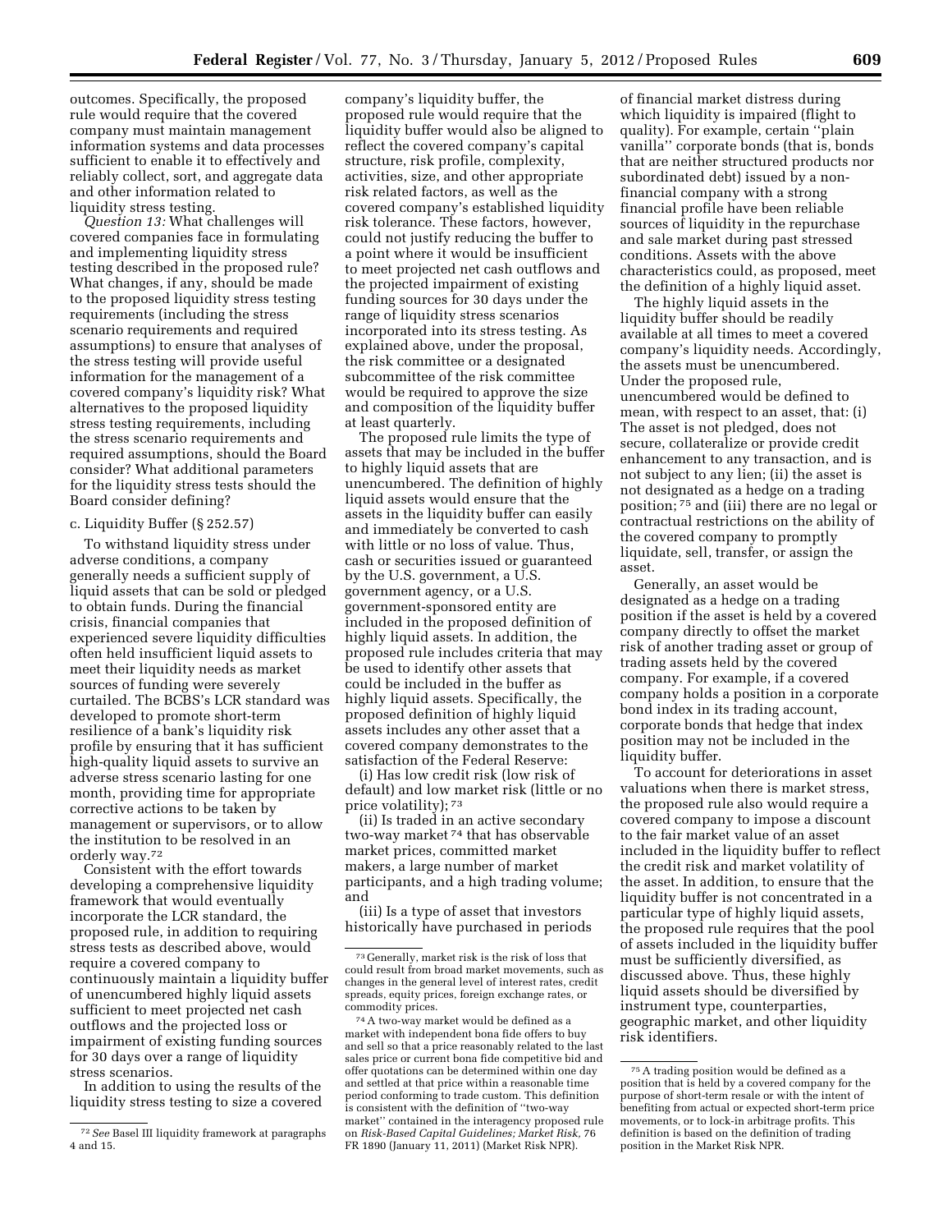outcomes. Specifically, the proposed rule would require that the covered company must maintain management information systems and data processes sufficient to enable it to effectively and reliably collect, sort, and aggregate data and other information related to liquidity stress testing.

*Question 13:* What challenges will covered companies face in formulating and implementing liquidity stress testing described in the proposed rule? What changes, if any, should be made to the proposed liquidity stress testing requirements (including the stress scenario requirements and required assumptions) to ensure that analyses of the stress testing will provide useful information for the management of a covered company's liquidity risk? What alternatives to the proposed liquidity stress testing requirements, including the stress scenario requirements and required assumptions, should the Board consider? What additional parameters for the liquidity stress tests should the Board consider defining?

c. Liquidity Buffer (§ 252.57)

To withstand liquidity stress under adverse conditions, a company generally needs a sufficient supply of liquid assets that can be sold or pledged to obtain funds. During the financial crisis, financial companies that experienced severe liquidity difficulties often held insufficient liquid assets to meet their liquidity needs as market sources of funding were severely curtailed. The BCBS's LCR standard was developed to promote short-term resilience of a bank's liquidity risk profile by ensuring that it has sufficient high-quality liquid assets to survive an adverse stress scenario lasting for one month, providing time for appropriate corrective actions to be taken by management or supervisors, or to allow the institution to be resolved in an orderly way.[72]

Consistent with the effort towards developing a comprehensive liquidity framework that would eventually incorporate the LCR standard, the proposed rule, in addition to requiring stress tests as described above, would require a covered company to continuously maintain a liquidity buffer of unencumbered highly liquid assets sufficient to meet projected net cash outflows and the projected loss or impairment of existing funding sources for 30 days over a range of liquidity stress scenarios.

In addition to using the results of the liquidity stress testing to size a covered company's liquidity buffer, the proposed rule would require that the liquidity buffer would also be aligned to reflect the covered company's capital structure, risk profile, complexity, activities, size, and other appropriate risk related factors, as well as the covered company's established liquidity risk tolerance. These factors, however, could not justify reducing the buffer to a point where it would be insufficient to meet projected net cash outflows and the projected impairment of existing funding sources for 30 days under the range of liquidity stress scenarios incorporated into its stress testing. As explained above, under the proposal, the risk committee or a designated subcommittee of the risk committee would be required to approve the size and composition of the liquidity buffer at least quarterly.

The proposed rule limits the type of assets that may be included in the buffer to highly liquid assets that are unencumbered. The definition of highly liquid assets would ensure that the assets in the liquidity buffer can easily and immediately be converted to cash with little or no loss of value. Thus, cash or securities issued or guaranteed by the U.S. government, a U.S. government agency, or a U.S. government-sponsored entity are included in the proposed definition of highly liquid assets. In addition, the proposed rule includes criteria that may be used to identify other assets that could be included in the buffer as highly liquid assets. Specifically, the proposed definition of highly liquid assets includes any other asset that a covered company demonstrates to the satisfaction of the Federal Reserve:

(i) Has low credit risk (low risk of default) and low market risk (little or no price volatility);[73]

(ii) Is traded in an active secondary two-way market[74] that has observable market prices, committed market makers, a large number of market participants, and a high trading volume; and

(iii) Is a type of asset that investors historically have purchased in periods of financial market distress during which liquidity is impaired (flight to quality). For example, certain ''plain vanilla'' corporate bonds (that is, bonds that are neither structured products nor subordinated debt) issued by a non-financial company with a strong financial profile have been reliable sources of liquidity in the repurchase and sale market during past stressed conditions. Assets with the above characteristics could, as proposed, meet the definition of a highly liquid asset.

The highly liquid assets in the liquidity buffer should be readily available at all times to meet a covered company's liquidity needs. Accordingly, the assets must be unencumbered. Under the proposed rule, unencumbered would be defined to mean, with respect to an asset, that: (i) The asset is not pledged, does not secure, collateralize or provide credit enhancement to any transaction, and is not subject to any lien; (ii) the asset is not designated as a hedge on a trading position;[75] and (iii) there are no legal or contractual restrictions on the ability of the covered company to promptly liquidate, sell, transfer, or assign the asset.

Generally, an asset would be designated as a hedge on a trading position if the asset is held by a covered company directly to offset the market risk of another trading asset or group of trading assets held by the covered company. For example, if a covered company holds a position in a corporate bond index in its trading account, corporate bonds that hedge that index position may not be included in the liquidity buffer.

To account for deteriorations in asset valuations when there is market stress, the proposed rule also would require a covered company to impose a discount to the fair market value of an asset included in the liquidity buffer to reflect the credit risk and market volatility of the asset. In addition, to ensure that the liquidity buffer is not concentrated in a particular type of highly liquid assets, the proposed rule requires that the pool of assets included in the liquidity buffer must be sufficiently diversified, as discussed above. Thus, these highly liquid assets should be diversified by instrument type, counterparties, geographic market, and other liquidity risk identifiers.

---

[72] *See* Basel III liquidity framework at paragraphs 4 and 15.

[73] Generally, market risk is the risk of loss that could result from broad market movements, such as changes in the general level of interest rates, credit spreads, equity prices, foreign exchange rates, or commodity prices.

[74] A two-way market would be defined as a market with independent bona fide offers to buy and sell so that a price reasonably related to the last sales price or current bona fide competitive bid and offer quotations can be determined within one day and settled at that price within a reasonable time period conforming to trade custom. This definition is consistent with the definition of ''two-way market'' contained in the interagency proposed rule on *Risk-Based Capital Guidelines; Market Risk,* 76 FR 1890 (January 11, 2011) (Market Risk NPR).

[75] A trading position would be defined as a position that is held by a covered company for the purpose of short-term resale or with the intent of benefiting from actual or expected short-term price movements, or to lock-in arbitrage profits. This definition is based on the definition of trading position in the Market Risk NPR.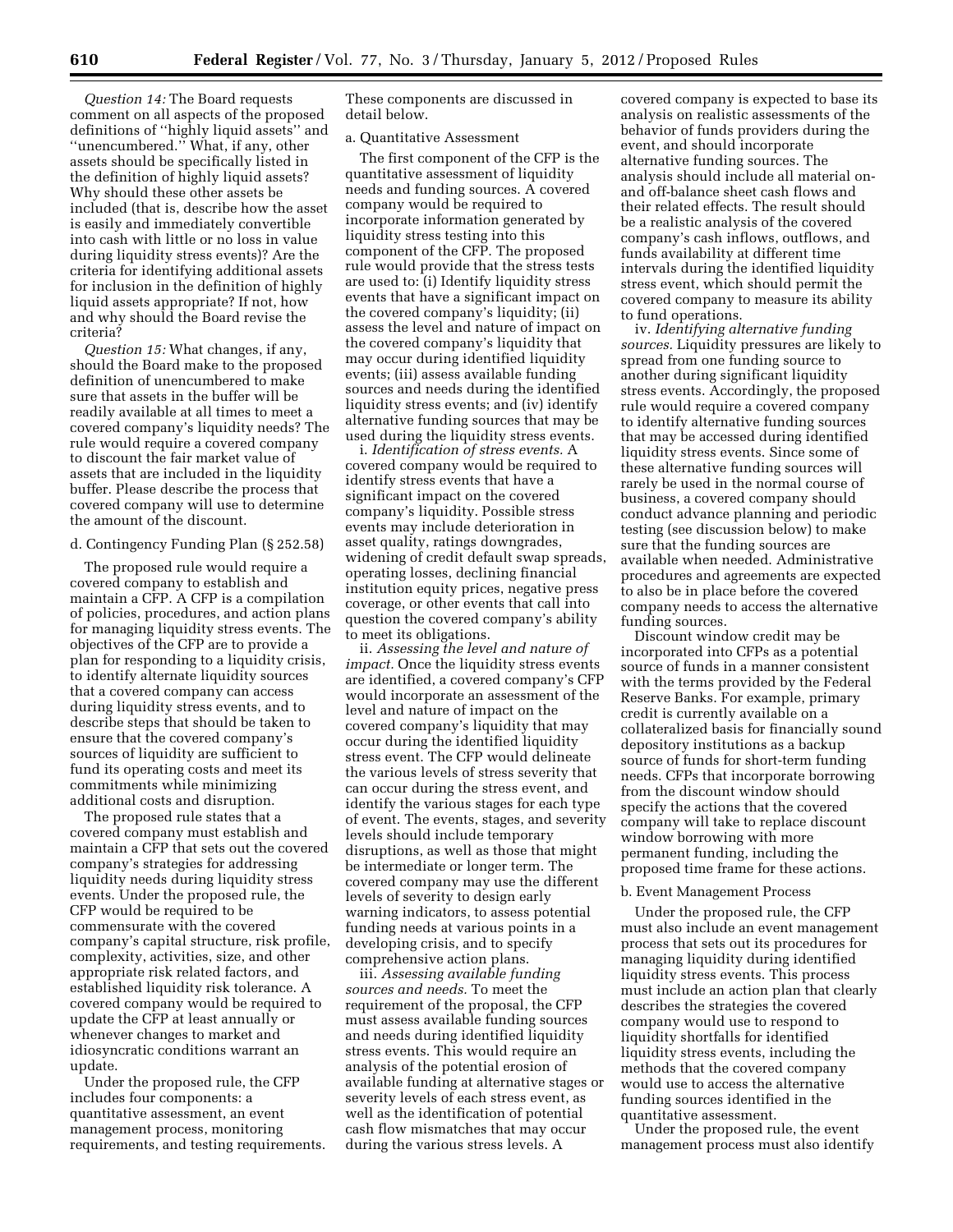*Question 14:* The Board requests comment on all aspects of the proposed definitions of ''highly liquid assets'' and ''unencumbered.'' What, if any, other assets should be specifically listed in the definition of highly liquid assets? Why should these other assets be included (that is, describe how the asset is easily and immediately convertible into cash with little or no loss in value during liquidity stress events)? Are the criteria for identifying additional assets for inclusion in the definition of highly liquid assets appropriate? If not, how and why should the Board revise the criteria?

*Question 15:* What changes, if any, should the Board make to the proposed definition of unencumbered to make sure that assets in the buffer will be readily available at all times to meet a covered company's liquidity needs? The rule would require a covered company to discount the fair market value of assets that are included in the liquidity buffer. Please describe the process that covered company will use to determine the amount of the discount.

d. Contingency Funding Plan (§ 252.58)

The proposed rule would require a covered company to establish and maintain a CFP. A CFP is a compilation of policies, procedures, and action plans for managing liquidity stress events. The objectives of the CFP are to provide a plan for responding to a liquidity crisis, to identify alternate liquidity sources that a covered company can access during liquidity stress events, and to describe steps that should be taken to ensure that the covered company's sources of liquidity are sufficient to fund its operating costs and meet its commitments while minimizing additional costs and disruption.

The proposed rule states that a covered company must establish and maintain a CFP that sets out the covered company's strategies for addressing liquidity needs during liquidity stress events. Under the proposed rule, the CFP would be required to be commensurate with the covered company's capital structure, risk profile, complexity, activities, size, and other appropriate risk related factors, and established liquidity risk tolerance. A covered company would be required to update the CFP at least annually or whenever changes to market and idiosyncratic conditions warrant an update.

Under the proposed rule, the CFP includes four components: a quantitative assessment, an event management process, monitoring requirements, and testing requirements. These components are discussed in detail below.

a. Quantitative Assessment

The first component of the CFP is the quantitative assessment of liquidity needs and funding sources. A covered company would be required to incorporate information generated by liquidity stress testing into this component of the CFP. The proposed rule would provide that the stress tests are used to: (i) Identify liquidity stress events that have a significant impact on the covered company's liquidity; (ii) assess the level and nature of impact on the covered company's liquidity that may occur during identified liquidity events; (iii) assess available funding sources and needs during the identified liquidity stress events; and (iv) identify alternative funding sources that may be used during the liquidity stress events.

i. *Identification of stress events.* A covered company would be required to identify stress events that have a significant impact on the covered company's liquidity. Possible stress events may include deterioration in asset quality, ratings downgrades, widening of credit default swap spreads, operating losses, declining financial institution equity prices, negative press coverage, or other events that call into question the covered company's ability to meet its obligations.

ii. *Assessing the level and nature of impact.* Once the liquidity stress events are identified, a covered company's CFP would incorporate an assessment of the level and nature of impact on the covered company's liquidity that may occur during the identified liquidity stress event. The CFP would delineate the various levels of stress severity that can occur during the stress event, and identify the various stages for each type of event. The events, stages, and severity levels should include temporary disruptions, as well as those that might be intermediate or longer term. The covered company may use the different levels of severity to design early warning indicators, to assess potential funding needs at various points in a developing crisis, and to specify comprehensive action plans.

iii. *Assessing available funding sources and needs.* To meet the requirement of the proposal, the CFP must assess available funding sources and needs during identified liquidity stress events. This would require an analysis of the potential erosion of available funding at alternative stages or severity levels of each stress event, as well as the identification of potential cash flow mismatches that may occur during the various stress levels. A covered company is expected to base its analysis on realistic assessments of the behavior of funds providers during the event, and should incorporate alternative funding sources. The analysis should include all material on- and off-balance sheet cash flows and their related effects. The result should be a realistic analysis of the covered company's cash inflows, outflows, and funds availability at different time intervals during the identified liquidity stress event, which should permit the covered company to measure its ability to fund operations.

iv. *Identifying alternative funding sources.* Liquidity pressures are likely to spread from one funding source to another during significant liquidity stress events. Accordingly, the proposed rule would require a covered company to identify alternative funding sources that may be accessed during identified liquidity stress events. Since some of these alternative funding sources will rarely be used in the normal course of business, a covered company should conduct advance planning and periodic testing (see discussion below) to make sure that the funding sources are available when needed. Administrative procedures and agreements are expected to also be in place before the covered company needs to access the alternative funding sources.

Discount window credit may be incorporated into CFPs as a potential source of funds in a manner consistent with the terms provided by the Federal Reserve Banks. For example, primary credit is currently available on a collateralized basis for financially sound depository institutions as a backup source of funds for short-term funding needs. CFPs that incorporate borrowing from the discount window should specify the actions that the covered company will take to replace discount window borrowing with more permanent funding, including the proposed time frame for these actions.

b. Event Management Process

Under the proposed rule, the CFP must also include an event management process that sets out its procedures for managing liquidity during identified liquidity stress events. This process must include an action plan that clearly describes the strategies the covered company would use to respond to liquidity shortfalls for identified liquidity stress events, including the methods that the covered company would use to access the alternative funding sources identified in the quantitative assessment.

Under the proposed rule, the event management process must also identify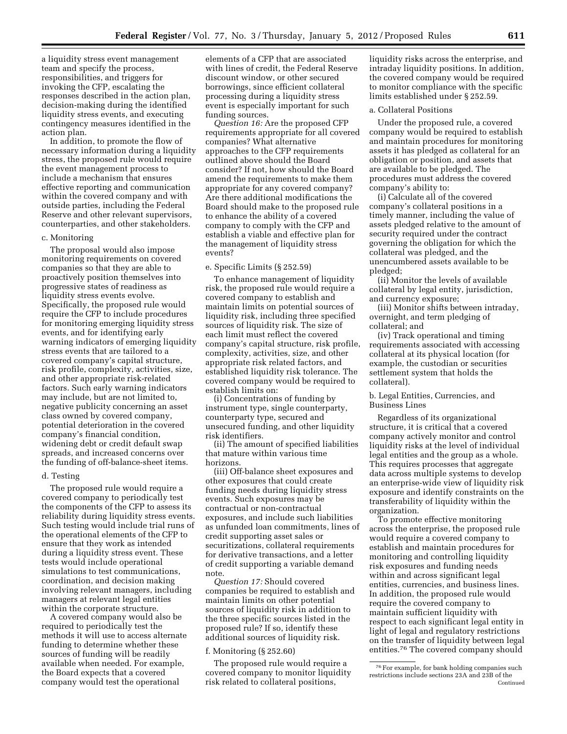a liquidity stress event management team and specify the process, responsibilities, and triggers for invoking the CFP, escalating the responses described in the action plan, decision-making during the identified liquidity stress events, and executing contingency measures identified in the action plan.

In addition, to promote the flow of necessary information during a liquidity stress, the proposed rule would require the event management process to include a mechanism that ensures effective reporting and communication within the covered company and with outside parties, including the Federal Reserve and other relevant supervisors, counterparties, and other stakeholders.

c. Monitoring

The proposal would also impose monitoring requirements on covered companies so that they are able to proactively position themselves into progressive states of readiness as liquidity stress events evolve. Specifically, the proposed rule would require the CFP to include procedures for monitoring emerging liquidity stress events, and for identifying early warning indicators of emerging liquidity stress events that are tailored to a covered company's capital structure, risk profile, complexity, activities, size, and other appropriate risk-related factors. Such early warning indicators may include, but are not limited to, negative publicity concerning an asset class owned by covered company, potential deterioration in the covered company's financial condition, widening debt or credit default swap spreads, and increased concerns over the funding of off-balance-sheet items.

d. Testing

The proposed rule would require a covered company to periodically test the components of the CFP to assess its reliability during liquidity stress events. Such testing would include trial runs of the operational elements of the CFP to ensure that they work as intended during a liquidity stress event. These tests would include operational simulations to test communications, coordination, and decision making involving relevant managers, including managers at relevant legal entities within the corporate structure.

A covered company would also be required to periodically test the methods it will use to access alternate funding to determine whether these sources of funding will be readily available when needed. For example, the Board expects that a covered company would test the operational elements of a CFP that are associated with lines of credit, the Federal Reserve discount window, or other secured borrowings, since efficient collateral processing during a liquidity stress event is especially important for such funding sources.

*Question 16:* Are the proposed CFP requirements appropriate for all covered companies? What alternative approaches to the CFP requirements outlined above should the Board consider? If not, how should the Board amend the requirements to make them appropriate for any covered company? Are there additional modifications the Board should make to the proposed rule to enhance the ability of a covered company to comply with the CFP and establish a viable and effective plan for the management of liquidity stress events?

e. Specific Limits (§ 252.59)

To enhance management of liquidity risk, the proposed rule would require a covered company to establish and maintain limits on potential sources of liquidity risk, including three specified sources of liquidity risk. The size of each limit must reflect the covered company's capital structure, risk profile, complexity, activities, size, and other appropriate risk related factors, and established liquidity risk tolerance. The covered company would be required to establish limits on:

(i) Concentrations of funding by instrument type, single counterparty, counterparty type, secured and unsecured funding, and other liquidity risk identifiers.

(ii) The amount of specified liabilities that mature within various time horizons.

(iii) Off-balance sheet exposures and other exposures that could create funding needs during liquidity stress events. Such exposures may be contractual or non-contractual exposures, and include such liabilities as unfunded loan commitments, lines of credit supporting asset sales or securitizations, collateral requirements for derivative transactions, and a letter of credit supporting a variable demand note.

*Question 17:* Should covered companies be required to establish and maintain limits on other potential sources of liquidity risk in addition to the three specific sources listed in the proposed rule? If so, identify these additional sources of liquidity risk.

f. Monitoring (§ 252.60)

The proposed rule would require a covered company to monitor liquidity risk related to collateral positions, liquidity risks across the enterprise, and intraday liquidity positions. In addition, the covered company would be required to monitor compliance with the specific limits established under § 252.59.

a. Collateral Positions

Under the proposed rule, a covered company would be required to establish and maintain procedures for monitoring assets it has pledged as collateral for an obligation or position, and assets that are available to be pledged. The procedures must address the covered company's ability to:

(i) Calculate all of the covered company's collateral positions in a timely manner, including the value of assets pledged relative to the amount of security required under the contract governing the obligation for which the collateral was pledged, and the unencumbered assets available to be pledged;

(ii) Monitor the levels of available collateral by legal entity, jurisdiction, and currency exposure;

(iii) Monitor shifts between intraday, overnight, and term pledging of collateral; and

(iv) Track operational and timing requirements associated with accessing collateral at its physical location (for example, the custodian or securities settlement system that holds the collateral).

b. Legal Entities, Currencies, and Business Lines

Regardless of its organizational structure, it is critical that a covered company actively monitor and control liquidity risks at the level of individual legal entities and the group as a whole. This requires processes that aggregate data across multiple systems to develop an enterprise-wide view of liquidity risk exposure and identify constraints on the transferability of liquidity within the organization.

To promote effective monitoring across the enterprise, the proposed rule would require a covered company to establish and maintain procedures for monitoring and controlling liquidity risk exposures and funding needs within and across significant legal entities, currencies, and business lines. In addition, the proposed rule would require the covered company to maintain sufficient liquidity with respect to each significant legal entity in light of legal and regulatory restrictions on the transfer of liquidity between legal entities.[76] The covered company should

[76] For example, for bank holding companies such restrictions include sections 23A and 23B of the Continued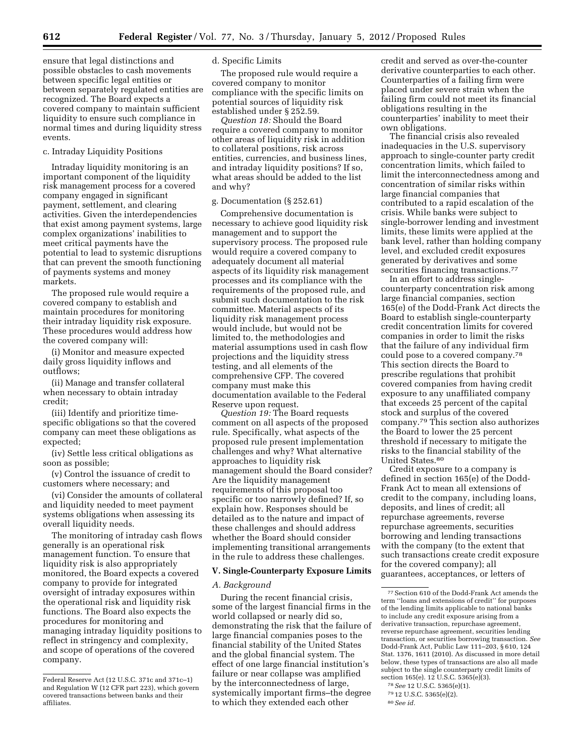ensure that legal distinctions and possible obstacles to cash movements between specific legal entities or between separately regulated entities are recognized. The Board expects a covered company to maintain sufficient liquidity to ensure such compliance in normal times and during liquidity stress events.

c. Intraday Liquidity Positions

Intraday liquidity monitoring is an important component of the liquidity risk management process for a covered company engaged in significant payment, settlement, and clearing activities. Given the interdependencies that exist among payment systems, large complex organizations' inabilities to meet critical payments have the potential to lead to systemic disruptions that can prevent the smooth functioning of payments systems and money markets.

The proposed rule would require a covered company to establish and maintain procedures for monitoring their intraday liquidity risk exposure. These procedures would address how the covered company will:

(i) Monitor and measure expected daily gross liquidity inflows and outflows;

(ii) Manage and transfer collateral when necessary to obtain intraday credit;

(iii) Identify and prioritize time-specific obligations so that the covered company can meet these obligations as expected;

(iv) Settle less critical obligations as soon as possible;

(v) Control the issuance of credit to customers where necessary; and

(vi) Consider the amounts of collateral and liquidity needed to meet payment systems obligations when assessing its overall liquidity needs.

The monitoring of intraday cash flows generally is an operational risk management function. To ensure that liquidity risk is also appropriately monitored, the Board expects a covered company to provide for integrated oversight of intraday exposures within the operational risk and liquidity risk functions. The Board also expects the procedures for monitoring and managing intraday liquidity positions to reflect in stringency and complexity, and scope of operations of the covered company.

d. Specific Limits

The proposed rule would require a covered company to monitor compliance with the specific limits on potential sources of liquidity risk established under § 252.59.

*Question 18:* Should the Board require a covered company to monitor other areas of liquidity risk in addition to collateral positions, risk across entities, currencies, and business lines, and intraday liquidity positions? If so, what areas should be added to the list and why?

g. Documentation (§ 252.61)

Comprehensive documentation is necessary to achieve good liquidity risk management and to support the supervisory process. The proposed rule would require a covered company to adequately document all material aspects of its liquidity risk management processes and its compliance with the requirements of the proposed rule, and submit such documentation to the risk committee. Material aspects of its liquidity risk management process would include, but would not be limited to, the methodologies and material assumptions used in cash flow projections and the liquidity stress testing, and all elements of the comprehensive CFP. The covered company must make this documentation available to the Federal Reserve upon request.

*Question 19:* The Board requests comment on all aspects of the proposed rule. Specifically, what aspects of the proposed rule present implementation challenges and why? What alternative approaches to liquidity risk management should the Board consider? Are the liquidity management requirements of this proposal too specific or too narrowly defined? If so, explain how. Responses should be detailed as to the nature and impact of these challenges and should address whether the Board should consider implementing transitional arrangements in the rule to address these challenges.

## V. Single-Counterparty Exposure Limits

### *A. Background*

During the recent financial crisis, some of the largest financial firms in the world collapsed or nearly did so, demonstrating the risk that the failure of large financial companies poses to the financial stability of the United States and the global financial system. The effect of one large financial institution's failure or near collapse was amplified by the interconnectedness of large, systemically important firms–the degree to which they extended each other credit and served as over-the-counter derivative counterparties to each other. Counterparties of a failing firm were placed under severe strain when the failing firm could not meet its financial obligations resulting in the counterparties' inability to meet their own obligations.

The financial crisis also revealed inadequacies in the U.S. supervisory approach to single-counter party credit concentration limits, which failed to limit the interconnectedness among and concentration of similar risks within large financial companies that contributed to a rapid escalation of the crisis. While banks were subject to single-borrower lending and investment limits, these limits were applied at the bank level, rather than holding company level, and excluded credit exposures generated by derivatives and some securities financing transactions.[77]

In an effort to address single-counterparty concentration risk among large financial companies, section 165(e) of the Dodd-Frank Act directs the Board to establish single-counterparty credit concentration limits for covered companies in order to limit the risks that the failure of any individual firm could pose to a covered company.[78] This section directs the Board to prescribe regulations that prohibit covered companies from having credit exposure to any unaffiliated company that exceeds 25 percent of the capital stock and surplus of the covered company.[79] This section also authorizes the Board to lower the 25 percent threshold if necessary to mitigate the risks to the financial stability of the United States.[80]

Credit exposure to a company is defined in section 165(e) of the Dodd-Frank Act to mean all extensions of credit to the company, including loans, deposits, and lines of credit; all repurchase agreements, reverse repurchase agreements, securities borrowing and lending transactions with the company (to the extent that such transactions create credit exposure for the covered company); all guarantees, acceptances, or letters of

---

Federal Reserve Act (12 U.S.C. 371c and 371c–1) and Regulation W (12 CFR part 223), which govern covered transactions between banks and their affiliates.

[77] Section 610 of the Dodd-Frank Act amends the term ''loans and extensions of credit'' for purposes of the lending limits applicable to national banks to include any credit exposure arising from a derivative transaction, repurchase agreement, reverse repurchase agreement, securities lending transaction, or securities borrowing transaction. *See* Dodd-Frank Act, Public Law 111–203, § 610, 124 Stat. 1376, 1611 (2010). As discussed in more detail below, these types of transactions are also all made subject to the single counterparty credit limits of section 165(e). 12 U.S.C. 5365(e)(3).

[78] *See* 12 U.S.C. 5365(e)(1).

[79] 12 U.S.C. 5365(e)(2).

[80] *See id.*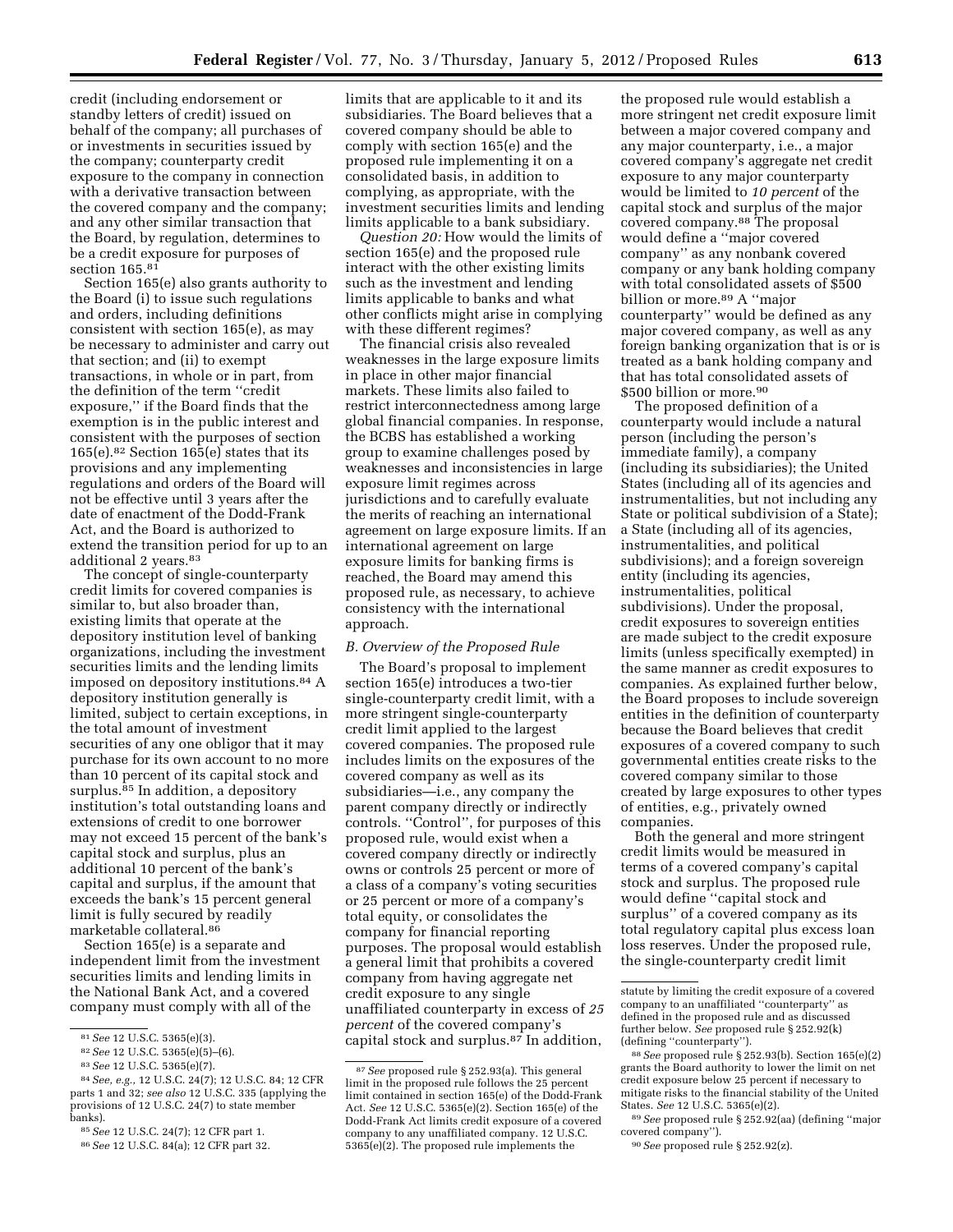credit (including endorsement or standby letters of credit) issued on behalf of the company; all purchases of or investments in securities issued by the company; counterparty credit exposure to the company in connection with a derivative transaction between the covered company and the company; and any other similar transaction that the Board, by regulation, determines to be a credit exposure for purposes of section 165.[81]

Section 165(e) also grants authority to the Board (i) to issue such regulations and orders, including definitions consistent with section 165(e), as may be necessary to administer and carry out that section; and (ii) to exempt transactions, in whole or in part, from the definition of the term ''credit exposure,'' if the Board finds that the exemption is in the public interest and consistent with the purposes of section 165(e).[82] Section 165(e) states that its provisions and any implementing regulations and orders of the Board will not be effective until 3 years after the date of enactment of the Dodd-Frank Act, and the Board is authorized to extend the transition period for up to an additional 2 years.[83]

The concept of single-counterparty credit limits for covered companies is similar to, but also broader than, existing limits that operate at the depository institution level of banking organizations, including the investment securities limits and the lending limits imposed on depository institutions.[84] A depository institution generally is limited, subject to certain exceptions, in the total amount of investment securities of any one obligor that it may purchase for its own account to no more than 10 percent of its capital stock and surplus.[85] In addition, a depository institution's total outstanding loans and extensions of credit to one borrower may not exceed 15 percent of the bank's capital stock and surplus, plus an additional 10 percent of the bank's capital and surplus, if the amount that exceeds the bank's 15 percent general limit is fully secured by readily marketable collateral.[86]

Section 165(e) is a separate and independent limit from the investment securities limits and lending limits in the National Bank Act, and a covered company must comply with all of the limits that are applicable to it and its subsidiaries. The Board believes that a covered company should be able to comply with section 165(e) and the proposed rule implementing it on a consolidated basis, in addition to complying, as appropriate, with the investment securities limits and lending limits applicable to a bank subsidiary.

*Question 20:* How would the limits of section 165(e) and the proposed rule interact with the other existing limits such as the investment and lending limits applicable to banks and what other conflicts might arise in complying with these different regimes?

The financial crisis also revealed weaknesses in the large exposure limits in place in other major financial markets. These limits also failed to restrict interconnectedness among large global financial companies. In response, the BCBS has established a working group to examine challenges posed by weaknesses and inconsistencies in large exposure limit regimes across jurisdictions and to carefully evaluate the merits of reaching an international agreement on large exposure limits. If an international agreement on large exposure limits for banking firms is reached, the Board may amend this proposed rule, as necessary, to achieve consistency with the international approach.

*B. Overview of the Proposed Rule*

The Board's proposal to implement section 165(e) introduces a two-tier single-counterparty credit limit, with a more stringent single-counterparty credit limit applied to the largest covered companies. The proposed rule includes limits on the exposures of the covered company as well as its subsidiaries—i.e., any company the parent company directly or indirectly controls. ''Control'', for purposes of this proposed rule, would exist when a covered company directly or indirectly owns or controls 25 percent or more of a class of a company's voting securities or 25 percent or more of a company's total equity, or consolidates the company for financial reporting purposes. The proposal would establish a general limit that prohibits a covered company from having aggregate net credit exposure to any single unaffiliated counterparty in excess of *25 percent* of the covered company's capital stock and surplus.[87] In addition, the proposed rule would establish a more stringent net credit exposure limit between a major covered company and any major counterparty, i.e., a major covered company's aggregate net credit exposure to any major counterparty would be limited to *10 percent* of the capital stock and surplus of the major covered company.[88] The proposal would define a ''major covered company'' as any nonbank covered company or any bank holding company with total consolidated assets of $500 billion or more.[89] A ''major counterparty'' would be defined as any major covered company, as well as any foreign banking organization that is or is treated as a bank holding company and that has total consolidated assets of $500 billion or more.[90]

The proposed definition of a counterparty would include a natural person (including the person's immediate family), a company (including its subsidiaries); the United States (including all of its agencies and instrumentalities, but not including any State or political subdivision of a State); a State (including all of its agencies, instrumentalities, and political subdivisions); and a foreign sovereign entity (including its agencies, instrumentalities, political subdivisions). Under the proposal, credit exposures to sovereign entities are made subject to the credit exposure limits (unless specifically exempted) in the same manner as credit exposures to companies. As explained further below, the Board proposes to include sovereign entities in the definition of counterparty because the Board believes that credit exposures of a covered company to such governmental entities create risks to the covered company similar to those created by large exposures to other types of entities, e.g., privately owned companies.

Both the general and more stringent credit limits would be measured in terms of a covered company's capital stock and surplus. The proposed rule would define ''capital stock and surplus'' of a covered company as its total regulatory capital plus excess loan loss reserves. Under the proposed rule, the single-counterparty credit limit

---

[81] *See* 12 U.S.C. 5365(e)(3).

[82] *See* 12 U.S.C. 5365(e)(5)–(6).

[83] *See* 12 U.S.C. 5365(e)(7).

[84] *See, e.g.,* 12 U.S.C. 24(7); 12 U.S.C. 84; 12 CFR parts 1 and 32; *see also* 12 U.S.C. 335 (applying the provisions of 12 U.S.C. 24(7) to state member banks).

[85] *See* 12 U.S.C. 24(7); 12 CFR part 1.

[86] *See* 12 U.S.C. 84(a); 12 CFR part 32.

[87] *See* proposed rule § 252.93(a). This general limit in the proposed rule follows the 25 percent limit contained in section 165(e) of the Dodd-Frank Act. *See* 12 U.S.C. 5365(e)(2). Section 165(e) of the Dodd-Frank Act limits credit exposure of a covered company to any unaffiliated company. 12 U.S.C. 5365(e)(2). The proposed rule implements the statute by limiting the credit exposure of a covered company to an unaffiliated ''counterparty'' as defined in the proposed rule and as discussed further below. *See* proposed rule § 252.92(k) (defining ''counterparty'').

[88] *See* proposed rule § 252.93(b). Section 165(e)(2) grants the Board authority to lower the limit on net credit exposure below 25 percent if necessary to mitigate risks to the financial stability of the United States. *See* 12 U.S.C. 5365(e)(2).

[89] *See* proposed rule § 252.92(aa) (defining ''major covered company'').

[90] *See* proposed rule § 252.92(z).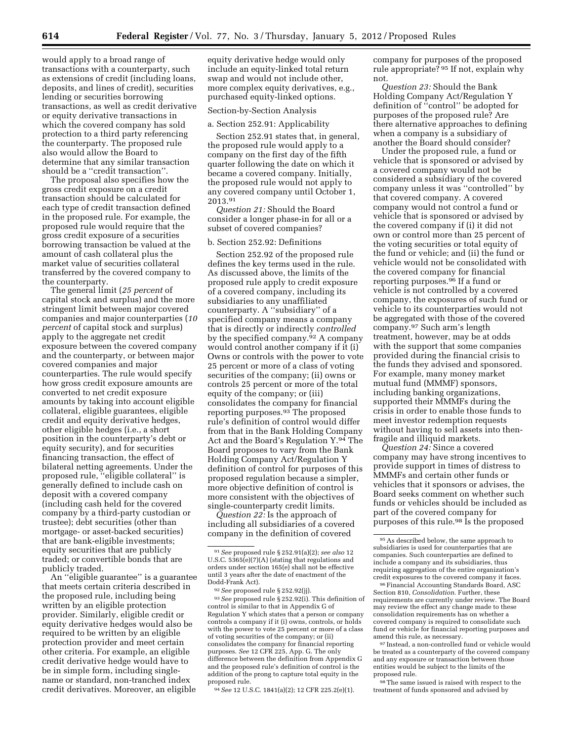would apply to a broad range of transactions with a counterparty, such as extensions of credit (including loans, deposits, and lines of credit), securities lending or securities borrowing transactions, as well as credit derivative or equity derivative transactions in which the covered company has sold protection to a third party referencing the counterparty. The proposed rule also would allow the Board to determine that any similar transaction should be a ''credit transaction''.

The proposal also specifies how the gross credit exposure on a credit transaction should be calculated for each type of credit transaction defined in the proposed rule. For example, the proposed rule would require that the gross credit exposure of a securities borrowing transaction be valued at the amount of cash collateral plus the market value of securities collateral transferred by the covered company to the counterparty.

The general limit (*25 percent* of capital stock and surplus) and the more stringent limit between major covered companies and major counterparties (*10 percent* of capital stock and surplus) apply to the aggregate net credit exposure between the covered company and the counterparty, or between major covered companies and major counterparties. The rule would specify how gross credit exposure amounts are converted to net credit exposure amounts by taking into account eligible collateral, eligible guarantees, eligible credit and equity derivative hedges, other eligible hedges (i.e., a short position in the counterparty's debt or equity security), and for securities financing transaction, the effect of bilateral netting agreements. Under the proposed rule, ''eligible collateral'' is generally defined to include cash on deposit with a covered company (including cash held for the covered company by a third-party custodian or trustee); debt securities (other than mortgage- or asset-backed securities) that are bank-eligible investments; equity securities that are publicly traded; or convertible bonds that are publicly traded.

An ''eligible guarantee'' is a guarantee that meets certain criteria described in the proposed rule, including being written by an eligible protection provider. Similarly, eligible credit or equity derivative hedges would also be required to be written by an eligible protection provider and meet certain other criteria. For example, an eligible credit derivative hedge would have to be in simple form, including single-name or standard, non-tranched index credit derivatives. Moreover, an eligible equity derivative hedge would only include an equity-linked total return swap and would not include other, more complex equity derivatives, e.g., purchased equity-linked options.

Section-by-Section Analysis

a. Section 252.91: Applicability

Section 252.91 states that, in general, the proposed rule would apply to a company on the first day of the fifth quarter following the date on which it became a covered company. Initially, the proposed rule would not apply to any covered company until October 1, 2013.[91]

*Question 21:* Should the Board consider a longer phase-in for all or a subset of covered companies?

b. Section 252.92: Definitions

Section 252.92 of the proposed rule defines the key terms used in the rule. As discussed above, the limits of the proposed rule apply to credit exposure of a covered company, including its subsidiaries to any unaffiliated counterparty. A ''subsidiary'' of a specified company means a company that is directly or indirectly *controlled* by the specified company.[92] A company would control another company if it (i) Owns or controls with the power to vote 25 percent or more of a class of voting securities of the company; (ii) owns or controls 25 percent or more of the total equity of the company; or (iii) consolidates the company for financial reporting purposes.[93] The proposed rule's definition of control would differ from that in the Bank Holding Company Act and the Board's Regulation Y.[94] The Board proposes to vary from the Bank Holding Company Act/Regulation Y definition of control for purposes of this proposed regulation because a simpler, more objective definition of control is more consistent with the objectives of single-counterparty credit limits.

*Question 22:* Is the approach of including all subsidiaries of a covered company in the definition of covered company for purposes of the proposed rule appropriate?[95] If not, explain why not.

*Question 23:* Should the Bank Holding Company Act/Regulation Y definition of ''control'' be adopted for purposes of the proposed rule? Are there alternative approaches to defining when a company is a subsidiary of another the Board should consider?

Under the proposed rule, a fund or vehicle that is sponsored or advised by a covered company would not be considered a subsidiary of the covered company unless it was ''controlled'' by that covered company. A covered company would not control a fund or vehicle that is sponsored or advised by the covered company if (i) it did not own or control more than 25 percent of the voting securities or total equity of the fund or vehicle; and (ii) the fund or vehicle would not be consolidated with the covered company for financial reporting purposes.[96] If a fund or vehicle is not controlled by a covered company, the exposures of such fund or vehicle to its counterparties would not be aggregated with those of the covered company.[97] Such arm's length treatment, however, may be at odds with the support that some companies provided during the financial crisis to the funds they advised and sponsored. For example, many money market mutual fund (MMMF) sponsors, including banking organizations, supported their MMMFs during the crisis in order to enable those funds to meet investor redemption requests without having to sell assets into then-fragile and illiquid markets.

*Question 24:* Since a covered company may have strong incentives to provide support in times of distress to MMMFs and certain other funds or vehicles that it sponsors or advises, the Board seeks comment on whether such funds or vehicles should be included as part of the covered company for purposes of this rule.[98] Is the proposed

---

[91] *See* proposed rule § 252.91(a)(2); *see also* 12 U.S.C. 5365(e)(7)(A) (stating that regulations and orders under section 165(e) shall not be effective until 3 years after the date of enactment of the Dodd-Frank Act).

[92] *See* proposed rule § 252.92(jj).

[93] *See* proposed rule § 252.92(i). This definition of control is similar to that in Appendix G of Regulation Y which states that a person or company controls a company if it (i) owns, controls, or holds with the power to vote 25 percent or more of a class of voting securities of the company; or (ii) consolidates the company for financial reporting purposes. *See* 12 CFR 225, App. G. The only difference between the definition from Appendix G and the proposed rule's definition of control is the addition of the prong to capture total equity in the proposed rule.

[94] *See* 12 U.S.C. 1841(a)(2); 12 CFR 225.2(e)(1).

[95] As described below, the same approach to subsidiaries is used for counterparties that are companies. Such counterparties are defined to include a company and its subsidiaries, thus requiring aggregation of the entire organization's credit exposures to the covered company it faces.

[96] Financial Accounting Standards Board, ASC Section 810, *Consolidation.* Further, these requirements are currently under review. The Board may review the effect any change made to these consolidation requirements has on whether a covered company is required to consolidate such fund or vehicle for financial reporting purposes and amend this rule, as necessary.

[97] Instead, a non-controlled fund or vehicle would be treated as a counterparty of the covered company and any exposure or transaction between those entities would be subject to the limits of the proposed rule.

[98] The same issued is raised with respect to the treatment of funds sponsored and advised by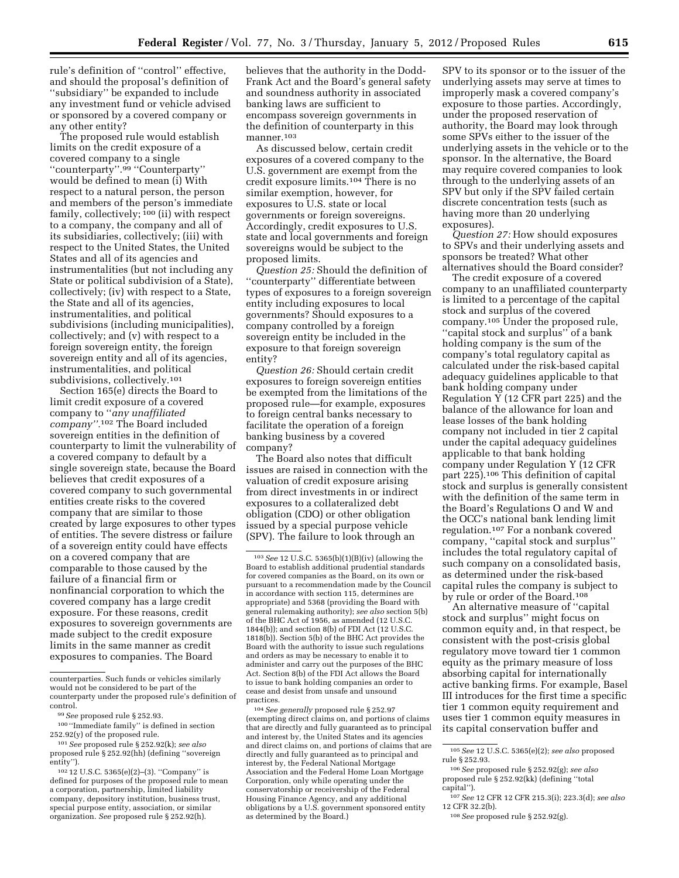rule's definition of "control" effective, and should the proposal's definition of "subsidiary" be expanded to include any investment fund or vehicle advised or sponsored by a covered company or any other entity?

The proposed rule would establish limits on the credit exposure of a covered company to a single "counterparty".[99] "Counterparty" would be defined to mean (i) With respect to a natural person, the person and members of the person's immediate family, collectively; [100] (ii) with respect to a company, the company and all of its subsidiaries, collectively; (iii) with respect to the United States, the United States and all of its agencies and instrumentalities (but not including any State or political subdivision of a State), collectively; (iv) with respect to a State, the State and all of its agencies, instrumentalities, and political subdivisions (including municipalities), collectively; and (v) with respect to a foreign sovereign entity, the foreign sovereign entity and all of its agencies, instrumentalities, and political subdivisions, collectively.[101]

Section 165(e) directs the Board to limit credit exposure of a covered company to "*any unaffiliated company*".[102] The Board included sovereign entities in the definition of counterparty to limit the vulnerability of a covered company to default by a single sovereign state, because the Board believes that credit exposures of a covered company to such governmental entities create risks to the covered company that are similar to those created by large exposures to other types of entities. The severe distress or failure of a sovereign entity could have effects on a covered company that are comparable to those caused by the failure of a financial firm or nonfinancial corporation to which the covered company has a large credit exposure. For these reasons, credit exposures to sovereign governments are made subject to the credit exposure limits in the same manner as credit exposures to companies. The Board believes that the authority in the Dodd-Frank Act and the Board's general safety and soundness authority in associated banking laws are sufficient to encompass sovereign governments in the definition of counterparty in this manner.[103]

As discussed below, certain credit exposures of a covered company to the U.S. government are exempt from the credit exposure limits.[104] There is no similar exemption, however, for exposures to U.S. state or local governments or foreign sovereigns. Accordingly, credit exposures to U.S. state and local governments and foreign sovereigns would be subject to the proposed limits.

*Question 25:* Should the definition of "counterparty" differentiate between types of exposures to a foreign sovereign entity including exposures to local governments? Should exposures to a company controlled by a foreign sovereign entity be included in the exposure to that foreign sovereign entity?

*Question 26:* Should certain credit exposures to foreign sovereign entities be exempted from the limitations of the proposed rule—for example, exposures to foreign central banks necessary to facilitate the operation of a foreign banking business by a covered company?

The Board also notes that difficult issues are raised in connection with the valuation of credit exposure arising from direct investments in or indirect exposures to a collateralized debt obligation (CDO) or other obligation issued by a special purpose vehicle (SPV). The failure to look through an SPV to its sponsor or to the issuer of the underlying assets may serve at times to improperly mask a covered company's exposure to those parties. Accordingly, under the proposed reservation of authority, the Board may look through some SPVs either to the issuer of the underlying assets in the vehicle or to the sponsor. In the alternative, the Board may require covered companies to look through to the underlying assets of an SPV but only if the SPV failed certain discrete concentration tests (such as having more than 20 underlying exposures).

*Question 27:* How should exposures to SPVs and their underlying assets and sponsors be treated? What other alternatives should the Board consider?

The credit exposure of a covered company to an unaffiliated counterparty is limited to a percentage of the capital stock and surplus of the covered company.[105] Under the proposed rule, "capital stock and surplus" of a bank holding company is the sum of the company's total regulatory capital as calculated under the risk-based capital adequacy guidelines applicable to that bank holding company under Regulation Y (12 CFR part 225) and the balance of the allowance for loan and lease losses of the bank holding company not included in tier 2 capital under the capital adequacy guidelines applicable to that bank holding company under Regulation Y (12 CFR part 225).[106] This definition of capital stock and surplus is generally consistent with the definition of the same term in the Board's Regulations O and W and the OCC's national bank lending limit regulation.[107] For a nonbank covered company, "capital stock and surplus" includes the total regulatory capital of such company on a consolidated basis, as determined under the risk-based capital rules the company is subject to by rule or order of the Board.[108]

An alternative measure of "capital stock and surplus" might focus on common equity and, in that respect, be consistent with the post-crisis global regulatory move toward tier 1 common equity as the primary measure of loss absorbing capital for internationally active banking firms. For example, Basel III introduces for the first time a specific tier 1 common equity requirement and uses tier 1 common equity measures in its capital conservation buffer and

---

counterparties. Such funds or vehicles similarly would not be considered to be part of the counterparty under the proposed rule's definition of control.

[99] *See* proposed rule § 252.93.

[100] "Immediate family" is defined in section 252.92(y) of the proposed rule.

[101] *See* proposed rule § 252.92(k); *see also* proposed rule § 252.92(hh) (defining "sovereign entity").

[102] 12 U.S.C. 5365(e)(2)–(3). "Company" is defined for purposes of the proposed rule to mean a corporation, partnership, limited liability company, depository institution, business trust, special purpose entity, association, or similar organization. *See* proposed rule § 252.92(h).

[103] *See* 12 U.S.C. 5365(b)(1)(B)(iv) (allowing the Board to establish additional prudential standards for covered companies as the Board, on its own or pursuant to a recommendation made by the Council in accordance with section 115, determines are appropriate) and 5368 (providing the Board with general rulemaking authority); *see also* section 5(b) of the BHC Act of 1956, as amended (12 U.S.C. 1844(b)); and section 8(b) of FDI Act (12 U.S.C. 1818(b)). Section 5(b) of the BHC Act provides the Board with the authority to issue such regulations and orders as may be necessary to enable it to administer and carry out the purposes of the BHC Act. Section 8(b) of the FDI Act allows the Board to issue to bank holding companies an order to cease and desist from unsafe and unsound practices.

[104] *See generally* proposed rule § 252.97 (exempting direct claims on, and portions of claims that are directly and fully guaranteed as to principal and interest by, the United States and its agencies and direct claims on, and portions of claims that are directly and fully guaranteed as to principal and interest by, the Federal National Mortgage Association and the Federal Home Loan Mortgage Corporation, only while operating under the conservatorship or receivership of the Federal Housing Finance Agency, and any additional obligations by a U.S. government sponsored entity as determined by the Board.)

[105] *See* 12 U.S.C. 5365(e)(2); *see also* proposed rule § 252.93.

[106] *See* proposed rule § 252.92(g); *see also* proposed rule § 252.92(kk) (defining "total capital").

[107] *See* 12 CFR 12 CFR 215.3(i); 223.3(d); *see also* 12 CFR 32.2(b).

[108] *See* proposed rule § 252.92(g).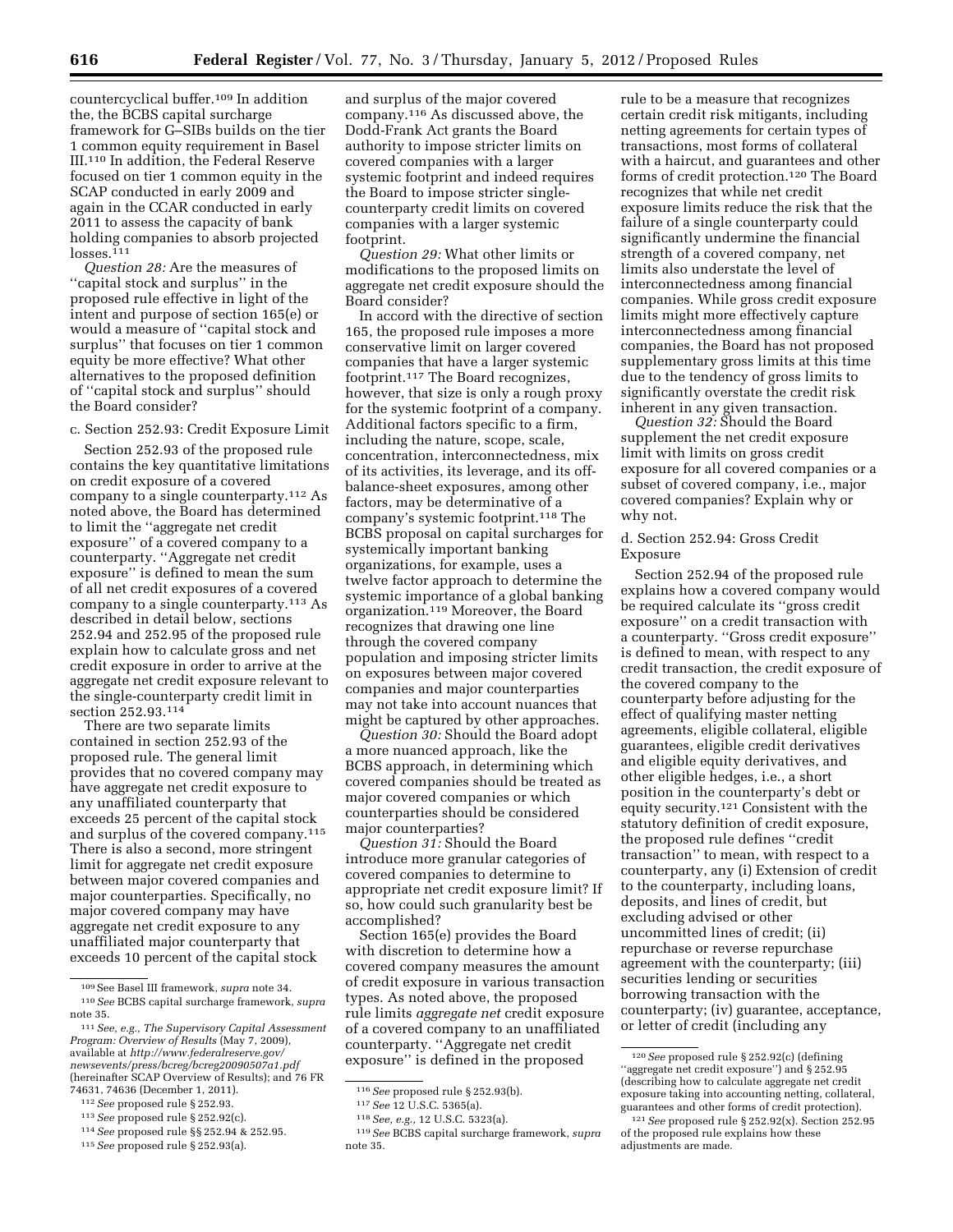countercyclical buffer.[109] In addition the, the BCBS capital surcharge framework for G–SIBs builds on the tier 1 common equity requirement in Basel III.[110] In addition, the Federal Reserve focused on tier 1 common equity in the SCAP conducted in early 2009 and again in the CCAR conducted in early 2011 to assess the capacity of bank holding companies to absorb projected losses.[111]

*Question 28:* Are the measures of ''capital stock and surplus'' in the proposed rule effective in light of the intent and purpose of section 165(e) or would a measure of ''capital stock and surplus'' that focuses on tier 1 common equity be more effective? What other alternatives to the proposed definition of ''capital stock and surplus'' should the Board consider?

### c. Section 252.93: Credit Exposure Limit

Section 252.93 of the proposed rule contains the key quantitative limitations on credit exposure of a covered company to a single counterparty.[112] As noted above, the Board has determined to limit the ''aggregate net credit exposure'' of a covered company to a counterparty. ''Aggregate net credit exposure'' is defined to mean the sum of all net credit exposures of a covered company to a single counterparty.[113] As described in detail below, sections 252.94 and 252.95 of the proposed rule explain how to calculate gross and net credit exposure in order to arrive at the aggregate net credit exposure relevant to the single-counterparty credit limit in section 252.93.[114]

There are two separate limits contained in section 252.93 of the proposed rule. The general limit provides that no covered company may have aggregate net credit exposure to any unaffiliated counterparty that exceeds 25 percent of the capital stock and surplus of the covered company.[115] There is also a second, more stringent limit for aggregate net credit exposure between major covered companies and major counterparties. Specifically, no major covered company may have aggregate net credit exposure to any unaffiliated major counterparty that exceeds 10 percent of the capital stock and surplus of the major covered company.[116] As discussed above, the Dodd-Frank Act grants the Board authority to impose stricter limits on covered companies with a larger systemic footprint and indeed requires the Board to impose stricter single-counterparty credit limits on covered companies with a larger systemic footprint.

*Question 29:* What other limits or modifications to the proposed limits on aggregate net credit exposure should the Board consider?

In accord with the directive of section 165, the proposed rule imposes a more conservative limit on larger covered companies that have a larger systemic footprint.[117] The Board recognizes, however, that size is only a rough proxy for the systemic footprint of a company. Additional factors specific to a firm, including the nature, scope, scale, concentration, interconnectedness, mix of its activities, its leverage, and its off-balance-sheet exposures, among other factors, may be determinative of a company's systemic footprint.[118] The BCBS proposal on capital surcharges for systemically important banking organizations, for example, uses a twelve factor approach to determine the systemic importance of a global banking organization.[119] Moreover, the Board recognizes that drawing one line through the covered company population and imposing stricter limits on exposures between major covered companies and major counterparties may not take into account nuances that might be captured by other approaches.

*Question 30:* Should the Board adopt a more nuanced approach, like the BCBS approach, in determining which covered companies should be treated as major covered companies or which counterparties should be considered major counterparties?

*Question 31:* Should the Board introduce more granular categories of covered companies to determine to appropriate net credit exposure limit? If so, how could such granularity best be accomplished?

Section 165(e) provides the Board with discretion to determine how a covered company measures the amount of credit exposure in various transaction types. As noted above, the proposed rule limits *aggregate net* credit exposure of a covered company to an unaffiliated counterparty. ''Aggregate net credit exposure'' is defined in the proposed rule to be a measure that recognizes certain credit risk mitigants, including netting agreements for certain types of transactions, most forms of collateral with a haircut, and guarantees and other forms of credit protection.[120] The Board recognizes that while net credit exposure limits reduce the risk that the failure of a single counterparty could significantly undermine the financial strength of a covered company, net limits also understate the level of interconnectedness among financial companies. While gross credit exposure limits might more effectively capture interconnectedness among financial companies, the Board has not proposed supplementary gross limits at this time due to the tendency of gross limits to significantly overstate the credit risk inherent in any given transaction.

*Question 32:* Should the Board supplement the net credit exposure limit with limits on gross credit exposure for all covered companies or a subset of covered company, i.e., major covered companies? Explain why or why not.

### d. Section 252.94: Gross Credit Exposure

Section 252.94 of the proposed rule explains how a covered company would be required calculate its ''gross credit exposure'' on a credit transaction with a counterparty. ''Gross credit exposure'' is defined to mean, with respect to any credit transaction, the credit exposure of the covered company to the counterparty before adjusting for the effect of qualifying master netting agreements, eligible collateral, eligible guarantees, eligible credit derivatives and eligible equity derivatives, and other eligible hedges, i.e., a short position in the counterparty's debt or equity security.[121] Consistent with the statutory definition of credit exposure, the proposed rule defines ''credit transaction'' to mean, with respect to a counterparty, any (i) Extension of credit to the counterparty, including loans, deposits, and lines of credit, but excluding advised or other uncommitted lines of credit; (ii) repurchase or reverse repurchase agreement with the counterparty; (iii) securities lending or securities borrowing transaction with the counterparty; (iv) guarantee, acceptance, or letter of credit (including any

---

[109] See Basel III framework, *supra* note 34.

[110] *See* BCBS capital surcharge framework, *supra* note 35.

[111] *See, e.g., The Supervisory Capital Assessment Program: Overview of Results* (May 7, 2009), available at *http://www.federalreserve.gov/newsevents/press/bcreg/bcreg20090507a1.pdf* (hereinafter SCAP Overview of Results); and 76 FR 74631, 74636 (December 1, 2011).

[112] *See* proposed rule § 252.93.

[113] *See* proposed rule § 252.92(c).

[114] *See* proposed rule §§ 252.94 & 252.95.

[115] *See* proposed rule § 252.93(a).

[116] *See* proposed rule § 252.93(b).

[117] *See* 12 U.S.C. 5365(a).

[118] *See, e.g.,* 12 U.S.C. 5323(a).

[119] *See* BCBS capital surcharge framework, *supra* note 35.

[120] *See* proposed rule § 252.92(c) (defining ''aggregate net credit exposure'') and § 252.95 (describing how to calculate aggregate net credit exposure taking into accounting netting, collateral, guarantees and other forms of credit protection).

[121] *See* proposed rule § 252.92(x). Section 252.95 of the proposed rule explains how these adjustments are made.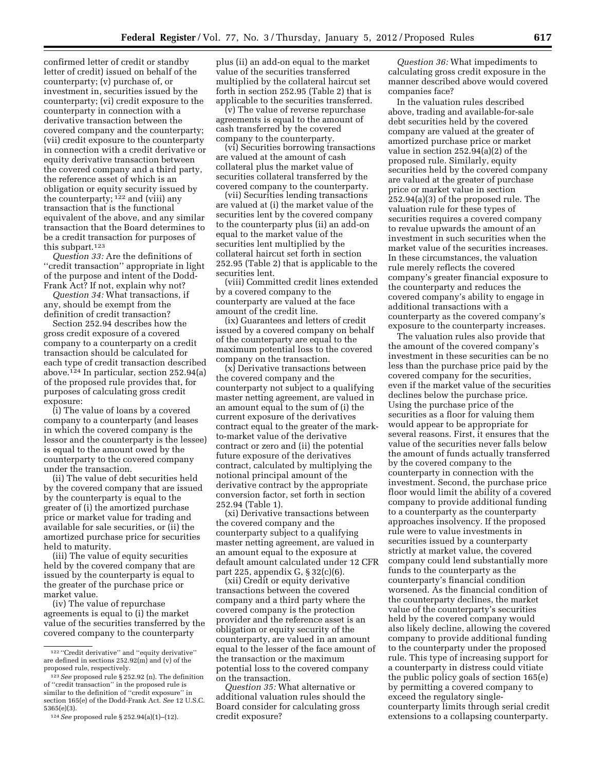confirmed letter of credit or standby letter of credit) issued on behalf of the counterparty; (v) purchase of, or investment in, securities issued by the counterparty; (vi) credit exposure to the counterparty in connection with a derivative transaction between the covered company and the counterparty; (vii) credit exposure to the counterparty in connection with a credit derivative or equity derivative transaction between the covered company and a third party, the reference asset of which is an obligation or equity security issued by the counterparty; [122] and (viii) any transaction that is the functional equivalent of the above, and any similar transaction that the Board determines to be a credit transaction for purposes of this subpart.[123]

*Question 33:* Are the definitions of "credit transaction" appropriate in light of the purpose and intent of the Dodd-Frank Act? If not, explain why not?

*Question 34:* What transactions, if any, should be exempt from the definition of credit transaction?

Section 252.94 describes how the gross credit exposure of a covered company to a counterparty on a credit transaction should be calculated for each type of credit transaction described above.[124] In particular, section 252.94(a) of the proposed rule provides that, for purposes of calculating gross credit exposure:

(i) The value of loans by a covered company to a counterparty (and leases in which the covered company is the lessor and the counterparty is the lessee) is equal to the amount owed by the counterparty to the covered company under the transaction.

(ii) The value of debt securities held by the covered company that are issued by the counterparty is equal to the greater of (i) the amortized purchase price or market value for trading and available for sale securities, or (ii) the amortized purchase price for securities held to maturity.

(iii) The value of equity securities held by the covered company that are issued by the counterparty is equal to the greater of the purchase price or market value.

(iv) The value of repurchase agreements is equal to (i) the market value of the securities transferred by the covered company to the counterparty plus (ii) an add-on equal to the market value of the securities transferred multiplied by the collateral haircut set forth in section 252.95 (Table 2) that is applicable to the securities transferred.

(v) The value of reverse repurchase agreements is equal to the amount of cash transferred by the covered company to the counterparty.

(vi) Securities borrowing transactions are valued at the amount of cash collateral plus the market value of securities collateral transferred by the covered company to the counterparty.

(vii) Securities lending transactions are valued at (i) the market value of the securities lent by the covered company to the counterparty plus (ii) an add-on equal to the market value of the securities lent multiplied by the collateral haircut set forth in section 252.95 (Table 2) that is applicable to the securities lent.

(viii) Committed credit lines extended by a covered company to the counterparty are valued at the face amount of the credit line.

(ix) Guarantees and letters of credit issued by a covered company on behalf of the counterparty are equal to the maximum potential loss to the covered company on the transaction.

(x) Derivative transactions between the covered company and the counterparty not subject to a qualifying master netting agreement, are valued in an amount equal to the sum of (i) the current exposure of the derivatives contract equal to the greater of the mark-to-market value of the derivative contract or zero and (ii) the potential future exposure of the derivatives contract, calculated by multiplying the notional principal amount of the derivative contract by the appropriate conversion factor, set forth in section 252.94 (Table 1).

(xi) Derivative transactions between the covered company and the counterparty subject to a qualifying master netting agreement, are valued in an amount equal to the exposure at default amount calculated under 12 CFR part 225, appendix G, § 32(c)(6).

(xii) Credit or equity derivative transactions between the covered company and a third party where the covered company is the protection provider and the reference asset is an obligation or equity security of the counterparty, are valued in an amount equal to the lesser of the face amount of the transaction or the maximum potential loss to the covered company on the transaction.

*Question 35:* What alternative or additional valuation rules should the Board consider for calculating gross credit exposure?

*Question 36:* What impediments to calculating gross credit exposure in the manner described above would covered companies face?

In the valuation rules described above, trading and available-for-sale debt securities held by the covered company are valued at the greater of amortized purchase price or market value in section 252.94(a)(2) of the proposed rule. Similarly, equity securities held by the covered company are valued at the greater of purchase price or market value in section 252.94(a)(3) of the proposed rule. The valuation rule for these types of securities requires a covered company to revalue upwards the amount of an investment in such securities when the market value of the securities increases. In these circumstances, the valuation rule merely reflects the covered company's greater financial exposure to the counterparty and reduces the covered company's ability to engage in additional transactions with a counterparty as the covered company's exposure to the counterparty increases.

The valuation rules also provide that the amount of the covered company's investment in these securities can be no less than the purchase price paid by the covered company for the securities, even if the market value of the securities declines below the purchase price. Using the purchase price of the securities as a floor for valuing them would appear to be appropriate for several reasons. First, it ensures that the value of the securities never falls below the amount of funds actually transferred by the covered company to the counterparty in connection with the investment. Second, the purchase price floor would limit the ability of a covered company to provide additional funding to a counterparty as the counterparty approaches insolvency. If the proposed rule were to value investments in securities issued by a counterparty strictly at market value, the covered company could lend substantially more funds to the counterparty as the counterparty's financial condition worsened. As the financial condition of the counterparty declines, the market value of the counterparty's securities held by the covered company would also likely decline, allowing the covered company to provide additional funding to the counterparty under the proposed rule. This type of increasing support for a counterparty in distress could vitiate the public policy goals of section 165(e) by permitting a covered company to exceed the regulatory single-counterparty limits through serial credit extensions to a collapsing counterparty.

---

[122] "Credit derivative" and "equity derivative" are defined in sections 252.92(m) and (v) of the proposed rule, respectively.

[123] *See* proposed rule § 252.92 (n). The definition of "credit transaction" in the proposed rule is similar to the definition of "credit exposure" in section 165(e) of the Dodd-Frank Act. *See* 12 U.S.C. 5365(e)(3).

[124] *See* proposed rule § 252.94(a)(1)–(12).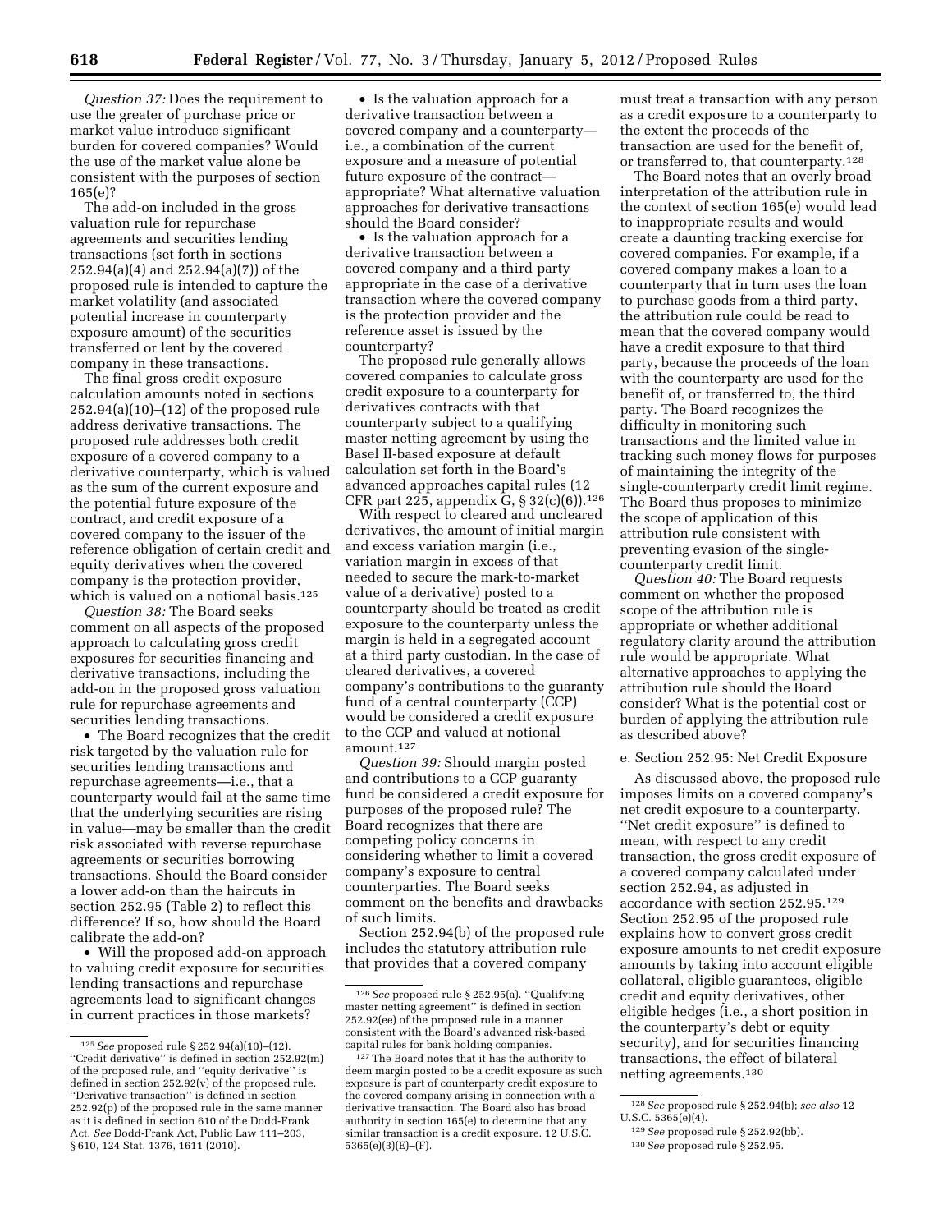*Question 37:* Does the requirement to use the greater of purchase price or market value introduce significant burden for covered companies? Would the use of the market value alone be consistent with the purposes of section 165(e)?

The add-on included in the gross valuation rule for repurchase agreements and securities lending transactions (set forth in sections 252.94(a)(4) and 252.94(a)(7)) of the proposed rule is intended to capture the market volatility (and associated potential increase in counterparty exposure amount) of the securities transferred or lent by the covered company in these transactions.

The final gross credit exposure calculation amounts noted in sections 252.94(a)(10)–(12) of the proposed rule address derivative transactions. The proposed rule addresses both credit exposure of a covered company to a derivative counterparty, which is valued as the sum of the current exposure and the potential future exposure of the contract, and credit exposure of a covered company to the issuer of the reference obligation of certain credit and equity derivatives when the covered company is the protection provider, which is valued on a notional basis.[125]

*Question 38:* The Board seeks comment on all aspects of the proposed approach to calculating gross credit exposures for securities financing and derivative transactions, including the add-on in the proposed gross valuation rule for repurchase agreements and securities lending transactions.

- The Board recognizes that the credit risk targeted by the valuation rule for securities lending transactions and repurchase agreements—i.e., that a counterparty would fail at the same time that the underlying securities are rising in value—may be smaller than the credit risk associated with reverse repurchase agreements or securities borrowing transactions. Should the Board consider a lower add-on than the haircuts in section 252.95 (Table 2) to reflect this difference? If so, how should the Board calibrate the add-on?
- Will the proposed add-on approach to valuing credit exposure for securities lending transactions and repurchase agreements lead to significant changes in current practices in those markets?
- Is the valuation approach for a derivative transaction between a covered company and a counterparty—i.e., a combination of the current exposure and a measure of potential future exposure of the contract—appropriate? What alternative valuation approaches for derivative transactions should the Board consider?
- Is the valuation approach for a derivative transaction between a covered company and a third party appropriate in the case of a derivative transaction where the covered company is the protection provider and the reference asset is issued by the counterparty?

The proposed rule generally allows covered companies to calculate gross credit exposure to a counterparty for derivatives contracts with that counterparty subject to a qualifying master netting agreement by using the Basel II-based exposure at default calculation set forth in the Board's advanced approaches capital rules (12 CFR part 225, appendix G, § 32(c)(6)).[126]

With respect to cleared and uncleared derivatives, the amount of initial margin and excess variation margin (i.e., variation margin in excess of that needed to secure the mark-to-market value of a derivative) posted to a counterparty should be treated as credit exposure to the counterparty unless the margin is held in a segregated account at a third party custodian. In the case of cleared derivatives, a covered company's contributions to the guaranty fund of a central counterparty (CCP) would be considered a credit exposure to the CCP and valued at notional amount.[127]

*Question 39:* Should margin posted and contributions to a CCP guaranty fund be considered a credit exposure for purposes of the proposed rule? The Board recognizes that there are competing policy concerns in considering whether to limit a covered company's exposure to central counterparties. The Board seeks comment on the benefits and drawbacks of such limits.

Section 252.94(b) of the proposed rule includes the statutory attribution rule that provides that a covered company must treat a transaction with any person as a credit exposure to a counterparty to the extent the proceeds of the transaction are used for the benefit of, or transferred to, that counterparty.[128]

The Board notes that an overly broad interpretation of the attribution rule in the context of section 165(e) would lead to inappropriate results and would create a daunting tracking exercise for covered companies. For example, if a covered company makes a loan to a counterparty that in turn uses the loan to purchase goods from a third party, the attribution rule could be read to mean that the covered company would have a credit exposure to that third party, because the proceeds of the loan with the counterparty are used for the benefit of, or transferred to, the third party. The Board recognizes the difficulty in monitoring such transactions and the limited value in tracking such money flows for purposes of maintaining the integrity of the single-counterparty credit limit regime. The Board thus proposes to minimize the scope of application of this attribution rule consistent with preventing evasion of the single-counterparty credit limit.

*Question 40:* The Board requests comment on whether the proposed scope of the attribution rule is appropriate or whether additional regulatory clarity around the attribution rule would be appropriate. What alternative approaches to applying the attribution rule should the Board consider? What is the potential cost or burden of applying the attribution rule as described above?

### e. Section 252.95: Net Credit Exposure

As discussed above, the proposed rule imposes limits on a covered company's net credit exposure to a counterparty. "Net credit exposure" is defined to mean, with respect to any credit transaction, the gross credit exposure of a covered company calculated under section 252.94, as adjusted in accordance with section 252.95.[129] Section 252.95 of the proposed rule explains how to convert gross credit exposure amounts to net credit exposure amounts by taking into account eligible collateral, eligible guarantees, eligible credit and equity derivatives, other eligible hedges (i.e., a short position in the counterparty's debt or equity security), and for securities financing transactions, the effect of bilateral netting agreements.[130]

---

[125] *See* proposed rule § 252.94(a)(10)–(12). "Credit derivative" is defined in section 252.92(m) of the proposed rule, and "equity derivative" is defined in section 252.92(v) of the proposed rule. "Derivative transaction" is defined in section 252.92(p) of the proposed rule in the same manner as it is defined in section 610 of the Dodd-Frank Act. *See* Dodd-Frank Act, Public Law 111–203, § 610, 124 Stat. 1376, 1611 (2010).

[126] *See* proposed rule § 252.95(a). "Qualifying master netting agreement" is defined in section 252.92(ee) of the proposed rule in a manner consistent with the Board's advanced risk-based capital rules for bank holding companies.

[127] The Board notes that it has the authority to deem margin posted to be a credit exposure as such exposure is part of counterparty credit exposure to the covered company arising in connection with a derivative transaction. The Board also has broad authority in section 165(e) to determine that any similar transaction is a credit exposure. 12 U.S.C. 5365(e)(3)(E)–(F).

[128] *See* proposed rule § 252.94(b); *see also* 12 U.S.C. 5365(e)(4).

[129] *See* proposed rule § 252.92(bb).

[130] *See* proposed rule § 252.95.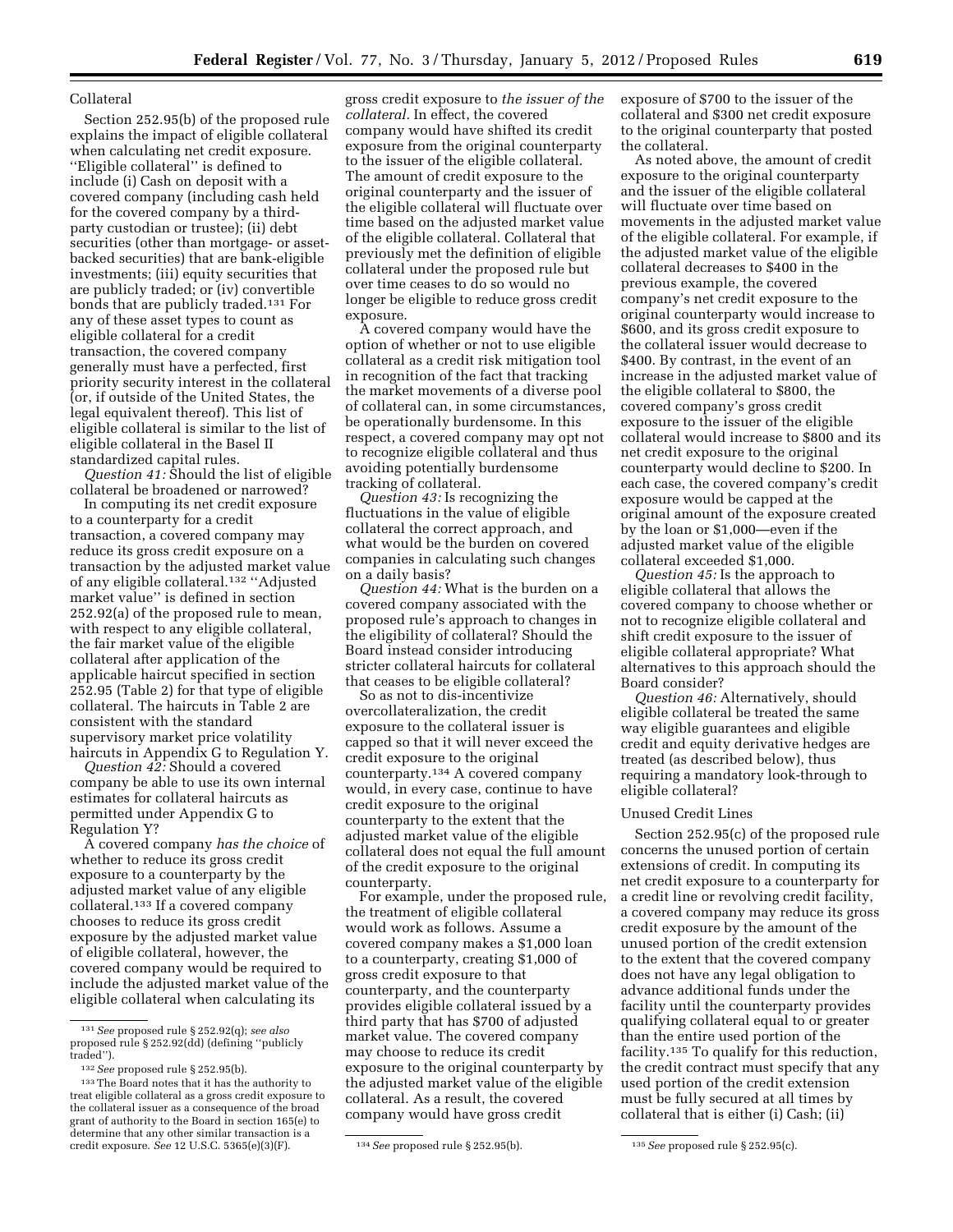### Collateral

Section 252.95(b) of the proposed rule explains the impact of eligible collateral when calculating net credit exposure. ''Eligible collateral'' is defined to include (i) Cash on deposit with a covered company (including cash held for the covered company by a third-party custodian or trustee); (ii) debt securities (other than mortgage- or asset-backed securities) that are bank-eligible investments; (iii) equity securities that are publicly traded; or (iv) convertible bonds that are publicly traded.[131] For any of these asset types to count as eligible collateral for a credit transaction, the covered company generally must have a perfected, first priority security interest in the collateral (or, if outside of the United States, the legal equivalent thereof). This list of eligible collateral is similar to the list of eligible collateral in the Basel II standardized capital rules.

*Question 41:* Should the list of eligible collateral be broadened or narrowed?

In computing its net credit exposure to a counterparty for a credit transaction, a covered company may reduce its gross credit exposure on a transaction by the adjusted market value of any eligible collateral.[132] ''Adjusted market value'' is defined in section 252.92(a) of the proposed rule to mean, with respect to any eligible collateral, the fair market value of the eligible collateral after application of the applicable haircut specified in section 252.95 (Table 2) for that type of eligible collateral. The haircuts in Table 2 are consistent with the standard supervisory market price volatility haircuts in Appendix G to Regulation Y.

*Question 42:* Should a covered company be able to use its own internal estimates for collateral haircuts as permitted under Appendix G to Regulation Y?

A covered company *has the choice* of whether to reduce its gross credit exposure to a counterparty by the adjusted market value of any eligible collateral.[133] If a covered company chooses to reduce its gross credit exposure by the adjusted market value of eligible collateral, however, the covered company would be required to include the adjusted market value of the eligible collateral when calculating its gross credit exposure to *the issuer of the collateral.* In effect, the covered company would have shifted its credit exposure from the original counterparty to the issuer of the eligible collateral. The amount of credit exposure to the original counterparty and the issuer of the eligible collateral will fluctuate over time based on the adjusted market value of the eligible collateral. Collateral that previously met the definition of eligible collateral under the proposed rule but over time ceases to do so would no longer be eligible to reduce gross credit exposure.

A covered company would have the option of whether or not to use eligible collateral as a credit risk mitigation tool in recognition of the fact that tracking the market movements of a diverse pool of collateral can, in some circumstances, be operationally burdensome. In this respect, a covered company may opt not to recognize eligible collateral and thus avoiding potentially burdensome tracking of collateral.

*Question 43:* Is recognizing the fluctuations in the value of eligible collateral the correct approach, and what would be the burden on covered companies in calculating such changes on a daily basis?

*Question 44:* What is the burden on a covered company associated with the proposed rule's approach to changes in the eligibility of collateral? Should the Board instead consider introducing stricter collateral haircuts for collateral that ceases to be eligible collateral?

So as not to dis-incentivize overcollateralization, the credit exposure to the collateral issuer is capped so that it will never exceed the credit exposure to the original counterparty.[134] A covered company would, in every case, continue to have credit exposure to the original counterparty to the extent that the adjusted market value of the eligible collateral does not equal the full amount of the credit exposure to the original counterparty.

For example, under the proposed rule, the treatment of eligible collateral would work as follows. Assume a covered company makes a $1,000 loan to a counterparty, creating $1,000 of gross credit exposure to that counterparty, and the counterparty provides eligible collateral issued by a third party that has $700 of adjusted market value. The covered company may choose to reduce its credit exposure to the original counterparty by the adjusted market value of the eligible collateral. As a result, the covered company would have gross credit exposure of $700 to the issuer of the collateral and $300 net credit exposure to the original counterparty that posted the collateral.

As noted above, the amount of credit exposure to the original counterparty and the issuer of the eligible collateral will fluctuate over time based on movements in the adjusted market value of the eligible collateral. For example, if the adjusted market value of the eligible collateral decreases to $400 in the previous example, the covered company's net credit exposure to the original counterparty would increase to $600, and its gross credit exposure to the collateral issuer would decrease to $400. By contrast, in the event of an increase in the adjusted market value of the eligible collateral to $800, the covered company's gross credit exposure to the issuer of the eligible collateral would increase to $800 and its net credit exposure to the original counterparty would decline to $200. In each case, the covered company's credit exposure would be capped at the original amount of the exposure created by the loan or $1,000—even if the adjusted market value of the eligible collateral exceeded $1,000.

*Question 45:* Is the approach to eligible collateral that allows the covered company to choose whether or not to recognize eligible collateral and shift credit exposure to the issuer of eligible collateral appropriate? What alternatives to this approach should the Board consider?

*Question 46:* Alternatively, should eligible collateral be treated the same way eligible guarantees and eligible credit and equity derivative hedges are treated (as described below), thus requiring a mandatory look-through to eligible collateral?

### Unused Credit Lines

Section 252.95(c) of the proposed rule concerns the unused portion of certain extensions of credit. In computing its net credit exposure to a counterparty for a credit line or revolving credit facility, a covered company may reduce its gross credit exposure by the amount of the unused portion of the credit extension to the extent that the covered company does not have any legal obligation to advance additional funds under the facility until the counterparty provides qualifying collateral equal to or greater than the entire used portion of the facility.[135] To qualify for this reduction, the credit contract must specify that any used portion of the credit extension must be fully secured at all times by collateral that is either (i) Cash; (ii)

---

[131] *See* proposed rule § 252.92(q); *see also* proposed rule § 252.92(dd) (defining ''publicly traded'').

[132] *See* proposed rule § 252.95(b).

[133] The Board notes that it has the authority to treat eligible collateral as a gross credit exposure to the collateral issuer as a consequence of the broad grant of authority to the Board in section 165(e) to determine that any other similar transaction is a credit exposure. *See* 12 U.S.C. 5365(e)(3)(F).

[134] *See* proposed rule § 252.95(b).

[135] *See* proposed rule § 252.95(c).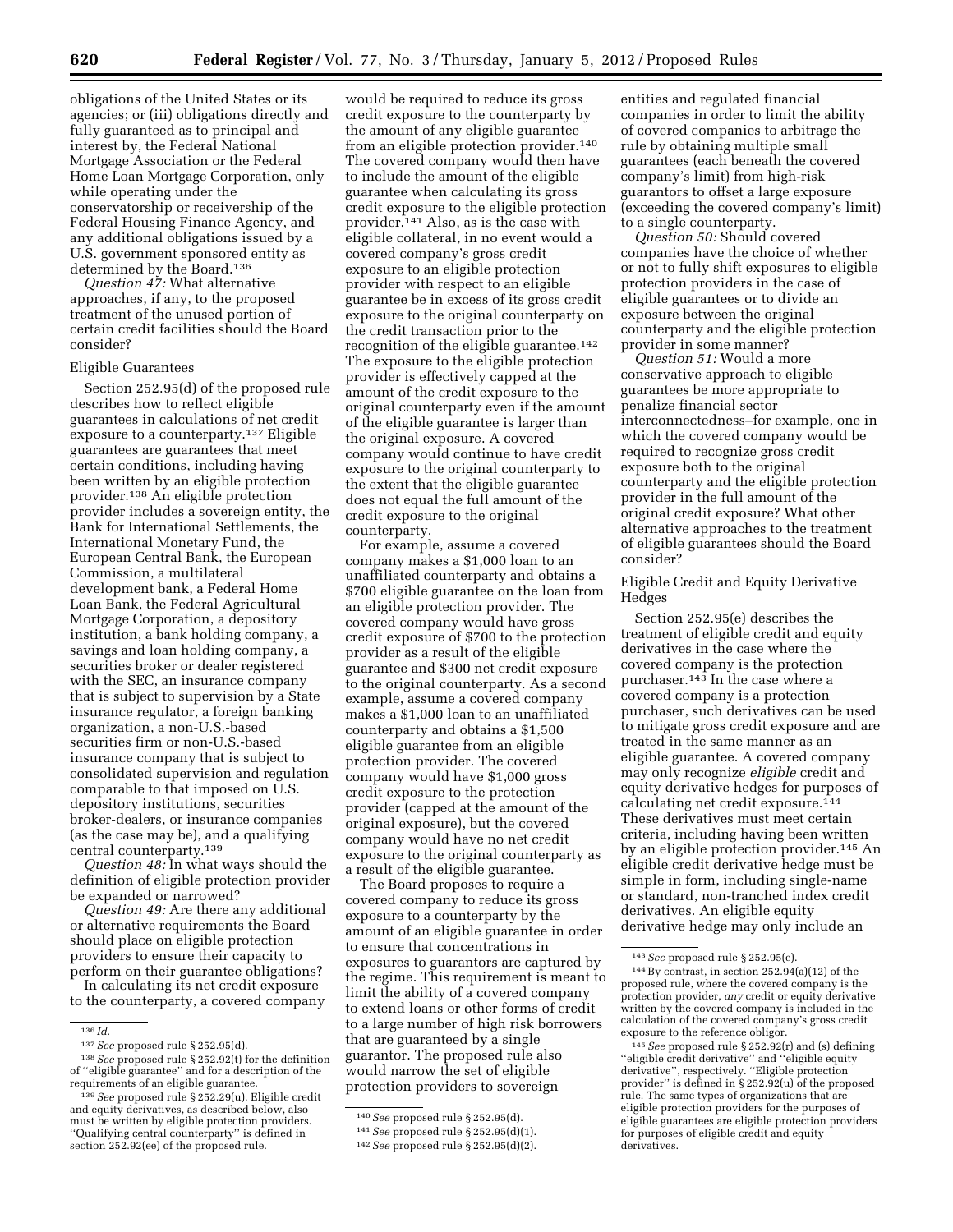obligations of the United States or its agencies; or (iii) obligations directly and fully guaranteed as to principal and interest by, the Federal National Mortgage Association or the Federal Home Loan Mortgage Corporation, only while operating under the conservatorship or receivership of the Federal Housing Finance Agency, and any additional obligations issued by a U.S. government sponsored entity as determined by the Board.[136]

*Question 47:* What alternative approaches, if any, to the proposed treatment of the unused portion of certain credit facilities should the Board consider?

Eligible Guarantees

Section 252.95(d) of the proposed rule describes how to reflect eligible guarantees in calculations of net credit exposure to a counterparty.[137] Eligible guarantees are guarantees that meet certain conditions, including having been written by an eligible protection provider.[138] An eligible protection provider includes a sovereign entity, the Bank for International Settlements, the International Monetary Fund, the European Central Bank, the European Commission, a multilateral development bank, a Federal Home Loan Bank, the Federal Agricultural Mortgage Corporation, a depository institution, a bank holding company, a savings and loan holding company, a securities broker or dealer registered with the SEC, an insurance company that is subject to supervision by a State insurance regulator, a foreign banking organization, a non-U.S.-based securities firm or non-U.S.-based insurance company that is subject to consolidated supervision and regulation comparable to that imposed on U.S. depository institutions, securities broker-dealers, or insurance companies (as the case may be), and a qualifying central counterparty.[139]

*Question 48:* In what ways should the definition of eligible protection provider be expanded or narrowed?

*Question 49:* Are there any additional or alternative requirements the Board should place on eligible protection providers to ensure their capacity to perform on their guarantee obligations?

In calculating its net credit exposure to the counterparty, a covered company would be required to reduce its gross credit exposure to the counterparty by the amount of any eligible guarantee from an eligible protection provider.[140] The covered company would then have to include the amount of the eligible guarantee when calculating its gross credit exposure to the eligible protection provider.[141] Also, as is the case with eligible collateral, in no event would a covered company's gross credit exposure to an eligible protection provider with respect to an eligible guarantee be in excess of its gross credit exposure to the original counterparty on the credit transaction prior to the recognition of the eligible guarantee.[142] The exposure to the eligible protection provider is effectively capped at the amount of the credit exposure to the original counterparty even if the amount of the eligible guarantee is larger than the original exposure. A covered company would continue to have credit exposure to the original counterparty to the extent that the eligible guarantee does not equal the full amount of the credit exposure to the original counterparty.

For example, assume a covered company makes a $1,000 loan to an unaffiliated counterparty and obtains a $700 eligible guarantee on the loan from an eligible protection provider. The covered company would have gross credit exposure of $700 to the protection provider as a result of the eligible guarantee and $300 net credit exposure to the original counterparty. As a second example, assume a covered company makes a $1,000 loan to an unaffiliated counterparty and obtains a $1,500 eligible guarantee from an eligible protection provider. The covered company would have $1,000 gross credit exposure to the protection provider (capped at the amount of the original exposure), but the covered company would have no net credit exposure to the original counterparty as a result of the eligible guarantee.

The Board proposes to require a covered company to reduce its gross exposure to a counterparty by the amount of an eligible guarantee in order to ensure that concentrations in exposures to guarantors are captured by the regime. This requirement is meant to limit the ability of a covered company to extend loans or other forms of credit to a large number of high risk borrowers that are guaranteed by a single guarantor. The proposed rule also would narrow the set of eligible protection providers to sovereign entities and regulated financial companies in order to limit the ability of covered companies to arbitrage the rule by obtaining multiple small guarantees (each beneath the covered company's limit) from high-risk guarantors to offset a large exposure (exceeding the covered company's limit) to a single counterparty.

*Question 50:* Should covered companies have the choice of whether or not to fully shift exposures to eligible protection providers in the case of eligible guarantees or to divide an exposure between the original counterparty and the eligible protection provider in some manner?

*Question 51:* Would a more conservative approach to eligible guarantees be more appropriate to penalize financial sector interconnectedness–for example, one in which the covered company would be required to recognize gross credit exposure both to the original counterparty and the eligible protection provider in the full amount of the original credit exposure? What other alternative approaches to the treatment of eligible guarantees should the Board consider?

Eligible Credit and Equity Derivative Hedges

Section 252.95(e) describes the treatment of eligible credit and equity derivatives in the case where the covered company is the protection purchaser.[143] In the case where a covered company is a protection purchaser, such derivatives can be used to mitigate gross credit exposure and are treated in the same manner as an eligible guarantee. A covered company may only recognize *eligible* credit and equity derivative hedges for purposes of calculating net credit exposure.[144] These derivatives must meet certain criteria, including having been written by an eligible protection provider.[145] An eligible credit derivative hedge must be simple in form, including single-name or standard, non-tranched index credit derivatives. An eligible equity derivative hedge may only include an

---

[136] *Id.*

[137] *See* proposed rule § 252.95(d).

[138] *See* proposed rule § 252.92(t) for the definition of "eligible guarantee" and for a description of the requirements of an eligible guarantee.

[139] *See* proposed rule § 252.29(u). Eligible credit and equity derivatives, as described below, also must be written by eligible protection providers. "Qualifying central counterparty" is defined in section 252.92(ee) of the proposed rule.

[140] *See* proposed rule § 252.95(d).

[141] *See* proposed rule § 252.95(d)(1).

[142] *See* proposed rule § 252.95(d)(2).

[143] *See* proposed rule § 252.95(e).

[144] By contrast, in section 252.94(a)(12) of the proposed rule, where the covered company is the protection provider, *any* credit or equity derivative written by the covered company is included in the calculation of the covered company's gross credit exposure to the reference obligor.

[145] *See* proposed rule § 252.92(r) and (s) defining "eligible credit derivative" and "eligible equity derivative", respectively. "Eligible protection provider" is defined in § 252.92(u) of the proposed rule. The same types of organizations that are eligible protection providers for the purposes of eligible guarantees are eligible protection providers for purposes of eligible credit and equity derivatives.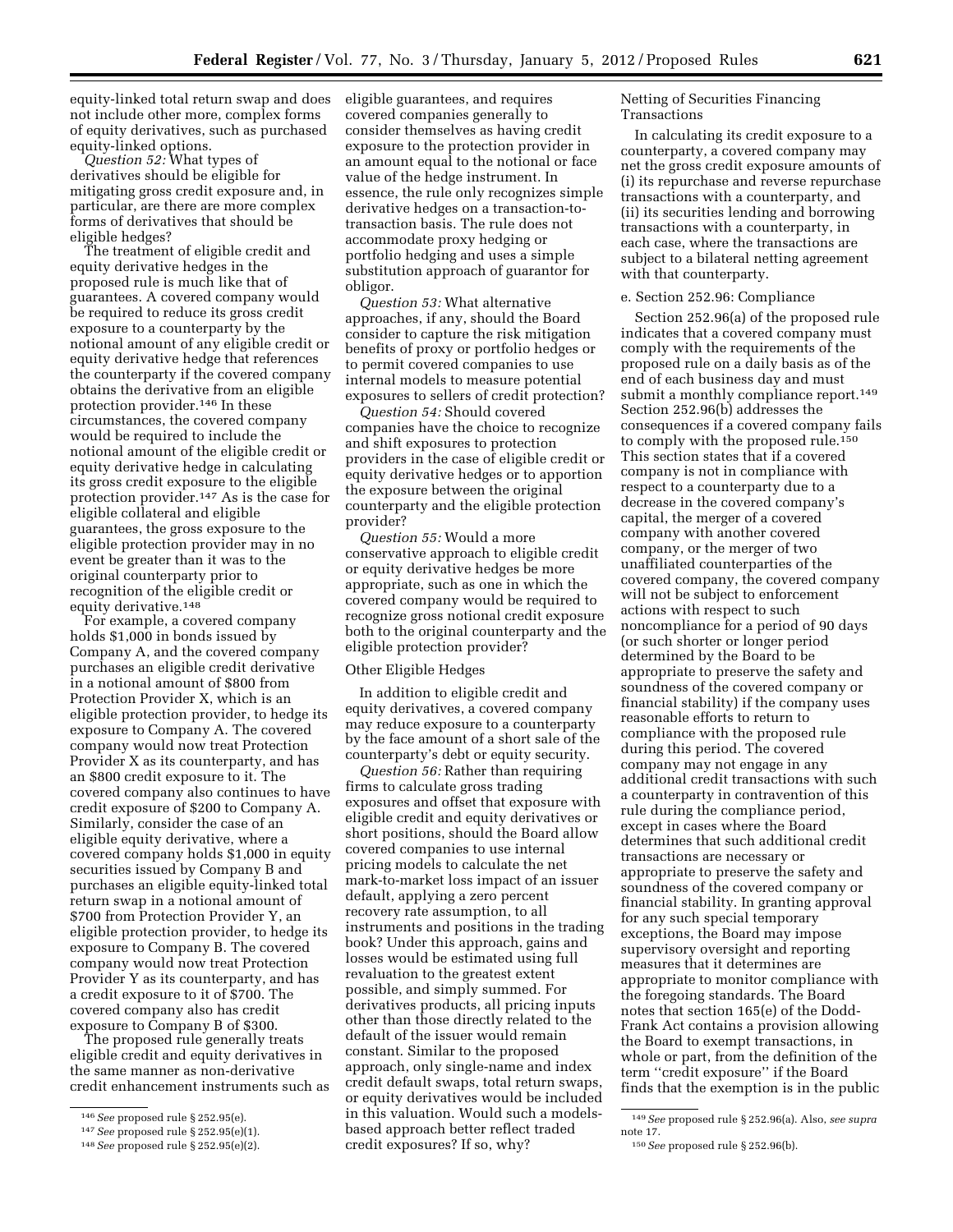equity-linked total return swap and does not include other more, complex forms of equity derivatives, such as purchased equity-linked options.

*Question 52:* What types of derivatives should be eligible for mitigating gross credit exposure and, in particular, are there are more complex forms of derivatives that should be eligible hedges?

The treatment of eligible credit and equity derivative hedges in the proposed rule is much like that of guarantees. A covered company would be required to reduce its gross credit exposure to a counterparty by the notional amount of any eligible credit or equity derivative hedge that references the counterparty if the covered company obtains the derivative from an eligible protection provider.[146] In these circumstances, the covered company would be required to include the notional amount of the eligible credit or equity derivative hedge in calculating its gross credit exposure to the eligible protection provider.[147] As is the case for eligible collateral and eligible guarantees, the gross exposure to the eligible protection provider may in no event be greater than it was to the original counterparty prior to recognition of the eligible credit or equity derivative.[148]

For example, a covered company holds $1,000 in bonds issued by Company A, and the covered company purchases an eligible credit derivative in a notional amount of $800 from Protection Provider X, which is an eligible protection provider, to hedge its exposure to Company A. The covered company would now treat Protection Provider X as its counterparty, and has an $800 credit exposure to it. The covered company also continues to have credit exposure of $200 to Company A. Similarly, consider the case of an eligible equity derivative, where a covered company holds $1,000 in equity securities issued by Company B and purchases an eligible equity-linked total return swap in a notional amount of $700 from Protection Provider Y, an eligible protection provider, to hedge its exposure to Company B. The covered company would now treat Protection Provider Y as its counterparty, and has a credit exposure to it of $700. The covered company also has credit exposure to Company B of $300.

The proposed rule generally treats eligible credit and equity derivatives in the same manner as non-derivative credit enhancement instruments such as eligible guarantees, and requires covered companies generally to consider themselves as having credit exposure to the protection provider in an amount equal to the notional or face value of the hedge instrument. In essence, the rule only recognizes simple derivative hedges on a transaction-to-transaction basis. The rule does not accommodate proxy hedging or portfolio hedging and uses a simple substitution approach of guarantor for obligor.

*Question 53:* What alternative approaches, if any, should the Board consider to capture the risk mitigation benefits of proxy or portfolio hedges or to permit covered companies to use internal models to measure potential exposures to sellers of credit protection?

*Question 54:* Should covered companies have the choice to recognize and shift exposures to protection providers in the case of eligible credit or equity derivative hedges or to apportion the exposure between the original counterparty and the eligible protection provider?

*Question 55:* Would a more conservative approach to eligible credit or equity derivative hedges be more appropriate, such as one in which the covered company would be required to recognize gross notional credit exposure both to the original counterparty and the eligible protection provider?

Other Eligible Hedges

In addition to eligible credit and equity derivatives, a covered company may reduce exposure to a counterparty by the face amount of a short sale of the counterparty's debt or equity security.

*Question 56:* Rather than requiring firms to calculate gross trading exposures and offset that exposure with eligible credit and equity derivatives or short positions, should the Board allow covered companies to use internal pricing models to calculate the net mark-to-market loss impact of an issuer default, applying a zero percent recovery rate assumption, to all instruments and positions in the trading book? Under this approach, gains and losses would be estimated using full revaluation to the greatest extent possible, and simply summed. For derivatives products, all pricing inputs other than those directly related to the default of the issuer would remain constant. Similar to the proposed approach, only single-name and index credit default swaps, total return swaps, or equity derivatives would be included in this valuation. Would such a models-based approach better reflect traded credit exposures? If so, why?

Netting of Securities Financing Transactions

In calculating its credit exposure to a counterparty, a covered company may net the gross credit exposure amounts of (i) its repurchase and reverse repurchase transactions with a counterparty, and (ii) its securities lending and borrowing transactions with a counterparty, in each case, where the transactions are subject to a bilateral netting agreement with that counterparty.

e. Section 252.96: Compliance

Section 252.96(a) of the proposed rule indicates that a covered company must comply with the requirements of the proposed rule on a daily basis as of the end of each business day and must submit a monthly compliance report.[149] Section 252.96(b) addresses the consequences if a covered company fails to comply with the proposed rule.[150] This section states that if a covered company is not in compliance with respect to a counterparty due to a decrease in the covered company's capital, the merger of a covered company with another covered company, or the merger of two unaffiliated counterparties of the covered company, the covered company will not be subject to enforcement actions with respect to such noncompliance for a period of 90 days (or such shorter or longer period determined by the Board to be appropriate to preserve the safety and soundness of the covered company or financial stability) if the company uses reasonable efforts to return to compliance with the proposed rule during this period. The covered company may not engage in any additional credit transactions with such a counterparty in contravention of this rule during the compliance period, except in cases where the Board determines that such additional credit transactions are necessary or appropriate to preserve the safety and soundness of the covered company or financial stability. In granting approval for any such special temporary exceptions, the Board may impose supervisory oversight and reporting measures that it determines are appropriate to monitor compliance with the foregoing standards. The Board notes that section 165(e) of the Dodd-Frank Act contains a provision allowing the Board to exempt transactions, in whole or part, from the definition of the term "credit exposure" if the Board finds that the exemption is in the public

---

[146] *See* proposed rule § 252.95(e).

[147] *See* proposed rule § 252.95(e)(1).

[148] *See* proposed rule § 252.95(e)(2).

[149] *See* proposed rule § 252.96(a). Also, *see supra* note 17.

[150] *See* proposed rule § 252.96(b).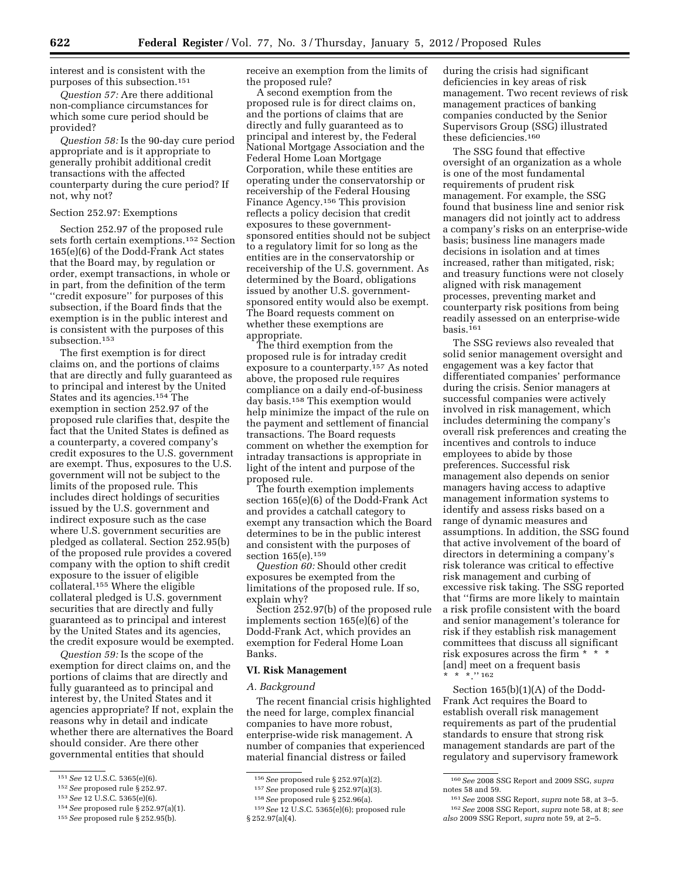interest and is consistent with the purposes of this subsection.[151]

*Question 57:* Are there additional non-compliance circumstances for which some cure period should be provided?

*Question 58:* Is the 90-day cure period appropriate and is it appropriate to generally prohibit additional credit transactions with the affected counterparty during the cure period? If not, why not?

Section 252.97: Exemptions

Section 252.97 of the proposed rule sets forth certain exemptions.[152] Section 165(e)(6) of the Dodd-Frank Act states that the Board may, by regulation or order, exempt transactions, in whole or in part, from the definition of the term ''credit exposure'' for purposes of this subsection, if the Board finds that the exemption is in the public interest and is consistent with the purposes of this subsection.[153]

The first exemption is for direct claims on, and the portions of claims that are directly and fully guaranteed as to principal and interest by the United States and its agencies.[154] The exemption in section 252.97 of the proposed rule clarifies that, despite the fact that the United States is defined as a counterparty, a covered company's credit exposures to the U.S. government are exempt. Thus, exposures to the U.S. government will not be subject to the limits of the proposed rule. This includes direct holdings of securities issued by the U.S. government and indirect exposure such as the case where U.S. government securities are pledged as collateral. Section 252.95(b) of the proposed rule provides a covered company with the option to shift credit exposure to the issuer of eligible collateral.[155] Where the eligible collateral pledged is U.S. government securities that are directly and fully guaranteed as to principal and interest by the United States and its agencies, the credit exposure would be exempted.

*Question 59:* Is the scope of the exemption for direct claims on, and the portions of claims that are directly and fully guaranteed as to principal and interest by, the United States and it agencies appropriate? If not, explain the reasons why in detail and indicate whether there are alternatives the Board should consider. Are there other governmental entities that should receive an exemption from the limits of the proposed rule?

A second exemption from the proposed rule is for direct claims on, and the portions of claims that are directly and fully guaranteed as to principal and interest by, the Federal National Mortgage Association and the Federal Home Loan Mortgage Corporation, while these entities are operating under the conservatorship or receivership of the Federal Housing Finance Agency.[156] This provision reflects a policy decision that credit exposures to these government-sponsored entities should not be subject to a regulatory limit for so long as the entities are in the conservatorship or receivership of the U.S. government. As determined by the Board, obligations issued by another U.S. government-sponsored entity would also be exempt. The Board requests comment on whether these exemptions are appropriate.

The third exemption from the proposed rule is for intraday credit exposure to a counterparty.[157] As noted above, the proposed rule requires compliance on a daily end-of-business day basis.[158] This exemption would help minimize the impact of the rule on the payment and settlement of financial transactions. The Board requests comment on whether the exemption for intraday transactions is appropriate in light of the intent and purpose of the proposed rule.

The fourth exemption implements section 165(e)(6) of the Dodd-Frank Act and provides a catchall category to exempt any transaction which the Board determines to be in the public interest and consistent with the purposes of section 165(e).[159]

*Question 60:* Should other credit exposures be exempted from the limitations of the proposed rule. If so, explain why?

Section 252.97(b) of the proposed rule implements section 165(e)(6) of the Dodd-Frank Act, which provides an exemption for Federal Home Loan Banks.

## VI. Risk Management

### *A. Background*

The recent financial crisis highlighted the need for large, complex financial companies to have more robust, enterprise-wide risk management. A number of companies that experienced material financial distress or failed during the crisis had significant deficiencies in key areas of risk management. Two recent reviews of risk management practices of banking companies conducted by the Senior Supervisors Group (SSG) illustrated these deficiencies.[160]

The SSG found that effective oversight of an organization as a whole is one of the most fundamental requirements of prudent risk management. For example, the SSG found that business line and senior risk managers did not jointly act to address a company's risks on an enterprise-wide basis; business line managers made decisions in isolation and at times increased, rather than mitigated, risk; and treasury functions were not closely aligned with risk management processes, preventing market and counterparty risk positions from being readily assessed on an enterprise-wide basis.[161]

The SSG reviews also revealed that solid senior management oversight and engagement was a key factor that differentiated companies' performance during the crisis. Senior managers at successful companies were actively involved in risk management, which includes determining the company's overall risk preferences and creating the incentives and controls to induce employees to abide by those preferences. Successful risk management also depends on senior managers having access to adaptive management information systems to identify and assess risks based on a range of dynamic measures and assumptions. In addition, the SSG found that active involvement of the board of directors in determining a company's risk tolerance was critical to effective risk management and curbing of excessive risk taking. The SSG reported that ''firms are more likely to maintain a risk profile consistent with the board and senior management's tolerance for risk if they establish risk management committees that discuss all significant risk exposures across the firm * * * [and] meet on a frequent basis * * *.''[162]

Section 165(b)(1)(A) of the Dodd-Frank Act requires the Board to establish overall risk management requirements as part of the prudential standards to ensure that strong risk management standards are part of the regulatory and supervisory framework

---

[151] *See* 12 U.S.C. 5365(e)(6).

[152] *See* proposed rule § 252.97.

[153] *See* 12 U.S.C. 5365(e)(6).

[154] *See* proposed rule § 252.97(a)(1).

[155] *See* proposed rule § 252.95(b).

[156] *See* proposed rule § 252.97(a)(2).

[157] *See* proposed rule § 252.97(a)(3).

[158] *See* proposed rule § 252.96(a).

[159] *See* 12 U.S.C. 5365(e)(6); proposed rule § 252.97(a)(4).

[160] *See* 2008 SSG Report and 2009 SSG, *supra* notes 58 and 59.

[161] *See* 2008 SSG Report, *supra* note 58, at 3–5.

[162] *See* 2008 SSG Report, *supra* note 58, at 8; *see also* 2009 SSG Report, *supra* note 59, at 2–5.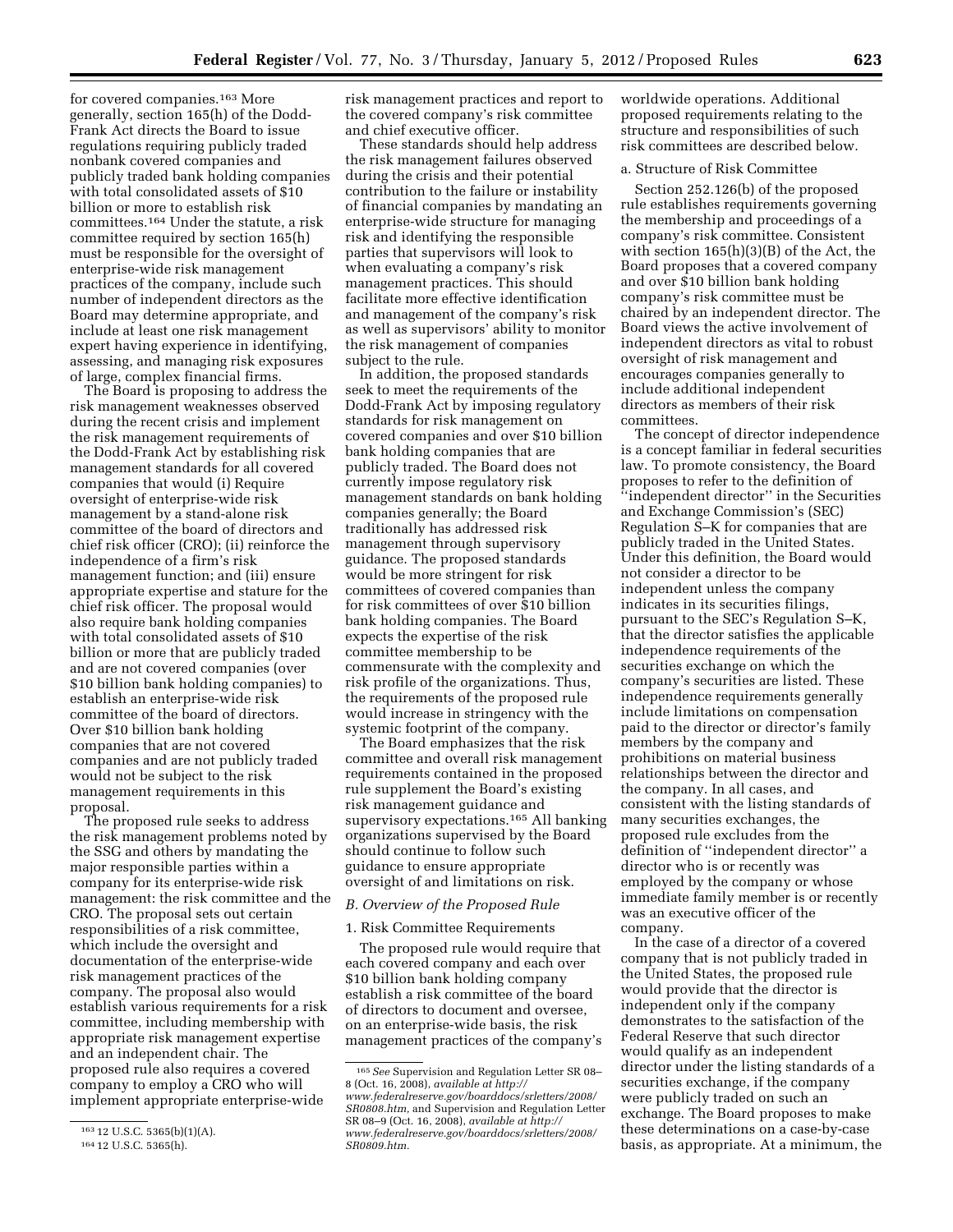for covered companies.[163] More generally, section 165(h) of the Dodd-Frank Act directs the Board to issue regulations requiring publicly traded nonbank covered companies and publicly traded bank holding companies with total consolidated assets of $10 billion or more to establish risk committees.[164] Under the statute, a risk committee required by section 165(h) must be responsible for the oversight of enterprise-wide risk management practices of the company, include such number of independent directors as the Board may determine appropriate, and include at least one risk management expert having experience in identifying, assessing, and managing risk exposures of large, complex financial firms.

The Board is proposing to address the risk management weaknesses observed during the recent crisis and implement the risk management requirements of the Dodd-Frank Act by establishing risk management standards for all covered companies that would (i) Require oversight of enterprise-wide risk management by a stand-alone risk committee of the board of directors and chief risk officer (CRO); (ii) reinforce the independence of a firm's risk management function; and (iii) ensure appropriate expertise and stature for the chief risk officer. The proposal would also require bank holding companies with total consolidated assets of $10 billion or more that are publicly traded and are not covered companies (over $10 billion bank holding companies) to establish an enterprise-wide risk committee of the board of directors. Over $10 billion bank holding companies that are not covered companies and are not publicly traded would not be subject to the risk management requirements in this proposal.

The proposed rule seeks to address the risk management problems noted by the SSG and others by mandating the major responsible parties within a company for its enterprise-wide risk management: the risk committee and the CRO. The proposal sets out certain responsibilities of a risk committee, which include the oversight and documentation of the enterprise-wide risk management practices of the company. The proposal also would establish various requirements for a risk committee, including membership with appropriate risk management expertise and an independent chair. The proposed rule also requires a covered company to employ a CRO who will implement appropriate enterprise-wide risk management practices and report to the covered company's risk committee and chief executive officer.

These standards should help address the risk management failures observed during the crisis and their potential contribution to the failure or instability of financial companies by mandating an enterprise-wide structure for managing risk and identifying the responsible parties that supervisors will look to when evaluating a company's risk management practices. This should facilitate more effective identification and management of the company's risk as well as supervisors' ability to monitor the risk management of companies subject to the rule.

In addition, the proposed standards seek to meet the requirements of the Dodd-Frank Act by imposing regulatory standards for risk management on covered companies and over $10 billion bank holding companies that are publicly traded. The Board does not currently impose regulatory risk management standards on bank holding companies generally; the Board traditionally has addressed risk management through supervisory guidance. The proposed standards would be more stringent for risk committees of covered companies than for risk committees of over $10 billion bank holding companies. The Board expects the expertise of the risk committee membership to be commensurate with the complexity and risk profile of the organizations. Thus, the requirements of the proposed rule would increase in stringency with the systemic footprint of the company.

The Board emphasizes that the risk committee and overall risk management requirements contained in the proposed rule supplement the Board's existing risk management guidance and supervisory expectations.[165] All banking organizations supervised by the Board should continue to follow such guidance to ensure appropriate oversight of and limitations on risk.

### *B. Overview of the Proposed Rule*

#### 1. Risk Committee Requirements

The proposed rule would require that each covered company and each over $10 billion bank holding company establish a risk committee of the board of directors to document and oversee, on an enterprise-wide basis, the risk management practices of the company's worldwide operations. Additional proposed requirements relating to the structure and responsibilities of such risk committees are described below.

##### a. Structure of Risk Committee

Section 252.126(b) of the proposed rule establishes requirements governing the membership and proceedings of a company's risk committee. Consistent with section 165(h)(3)(B) of the Act, the Board proposes that a covered company and over $10 billion bank holding company's risk committee must be chaired by an independent director. The Board views the active involvement of independent directors as vital to robust oversight of risk management and encourages companies generally to include additional independent directors as members of their risk committees.

The concept of director independence is a concept familiar in federal securities law. To promote consistency, the Board proposes to refer to the definition of "independent director" in the Securities and Exchange Commission's (SEC) Regulation S–K for companies that are publicly traded in the United States. Under this definition, the Board would not consider a director to be independent unless the company indicates in its securities filings, pursuant to the SEC's Regulation S–K, that the director satisfies the applicable independence requirements of the securities exchange on which the company's securities are listed. These independence requirements generally include limitations on compensation paid to the director or director's family members by the company and prohibitions on material business relationships between the director and the company. In all cases, and consistent with the listing standards of many securities exchanges, the proposed rule excludes from the definition of "independent director" a director who is or recently was employed by the company or whose immediate family member is or recently was an executive officer of the company.

In the case of a director of a covered company that is not publicly traded in the United States, the proposed rule would provide that the director is independent only if the company demonstrates to the satisfaction of the Federal Reserve that such director would qualify as an independent director under the listing standards of a securities exchange, if the company were publicly traded on such an exchange. The Board proposes to make these determinations on a case-by-case basis, as appropriate. At a minimum, the

---

[163] 12 U.S.C. 5365(b)(1)(A).

[164] 12 U.S.C. 5365(h).

[165] *See* Supervision and Regulation Letter SR 08–8 (Oct. 16, 2008), *available at http://www.federalreserve.gov/boarddocs/srletters/2008/SR0808.htm,* and Supervision and Regulation Letter SR 08–9 (Oct. 16, 2008), *available at http://www.federalreserve.gov/boarddocs/srletters/2008/SR0809.htm.*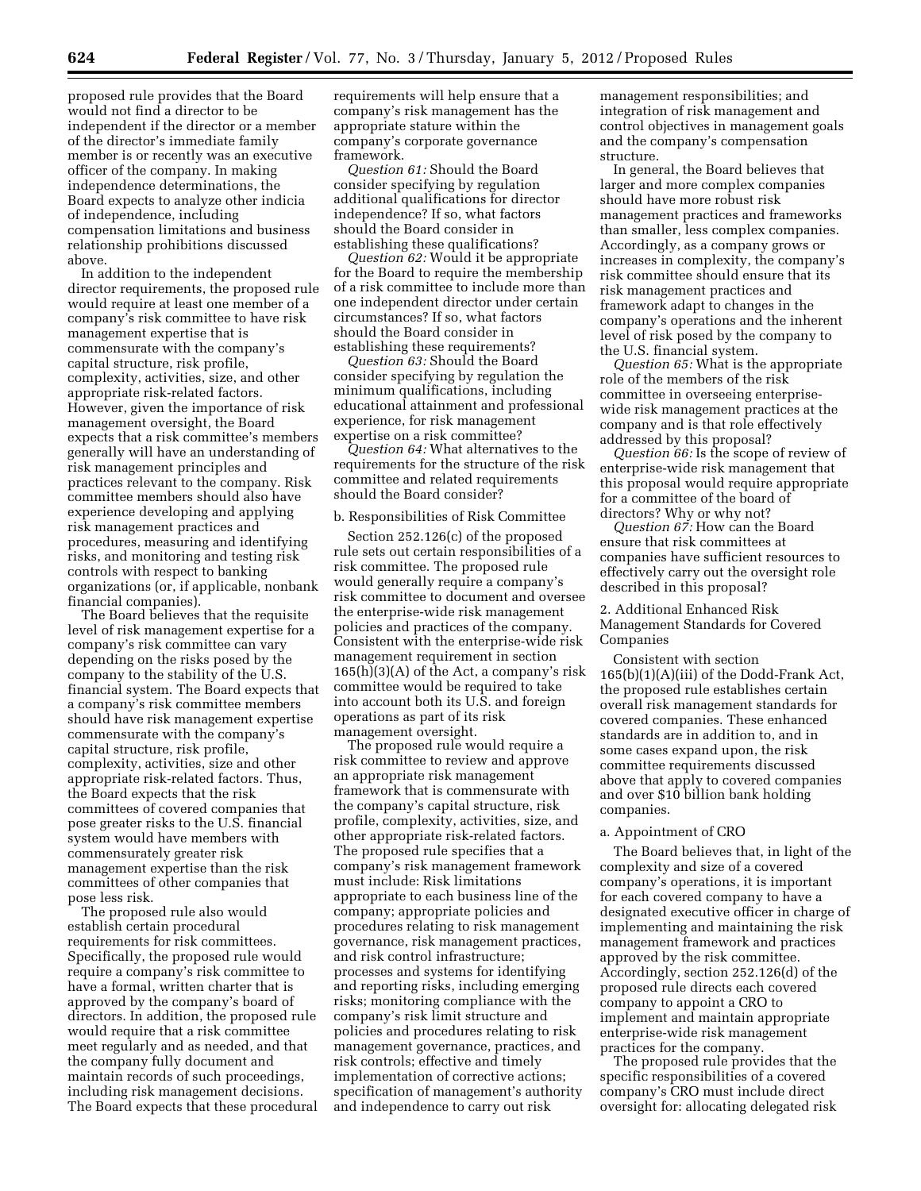proposed rule provides that the Board would not find a director to be independent if the director or a member of the director's immediate family member is or recently was an executive officer of the company. In making independence determinations, the Board expects to analyze other indicia of independence, including compensation limitations and business relationship prohibitions discussed above.

In addition to the independent director requirements, the proposed rule would require at least one member of a company's risk committee to have risk management expertise that is commensurate with the company's capital structure, risk profile, complexity, activities, size, and other appropriate risk-related factors. However, given the importance of risk management oversight, the Board expects that a risk committee's members generally will have an understanding of risk management principles and practices relevant to the company. Risk committee members should also have experience developing and applying risk management practices and procedures, measuring and identifying risks, and monitoring and testing risk controls with respect to banking organizations (or, if applicable, nonbank financial companies).

The Board believes that the requisite level of risk management expertise for a company's risk committee can vary depending on the risks posed by the company to the stability of the U.S. financial system. The Board expects that a company's risk committee members should have risk management expertise commensurate with the company's capital structure, risk profile, complexity, activities, size and other appropriate risk-related factors. Thus, the Board expects that the risk committees of covered companies that pose greater risks to the U.S. financial system would have members with commensurately greater risk management expertise than the risk committees of other companies that pose less risk.

The proposed rule also would establish certain procedural requirements for risk committees. Specifically, the proposed rule would require a company's risk committee to have a formal, written charter that is approved by the company's board of directors. In addition, the proposed rule would require that a risk committee meet regularly and as needed, and that the company fully document and maintain records of such proceedings, including risk management decisions. The Board expects that these procedural requirements will help ensure that a company's risk management has the appropriate stature within the company's corporate governance framework.

*Question 61:* Should the Board consider specifying by regulation additional qualifications for director independence? If so, what factors should the Board consider in establishing these qualifications?

*Question 62:* Would it be appropriate for the Board to require the membership of a risk committee to include more than one independent director under certain circumstances? If so, what factors should the Board consider in establishing these requirements?

*Question 63:* Should the Board consider specifying by regulation the minimum qualifications, including educational attainment and professional experience, for risk management expertise on a risk committee?

*Question 64:* What alternatives to the requirements for the structure of the risk committee and related requirements should the Board consider?

b. Responsibilities of Risk Committee

Section 252.126(c) of the proposed rule sets out certain responsibilities of a risk committee. The proposed rule would generally require a company's risk committee to document and oversee the enterprise-wide risk management policies and practices of the company. Consistent with the enterprise-wide risk management requirement in section 165(h)(3)(A) of the Act, a company's risk committee would be required to take into account both its U.S. and foreign operations as part of its risk management oversight.

The proposed rule would require a risk committee to review and approve an appropriate risk management framework that is commensurate with the company's capital structure, risk profile, complexity, activities, size, and other appropriate risk-related factors. The proposed rule specifies that a company's risk management framework must include: Risk limitations appropriate to each business line of the company; appropriate policies and procedures relating to risk management governance, risk management practices, and risk control infrastructure; processes and systems for identifying and reporting risks, including emerging risks; monitoring compliance with the company's risk limit structure and policies and procedures relating to risk management governance, practices, and risk controls; effective and timely implementation of corrective actions; specification of management's authority and independence to carry out risk management responsibilities; and integration of risk management and control objectives in management goals and the company's compensation structure.

In general, the Board believes that larger and more complex companies should have more robust risk management practices and frameworks than smaller, less complex companies. Accordingly, as a company grows or increases in complexity, the company's risk committee should ensure that its risk management practices and framework adapt to changes in the company's operations and the inherent level of risk posed by the company to the U.S. financial system.

*Question 65:* What is the appropriate role of the members of the risk committee in overseeing enterprise-wide risk management practices at the company and is that role effectively addressed by this proposal?

*Question 66:* Is the scope of review of enterprise-wide risk management that this proposal would require appropriate for a committee of the board of directors? Why or why not?

*Question 67:* How can the Board ensure that risk committees at companies have sufficient resources to effectively carry out the oversight role described in this proposal?

2. Additional Enhanced Risk Management Standards for Covered Companies

Consistent with section 165(b)(1)(A)(iii) of the Dodd-Frank Act, the proposed rule establishes certain overall risk management standards for covered companies. These enhanced standards are in addition to, and in some cases expand upon, the risk committee requirements discussed above that apply to covered companies and over $10 billion bank holding companies.

a. Appointment of CRO

The Board believes that, in light of the complexity and size of a covered company's operations, it is important for each covered company to have a designated executive officer in charge of implementing and maintaining the risk management framework and practices approved by the risk committee. Accordingly, section 252.126(d) of the proposed rule directs each covered company to appoint a CRO to implement and maintain appropriate enterprise-wide risk management practices for the company.

The proposed rule provides that the specific responsibilities of a covered company's CRO must include direct oversight for: allocating delegated risk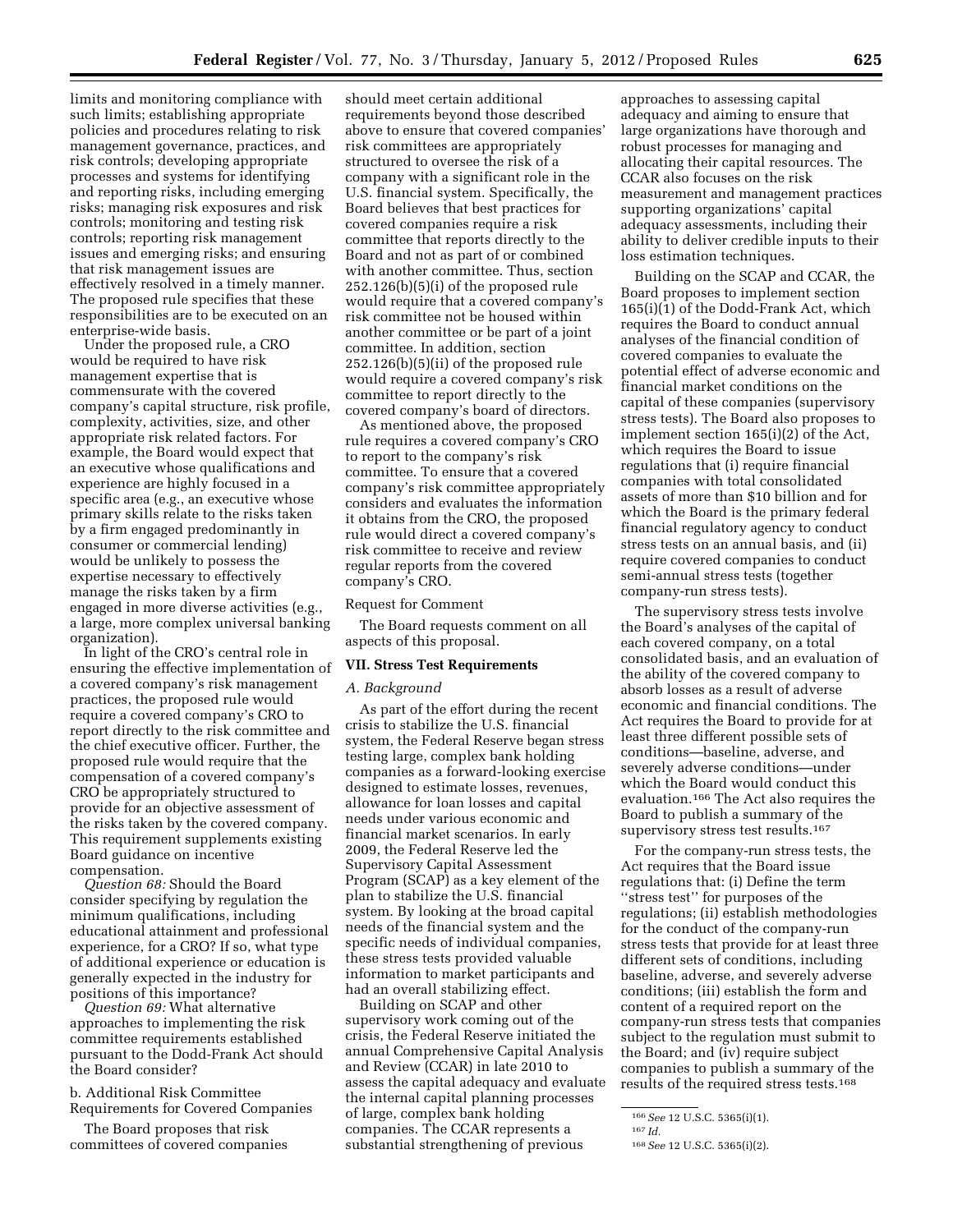limits and monitoring compliance with such limits; establishing appropriate policies and procedures relating to risk management governance, practices, and risk controls; developing appropriate processes and systems for identifying and reporting risks, including emerging risks; managing risk exposures and risk controls; monitoring and testing risk controls; reporting risk management issues and emerging risks; and ensuring that risk management issues are effectively resolved in a timely manner. The proposed rule specifies that these responsibilities are to be executed on an enterprise-wide basis.

Under the proposed rule, a CRO would be required to have risk management expertise that is commensurate with the covered company's capital structure, risk profile, complexity, activities, size, and other appropriate risk related factors. For example, the Board would expect that an executive whose qualifications and experience are highly focused in a specific area (e.g., an executive whose primary skills relate to the risks taken by a firm engaged predominantly in consumer or commercial lending) would be unlikely to possess the expertise necessary to effectively manage the risks taken by a firm engaged in more diverse activities (e.g., a large, more complex universal banking organization).

In light of the CRO's central role in ensuring the effective implementation of a covered company's risk management practices, the proposed rule would require a covered company's CRO to report directly to the risk committee and the chief executive officer. Further, the proposed rule would require that the compensation of a covered company's CRO be appropriately structured to provide for an objective assessment of the risks taken by the covered company. This requirement supplements existing Board guidance on incentive compensation.

*Question 68:* Should the Board consider specifying by regulation the minimum qualifications, including educational attainment and professional experience, for a CRO? If so, what type of additional experience or education is generally expected in the industry for positions of this importance?

*Question 69:* What alternative approaches to implementing the risk committee requirements established pursuant to the Dodd-Frank Act should the Board consider?

b. Additional Risk Committee Requirements for Covered Companies

The Board proposes that risk committees of covered companies should meet certain additional requirements beyond those described above to ensure that covered companies' risk committees are appropriately structured to oversee the risk of a company with a significant role in the U.S. financial system. Specifically, the Board believes that best practices for covered companies require a risk committee that reports directly to the Board and not as part of or combined with another committee. Thus, section 252.126(b)(5)(i) of the proposed rule would require that a covered company's risk committee not be housed within another committee or be part of a joint committee. In addition, section 252.126(b)(5)(ii) of the proposed rule would require a covered company's risk committee to report directly to the covered company's board of directors.

As mentioned above, the proposed rule requires a covered company's CRO to report to the company's risk committee. To ensure that a covered company's risk committee appropriately considers and evaluates the information it obtains from the CRO, the proposed rule would direct a covered company's risk committee to receive and review regular reports from the covered company's CRO.

Request for Comment

The Board requests comment on all aspects of this proposal.

## VII. Stress Test Requirements

### *A. Background*

As part of the effort during the recent crisis to stabilize the U.S. financial system, the Federal Reserve began stress testing large, complex bank holding companies as a forward-looking exercise designed to estimate losses, revenues, allowance for loan losses and capital needs under various economic and financial market scenarios. In early 2009, the Federal Reserve led the Supervisory Capital Assessment Program (SCAP) as a key element of the plan to stabilize the U.S. financial system. By looking at the broad capital needs of the financial system and the specific needs of individual companies, these stress tests provided valuable information to market participants and had an overall stabilizing effect.

Building on SCAP and other supervisory work coming out of the crisis, the Federal Reserve initiated the annual Comprehensive Capital Analysis and Review (CCAR) in late 2010 to assess the capital adequacy and evaluate the internal capital planning processes of large, complex bank holding companies. The CCAR represents a substantial strengthening of previous approaches to assessing capital adequacy and aiming to ensure that large organizations have thorough and robust processes for managing and allocating their capital resources. The CCAR also focuses on the risk measurement and management practices supporting organizations' capital adequacy assessments, including their ability to deliver credible inputs to their loss estimation techniques.

Building on the SCAP and CCAR, the Board proposes to implement section 165(i)(1) of the Dodd-Frank Act, which requires the Board to conduct annual analyses of the financial condition of covered companies to evaluate the potential effect of adverse economic and financial market conditions on the capital of these companies (supervisory stress tests). The Board also proposes to implement section 165(i)(2) of the Act, which requires the Board to issue regulations that (i) require financial companies with total consolidated assets of more than $10 billion and for which the Board is the primary federal financial regulatory agency to conduct stress tests on an annual basis, and (ii) require covered companies to conduct semi-annual stress tests (together company-run stress tests).

The supervisory stress tests involve the Board's analyses of the capital of each covered company, on a total consolidated basis, and an evaluation of the ability of the covered company to absorb losses as a result of adverse economic and financial conditions. The Act requires the Board to provide for at least three different possible sets of conditions—baseline, adverse, and severely adverse conditions—under which the Board would conduct this evaluation.[166] The Act also requires the Board to publish a summary of the supervisory stress test results.[167]

For the company-run stress tests, the Act requires that the Board issue regulations that: (i) Define the term ''stress test'' for purposes of the regulations; (ii) establish methodologies for the conduct of the company-run stress tests that provide for at least three different sets of conditions, including baseline, adverse, and severely adverse conditions; (iii) establish the form and content of a required report on the company-run stress tests that companies subject to the regulation must submit to the Board; and (iv) require subject companies to publish a summary of the results of the required stress tests.[168]

---

[166] *See* 12 U.S.C. 5365(i)(1).

[167] *Id.*

[168] *See* 12 U.S.C. 5365(i)(2).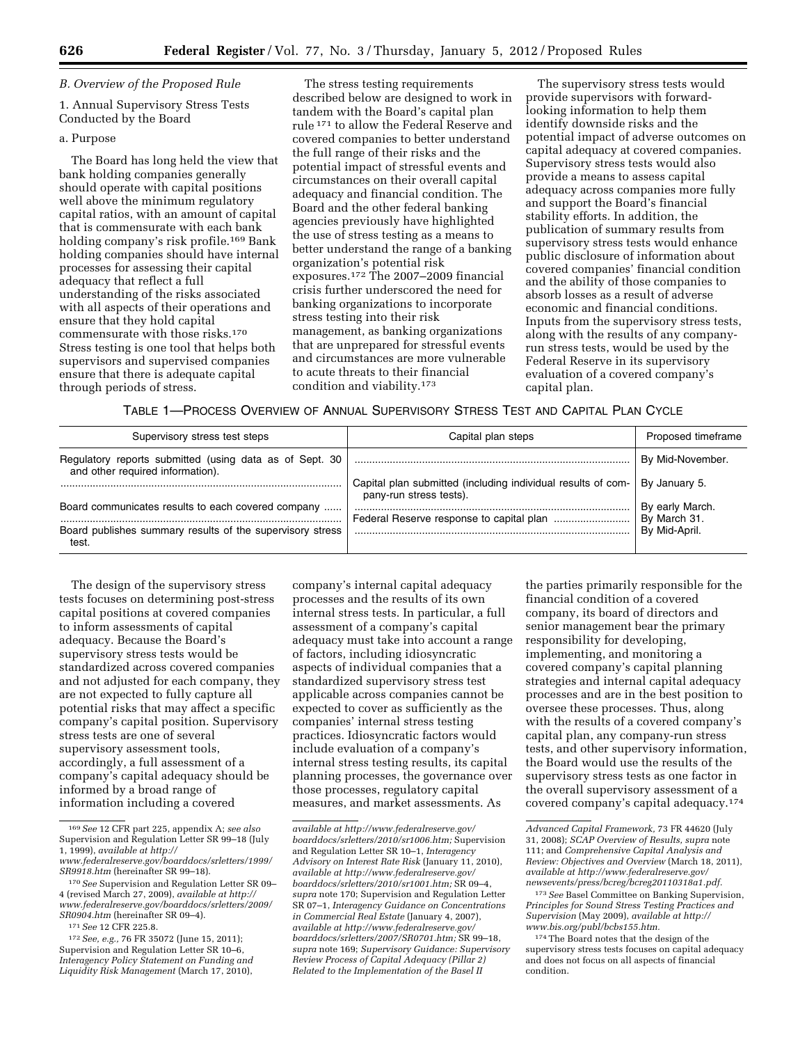### B. Overview of the Proposed Rule

#### 1. Annual Supervisory Stress Tests Conducted by the Board

##### a. Purpose

The Board has long held the view that bank holding companies generally should operate with capital positions well above the minimum regulatory capital ratios, with an amount of capital that is commensurate with each bank holding company's risk profile.[169] Bank holding companies should have internal processes for assessing their capital adequacy that reflect a full understanding of the risks associated with all aspects of their operations and ensure that they hold capital commensurate with those risks.[170] Stress testing is one tool that helps both supervisors and supervised companies ensure that there is adequate capital through periods of stress.

The stress testing requirements described below are designed to work in tandem with the Board's capital plan rule [171] to allow the Federal Reserve and covered companies to better understand the full range of their risks and the potential impact of stressful events and circumstances on their overall capital adequacy and financial condition. The Board and the other federal banking agencies previously have highlighted the use of stress testing as a means to better understand the range of a banking organization's potential risk exposures.[172] The 2007–2009 financial crisis further underscored the need for banking organizations to incorporate stress testing into their risk management, as banking organizations that are unprepared for stressful events and circumstances are more vulnerable to acute threats to their financial condition and viability.[173]

The supervisory stress tests would provide supervisors with forward-looking information to help them identify downside risks and the potential impact of adverse outcomes on capital adequacy at covered companies. Supervisory stress tests would also provide a means to assess capital adequacy across companies more fully and support the Board's financial stability efforts. In addition, the publication of summary results from supervisory stress tests would enhance public disclosure of information about covered companies' financial condition and the ability of those companies to absorb losses as a result of adverse economic and financial conditions. Inputs from the supervisory stress tests, along with the results of any company-run stress tests, would be used by the Federal Reserve in its supervisory evaluation of a covered company's capital plan.

TABLE 1—PROCESS OVERVIEW OF ANNUAL SUPERVISORY STRESS TEST AND CAPITAL PLAN CYCLE

| Supervisory stress test steps | Capital plan steps | Proposed timeframe |
|---|---|---|
| Regulatory reports submitted (using data as of Sept. 30 and other required information). | | By Mid-November. |
| | Capital plan submitted (including individual results of company-run stress tests). | By January 5. |
| Board communicates results to each covered company | | By early March. |
| | Federal Reserve response to capital plan | By March 31. |
| Board publishes summary results of the supervisory stress test. | | By Mid-April. |

The design of the supervisory stress tests focuses on determining post-stress capital positions at covered companies to inform assessments of capital adequacy. Because the Board's supervisory stress tests would be standardized across covered companies and not adjusted for each company, they are not expected to fully capture all potential risks that may affect a specific company's capital position. Supervisory stress tests are one of several supervisory assessment tools, accordingly, a full assessment of a company's capital adequacy should be informed by a broad range of information including a covered company's internal capital adequacy processes and the results of its own internal stress tests. In particular, a full assessment of a company's capital adequacy must take into account a range of factors, including idiosyncratic aspects of individual companies that a standardized supervisory stress test applicable across companies cannot be expected to cover as sufficiently as the companies' internal stress testing practices. Idiosyncratic factors would include evaluation of a company's internal stress testing results, its capital planning processes, the governance over those processes, regulatory capital measures, and market assessments. As the parties primarily responsible for the financial condition of a covered company, its board of directors and senior management bear the primary responsibility for developing, implementing, and monitoring a covered company's capital planning strategies and internal capital adequacy processes and are in the best position to oversee these processes. Thus, along with the results of a covered company's capital plan, any company-run stress tests, and other supervisory information, the Board would use the results of the supervisory stress tests as one factor in the overall supervisory assessment of a covered company's capital adequacy.[174]

---

[169] *See* 12 CFR part 225, appendix A; *see also* Supervision and Regulation Letter SR 99–18 (July 1, 1999), *available at http://www.federalreserve.gov/boarddocs/srletters/1999/SR9918.htm* (hereinafter SR 99–18).

[170] *See* Supervision and Regulation Letter SR 09–4 (revised March 27, 2009), *available at http://www.federalreserve.gov/boarddocs/srletters/2009/SR0904.htm* (hereinafter SR 09–4).

[171] *See* 12 CFR 225.8.

[172] *See, e.g.,* 76 FR 35072 (June 15, 2011); Supervision and Regulation Letter SR 10–6, *Interagency Policy Statement on Funding and Liquidity Risk Management* (March 17, 2010), *available at http://www.federalreserve.gov/boarddocs/srletters/2010/sr1006.htm;* Supervision and Regulation Letter SR 10–1, *Interagency Advisory on Interest Rate Risk* (January 11, 2010), *available at http://www.federalreserve.gov/boarddocs/srletters/2010/sr1001.htm;* SR 09–4, *supra* note 170; Supervision and Regulation Letter SR 07–1, *Interagency Guidance on Concentrations in Commercial Real Estate* (January 4, 2007), *available at http://www.federalreserve.gov/boarddocs/srletters/2007/SR0701.htm;* SR 99–18, *supra* note 169; *Supervisory Guidance: Supervisory Review Process of Capital Adequacy (Pillar 2) Related to the Implementation of the Basel II Advanced Capital Framework,* 73 FR 44620 (July 31, 2008); *SCAP Overview of Results, supra* note 111; and *Comprehensive Capital Analysis and Review: Objectives and Overview* (March 18, 2011), *available at http://www.federalreserve.gov/newsevents/press/bcreg/bcreg20110318a1.pdf.*

[173] *See* Basel Committee on Banking Supervision, *Principles for Sound Stress Testing Practices and Supervision* (May 2009), *available at http://www.bis.org/publ/bcbs155.htm.*

[174] The Board notes that the design of the supervisory stress tests focuses on capital adequacy and does not focus on all aspects of financial condition.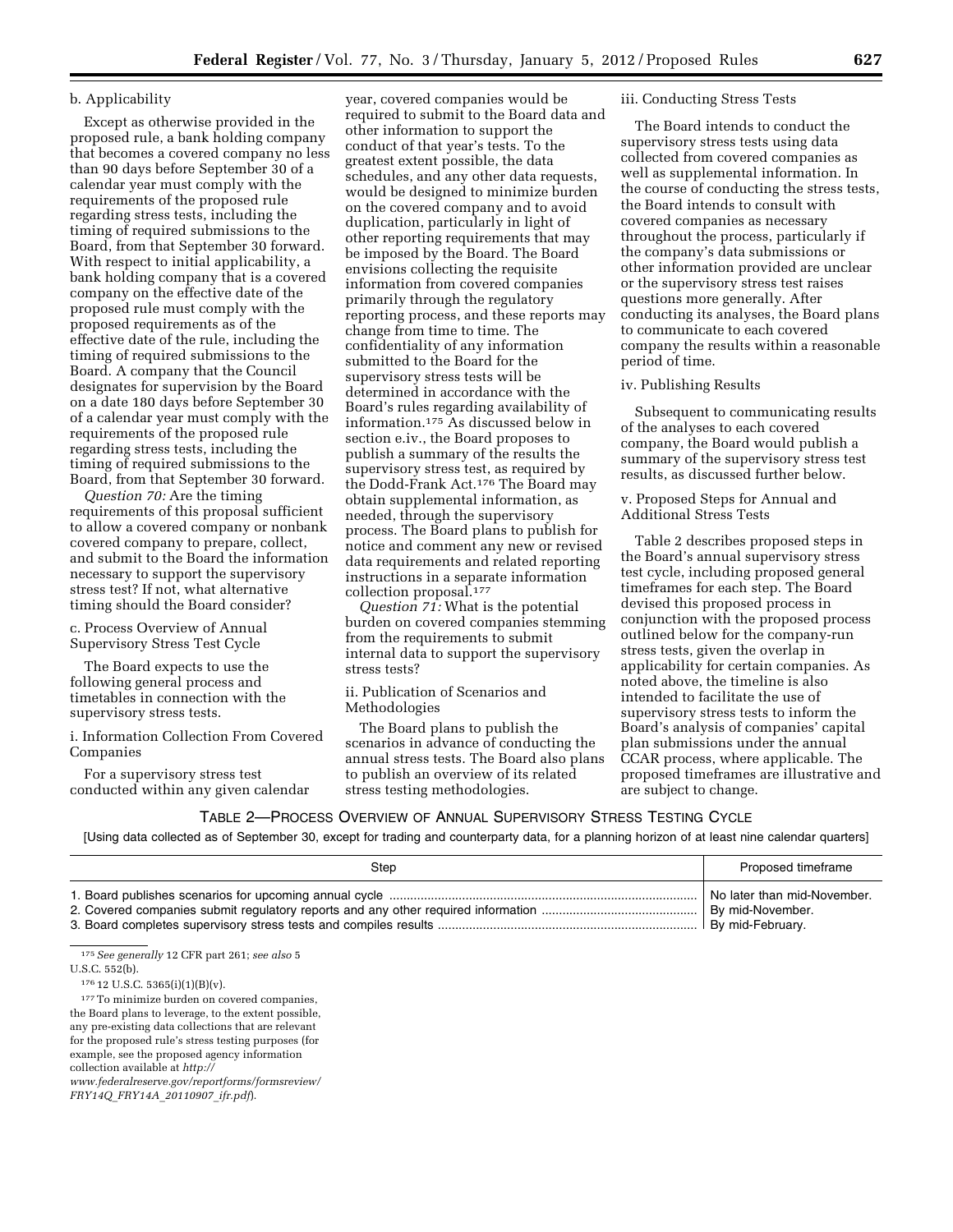b. Applicability

Except as otherwise provided in the proposed rule, a bank holding company that becomes a covered company no less than 90 days before September 30 of a calendar year must comply with the requirements of the proposed rule regarding stress tests, including the timing of required submissions to the Board, from that September 30 forward. With respect to initial applicability, a bank holding company that is a covered company on the effective date of the proposed rule must comply with the proposed requirements as of the effective date of the rule, including the timing of required submissions to the Board. A company that the Council designates for supervision by the Board on a date 180 days before September 30 of a calendar year must comply with the requirements of the proposed rule regarding stress tests, including the timing of required submissions to the Board, from that September 30 forward.

*Question 70:* Are the timing requirements of this proposal sufficient to allow a covered company or nonbank covered company to prepare, collect, and submit to the Board the information necessary to support the supervisory stress test? If not, what alternative timing should the Board consider?

c. Process Overview of Annual Supervisory Stress Test Cycle

The Board expects to use the following general process and timetables in connection with the supervisory stress tests.

i. Information Collection From Covered Companies

For a supervisory stress test conducted within any given calendar year, covered companies would be required to submit to the Board data and other information to support the conduct of that year's tests. To the greatest extent possible, the data schedules, and any other data requests, would be designed to minimize burden on the covered company and to avoid duplication, particularly in light of other reporting requirements that may be imposed by the Board. The Board envisions collecting the requisite information from covered companies primarily through the regulatory reporting process, and these reports may change from time to time. The confidentiality of any information submitted to the Board for the supervisory stress tests will be determined in accordance with the Board's rules regarding availability of information.[175] As discussed below in section e.iv., the Board proposes to publish a summary of the results the supervisory stress test, as required by the Dodd-Frank Act.[176] The Board may obtain supplemental information, as needed, through the supervisory process. The Board plans to publish for notice and comment any new or revised data requirements and related reporting instructions in a separate information collection proposal.[177]

*Question 71:* What is the potential burden on covered companies stemming from the requirements to submit internal data to support the supervisory stress tests?

ii. Publication of Scenarios and Methodologies

The Board plans to publish the scenarios in advance of conducting the annual stress tests. The Board also plans to publish an overview of its related stress testing methodologies.

iii. Conducting Stress Tests

The Board intends to conduct the supervisory stress tests using data collected from covered companies as well as supplemental information. In the course of conducting the stress tests, the Board intends to consult with covered companies as necessary throughout the process, particularly if the company's data submissions or other information provided are unclear or the supervisory stress test raises questions more generally. After conducting its analyses, the Board plans to communicate to each covered company the results within a reasonable period of time.

iv. Publishing Results

Subsequent to communicating results of the analyses to each covered company, the Board would publish a summary of the supervisory stress test results, as discussed further below.

v. Proposed Steps for Annual and Additional Stress Tests

Table 2 describes proposed steps in the Board's annual supervisory stress test cycle, including proposed general timeframes for each step. The Board devised this proposed process in conjunction with the proposed process outlined below for the company-run stress tests, given the overlap in applicability for certain companies. As noted above, the timeline is also intended to facilitate the use of supervisory stress tests to inform the Board's analysis of companies' capital plan submissions under the annual CCAR process, where applicable. The proposed timeframes are illustrative and are subject to change.

TABLE 2—PROCESS OVERVIEW OF ANNUAL SUPERVISORY STRESS TESTING CYCLE

[Using data collected as of September 30, except for trading and counterparty data, for a planning horizon of at least nine calendar quarters]

| Step | Proposed timeframe |
|---|---|
| 1. Board publishes scenarios for upcoming annual cycle | No later than mid-November. |
| 2. Covered companies submit regulatory reports and any other required information | By mid-November. |
| 3. Board completes supervisory stress tests and compiles results | By mid-February. |

[175] *See generally* 12 CFR part 261; *see also* 5 U.S.C. 552(b).

[176] 12 U.S.C. 5365(i)(1)(B)(v).

[177] To minimize burden on covered companies, the Board plans to leverage, to the extent possible, any pre-existing data collections that are relevant for the proposed rule's stress testing purposes (for example, see the proposed agency information collection available at *http://www.federalreserve.gov/reportforms/formsreview/FRY14Q_FRY14A_20110907_ifr.pdf*).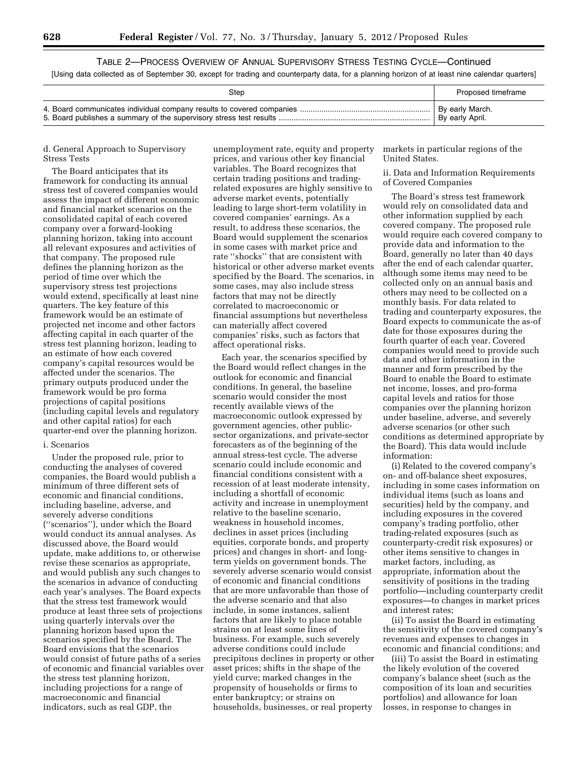TABLE 2—PROCESS OVERVIEW OF ANNUAL SUPERVISORY STRESS TESTING CYCLE—Continued

[Using data collected as of September 30, except for trading and counterparty data, for a planning horizon of at least nine calendar quarters]

| Step | Proposed timeframe |
|---|---|
| 4. Board communicates individual company results to covered companies | By early March. |
| 5. Board publishes a summary of the supervisory stress test results | By early April. |

d. General Approach to Supervisory Stress Tests

The Board anticipates that its framework for conducting its annual stress test of covered companies would assess the impact of different economic and financial market scenarios on the consolidated capital of each covered company over a forward-looking planning horizon, taking into account all relevant exposures and activities of that company. The proposed rule defines the planning horizon as the period of time over which the supervisory stress test projections would extend, specifically at least nine quarters. The key feature of this framework would be an estimate of projected net income and other factors affecting capital in each quarter of the stress test planning horizon, leading to an estimate of how each covered company's capital resources would be affected under the scenarios. The primary outputs produced under the framework would be pro forma projections of capital positions (including capital levels and regulatory and other capital ratios) for each quarter-end over the planning horizon.

i. Scenarios

Under the proposed rule, prior to conducting the analyses of covered companies, the Board would publish a minimum of three different sets of economic and financial conditions, including baseline, adverse, and severely adverse conditions (''scenarios''), under which the Board would conduct its annual analyses. As discussed above, the Board would update, make additions to, or otherwise revise these scenarios as appropriate, and would publish any such changes to the scenarios in advance of conducting each year's analyses. The Board expects that the stress test framework would produce at least three sets of projections using quarterly intervals over the planning horizon based upon the scenarios specified by the Board. The Board envisions that the scenarios would consist of future paths of a series of economic and financial variables over the stress test planning horizon, including projections for a range of macroeconomic and financial indicators, such as real GDP, the unemployment rate, equity and property prices, and various other key financial variables. The Board recognizes that certain trading positions and trading-related exposures are highly sensitive to adverse market events, potentially leading to large short-term volatility in covered companies' earnings. As a result, to address these scenarios, the Board would supplement the scenarios in some cases with market price and rate ''shocks'' that are consistent with historical or other adverse market events specified by the Board. The scenarios, in some cases, may also include stress factors that may not be directly correlated to macroeconomic or financial assumptions but nevertheless can materially affect covered companies' risks, such as factors that affect operational risks.

Each year, the scenarios specified by the Board would reflect changes in the outlook for economic and financial conditions. In general, the baseline scenario would consider the most recently available views of the macroeconomic outlook expressed by government agencies, other public-sector organizations, and private-sector forecasters as of the beginning of the annual stress-test cycle. The adverse scenario could include economic and financial conditions consistent with a recession of at least moderate intensity, including a shortfall of economic activity and increase in unemployment relative to the baseline scenario, weakness in household incomes, declines in asset prices (including equities, corporate bonds, and property prices) and changes in short- and long-term yields on government bonds. The severely adverse scenario would consist of economic and financial conditions that are more unfavorable than those of the adverse scenario and that also include, in some instances, salient factors that are likely to place notable strains on at least some lines of business. For example, such severely adverse conditions could include precipitous declines in property or other asset prices; shifts in the shape of the yield curve; marked changes in the propensity of households or firms to enter bankruptcy; or strains on households, businesses, or real property markets in particular regions of the United States.

ii. Data and Information Requirements of Covered Companies

The Board's stress test framework would rely on consolidated data and other information supplied by each covered company. The proposed rule would require each covered company to provide data and information to the Board, generally no later than 40 days after the end of each calendar quarter, although some items may need to be collected only on an annual basis and others may need to be collected on a monthly basis. For data related to trading and counterparty exposures, the Board expects to communicate the as-of date for those exposures during the fourth quarter of each year. Covered companies would need to provide such data and other information in the manner and form prescribed by the Board to enable the Board to estimate net income, losses, and pro-forma capital levels and ratios for those companies over the planning horizon under baseline, adverse, and severely adverse scenarios (or other such conditions as determined appropriate by the Board). This data would include information:

(i) Related to the covered company's on- and off-balance sheet exposures, including in some cases information on individual items (such as loans and securities) held by the company, and including exposures in the covered company's trading portfolio, other trading-related exposures (such as counterparty-credit risk exposures) or other items sensitive to changes in market factors, including, as appropriate, information about the sensitivity of positions in the trading portfolio—including counterparty credit exposures—to changes in market prices and interest rates;

(ii) To assist the Board in estimating the sensitivity of the covered company's revenues and expenses to changes in economic and financial conditions; and

(iii) To assist the Board in estimating the likely evolution of the covered company's balance sheet (such as the composition of its loan and securities portfolios) and allowance for loan losses, in response to changes in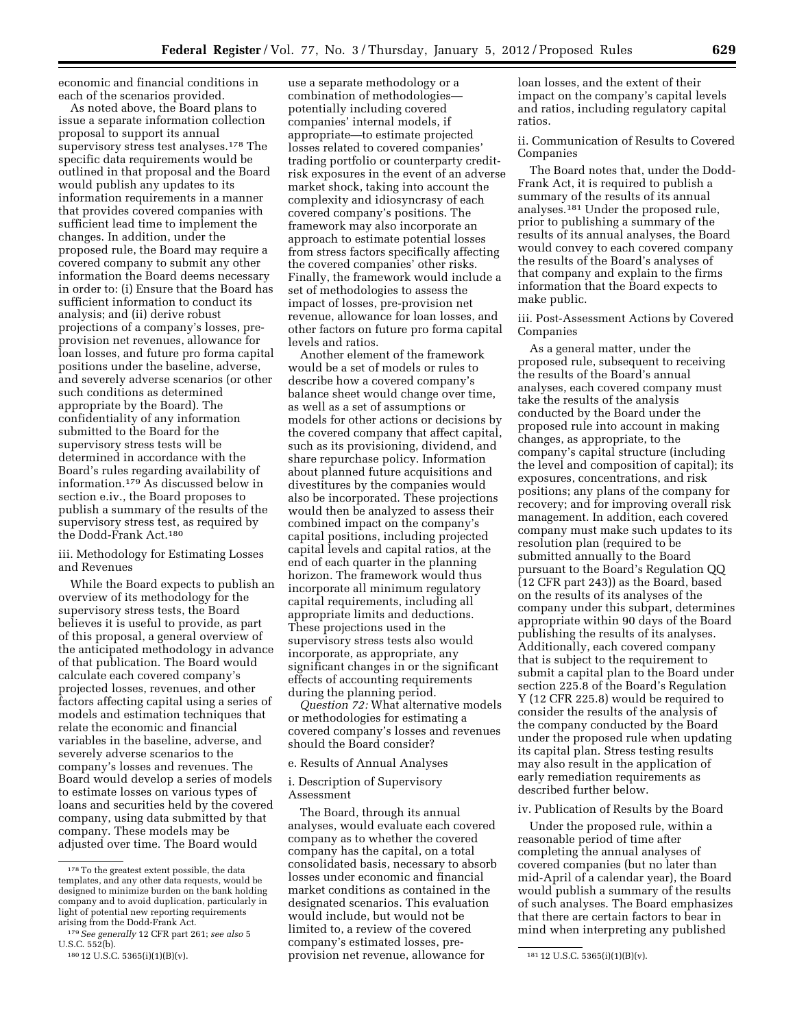economic and financial conditions in each of the scenarios provided.

As noted above, the Board plans to issue a separate information collection proposal to support its annual supervisory stress test analyses.[178] The specific data requirements would be outlined in that proposal and the Board would publish any updates to its information requirements in a manner that provides covered companies with sufficient lead time to implement the changes. In addition, under the proposed rule, the Board may require a covered company to submit any other information the Board deems necessary in order to: (i) Ensure that the Board has sufficient information to conduct its analysis; and (ii) derive robust projections of a company's losses, pre-provision net revenues, allowance for loan losses, and future pro forma capital positions under the baseline, adverse, and severely adverse scenarios (or other such conditions as determined appropriate by the Board). The confidentiality of any information submitted to the Board for the supervisory stress tests will be determined in accordance with the Board's rules regarding availability of information.[179] As discussed below in section e.iv., the Board proposes to publish a summary of the results of the supervisory stress test, as required by the Dodd-Frank Act.[180]

iii. Methodology for Estimating Losses and Revenues

While the Board expects to publish an overview of its methodology for the supervisory stress tests, the Board believes it is useful to provide, as part of this proposal, a general overview of the anticipated methodology in advance of that publication. The Board would calculate each covered company's projected losses, revenues, and other factors affecting capital using a series of models and estimation techniques that relate the economic and financial variables in the baseline, adverse, and severely adverse scenarios to the company's losses and revenues. The Board would develop a series of models to estimate losses on various types of loans and securities held by the covered company, using data submitted by that company. These models may be adjusted over time. The Board would use a separate methodology or a combination of methodologies—potentially including covered companies' internal models, if appropriate—to estimate projected losses related to covered companies' trading portfolio or counterparty credit-risk exposures in the event of an adverse market shock, taking into account the complexity and idiosyncrasy of each covered company's positions. The framework may also incorporate an approach to estimate potential losses from stress factors specifically affecting the covered companies' other risks. Finally, the framework would include a set of methodologies to assess the impact of losses, pre-provision net revenue, allowance for loan losses, and other factors on future pro forma capital levels and ratios.

Another element of the framework would be a set of models or rules to describe how a covered company's balance sheet would change over time, as well as a set of assumptions or models for other actions or decisions by the covered company that affect capital, such as its provisioning, dividend, and share repurchase policy. Information about planned future acquisitions and divestitures by the companies would also be incorporated. These projections would then be analyzed to assess their combined impact on the company's capital positions, including projected capital levels and capital ratios, at the end of each quarter in the planning horizon. The framework would thus incorporate all minimum regulatory capital requirements, including all appropriate limits and deductions. These projections used in the supervisory stress tests also would incorporate, as appropriate, any significant changes in or the significant effects of accounting requirements during the planning period.

*Question 72:* What alternative models or methodologies for estimating a covered company's losses and revenues should the Board consider?

e. Results of Annual Analyses

i. Description of Supervisory Assessment

The Board, through its annual analyses, would evaluate each covered company as to whether the covered company has the capital, on a total consolidated basis, necessary to absorb losses under economic and financial market conditions as contained in the designated scenarios. This evaluation would include, but would not be limited to, a review of the covered company's estimated losses, pre-provision net revenue, allowance for loan losses, and the extent of their impact on the company's capital levels and ratios, including regulatory capital ratios.

ii. Communication of Results to Covered Companies

The Board notes that, under the Dodd-Frank Act, it is required to publish a summary of the results of its annual analyses.[181] Under the proposed rule, prior to publishing a summary of the results of its annual analyses, the Board would convey to each covered company the results of the Board's analyses of that company and explain to the firms information that the Board expects to make public.

iii. Post-Assessment Actions by Covered Companies

As a general matter, under the proposed rule, subsequent to receiving the results of the Board's annual analyses, each covered company must take the results of the analysis conducted by the Board under the proposed rule into account in making changes, as appropriate, to the company's capital structure (including the level and composition of capital); its exposures, concentrations, and risk positions; any plans of the company for recovery; and for improving overall risk management. In addition, each covered company must make such updates to its resolution plan (required to be submitted annually to the Board pursuant to the Board's Regulation QQ (12 CFR part 243)) as the Board, based on the results of its analyses of the company under this subpart, determines appropriate within 90 days of the Board publishing the results of its analyses. Additionally, each covered company that is subject to the requirement to submit a capital plan to the Board under section 225.8 of the Board's Regulation Y (12 CFR 225.8) would be required to consider the results of the analysis of the company conducted by the Board under the proposed rule when updating its capital plan. Stress testing results may also result in the application of early remediation requirements as described further below.

iv. Publication of Results by the Board

Under the proposed rule, within a reasonable period of time after completing the annual analyses of covered companies (but no later than mid-April of a calendar year), the Board would publish a summary of the results of such analyses. The Board emphasizes that there are certain factors to bear in mind when interpreting any published

---

[178] To the greatest extent possible, the data templates, and any other data requests, would be designed to minimize burden on the bank holding company and to avoid duplication, particularly in light of potential new reporting requirements arising from the Dodd-Frank Act.

[179] *See generally* 12 CFR part 261; *see also* 5 U.S.C. 552(b).

[180] 12 U.S.C. 5365(i)(1)(B)(v).

[181] 12 U.S.C. 5365(i)(1)(B)(v).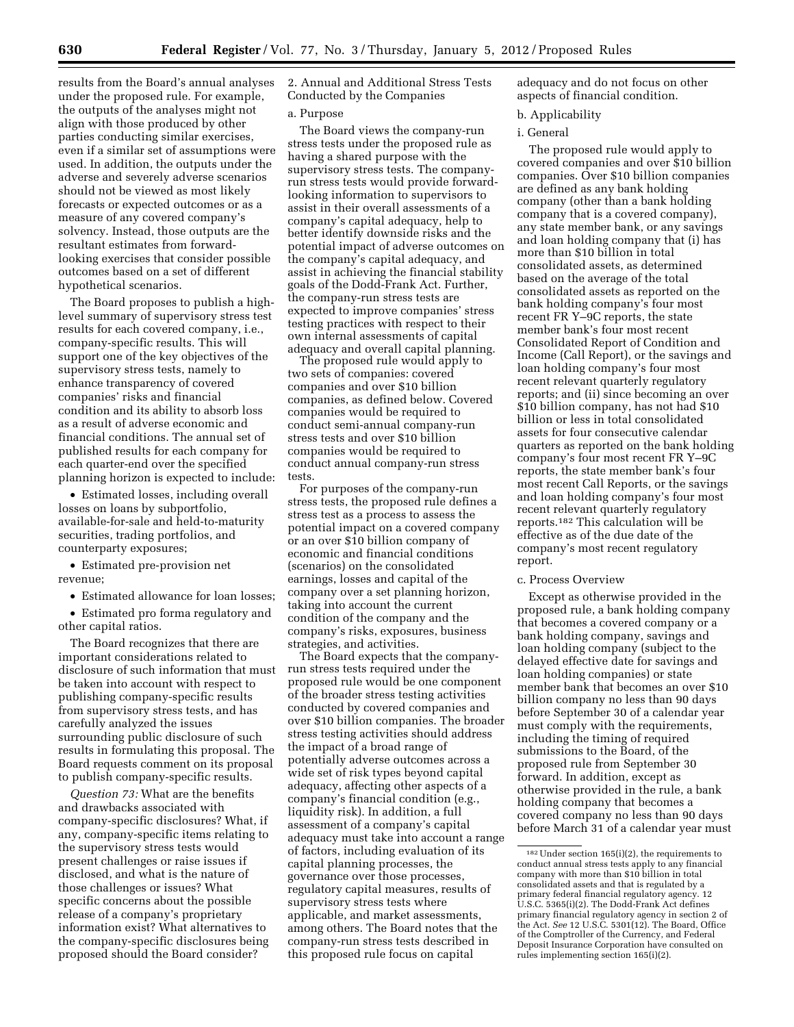results from the Board's annual analyses under the proposed rule. For example, the outputs of the analyses might not align with those produced by other parties conducting similar exercises, even if a similar set of assumptions were used. In addition, the outputs under the adverse and severely adverse scenarios should not be viewed as most likely forecasts or expected outcomes or as a measure of any covered company's solvency. Instead, those outputs are the resultant estimates from forward-looking exercises that consider possible outcomes based on a set of different hypothetical scenarios.

The Board proposes to publish a high-level summary of supervisory stress test results for each covered company, i.e., company-specific results. This will support one of the key objectives of the supervisory stress tests, namely to enhance transparency of covered companies' risks and financial condition and its ability to absorb loss as a result of adverse economic and financial conditions. The annual set of published results for each company for each quarter-end over the specified planning horizon is expected to include:

- Estimated losses, including overall losses on loans by subportfolio, available-for-sale and held-to-maturity securities, trading portfolios, and counterparty exposures;
- Estimated pre-provision net revenue;
- Estimated allowance for loan losses;
- Estimated pro forma regulatory and other capital ratios.

The Board recognizes that there are important considerations related to disclosure of such information that must be taken into account with respect to publishing company-specific results from supervisory stress tests, and has carefully analyzed the issues surrounding public disclosure of such results in formulating this proposal. The Board requests comment on its proposal to publish company-specific results.

*Question 73:* What are the benefits and drawbacks associated with company-specific disclosures? What, if any, company-specific items relating to the supervisory stress tests would present challenges or raise issues if disclosed, and what is the nature of those challenges or issues? What specific concerns about the possible release of a company's proprietary information exist? What alternatives to the company-specific disclosures being proposed should the Board consider?

2. Annual and Additional Stress Tests Conducted by the Companies

a. Purpose

The Board views the company-run stress tests under the proposed rule as having a shared purpose with the supervisory stress tests. The company-run stress tests would provide forward-looking information to supervisors to assist in their overall assessments of a company's capital adequacy, help to better identify downside risks and the potential impact of adverse outcomes on the company's capital adequacy, and assist in achieving the financial stability goals of the Dodd-Frank Act. Further, the company-run stress tests are expected to improve companies' stress testing practices with respect to their own internal assessments of capital adequacy and overall capital planning.

The proposed rule would apply to two sets of companies: covered companies and over $10 billion companies, as defined below. Covered companies would be required to conduct semi-annual company-run stress tests and over $10 billion companies would be required to conduct annual company-run stress tests.

For purposes of the company-run stress tests, the proposed rule defines a stress test as a process to assess the potential impact on a covered company or an over $10 billion company of economic and financial conditions (scenarios) on the consolidated earnings, losses and capital of the company over a set planning horizon, taking into account the current condition of the company and the company's risks, exposures, business strategies, and activities.

The Board expects that the company-run stress tests required under the proposed rule would be one component of the broader stress testing activities conducted by covered companies and over $10 billion companies. The broader stress testing activities should address the impact of a broad range of potentially adverse outcomes across a wide set of risk types beyond capital adequacy, affecting other aspects of a company's financial condition (e.g., liquidity risk). In addition, a full assessment of a company's capital adequacy must take into account a range of factors, including evaluation of its capital planning processes, the governance over those processes, regulatory capital measures, results of supervisory stress tests where applicable, and market assessments, among others. The Board notes that the company-run stress tests described in this proposed rule focus on capital adequacy and do not focus on other aspects of financial condition.

b. Applicability

i. General

The proposed rule would apply to covered companies and over $10 billion companies. Over $10 billion companies are defined as any bank holding company (other than a bank holding company that is a covered company), any state member bank, or any savings and loan holding company that (i) has more than $10 billion in total consolidated assets, as determined based on the average of the total consolidated assets as reported on the bank holding company's four most recent FR Y–9C reports, the state member bank's four most recent Consolidated Report of Condition and Income (Call Report), or the savings and loan holding company's four most recent relevant quarterly regulatory reports; and (ii) since becoming an over $10 billion company, has not had $10 billion or less in total consolidated assets for four consecutive calendar quarters as reported on the bank holding company's four most recent FR Y–9C reports, the state member bank's four most recent Call Reports, or the savings and loan holding company's four most recent relevant quarterly regulatory reports.[182] This calculation will be effective as of the due date of the company's most recent regulatory report.

c. Process Overview

Except as otherwise provided in the proposed rule, a bank holding company that becomes a covered company or a bank holding company, savings and loan holding company (subject to the delayed effective date for savings and loan holding companies) or state member bank that becomes an over $10 billion company no less than 90 days before September 30 of a calendar year must comply with the requirements, including the timing of required submissions to the Board, of the proposed rule from September 30 forward. In addition, except as otherwise provided in the rule, a bank holding company that becomes a covered company no less than 90 days before March 31 of a calendar year must

[182] Under section 165(i)(2), the requirements to conduct annual stress tests apply to any financial company with more than $10 billion in total consolidated assets and that is regulated by a primary federal financial regulatory agency. 12 U.S.C. 5365(i)(2). The Dodd-Frank Act defines primary financial regulatory agency in section 2 of the Act. *See* 12 U.S.C. 5301(12). The Board, Office of the Comptroller of the Currency, and Federal Deposit Insurance Corporation have consulted on rules implementing section 165(i)(2).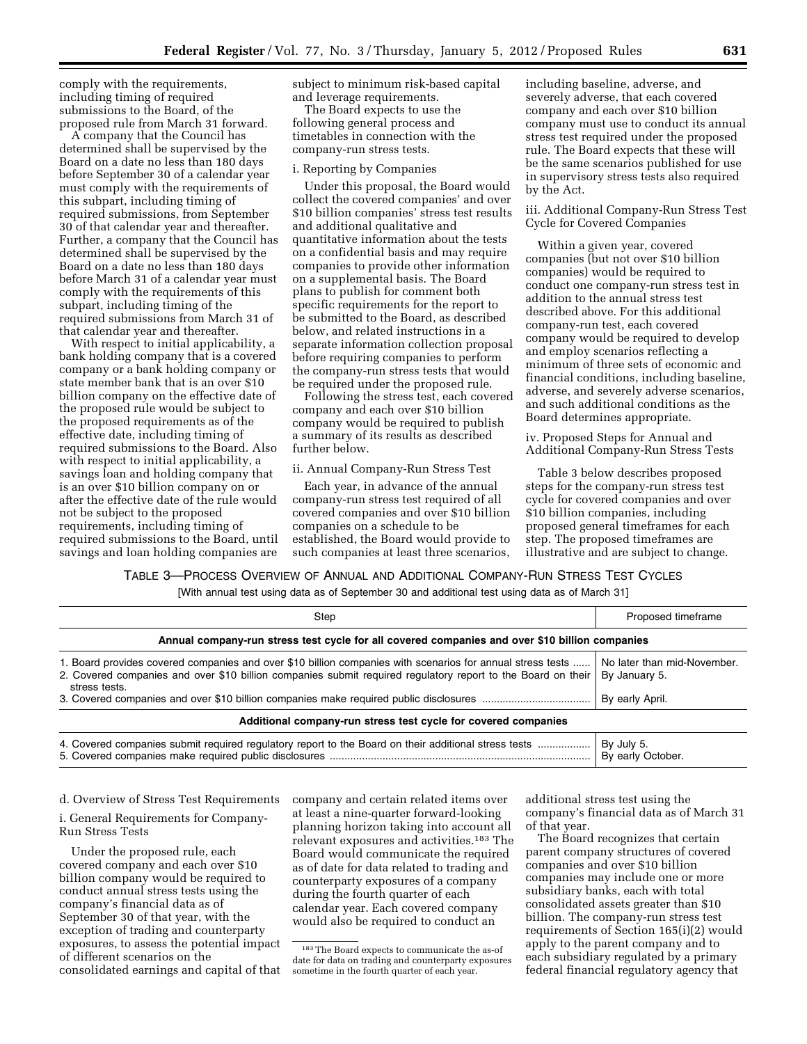comply with the requirements, including timing of required submissions to the Board, of the proposed rule from March 31 forward.

A company that the Council has determined shall be supervised by the Board on a date no less than 180 days before September 30 of a calendar year must comply with the requirements of this subpart, including timing of required submissions, from September 30 of that calendar year and thereafter. Further, a company that the Council has determined shall be supervised by the Board on a date no less than 180 days before March 31 of a calendar year must comply with the requirements of this subpart, including timing of the required submissions from March 31 of that calendar year and thereafter.

With respect to initial applicability, a bank holding company that is a covered company or a bank holding company or state member bank that is an over $10 billion company on the effective date of the proposed rule would be subject to the proposed requirements as of the effective date, including timing of required submissions to the Board. Also with respect to initial applicability, a savings loan and holding company that is an over $10 billion company on or after the effective date of the rule would not be subject to the proposed requirements, including timing of required submissions to the Board, until savings and loan holding companies are subject to minimum risk-based capital and leverage requirements.

The Board expects to use the following general process and timetables in connection with the company-run stress tests.

i. Reporting by Companies

Under this proposal, the Board would collect the covered companies' and over $10 billion companies' stress test results and additional qualitative and quantitative information about the tests on a confidential basis and may require companies to provide other information on a supplemental basis. The Board plans to publish for comment both specific requirements for the report to be submitted to the Board, as described below, and related instructions in a separate information collection proposal before requiring companies to perform the company-run stress tests that would be required under the proposed rule.

Following the stress test, each covered company and each over $10 billion company would be required to publish a summary of its results as described further below.

ii. Annual Company-Run Stress Test

Each year, in advance of the annual company-run stress test required of all covered companies and over $10 billion companies on a schedule to be established, the Board would provide to such companies at least three scenarios, including baseline, adverse, and severely adverse, that each covered company and each over $10 billion company must use to conduct its annual stress test required under the proposed rule. The Board expects that these will be the same scenarios published for use in supervisory stress tests also required by the Act.

iii. Additional Company-Run Stress Test Cycle for Covered Companies

Within a given year, covered companies (but not over $10 billion companies) would be required to conduct one company-run stress test in addition to the annual stress test described above. For this additional company-run test, each covered company would be required to develop and employ scenarios reflecting a minimum of three sets of economic and financial conditions, including baseline, adverse, and severely adverse scenarios, and such additional conditions as the Board determines appropriate.

iv. Proposed Steps for Annual and Additional Company-Run Stress Tests

Table 3 below describes proposed steps for the company-run stress test cycle for covered companies and over $10 billion companies, including proposed general timeframes for each step. The proposed timeframes are illustrative and are subject to change.

TABLE 3—PROCESS OVERVIEW OF ANNUAL AND ADDITIONAL COMPANY-RUN STRESS TEST CYCLES

[With annual test using data as of September 30 and additional test using data as of March 31]

| Step | Proposed timeframe |
|---|---|
| **Annual company-run stress test cycle for all covered companies and over $10 billion companies** | |
| 1. Board provides covered companies and over $10 billion companies with scenarios for annual stress tests | No later than mid-November. |
| 2. Covered companies and over $10 billion companies submit required regulatory report to the Board on their stress tests. | By January 5. |
| 3. Covered companies and over $10 billion companies make required public disclosures | By early April. |
| **Additional company-run stress test cycle for covered companies** | |
| 4. Covered companies submit required regulatory report to the Board on their additional stress tests | By July 5. |
| 5. Covered companies make required public disclosures | By early October. |

d. Overview of Stress Test Requirements

i. General Requirements for Company-Run Stress Tests

Under the proposed rule, each covered company and each over $10 billion company would be required to conduct annual stress tests using the company's financial data as of September 30 of that year, with the exception of trading and counterparty exposures, to assess the potential impact of different scenarios on the consolidated earnings and capital of that company and certain related items over at least a nine-quarter forward-looking planning horizon taking into account all relevant exposures and activities.[183] The Board would communicate the required as of date for data related to trading and counterparty exposures of a company during the fourth quarter of each calendar year. Each covered company would also be required to conduct an additional stress test using the company's financial data as of March 31 of that year.

The Board recognizes that certain parent company structures of covered companies and over $10 billion companies may include one or more subsidiary banks, each with total consolidated assets greater than $10 billion. The company-run stress test requirements of Section 165(i)(2) would apply to the parent company and to each subsidiary regulated by a primary federal financial regulatory agency that

[183] The Board expects to communicate the as-of date for data on trading and counterparty exposures sometime in the fourth quarter of each year.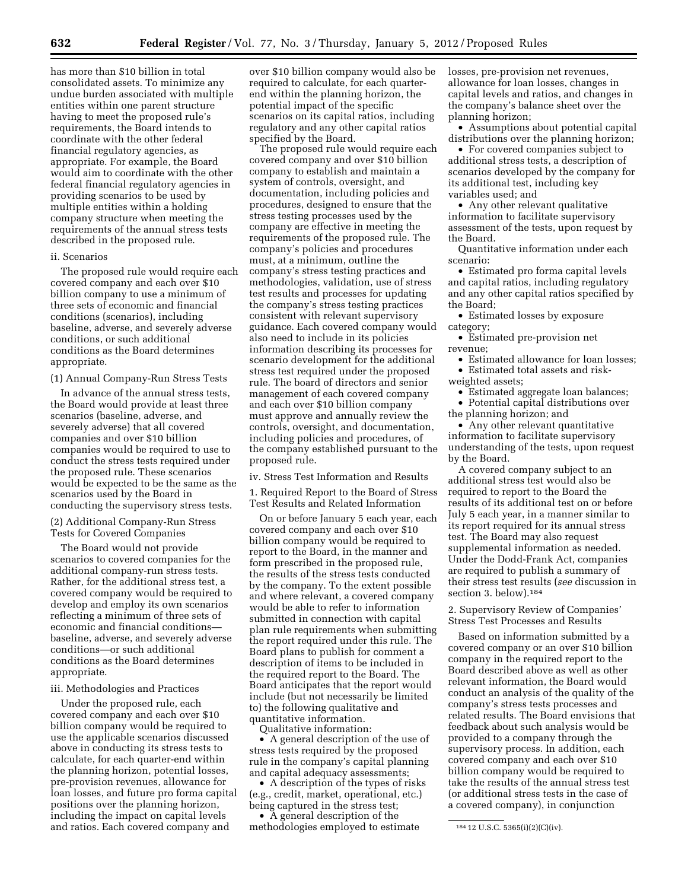has more than $10 billion in total consolidated assets. To minimize any undue burden associated with multiple entities within one parent structure having to meet the proposed rule's requirements, the Board intends to coordinate with the other federal financial regulatory agencies, as appropriate. For example, the Board would aim to coordinate with the other federal financial regulatory agencies in providing scenarios to be used by multiple entities within a holding company structure when meeting the requirements of the annual stress tests described in the proposed rule.

ii. Scenarios

The proposed rule would require each covered company and each over $10 billion company to use a minimum of three sets of economic and financial conditions (scenarios), including baseline, adverse, and severely adverse conditions, or such additional conditions as the Board determines appropriate.

(1) Annual Company-Run Stress Tests

In advance of the annual stress tests, the Board would provide at least three scenarios (baseline, adverse, and severely adverse) that all covered companies and over $10 billion companies would be required to use to conduct the stress tests required under the proposed rule. These scenarios would be expected to be the same as the scenarios used by the Board in conducting the supervisory stress tests.

(2) Additional Company-Run Stress Tests for Covered Companies

The Board would not provide scenarios to covered companies for the additional company-run stress tests. Rather, for the additional stress test, a covered company would be required to develop and employ its own scenarios reflecting a minimum of three sets of economic and financial conditions—baseline, adverse, and severely adverse conditions—or such additional conditions as the Board determines appropriate.

iii. Methodologies and Practices

Under the proposed rule, each covered company and each over $10 billion company would be required to use the applicable scenarios discussed above in conducting its stress tests to calculate, for each quarter-end within the planning horizon, potential losses, pre-provision revenues, allowance for loan losses, and future pro forma capital positions over the planning horizon, including the impact on capital levels and ratios. Each covered company and over $10 billion company would also be required to calculate, for each quarter-end within the planning horizon, the potential impact of the specific scenarios on its capital ratios, including regulatory and any other capital ratios specified by the Board.

The proposed rule would require each covered company and over $10 billion company to establish and maintain a system of controls, oversight, and documentation, including policies and procedures, designed to ensure that the stress testing processes used by the company are effective in meeting the requirements of the proposed rule. The company's policies and procedures must, at a minimum, outline the company's stress testing practices and methodologies, validation, use of stress test results and processes for updating the company's stress testing practices consistent with relevant supervisory guidance. Each covered company would also need to include in its policies information describing its processes for scenario development for the additional stress test required under the proposed rule. The board of directors and senior management of each covered company and each over $10 billion company must approve and annually review the controls, oversight, and documentation, including policies and procedures, of the company established pursuant to the proposed rule.

iv. Stress Test Information and Results

1. Required Report to the Board of Stress Test Results and Related Information

On or before January 5 each year, each covered company and each over $10 billion company would be required to report to the Board, in the manner and form prescribed in the proposed rule, the results of the stress tests conducted by the company. To the extent possible and where relevant, a covered company would be able to refer to information submitted in connection with capital plan rule requirements when submitting the report required under this rule. The Board plans to publish for comment a description of items to be included in the required report to the Board. The Board anticipates that the report would include (but not necessarily be limited to) the following qualitative and quantitative information.

Qualitative information:

- A general description of the use of stress tests required by the proposed rule in the company's capital planning and capital adequacy assessments;
- A description of the types of risks (e.g., credit, market, operational, etc.) being captured in the stress test;
- A general description of the methodologies employed to estimate losses, pre-provision net revenues, allowance for loan losses, changes in capital levels and ratios, and changes in the company's balance sheet over the planning horizon;
- Assumptions about potential capital distributions over the planning horizon;
- For covered companies subject to additional stress tests, a description of scenarios developed by the company for its additional test, including key variables used; and
- Any other relevant qualitative information to facilitate supervisory assessment of the tests, upon request by the Board.

Quantitative information under each scenario:

- Estimated pro forma capital levels and capital ratios, including regulatory and any other capital ratios specified by the Board;
- Estimated losses by exposure category;
- Estimated pre-provision net revenue;
- Estimated allowance for loan losses;
- Estimated total assets and risk-weighted assets;
- Estimated aggregate loan balances;
- Potential capital distributions over the planning horizon; and
- Any other relevant quantitative information to facilitate supervisory understanding of the tests, upon request by the Board.

A covered company subject to an additional stress test would also be required to report to the Board the results of its additional test on or before July 5 each year, in a manner similar to its report required for its annual stress test. The Board may also request supplemental information as needed. Under the Dodd-Frank Act, companies are required to publish a summary of their stress test results (*see* discussion in section 3. below).[184]

2. Supervisory Review of Companies' Stress Test Processes and Results

Based on information submitted by a covered company or an over $10 billion company in the required report to the Board described above as well as other relevant information, the Board would conduct an analysis of the quality of the company's stress tests processes and related results. The Board envisions that feedback about such analysis would be provided to a company through the supervisory process. In addition, each covered company and each over $10 billion company would be required to take the results of the annual stress test (or additional stress tests in the case of a covered company), in conjunction

[184] 12 U.S.C. 5365(i)(2)(C)(iv).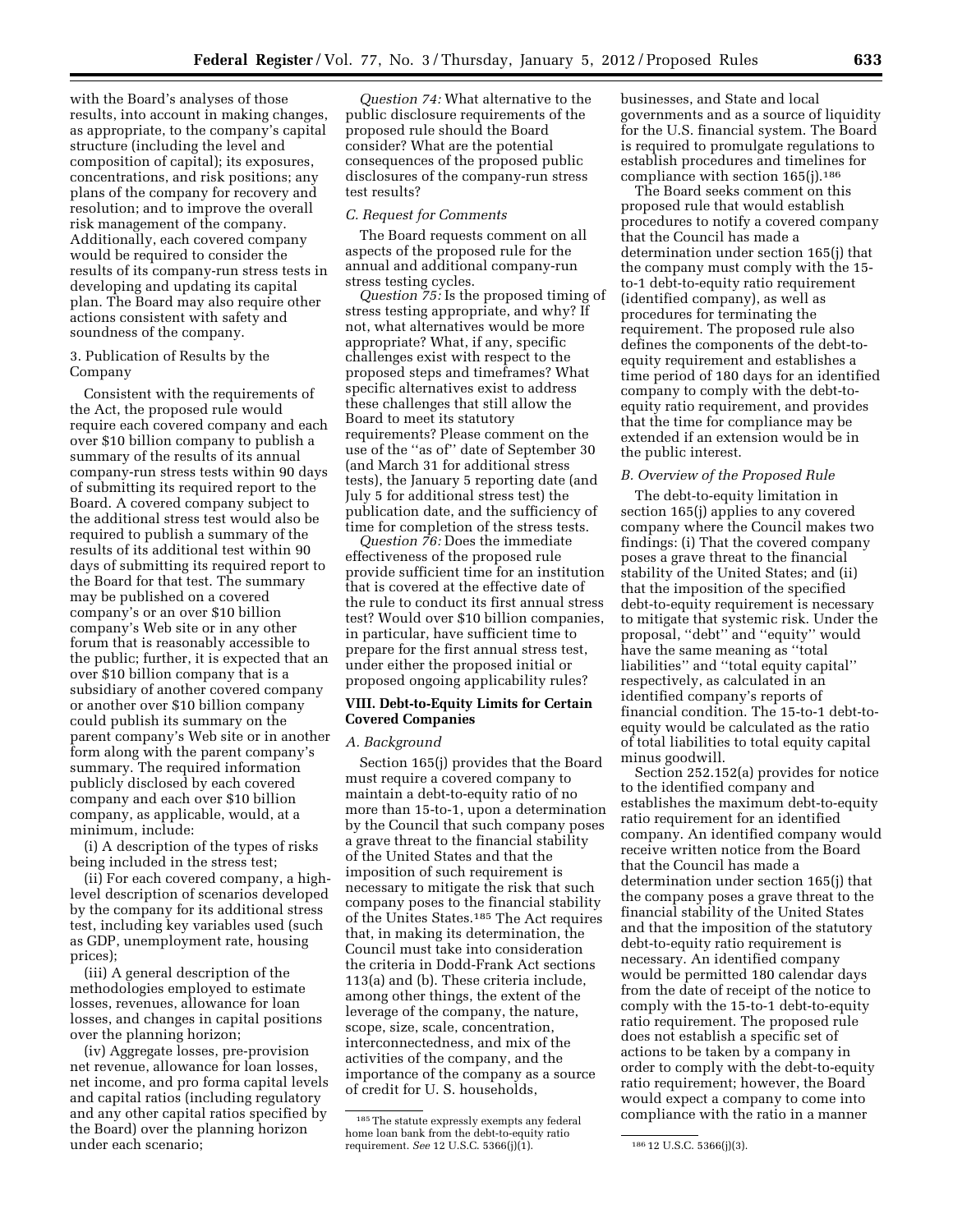with the Board's analyses of those results, into account in making changes, as appropriate, to the company's capital structure (including the level and composition of capital); its exposures, concentrations, and risk positions; any plans of the company for recovery and resolution; and to improve the overall risk management of the company. Additionally, each covered company would be required to consider the results of its company-run stress tests in developing and updating its capital plan. The Board may also require other actions consistent with safety and soundness of the company.

3. Publication of Results by the Company

Consistent with the requirements of the Act, the proposed rule would require each covered company and each over $10 billion company to publish a summary of the results of its annual company-run stress tests within 90 days of submitting its required report to the Board. A covered company subject to the additional stress test would also be required to publish a summary of the results of its additional test within 90 days of submitting its required report to the Board for that test. The summary may be published on a covered company's or an over $10 billion company's Web site or in any other forum that is reasonably accessible to the public; further, it is expected that an over $10 billion company that is a subsidiary of another covered company or another over $10 billion company could publish its summary on the parent company's Web site or in another form along with the parent company's summary. The required information publicly disclosed by each covered company and each over $10 billion company, as applicable, would, at a minimum, include:

(i) A description of the types of risks being included in the stress test;

(ii) For each covered company, a high-level description of scenarios developed by the company for its additional stress test, including key variables used (such as GDP, unemployment rate, housing prices);

(iii) A general description of the methodologies employed to estimate losses, revenues, allowance for loan losses, and changes in capital positions over the planning horizon;

(iv) Aggregate losses, pre-provision net revenue, allowance for loan losses, net income, and pro forma capital levels and capital ratios (including regulatory and any other capital ratios specified by the Board) over the planning horizon under each scenario;

*Question 74:* What alternative to the public disclosure requirements of the proposed rule should the Board consider? What are the potential consequences of the proposed public disclosures of the company-run stress test results?

*C. Request for Comments*

The Board requests comment on all aspects of the proposed rule for the annual and additional company-run stress testing cycles.

*Question 75:* Is the proposed timing of stress testing appropriate, and why? If not, what alternatives would be more appropriate? What, if any, specific challenges exist with respect to the proposed steps and timeframes? What specific alternatives exist to address these challenges that still allow the Board to meet its statutory requirements? Please comment on the use of the ''as of'' date of September 30 (and March 31 for additional stress tests), the January 5 reporting date (and July 5 for additional stress test) the publication date, and the sufficiency of time for completion of the stress tests.

*Question 76:* Does the immediate effectiveness of the proposed rule provide sufficient time for an institution that is covered at the effective date of the rule to conduct its first annual stress test? Would over $10 billion companies, in particular, have sufficient time to prepare for the first annual stress test, under either the proposed initial or proposed ongoing applicability rules?

## VIII. Debt-to-Equity Limits for Certain Covered Companies

*A. Background*

Section 165(j) provides that the Board must require a covered company to maintain a debt-to-equity ratio of no more than 15-to-1, upon a determination by the Council that such company poses a grave threat to the financial stability of the United States and that the imposition of such requirement is necessary to mitigate the risk that such company poses to the financial stability of the Unites States.[185] The Act requires that, in making its determination, the Council must take into consideration the criteria in Dodd-Frank Act sections 113(a) and (b). These criteria include, among other things, the extent of the leverage of the company, the nature, scope, size, scale, concentration, interconnectedness, and mix of the activities of the company, and the importance of the company as a source of credit for U. S. households, businesses, and State and local governments and as a source of liquidity for the U.S. financial system. The Board is required to promulgate regulations to establish procedures and timelines for compliance with section 165(j).[186]

The Board seeks comment on this proposed rule that would establish procedures to notify a covered company that the Council has made a determination under section 165(j) that the company must comply with the 15-to-1 debt-to-equity ratio requirement (identified company), as well as procedures for terminating the requirement. The proposed rule also defines the components of the debt-to-equity requirement and establishes a time period of 180 days for an identified company to comply with the debt-to-equity ratio requirement, and provides that the time for compliance may be extended if an extension would be in the public interest.

*B. Overview of the Proposed Rule*

The debt-to-equity limitation in section 165(j) applies to any covered company where the Council makes two findings: (i) That the covered company poses a grave threat to the financial stability of the United States; and (ii) that the imposition of the specified debt-to-equity requirement is necessary to mitigate that systemic risk. Under the proposal, ''debt'' and ''equity'' would have the same meaning as ''total liabilities'' and ''total equity capital'' respectively, as calculated in an identified company's reports of financial condition. The 15-to-1 debt-to-equity would be calculated as the ratio of total liabilities to total equity capital minus goodwill.

Section 252.152(a) provides for notice to the identified company and establishes the maximum debt-to-equity ratio requirement for an identified company. An identified company would receive written notice from the Board that the Council has made a determination under section 165(j) that the company poses a grave threat to the financial stability of the United States and that the imposition of the statutory debt-to-equity ratio requirement is necessary. An identified company would be permitted 180 calendar days from the date of receipt of the notice to comply with the 15-to-1 debt-to-equity ratio requirement. The proposed rule does not establish a specific set of actions to be taken by a company in order to comply with the debt-to-equity ratio requirement; however, the Board would expect a company to come into compliance with the ratio in a manner

[185] The statute expressly exempts any federal home loan bank from the debt-to-equity ratio requirement. *See* 12 U.S.C. 5366(j)(1).

[186] 12 U.S.C. 5366(j)(3).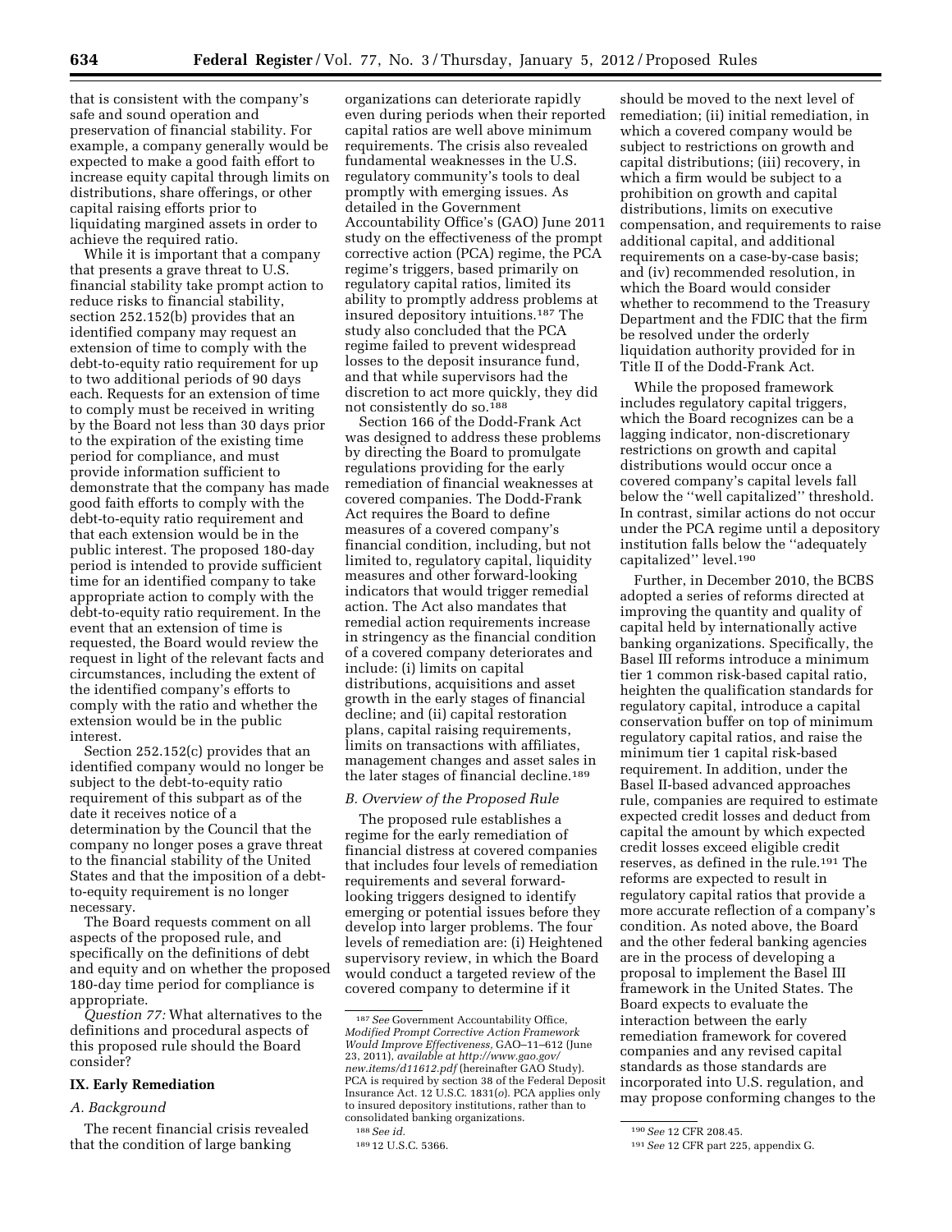that is consistent with the company's safe and sound operation and preservation of financial stability. For example, a company generally would be expected to make a good faith effort to increase equity capital through limits on distributions, share offerings, or other capital raising efforts prior to liquidating margined assets in order to achieve the required ratio.

While it is important that a company that presents a grave threat to U.S. financial stability take prompt action to reduce risks to financial stability, section 252.152(b) provides that an identified company may request an extension of time to comply with the debt-to-equity ratio requirement for up to two additional periods of 90 days each. Requests for an extension of time to comply must be received in writing by the Board not less than 30 days prior to the expiration of the existing time period for compliance, and must provide information sufficient to demonstrate that the company has made good faith efforts to comply with the debt-to-equity ratio requirement and that each extension would be in the public interest. The proposed 180-day period is intended to provide sufficient time for an identified company to take appropriate action to comply with the debt-to-equity ratio requirement. In the event that an extension of time is requested, the Board would review the request in light of the relevant facts and circumstances, including the extent of the identified company's efforts to comply with the ratio and whether the extension would be in the public interest.

Section 252.152(c) provides that an identified company would no longer be subject to the debt-to-equity ratio requirement of this subpart as of the date it receives notice of a determination by the Council that the company no longer poses a grave threat to the financial stability of the United States and that the imposition of a debt-to-equity requirement is no longer necessary.

The Board requests comment on all aspects of the proposed rule, and specifically on the definitions of debt and equity and on whether the proposed 180-day time period for compliance is appropriate.

*Question 77:* What alternatives to the definitions and procedural aspects of this proposed rule should the Board consider?

## IX. Early Remediation

### A. Background

The recent financial crisis revealed that the condition of large banking organizations can deteriorate rapidly even during periods when their reported capital ratios are well above minimum requirements. The crisis also revealed fundamental weaknesses in the U.S. regulatory community's tools to deal promptly with emerging issues. As detailed in the Government Accountability Office's (GAO) June 2011 study on the effectiveness of the prompt corrective action (PCA) regime, the PCA regime's triggers, based primarily on regulatory capital ratios, limited its ability to promptly address problems at insured depository intuitions.[187] The study also concluded that the PCA regime failed to prevent widespread losses to the deposit insurance fund, and that while supervisors had the discretion to act more quickly, they did not consistently do so.[188]

Section 166 of the Dodd-Frank Act was designed to address these problems by directing the Board to promulgate regulations providing for the early remediation of financial weaknesses at covered companies. The Dodd-Frank Act requires the Board to define measures of a covered company's financial condition, including, but not limited to, regulatory capital, liquidity measures and other forward-looking indicators that would trigger remedial action. The Act also mandates that remedial action requirements increase in stringency as the financial condition of a covered company deteriorates and include: (i) limits on capital distributions, acquisitions and asset growth in the early stages of financial decline; and (ii) capital restoration plans, capital raising requirements, limits on transactions with affiliates, management changes and asset sales in the later stages of financial decline.[189]

### B. Overview of the Proposed Rule

The proposed rule establishes a regime for the early remediation of financial distress at covered companies that includes four levels of remediation requirements and several forward-looking triggers designed to identify emerging or potential issues before they develop into larger problems. The four levels of remediation are: (i) Heightened supervisory review, in which the Board would conduct a targeted review of the covered company to determine if it should be moved to the next level of remediation; (ii) initial remediation, in which a covered company would be subject to restrictions on growth and capital distributions; (iii) recovery, in which a firm would be subject to a prohibition on growth and capital distributions, limits on executive compensation, and requirements to raise additional capital, and additional requirements on a case-by-case basis; and (iv) recommended resolution, in which the Board would consider whether to recommend to the Treasury Department and the FDIC that the firm be resolved under the orderly liquidation authority provided for in Title II of the Dodd-Frank Act.

While the proposed framework includes regulatory capital triggers, which the Board recognizes can be a lagging indicator, non-discretionary restrictions on growth and capital distributions would occur once a covered company's capital levels fall below the "well capitalized" threshold. In contrast, similar actions do not occur under the PCA regime until a depository institution falls below the "adequately capitalized" level.[190]

Further, in December 2010, the BCBS adopted a series of reforms directed at improving the quantity and quality of capital held by internationally active banking organizations. Specifically, the Basel III reforms introduce a minimum tier 1 common risk-based capital ratio, heighten the qualification standards for regulatory capital, introduce a capital conservation buffer on top of minimum regulatory capital ratios, and raise the minimum tier 1 capital risk-based requirement. In addition, under the Basel II-based advanced approaches rule, companies are required to estimate expected credit losses and deduct from capital the amount by which expected credit losses exceed eligible credit reserves, as defined in the rule.[191] The reforms are expected to result in regulatory capital ratios that provide a more accurate reflection of a company's condition. As noted above, the Board and the other federal banking agencies are in the process of developing a proposal to implement the Basel III framework in the United States. The Board expects to evaluate the interaction between the early remediation framework for covered companies and any revised capital standards as those standards are incorporated into U.S. regulation, and may propose conforming changes to the

---

[187] *See* Government Accountability Office, *Modified Prompt Corrective Action Framework Would Improve Effectiveness,* GAO–11–612 (June 23, 2011), *available at http://www.gao.gov/new.items/d11612.pdf* (hereinafter GAO Study). PCA is required by section 38 of the Federal Deposit Insurance Act. 12 U.S.C. 1831(*o*). PCA applies only to insured depository institutions, rather than to consolidated banking organizations.

[188] *See id.*

[189] 12 U.S.C. 5366.

[190] *See* 12 CFR 208.45.

[191] *See* 12 CFR part 225, appendix G.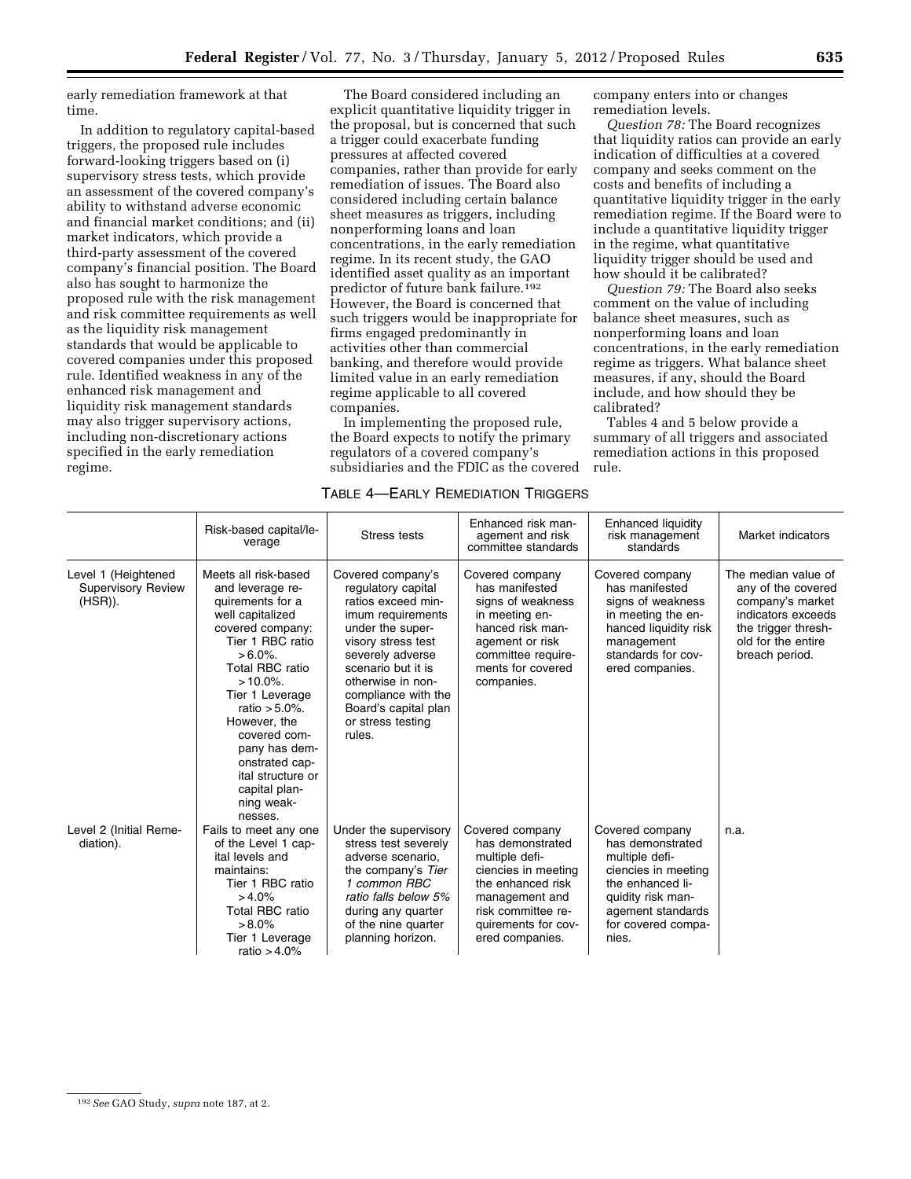early remediation framework at that time.

In addition to regulatory capital-based triggers, the proposed rule includes forward-looking triggers based on (i) supervisory stress tests, which provide an assessment of the covered company's ability to withstand adverse economic and financial market conditions; and (ii) market indicators, which provide a third-party assessment of the covered company's financial position. The Board also has sought to harmonize the proposed rule with the risk management and risk committee requirements as well as the liquidity risk management standards that would be applicable to covered companies under this proposed rule. Identified weakness in any of the enhanced risk management and liquidity risk management standards may also trigger supervisory actions, including non-discretionary actions specified in the early remediation regime.

The Board considered including an explicit quantitative liquidity trigger in the proposal, but is concerned that such a trigger could exacerbate funding pressures at affected covered companies, rather than provide for early remediation of issues. The Board also considered including certain balance sheet measures as triggers, including nonperforming loans and loan concentrations, in the early remediation regime. In its recent study, the GAO identified asset quality as an important predictor of future bank failure.[192] However, the Board is concerned that such triggers would be inappropriate for firms engaged predominantly in activities other than commercial banking, and therefore would provide limited value in an early remediation regime applicable to all covered companies.

In implementing the proposed rule, the Board expects to notify the primary regulators of a covered company's subsidiaries and the FDIC as the covered company enters into or changes remediation levels.

*Question 78:* The Board recognizes that liquidity ratios can provide an early indication of difficulties at a covered company and seeks comment on the costs and benefits of including a quantitative liquidity trigger in the early remediation regime. If the Board were to include a quantitative liquidity trigger in the regime, what quantitative liquidity trigger should be used and how should it be calibrated?

*Question 79:* The Board also seeks comment on the value of including balance sheet measures, such as nonperforming loans and loan concentrations, in the early remediation regime as triggers. What balance sheet measures, if any, should the Board include, and how should they be calibrated?

Tables 4 and 5 below provide a summary of all triggers and associated remediation actions in this proposed rule.

TABLE 4—EARLY REMEDIATION TRIGGERS

| | Risk-based capital/leverage | Stress tests | Enhanced risk management and risk committee standards | Enhanced liquidity risk management standards | Market indicators |
|---|---|---|---|---|---|
| Level 1 (Heightened Supervisory Review (HSR)). | Meets all risk-based and leverage requirements for a well capitalized covered company: Tier 1 RBC ratio >6.0%. Total RBC ratio >10.0%. Tier 1 Leverage ratio >5.0%. However, the covered company has demonstrated capital structure or capital planning weaknesses. | Covered company's regulatory capital ratios exceed minimum requirements under the supervisory stress test severely adverse scenario but it is otherwise in noncompliance with the Board's capital plan or stress testing rules. | Covered company has manifested signs of weakness in meeting enhanced risk management or risk committee requirements for covered companies. | Covered company has manifested signs of weakness in meeting the enhanced liquidity risk management standards for covered companies. | The median value of any of the covered company's market indicators exceeds the trigger threshold for the entire breach period. |
| Level 2 (Initial Remediation). | Fails to meet any one of the Level 1 capital levels and maintains: Tier 1 RBC ratio >4.0% Total RBC ratio >8.0% Tier 1 Leverage ratio >4.0% | Under the supervisory stress test severely adverse scenario, the company's *Tier 1 common RBC ratio falls below 5%* during any quarter of the nine quarter planning horizon. | Covered company has demonstrated multiple deficiencies in meeting the enhanced risk management and risk committee requirements for covered companies. | Covered company has demonstrated multiple deficiencies in meeting the enhanced liquidity risk management standards for covered companies. | n.a. |

[192] *See* GAO Study, *supra* note 187, at 2.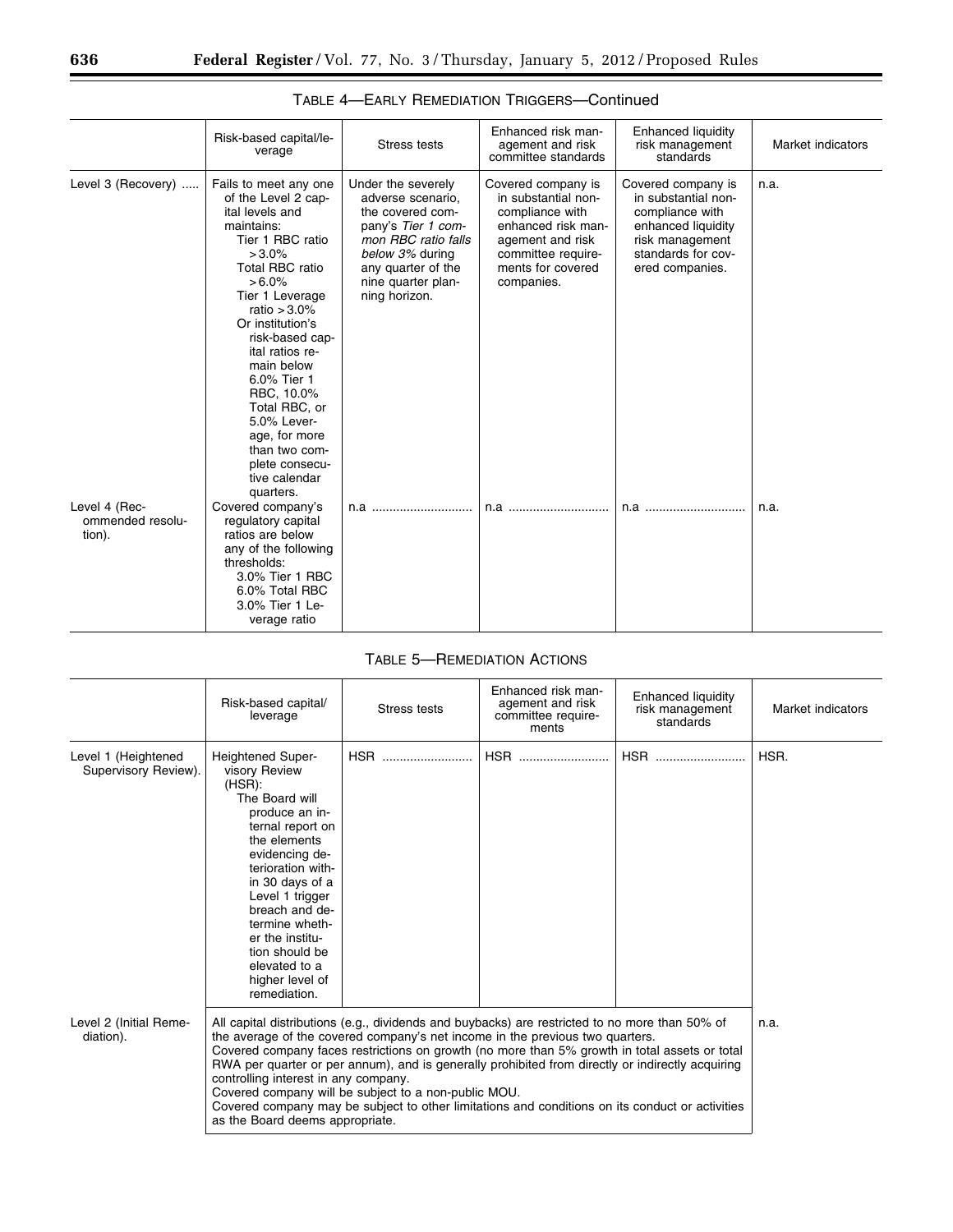### TABLE 4—EARLY REMEDIATION TRIGGERS—Continued

| | Risk-based capital/leverage | Stress tests | Enhanced risk management and risk committee standards | Enhanced liquidity risk management standards | Market indicators |
|---|---|---|---|---|---|
| Level 3 (Recovery) | Fails to meet any one of the Level 2 capital levels and maintains: Tier 1 RBC ratio >3.0% Total RBC ratio >6.0% Tier 1 Leverage ratio >3.0% Or institution's risk-based capital ratios remain below 6.0% Tier 1 RBC, 10.0% Total RBC, or 5.0% Leverage, for more than two complete consecutive calendar quarters. | Under the severely adverse scenario, the covered company's *Tier 1 common RBC ratio falls below 3%* during any quarter of the nine quarter planning horizon. | Covered company is in substantial noncompliance with enhanced risk management and risk committee requirements for covered companies. | Covered company is in substantial noncompliance with enhanced liquidity risk management standards for covered companies. | n.a. |
| Level 4 (Recommended resolution). | Covered company's regulatory capital ratios are below any of the following thresholds: 3.0% Tier 1 RBC 6.0% Total RBC 3.0% Tier 1 Leverage ratio | n.a | n.a | n.a | n.a. |

### TABLE 5—REMEDIATION ACTIONS

| | Risk-based capital/leverage | Stress tests | Enhanced risk management and risk committee requirements | Enhanced liquidity risk management standards | Market indicators |
|---|---|---|---|---|---|
| Level 1 (Heightened Supervisory Review). | Heightened Supervisory Review (HSR): The Board will produce an internal report on the elements evidencing deterioration within 30 days of a Level 1 trigger breach and determine whether the institution should be elevated to a higher level of remediation. | HSR | HSR | HSR | HSR. |
| Level 2 (Initial Remediation). | All capital distributions (e.g., dividends and buybacks) are restricted to no more than 50% of the average of the covered company's net income in the previous two quarters. Covered company faces restrictions on growth (no more than 5% growth in total assets or total RWA per quarter or per annum), and is generally prohibited from directly or indirectly acquiring controlling interest in any company. Covered company will be subject to a non-public MOU. Covered company may be subject to other limitations and conditions on its conduct or activities as the Board deems appropriate. | | | | n.a. |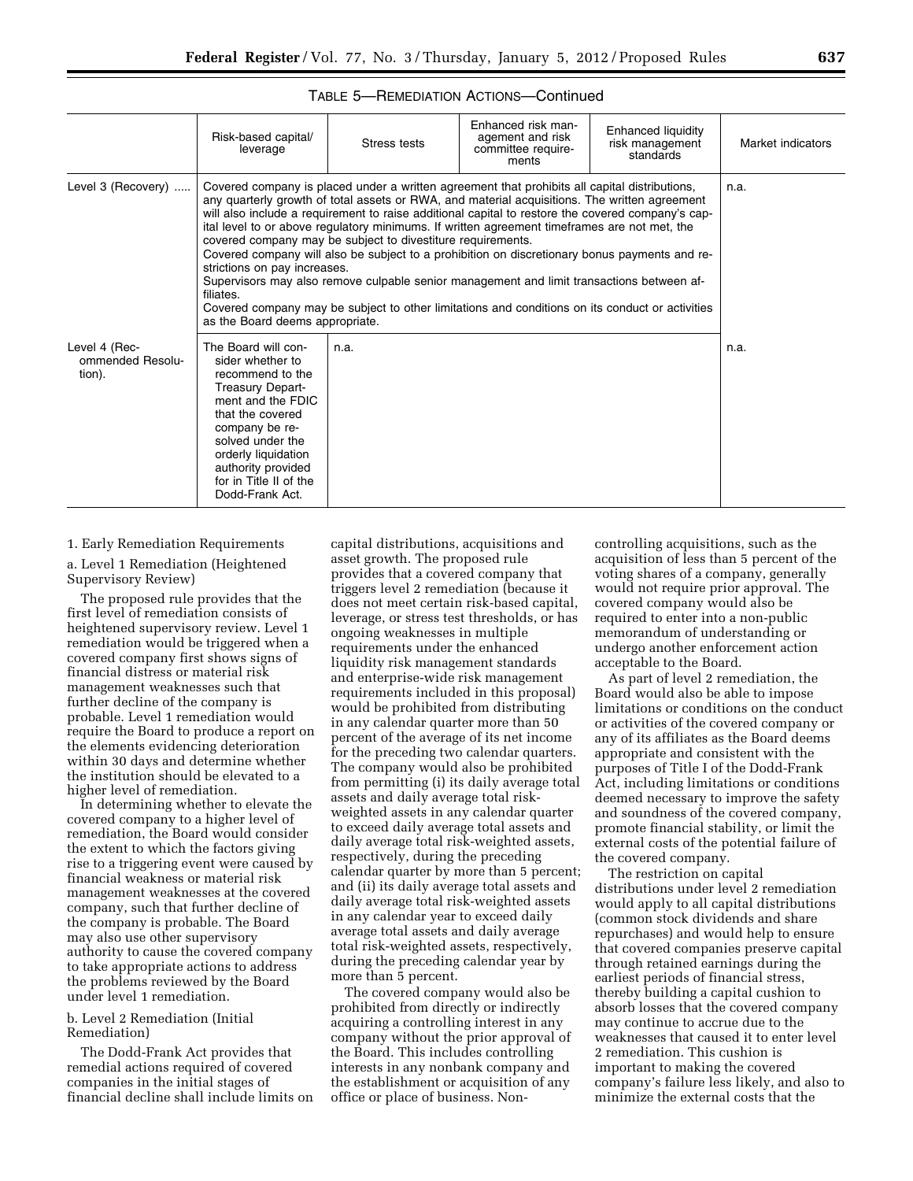TABLE 5—REMEDIATION ACTIONS—Continued

| | Risk-based capital/leverage | Stress tests | Enhanced risk management and risk committee requirements | Enhanced liquidity risk management standards | Market indicators |
|---|---|---|---|---|---|
| Level 3 (Recovery) | Covered company is placed under a written agreement that prohibits all capital distributions, any quarterly growth of total assets or RWA, and material acquisitions. The written agreement will also include a requirement to raise additional capital to restore the covered company's capital level to or above regulatory minimums. If written agreement timeframes are not met, the covered company may be subject to divestiture requirements. Covered company will also be subject to a prohibition on discretionary bonus payments and restrictions on pay increases. Supervisors may also remove culpable senior management and limit transactions between affiliates. Covered company may be subject to other limitations and conditions on its conduct or activities as the Board deems appropriate. | | | | n.a. |
| Level 4 (Recommended Resolution). | The Board will consider whether to recommend to the Treasury Department and the FDIC that the covered company be resolved under the orderly liquidation authority provided for in Title II of the Dodd-Frank Act. | n.a. | | | n.a. |

1. Early Remediation Requirements

a. Level 1 Remediation (Heightened Supervisory Review)

The proposed rule provides that the first level of remediation consists of heightened supervisory review. Level 1 remediation would be triggered when a covered company first shows signs of financial distress or material risk management weaknesses such that further decline of the company is probable. Level 1 remediation would require the Board to produce a report on the elements evidencing deterioration within 30 days and determine whether the institution should be elevated to a higher level of remediation.

In determining whether to elevate the covered company to a higher level of remediation, the Board would consider the extent to which the factors giving rise to a triggering event were caused by financial weakness or material risk management weaknesses at the covered company, such that further decline of the company is probable. The Board may also use other supervisory authority to cause the covered company to take appropriate actions to address the problems reviewed by the Board under level 1 remediation.

b. Level 2 Remediation (Initial Remediation)

The Dodd-Frank Act provides that remedial actions required of covered companies in the initial stages of financial decline shall include limits on capital distributions, acquisitions and asset growth. The proposed rule provides that a covered company that triggers level 2 remediation (because it does not meet certain risk-based capital, leverage, or stress test thresholds, or has ongoing weaknesses in multiple requirements under the enhanced liquidity risk management standards and enterprise-wide risk management requirements included in this proposal) would be prohibited from distributing in any calendar quarter more than 50 percent of the average of its net income for the preceding two calendar quarters. The company would also be prohibited from permitting (i) its daily average total assets and daily average total risk-weighted assets in any calendar quarter to exceed daily average total assets and daily average total risk-weighted assets, respectively, during the preceding calendar quarter by more than 5 percent; and (ii) its daily average total assets and daily average total risk-weighted assets in any calendar year to exceed daily average total assets and daily average total risk-weighted assets, respectively, during the preceding calendar year by more than 5 percent.

The covered company would also be prohibited from directly or indirectly acquiring a controlling interest in any company without the prior approval of the Board. This includes controlling interests in any nonbank company and the establishment or acquisition of any office or place of business. Non-controlling acquisitions, such as the acquisition of less than 5 percent of the voting shares of a company, generally would not require prior approval. The covered company would also be required to enter into a non-public memorandum of understanding or undergo another enforcement action acceptable to the Board.

As part of level 2 remediation, the Board would also be able to impose limitations or conditions on the conduct or activities of the covered company or any of its affiliates as the Board deems appropriate and consistent with the purposes of Title I of the Dodd-Frank Act, including limitations or conditions deemed necessary to improve the safety and soundness of the covered company, promote financial stability, or limit the external costs of the potential failure of the covered company.

The restriction on capital distributions under level 2 remediation would apply to all capital distributions (common stock dividends and share repurchases) and would help to ensure that covered companies preserve capital through retained earnings during the earliest periods of financial stress, thereby building a capital cushion to absorb losses that the covered company may continue to accrue due to the weaknesses that caused it to enter level 2 remediation. This cushion is important to making the covered company's failure less likely, and also to minimize the external costs that the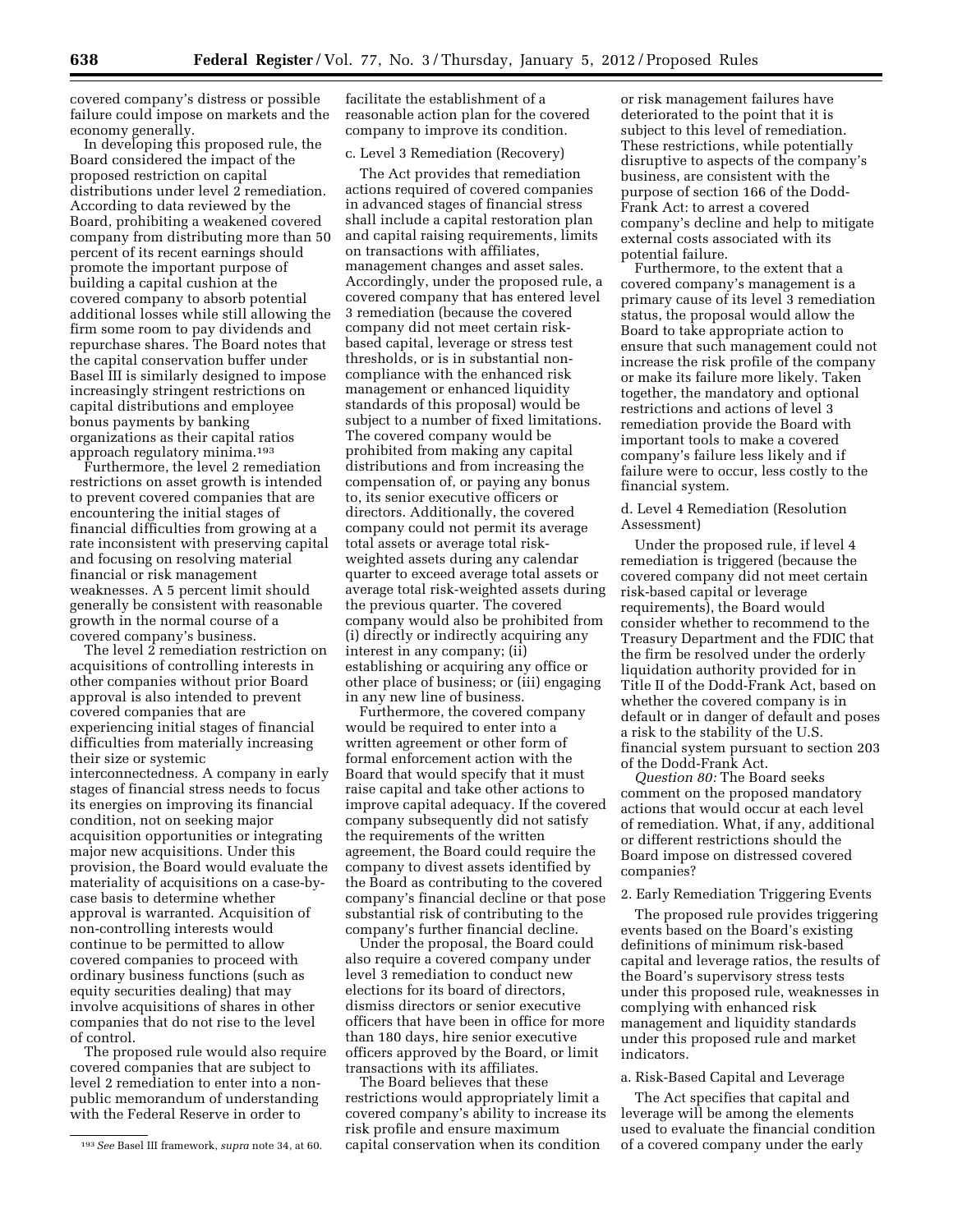covered company's distress or possible failure could impose on markets and the economy generally.

In developing this proposed rule, the Board considered the impact of the proposed restriction on capital distributions under level 2 remediation. According to data reviewed by the Board, prohibiting a weakened covered company from distributing more than 50 percent of its recent earnings should promote the important purpose of building a capital cushion at the covered company to absorb potential additional losses while still allowing the firm some room to pay dividends and repurchase shares. The Board notes that the capital conservation buffer under Basel III is similarly designed to impose increasingly stringent restrictions on capital distributions and employee bonus payments by banking organizations as their capital ratios approach regulatory minima.[193]

Furthermore, the level 2 remediation restrictions on asset growth is intended to prevent covered companies that are encountering the initial stages of financial difficulties from growing at a rate inconsistent with preserving capital and focusing on resolving material financial or risk management weaknesses. A 5 percent limit should generally be consistent with reasonable growth in the normal course of a covered company's business.

The level 2 remediation restriction on acquisitions of controlling interests in other companies without prior Board approval is also intended to prevent covered companies that are experiencing initial stages of financial difficulties from materially increasing their size or systemic interconnectedness. A company in early stages of financial stress needs to focus its energies on improving its financial condition, not on seeking major acquisition opportunities or integrating major new acquisitions. Under this provision, the Board would evaluate the materiality of acquisitions on a case-by-case basis to determine whether approval is warranted. Acquisition of non-controlling interests would continue to be permitted to allow covered companies to proceed with ordinary business functions (such as equity securities dealing) that may involve acquisitions of shares in other companies that do not rise to the level of control.

The proposed rule would also require covered companies that are subject to level 2 remediation to enter into a non-public memorandum of understanding with the Federal Reserve in order to facilitate the establishment of a reasonable action plan for the covered company to improve its condition.

c. Level 3 Remediation (Recovery)

The Act provides that remediation actions required of covered companies in advanced stages of financial stress shall include a capital restoration plan and capital raising requirements, limits on transactions with affiliates, management changes and asset sales. Accordingly, under the proposed rule, a covered company that has entered level 3 remediation (because the covered company did not meet certain risk-based capital, leverage or stress test thresholds, or is in substantial non-compliance with the enhanced risk management or enhanced liquidity standards of this proposal) would be subject to a number of fixed limitations. The covered company would be prohibited from making any capital distributions and from increasing the compensation of, or paying any bonus to, its senior executive officers or directors. Additionally, the covered company could not permit its average total assets or average total risk-weighted assets during any calendar quarter to exceed average total assets or average total risk-weighted assets during the previous quarter. The covered company would also be prohibited from (i) directly or indirectly acquiring any interest in any company; (ii) establishing or acquiring any office or other place of business; or (iii) engaging in any new line of business.

Furthermore, the covered company would be required to enter into a written agreement or other form of formal enforcement action with the Board that would specify that it must raise capital and take other actions to improve capital adequacy. If the covered company subsequently did not satisfy the requirements of the written agreement, the Board could require the company to divest assets identified by the Board as contributing to the covered company's financial decline or that pose substantial risk of contributing to the company's further financial decline.

Under the proposal, the Board could also require a covered company under level 3 remediation to conduct new elections for its board of directors, dismiss directors or senior executive officers that have been in office for more than 180 days, hire senior executive officers approved by the Board, or limit transactions with its affiliates.

The Board believes that these restrictions would appropriately limit a covered company's ability to increase its risk profile and ensure maximum capital conservation when its condition or risk management failures have deteriorated to the point that it is subject to this level of remediation. These restrictions, while potentially disruptive to aspects of the company's business, are consistent with the purpose of section 166 of the Dodd-Frank Act: to arrest a covered company's decline and help to mitigate external costs associated with its potential failure.

Furthermore, to the extent that a covered company's management is a primary cause of its level 3 remediation status, the proposal would allow the Board to take appropriate action to ensure that such management could not increase the risk profile of the company or make its failure more likely. Taken together, the mandatory and optional restrictions and actions of level 3 remediation provide the Board with important tools to make a covered company's failure less likely and if failure were to occur, less costly to the financial system.

d. Level 4 Remediation (Resolution Assessment)

Under the proposed rule, if level 4 remediation is triggered (because the covered company did not meet certain risk-based capital or leverage requirements), the Board would consider whether to recommend to the Treasury Department and the FDIC that the firm be resolved under the orderly liquidation authority provided for in Title II of the Dodd-Frank Act, based on whether the covered company is in default or in danger of default and poses a risk to the stability of the U.S. financial system pursuant to section 203 of the Dodd-Frank Act.

*Question 80:* The Board seeks comment on the proposed mandatory actions that would occur at each level of remediation. What, if any, additional or different restrictions should the Board impose on distressed covered companies?

2. Early Remediation Triggering Events

The proposed rule provides triggering events based on the Board's existing definitions of minimum risk-based capital and leverage ratios, the results of the Board's supervisory stress tests under this proposed rule, weaknesses in complying with enhanced risk management and liquidity standards under this proposed rule and market indicators.

a. Risk-Based Capital and Leverage

The Act specifies that capital and leverage will be among the elements used to evaluate the financial condition of a covered company under the early

[193] *See* Basel III framework, *supra* note 34, at 60.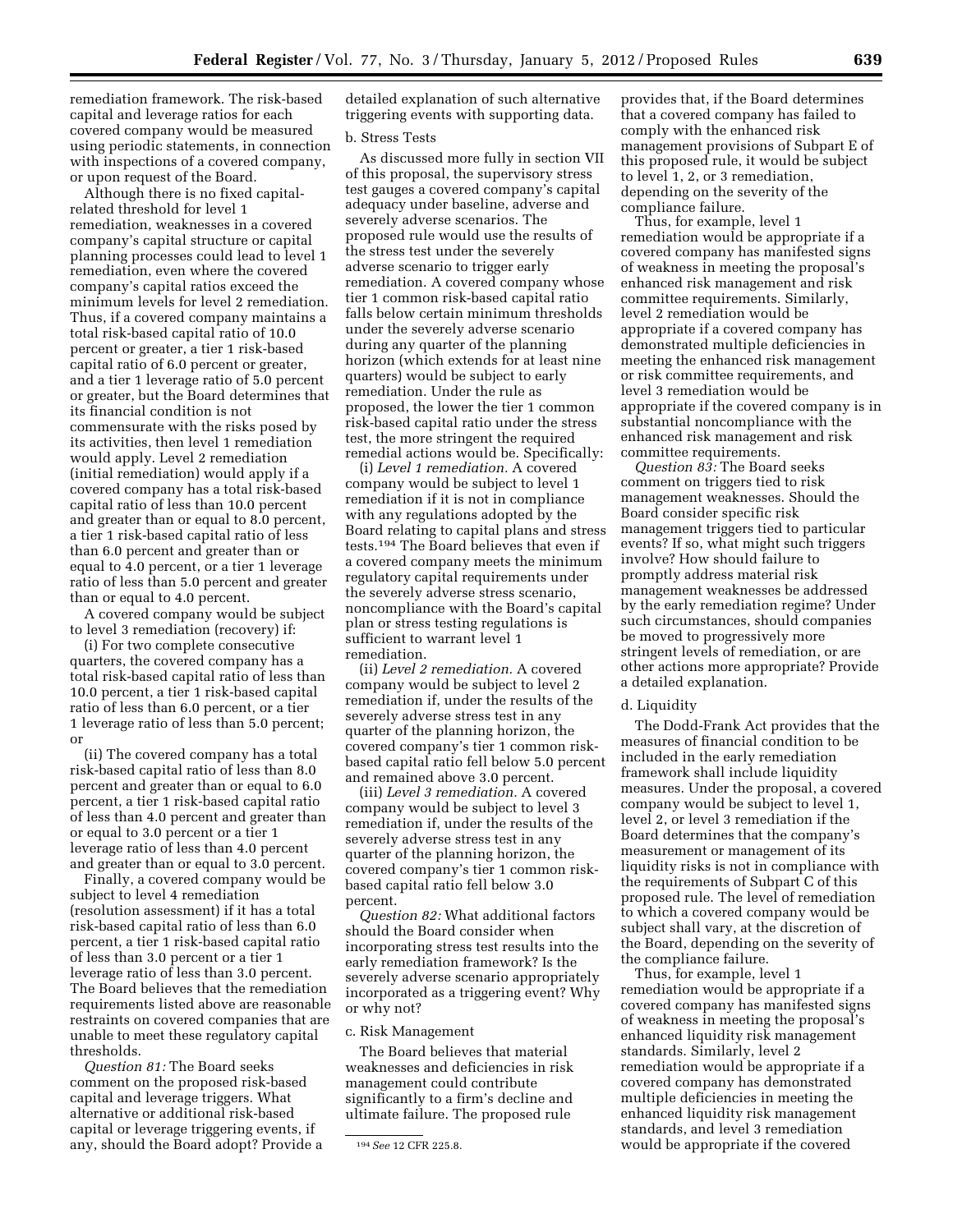remediation framework. The risk-based capital and leverage ratios for each covered company would be measured using periodic statements, in connection with inspections of a covered company, or upon request of the Board.

Although there is no fixed capital-related threshold for level 1 remediation, weaknesses in a covered company's capital structure or capital planning processes could lead to level 1 remediation, even where the covered company's capital ratios exceed the minimum levels for level 2 remediation. Thus, if a covered company maintains a total risk-based capital ratio of 10.0 percent or greater, a tier 1 risk-based capital ratio of 6.0 percent or greater, and a tier 1 leverage ratio of 5.0 percent or greater, but the Board determines that its financial condition is not commensurate with the risks posed by its activities, then level 1 remediation would apply. Level 2 remediation (initial remediation) would apply if a covered company has a total risk-based capital ratio of less than 10.0 percent and greater than or equal to 8.0 percent, a tier 1 risk-based capital ratio of less than 6.0 percent and greater than or equal to 4.0 percent, or a tier 1 leverage ratio of less than 5.0 percent and greater than or equal to 4.0 percent.

A covered company would be subject to level 3 remediation (recovery) if:

(i) For two complete consecutive quarters, the covered company has a total risk-based capital ratio of less than 10.0 percent, a tier 1 risk-based capital ratio of less than 6.0 percent, or a tier 1 leverage ratio of less than 5.0 percent; or

(ii) The covered company has a total risk-based capital ratio of less than 8.0 percent and greater than or equal to 6.0 percent, a tier 1 risk-based capital ratio of less than 4.0 percent and greater than or equal to 3.0 percent or a tier 1 leverage ratio of less than 4.0 percent and greater than or equal to 3.0 percent.

Finally, a covered company would be subject to level 4 remediation (resolution assessment) if it has a total risk-based capital ratio of less than 6.0 percent, a tier 1 risk-based capital ratio of less than 3.0 percent or a tier 1 leverage ratio of less than 3.0 percent. The Board believes that the remediation requirements listed above are reasonable restraints on covered companies that are unable to meet these regulatory capital thresholds.

*Question 81:* The Board seeks comment on the proposed risk-based capital and leverage triggers. What alternative or additional risk-based capital or leverage triggering events, if any, should the Board adopt? Provide a detailed explanation of such alternative triggering events with supporting data.

b. Stress Tests

As discussed more fully in section VII of this proposal, the supervisory stress test gauges a covered company's capital adequacy under baseline, adverse and severely adverse scenarios. The proposed rule would use the results of the stress test under the severely adverse scenario to trigger early remediation. A covered company whose tier 1 common risk-based capital ratio falls below certain minimum thresholds under the severely adverse scenario during any quarter of the planning horizon (which extends for at least nine quarters) would be subject to early remediation. Under the rule as proposed, the lower the tier 1 common risk-based capital ratio under the stress test, the more stringent the required remedial actions would be. Specifically:

(i) *Level 1 remediation.* A covered company would be subject to level 1 remediation if it is not in compliance with any regulations adopted by the Board relating to capital plans and stress tests.[194] The Board believes that even if a covered company meets the minimum regulatory capital requirements under the severely adverse stress scenario, noncompliance with the Board's capital plan or stress testing regulations is sufficient to warrant level 1 remediation.

(ii) *Level 2 remediation.* A covered company would be subject to level 2 remediation if, under the results of the severely adverse stress test in any quarter of the planning horizon, the covered company's tier 1 common risk-based capital ratio fell below 5.0 percent and remained above 3.0 percent.

(iii) *Level 3 remediation.* A covered company would be subject to level 3 remediation if, under the results of the severely adverse stress test in any quarter of the planning horizon, the covered company's tier 1 common risk-based capital ratio fell below 3.0 percent.

*Question 82:* What additional factors should the Board consider when incorporating stress test results into the early remediation framework? Is the severely adverse scenario appropriately incorporated as a triggering event? Why or why not?

c. Risk Management

The Board believes that material weaknesses and deficiencies in risk management could contribute significantly to a firm's decline and ultimate failure. The proposed rule provides that, if the Board determines that a covered company has failed to comply with the enhanced risk management provisions of Subpart E of this proposed rule, it would be subject to level 1, 2, or 3 remediation, depending on the severity of the compliance failure.

Thus, for example, level 1 remediation would be appropriate if a covered company has manifested signs of weakness in meeting the proposal's enhanced risk management and risk committee requirements. Similarly, level 2 remediation would be appropriate if a covered company has demonstrated multiple deficiencies in meeting the enhanced risk management or risk committee requirements, and level 3 remediation would be appropriate if the covered company is in substantial noncompliance with the enhanced risk management and risk committee requirements.

*Question 83:* The Board seeks comment on triggers tied to risk management weaknesses. Should the Board consider specific risk management triggers tied to particular events? If so, what might such triggers involve? How should failure to promptly address material risk management weaknesses be addressed by the early remediation regime? Under such circumstances, should companies be moved to progressively more stringent levels of remediation, or are other actions more appropriate? Provide a detailed explanation.

d. Liquidity

The Dodd-Frank Act provides that the measures of financial condition to be included in the early remediation framework shall include liquidity measures. Under the proposal, a covered company would be subject to level 1, level 2, or level 3 remediation if the Board determines that the company's measurement or management of its liquidity risks is not in compliance with the requirements of Subpart C of this proposed rule. The level of remediation to which a covered company would be subject shall vary, at the discretion of the Board, depending on the severity of the compliance failure.

Thus, for example, level 1 remediation would be appropriate if a covered company has manifested signs of weakness in meeting the proposal's enhanced liquidity risk management standards. Similarly, level 2 remediation would be appropriate if a covered company has demonstrated multiple deficiencies in meeting the enhanced liquidity risk management standards, and level 3 remediation would be appropriate if the covered

[194] *See* 12 CFR 225.8.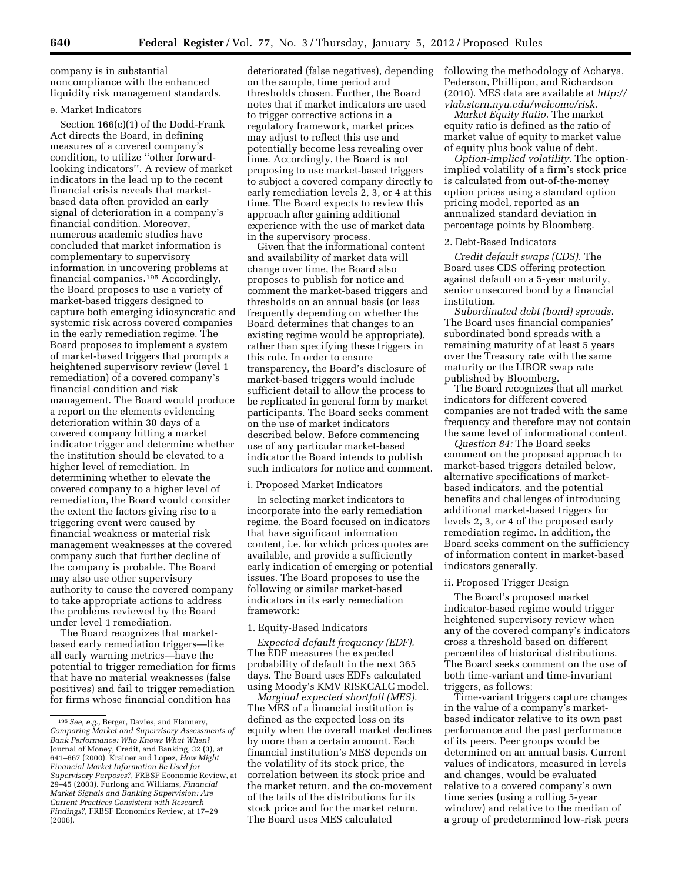company is in substantial noncompliance with the enhanced liquidity risk management standards.

e. Market Indicators

Section 166(c)(1) of the Dodd-Frank Act directs the Board, in defining measures of a covered company's condition, to utilize ''other forward-looking indicators''. A review of market indicators in the lead up to the recent financial crisis reveals that market-based data often provided an early signal of deterioration in a company's financial condition. Moreover, numerous academic studies have concluded that market information is complementary to supervisory information in uncovering problems at financial companies.[195] Accordingly, the Board proposes to use a variety of market-based triggers designed to capture both emerging idiosyncratic and systemic risk across covered companies in the early remediation regime. The Board proposes to implement a system of market-based triggers that prompts a heightened supervisory review (level 1 remediation) of a covered company's financial condition and risk management. The Board would produce a report on the elements evidencing deterioration within 30 days of a covered company hitting a market indicator trigger and determine whether the institution should be elevated to a higher level of remediation. In determining whether to elevate the covered company to a higher level of remediation, the Board would consider the extent the factors giving rise to a triggering event were caused by financial weakness or material risk management weaknesses at the covered company such that further decline of the company is probable. The Board may also use other supervisory authority to cause the covered company to take appropriate actions to address the problems reviewed by the Board under level 1 remediation.

The Board recognizes that market-based early remediation triggers—like all early warning metrics—have the potential to trigger remediation for firms that have no material weaknesses (false positives) and fail to trigger remediation for firms whose financial condition has deteriorated (false negatives), depending on the sample, time period and thresholds chosen. Further, the Board notes that if market indicators are used to trigger corrective actions in a regulatory framework, market prices may adjust to reflect this use and potentially become less revealing over time. Accordingly, the Board is not proposing to use market-based triggers to subject a covered company directly to early remediation levels 2, 3, or 4 at this time. The Board expects to review this approach after gaining additional experience with the use of market data in the supervisory process.

Given that the informational content and availability of market data will change over time, the Board also proposes to publish for notice and comment the market-based triggers and thresholds on an annual basis (or less frequently depending on whether the Board determines that changes to an existing regime would be appropriate), rather than specifying these triggers in this rule. In order to ensure transparency, the Board's disclosure of market-based triggers would include sufficient detail to allow the process to be replicated in general form by market participants. The Board seeks comment on the use of market indicators described below. Before commencing use of any particular market-based indicator the Board intends to publish such indicators for notice and comment.

i. Proposed Market Indicators

In selecting market indicators to incorporate into the early remediation regime, the Board focused on indicators that have significant information content, i.e. for which prices quotes are available, and provide a sufficiently early indication of emerging or potential issues. The Board proposes to use the following or similar market-based indicators in its early remediation framework:

1. Equity-Based Indicators

*Expected default frequency (EDF).* The EDF measures the expected probability of default in the next 365 days. The Board uses EDFs calculated using Moody's KMV RISKCALC model.

*Marginal expected shortfall (MES).* The MES of a financial institution is defined as the expected loss on its equity when the overall market declines by more than a certain amount. Each financial institution's MES depends on the volatility of its stock price, the correlation between its stock price and the market return, and the co-movement of the tails of the distributions for its stock price and for the market return. The Board uses MES calculated following the methodology of Acharya, Pederson, Phillipon, and Richardson (2010). MES data are available at *http://vlab.stern.nyu.edu/welcome/risk.*

*Market Equity Ratio.* The market equity ratio is defined as the ratio of market value of equity to market value of equity plus book value of debt.

*Option-implied volatility.* The option-implied volatility of a firm's stock price is calculated from out-of-the-money option prices using a standard option pricing model, reported as an annualized standard deviation in percentage points by Bloomberg.

2. Debt-Based Indicators

*Credit default swaps (CDS).* The Board uses CDS offering protection against default on a 5-year maturity, senior unsecured bond by a financial institution.

*Subordinated debt (bond) spreads.* The Board uses financial companies' subordinated bond spreads with a remaining maturity of at least 5 years over the Treasury rate with the same maturity or the LIBOR swap rate published by Bloomberg.

The Board recognizes that all market indicators for different covered companies are not traded with the same frequency and therefore may not contain the same level of informational content.

*Question 84:* The Board seeks comment on the proposed approach to market-based triggers detailed below, alternative specifications of market-based indicators, and the potential benefits and challenges of introducing additional market-based triggers for levels 2, 3, or 4 of the proposed early remediation regime. In addition, the Board seeks comment on the sufficiency of information content in market-based indicators generally.

ii. Proposed Trigger Design

The Board's proposed market indicator-based regime would trigger heightened supervisory review when any of the covered company's indicators cross a threshold based on different percentiles of historical distributions. The Board seeks comment on the use of both time-variant and time-invariant triggers, as follows:

Time-variant triggers capture changes in the value of a company's market-based indicator relative to its own past performance and the past performance of its peers. Peer groups would be determined on an annual basis. Current values of indicators, measured in levels and changes, would be evaluated relative to a covered company's own time series (using a rolling 5-year window) and relative to the median of a group of predetermined low-risk peers

---

[195] *See, e.g.,* Berger, Davies, and Flannery, *Comparing Market and Supervisory Assessments of Bank Performance: Who Knows What When?* Journal of Money, Credit, and Banking, 32 (3), at 641–667 (2000). Krainer and Lopez, *How Might Financial Market Information Be Used for Supervisory Purposes?,* FRBSF Economic Review, at 29–45 (2003). Furlong and Williams, *Financial Market Signals and Banking Supervision: Are Current Practices Consistent with Research Findings?,* FRBSF Economics Review, at 17–29 (2006).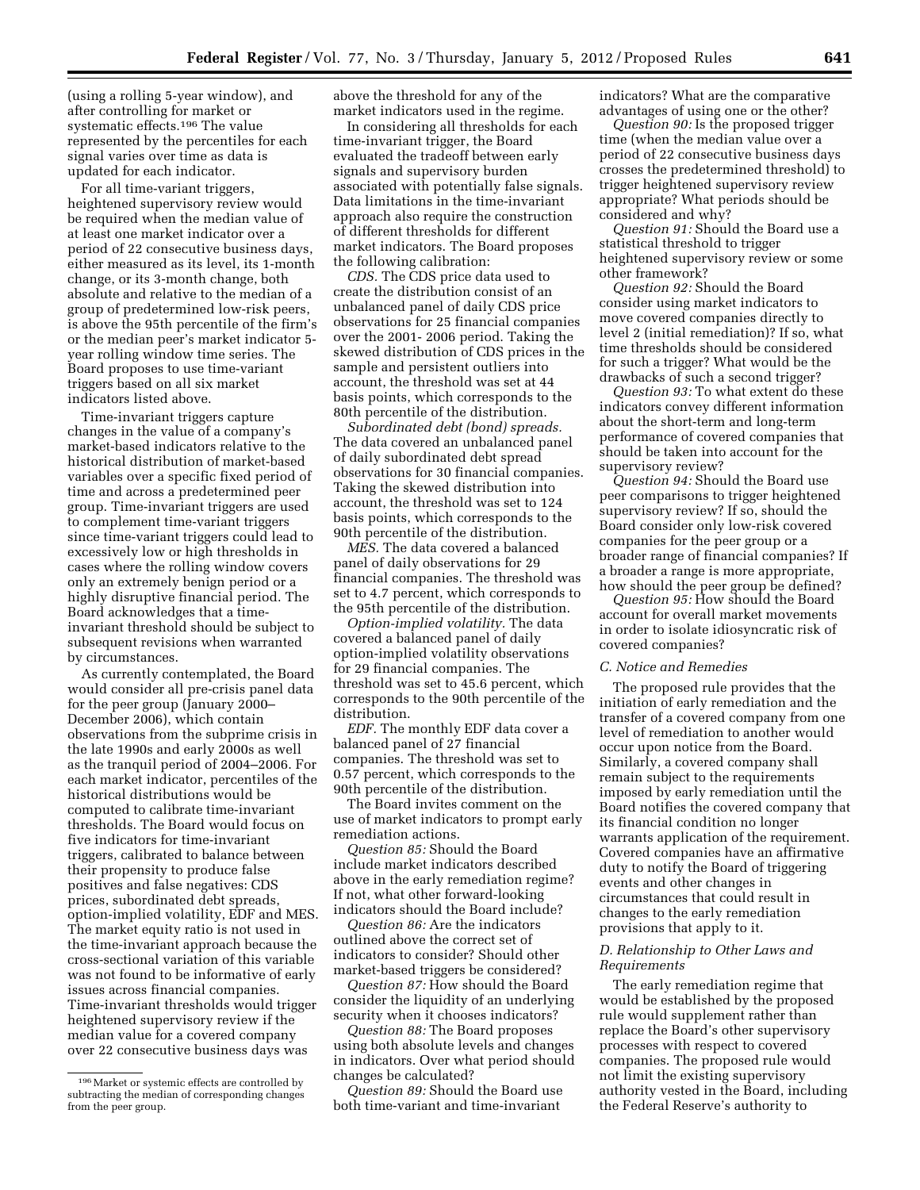(using a rolling 5-year window), and after controlling for market or systematic effects.[196] The value represented by the percentiles for each signal varies over time as data is updated for each indicator.

For all time-variant triggers, heightened supervisory review would be required when the median value of at least one market indicator over a period of 22 consecutive business days, either measured as its level, its 1-month change, or its 3-month change, both absolute and relative to the median of a group of predetermined low-risk peers, is above the 95th percentile of the firm's or the median peer's market indicator 5-year rolling window time series. The Board proposes to use time-variant triggers based on all six market indicators listed above.

Time-invariant triggers capture changes in the value of a company's market-based indicators relative to the historical distribution of market-based variables over a specific fixed period of time and across a predetermined peer group. Time-invariant triggers are used to complement time-variant triggers since time-variant triggers could lead to excessively low or high thresholds in cases where the rolling window covers only an extremely benign period or a highly disruptive financial period. The Board acknowledges that a time-invariant threshold should be subject to subsequent revisions when warranted by circumstances.

As currently contemplated, the Board would consider all pre-crisis panel data for the peer group (January 2000–December 2006), which contain observations from the subprime crisis in the late 1990s and early 2000s as well as the tranquil period of 2004–2006. For each market indicator, percentiles of the historical distributions would be computed to calibrate time-invariant thresholds. The Board would focus on five indicators for time-invariant triggers, calibrated to balance between their propensity to produce false positives and false negatives: CDS prices, subordinated debt spreads, option-implied volatility, EDF and MES. The market equity ratio is not used in the time-invariant approach because the cross-sectional variation of this variable was not found to be informative of early issues across financial companies. Time-invariant thresholds would trigger heightened supervisory review if the median value for a covered company over 22 consecutive business days was above the threshold for any of the market indicators used in the regime.

In considering all thresholds for each time-invariant trigger, the Board evaluated the tradeoff between early signals and supervisory burden associated with potentially false signals. Data limitations in the time-invariant approach also require the construction of different thresholds for different market indicators. The Board proposes the following calibration:

*CDS.* The CDS price data used to create the distribution consist of an unbalanced panel of daily CDS price observations for 25 financial companies over the 2001- 2006 period. Taking the skewed distribution of CDS prices in the sample and persistent outliers into account, the threshold was set at 44 basis points, which corresponds to the 80th percentile of the distribution.

*Subordinated debt (bond) spreads.* The data covered an unbalanced panel of daily subordinated debt spread observations for 30 financial companies. Taking the skewed distribution into account, the threshold was set to 124 basis points, which corresponds to the 90th percentile of the distribution.

*MES.* The data covered a balanced panel of daily observations for 29 financial companies. The threshold was set to 4.7 percent, which corresponds to the 95th percentile of the distribution.

*Option-implied volatility.* The data covered a balanced panel of daily option-implied volatility observations for 29 financial companies. The threshold was set to 45.6 percent, which corresponds to the 90th percentile of the distribution.

*EDF.* The monthly EDF data cover a balanced panel of 27 financial companies. The threshold was set to 0.57 percent, which corresponds to the 90th percentile of the distribution.

The Board invites comment on the use of market indicators to prompt early remediation actions.

*Question 85:* Should the Board include market indicators described above in the early remediation regime? If not, what other forward-looking indicators should the Board include?

*Question 86:* Are the indicators outlined above the correct set of indicators to consider? Should other market-based triggers be considered?

*Question 87:* How should the Board consider the liquidity of an underlying security when it chooses indicators?

*Question 88:* The Board proposes using both absolute levels and changes in indicators. Over what period should changes be calculated?

*Question 89:* Should the Board use both time-variant and time-invariant indicators? What are the comparative advantages of using one or the other?

*Question 90:* Is the proposed trigger time (when the median value over a period of 22 consecutive business days crosses the predetermined threshold) to trigger heightened supervisory review appropriate? What periods should be considered and why?

*Question 91:* Should the Board use a statistical threshold to trigger heightened supervisory review or some other framework?

*Question 92:* Should the Board consider using market indicators to move covered companies directly to level 2 (initial remediation)? If so, what time thresholds should be considered for such a trigger? What would be the drawbacks of such a second trigger?

*Question 93:* To what extent do these indicators convey different information about the short-term and long-term performance of covered companies that should be taken into account for the supervisory review?

*Question 94:* Should the Board use peer comparisons to trigger heightened supervisory review? If so, should the Board consider only low-risk covered companies for the peer group or a broader range of financial companies? If a broader range is more appropriate, how should the peer group be defined?

*Question 95:* How should the Board account for overall market movements in order to isolate idiosyncratic risk of covered companies?

### C. Notice and Remedies

The proposed rule provides that the initiation of early remediation and the transfer of a covered company from one level of remediation to another would occur upon notice from the Board. Similarly, a covered company shall remain subject to the requirements imposed by early remediation until the Board notifies the covered company that its financial condition no longer warrants application of the requirement. Covered companies have an affirmative duty to notify the Board of triggering events and other changes in circumstances that could result in changes to the early remediation provisions that apply to it.

### D. Relationship to Other Laws and Requirements

The early remediation regime that would be established by the proposed rule would supplement rather than replace the Board's other supervisory processes with respect to covered companies. The proposed rule would not limit the existing supervisory authority vested in the Board, including the Federal Reserve's authority to

[196] Market or systemic effects are controlled by subtracting the median of corresponding changes from the peer group.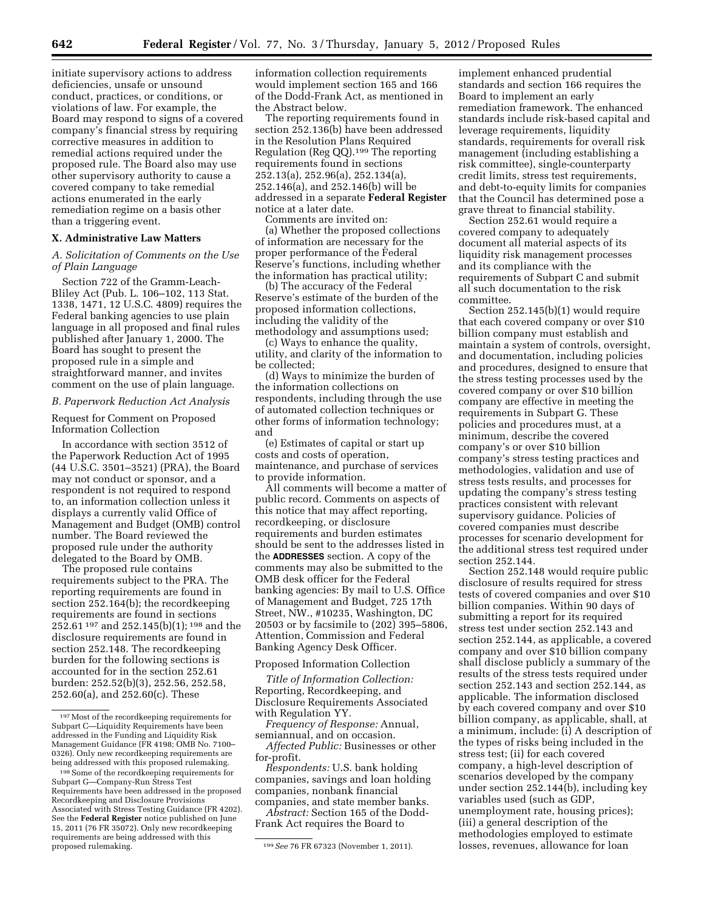initiate supervisory actions to address deficiencies, unsafe or unsound conduct, practices, or conditions, or violations of law. For example, the Board may respond to signs of a covered company's financial stress by requiring corrective measures in addition to remedial actions required under the proposed rule. The Board also may use other supervisory authority to cause a covered company to take remedial actions enumerated in the early remediation regime on a basis other than a triggering event.

## X. Administrative Law Matters

### A. Solicitation of Comments on the Use of Plain Language

Section 722 of the Gramm-Leach-Bliley Act (Pub. L. 106–102, 113 Stat. 1338, 1471, 12 U.S.C. 4809) requires the Federal banking agencies to use plain language in all proposed and final rules published after January 1, 2000. The Board has sought to present the proposed rule in a simple and straightforward manner, and invites comment on the use of plain language.

### B. Paperwork Reduction Act Analysis

Request for Comment on Proposed Information Collection

In accordance with section 3512 of the Paperwork Reduction Act of 1995 (44 U.S.C. 3501–3521) (PRA), the Board may not conduct or sponsor, and a respondent is not required to respond to, an information collection unless it displays a currently valid Office of Management and Budget (OMB) control number. The Board reviewed the proposed rule under the authority delegated to the Board by OMB.

The proposed rule contains requirements subject to the PRA. The reporting requirements are found in section 252.164(b); the recordkeeping requirements are found in sections 252.61 [197] and 252.145(b)(1); [198] and the disclosure requirements are found in section 252.148. The recordkeeping burden for the following sections is accounted for in the section 252.61 burden: 252.52(b)(3), 252.56, 252.58, 252.60(a), and 252.60(c). These information collection requirements would implement section 165 and 166 of the Dodd-Frank Act, as mentioned in the Abstract below.

The reporting requirements found in section 252.136(b) have been addressed in the Resolution Plans Required Regulation (Reg QQ).[199] The reporting requirements found in sections 252.13(a), 252.96(a), 252.134(a), 252.146(a), and 252.146(b) will be addressed in a separate **Federal Register** notice at a later date.

Comments are invited on:

(a) Whether the proposed collections of information are necessary for the proper performance of the Federal Reserve's functions, including whether the information has practical utility;

(b) The accuracy of the Federal Reserve's estimate of the burden of the proposed information collections, including the validity of the methodology and assumptions used;

(c) Ways to enhance the quality, utility, and clarity of the information to be collected;

(d) Ways to minimize the burden of the information collections on respondents, including through the use of automated collection techniques or other forms of information technology; and

(e) Estimates of capital or start up costs and costs of operation, maintenance, and purchase of services to provide information.

All comments will become a matter of public record. Comments on aspects of this notice that may affect reporting, recordkeeping, or disclosure requirements and burden estimates should be sent to the addresses listed in the **ADDRESSES** section. A copy of the comments may also be submitted to the OMB desk officer for the Federal banking agencies: By mail to U.S. Office of Management and Budget, 725 17th Street, NW., #10235, Washington, DC 20503 or by facsimile to (202) 395–5806, Attention, Commission and Federal Banking Agency Desk Officer.

Proposed Information Collection

*Title of Information Collection:* Reporting, Recordkeeping, and Disclosure Requirements Associated with Regulation YY.

*Frequency of Response:* Annual, semiannual, and on occasion.

*Affected Public:* Businesses or other for-profit.

*Respondents:* U.S. bank holding companies, savings and loan holding companies, nonbank financial companies, and state member banks.

*Abstract:* Section 165 of the Dodd-Frank Act requires the Board to implement enhanced prudential standards and section 166 requires the Board to implement an early remediation framework. The enhanced standards include risk-based capital and leverage requirements, liquidity standards, requirements for overall risk management (including establishing a risk committee), single-counterparty credit limits, stress test requirements, and debt-to-equity limits for companies that the Council has determined pose a grave threat to financial stability.

Section 252.61 would require a covered company to adequately document all material aspects of its liquidity risk management processes and its compliance with the requirements of Subpart C and submit all such documentation to the risk committee.

Section 252.145(b)(1) would require that each covered company or over $10 billion company must establish and maintain a system of controls, oversight, and documentation, including policies and procedures, designed to ensure that the stress testing processes used by the covered company or over $10 billion company are effective in meeting the requirements in Subpart G. These policies and procedures must, at a minimum, describe the covered company's or over $10 billion company's stress testing practices and methodologies, validation and use of stress tests results, and processes for updating the company's stress testing practices consistent with relevant supervisory guidance. Policies of covered companies must describe processes for scenario development for the additional stress test required under section 252.144.

Section 252.148 would require public disclosure of results required for stress tests of covered companies and over $10 billion companies. Within 90 days of submitting a report for its required stress test under section 252.143 and section 252.144, as applicable, a covered company and over $10 billion company shall disclose publicly a summary of the results of the stress tests required under section 252.143 and section 252.144, as applicable. The information disclosed by each covered company and over $10 billion company, as applicable, shall, at a minimum, include: (i) A description of the types of risks being included in the stress test; (ii) for each covered company, a high-level description of scenarios developed by the company under section 252.144(b), including key variables used (such as GDP, unemployment rate, housing prices); (iii) a general description of the methodologies employed to estimate losses, revenues, allowance for loan

---

[197] Most of the recordkeeping requirements for Subpart C—Liquidity Requirements have been addressed in the Funding and Liquidity Risk Management Guidance (FR 4198; OMB No. 7100–0326). Only new recordkeeping requirements are being addressed with this proposed rulemaking.

[198] Some of the recordkeeping requirements for Subpart G—Company-Run Stress Test Requirements have been addressed in the proposed Recordkeeping and Disclosure Provisions Associated with Stress Testing Guidance (FR 4202). See the **Federal Register** notice published on June 15, 2011 (76 FR 35072). Only new recordkeeping requirements are being addressed with this proposed rulemaking.

[199] *See* 76 FR 67323 (November 1, 2011).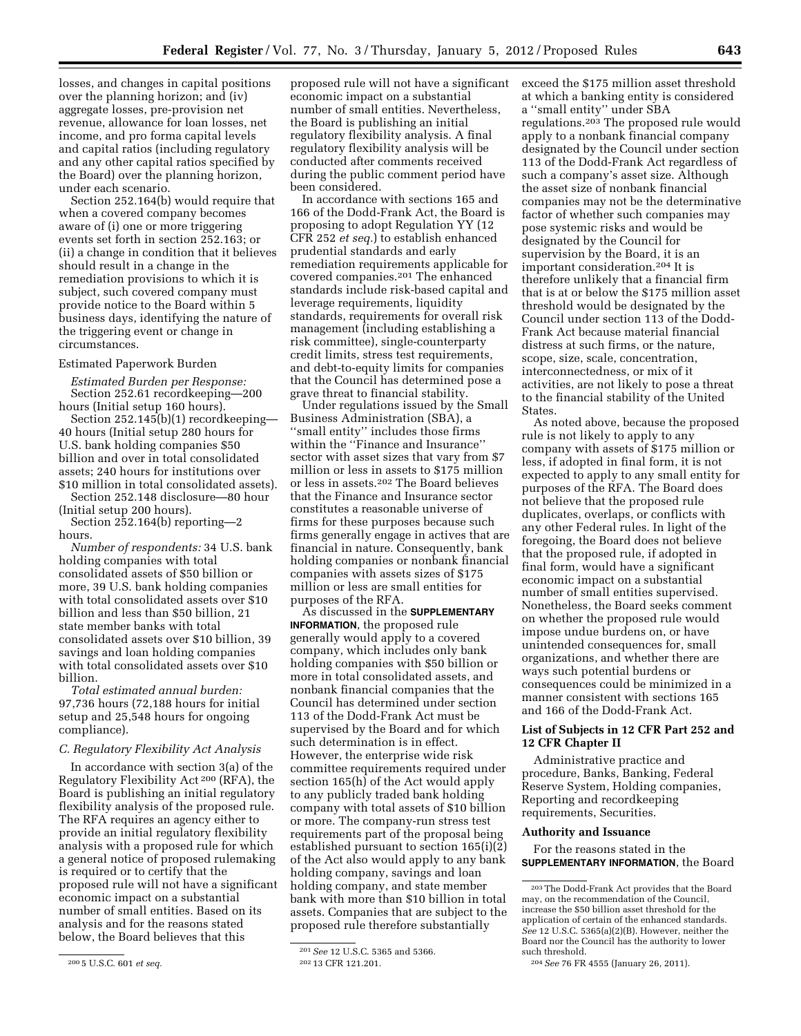losses, and changes in capital positions over the planning horizon; and (iv) aggregate losses, pre-provision net revenue, allowance for loan losses, net income, and pro forma capital levels and capital ratios (including regulatory and any other capital ratios specified by the Board) over the planning horizon, under each scenario.

Section 252.164(b) would require that when a covered company becomes aware of (i) one or more triggering events set forth in section 252.163; or (ii) a change in condition that it believes should result in a change in the remediation provisions to which it is subject, such covered company must provide notice to the Board within 5 business days, identifying the nature of the triggering event or change in circumstances.

Estimated Paperwork Burden

*Estimated Burden per Response:* Section 252.61 recordkeeping—200 hours (Initial setup 160 hours).

Section 252.145(b)(1) recordkeeping—40 hours (Initial setup 280 hours for U.S. bank holding companies $50 billion and over in total consolidated assets; 240 hours for institutions over $10 million in total consolidated assets).

Section 252.148 disclosure—80 hour (Initial setup 200 hours).

Section 252.164(b) reporting—2 hours.

*Number of respondents:* 34 U.S. bank holding companies with total consolidated assets of $50 billion or more, 39 U.S. bank holding companies with total consolidated assets over $10 billion and less than $50 billion, 21 state member banks with total consolidated assets over $10 billion, 39 savings and loan holding companies with total consolidated assets over $10 billion.

*Total estimated annual burden:* 97,736 hours (72,188 hours for initial setup and 25,548 hours for ongoing compliance).

*C. Regulatory Flexibility Act Analysis*

In accordance with section 3(a) of the Regulatory Flexibility Act [200] (RFA), the Board is publishing an initial regulatory flexibility analysis of the proposed rule. The RFA requires an agency either to provide an initial regulatory flexibility analysis with a proposed rule for which a general notice of proposed rulemaking is required or to certify that the proposed rule will not have a significant economic impact on a substantial number of small entities. Based on its analysis and for the reasons stated below, the Board believes that this proposed rule will not have a significant economic impact on a substantial number of small entities. Nevertheless, the Board is publishing an initial regulatory flexibility analysis. A final regulatory flexibility analysis will be conducted after comments received during the public comment period have been considered.

In accordance with sections 165 and 166 of the Dodd-Frank Act, the Board is proposing to adopt Regulation YY (12 CFR 252 *et seq.*) to establish enhanced prudential standards and early remediation requirements applicable for covered companies.[201] The enhanced standards include risk-based capital and leverage requirements, liquidity standards, requirements for overall risk management (including establishing a risk committee), single-counterparty credit limits, stress test requirements, and debt-to-equity limits for companies that the Council has determined pose a grave threat to financial stability.

Under regulations issued by the Small Business Administration (SBA), a ''small entity'' includes those firms within the ''Finance and Insurance'' sector with asset sizes that vary from $7 million or less in assets to $175 million or less in assets.[202] The Board believes that the Finance and Insurance sector constitutes a reasonable universe of firms for these purposes because such firms generally engage in actives that are financial in nature. Consequently, bank holding companies or nonbank financial companies with assets sizes of $175 million or less are small entities for purposes of the RFA.

As discussed in the **SUPPLEMENTARY INFORMATION**, the proposed rule generally would apply to a covered company, which includes only bank holding companies with $50 billion or more in total consolidated assets, and nonbank financial companies that the Council has determined under section 113 of the Dodd-Frank Act must be supervised by the Board and for which such determination is in effect. However, the enterprise wide risk committee requirements required under section 165(h) of the Act would apply to any publicly traded bank holding company with total assets of $10 billion or more. The company-run stress test requirements part of the proposal being established pursuant to section 165(i)(2) of the Act also would apply to any bank holding company, savings and loan holding company, and state member bank with more than $10 billion in total assets. Companies that are subject to the proposed rule therefore substantially exceed the $175 million asset threshold at which a banking entity is considered a ''small entity'' under SBA regulations.[203] The proposed rule would apply to a nonbank financial company designated by the Council under section 113 of the Dodd-Frank Act regardless of such a company's asset size. Although the asset size of nonbank financial companies may not be the determinative factor of whether such companies may pose systemic risks and would be designated by the Council for supervision by the Board, it is an important consideration.[204] It is therefore unlikely that a financial firm that is at or below the $175 million asset threshold would be designated by the Council under section 113 of the Dodd-Frank Act because material financial distress at such firms, or the nature, scope, size, scale, concentration, interconnectedness, or mix of it activities, are not likely to pose a threat to the financial stability of the United States.

As noted above, because the proposed rule is not likely to apply to any company with assets of $175 million or less, if adopted in final form, it is not expected to apply to any small entity for purposes of the RFA. The Board does not believe that the proposed rule duplicates, overlaps, or conflicts with any other Federal rules. In light of the foregoing, the Board does not believe that the proposed rule, if adopted in final form, would have a significant economic impact on a substantial number of small entities supervised. Nonetheless, the Board seeks comment on whether the proposed rule would impose undue burdens on, or have unintended consequences for, small organizations, and whether there are ways such potential burdens or consequences could be minimized in a manner consistent with sections 165 and 166 of the Dodd-Frank Act.

### List of Subjects in 12 CFR Part 252 and 12 CFR Chapter II

Administrative practice and procedure, Banks, Banking, Federal Reserve System, Holding companies, Reporting and recordkeeping requirements, Securities.

### Authority and Issuance

For the reasons stated in the **SUPPLEMENTARY INFORMATION**, the Board

---

[200] 5 U.S.C. 601 *et seq.*

[201] *See* 12 U.S.C. 5365 and 5366.

[202] 13 CFR 121.201.

[203] The Dodd-Frank Act provides that the Board may, on the recommendation of the Council, increase the $50 billion asset threshold for the application of certain of the enhanced standards. *See* 12 U.S.C. 5365(a)(2)(B). However, neither the Board nor the Council has the authority to lower such threshold.

[204] *See* 76 FR 4555 (January 26, 2011).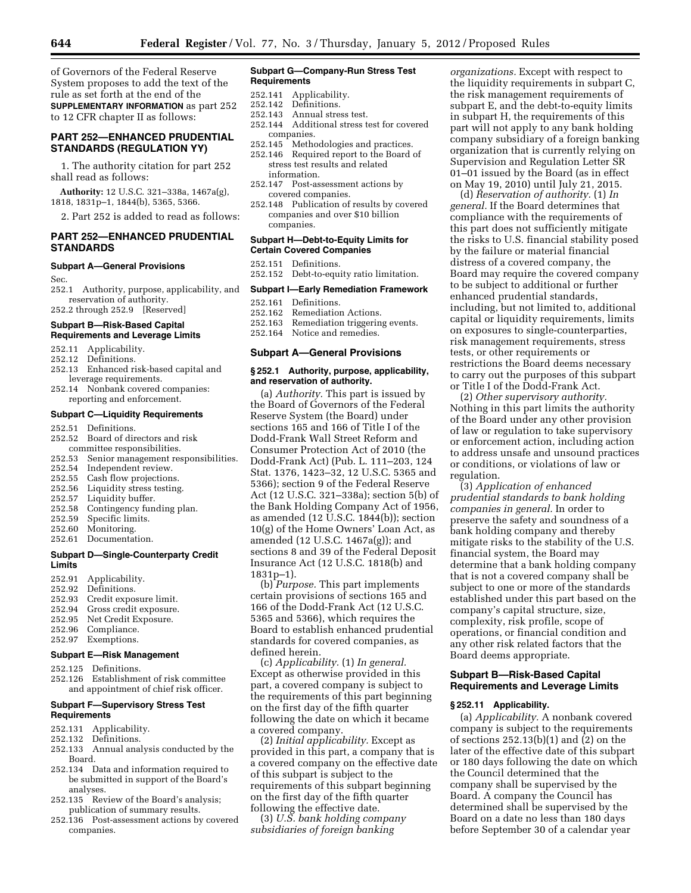of Governors of the Federal Reserve System proposes to add the text of the rule as set forth at the end of the **SUPPLEMENTARY INFORMATION** as part 252 to 12 CFR chapter II as follows:

## PART 252—ENHANCED PRUDENTIAL STANDARDS (REGULATION YY)

1. The authority citation for part 252 shall read as follows:

**Authority:** 12 U.S.C. 321–338a, 1467a(g), 1818, 1831p–1, 1844(b), 5365, 5366.

2. Part 252 is added to read as follows:

## PART 252—ENHANCED PRUDENTIAL STANDARDS

### Subpart A—General Provisions

Sec.
252.1 Authority, purpose, applicability, and reservation of authority.
252.2 through 252.9 [Reserved]

### Subpart B—Risk-Based Capital Requirements and Leverage Limits

252.11 Applicability.
252.12 Definitions.
252.13 Enhanced risk-based capital and leverage requirements.
252.14 Nonbank covered companies: reporting and enforcement.

### Subpart C—Liquidity Requirements

252.51 Definitions.
252.52 Board of directors and risk committee responsibilities.
252.53 Senior management responsibilities.
252.54 Independent review.
252.55 Cash flow projections.
252.56 Liquidity stress testing.
252.57 Liquidity buffer.
252.58 Contingency funding plan.
252.59 Specific limits.
252.60 Monitoring.
252.61 Documentation.

### Subpart D—Single-Counterparty Credit Limits

252.91 Applicability.
252.92 Definitions.
252.93 Credit exposure limit.
252.94 Gross credit exposure.
252.95 Net Credit Exposure.
252.96 Compliance.
252.97 Exemptions.

### Subpart E—Risk Management

252.125 Definitions.
252.126 Establishment of risk committee and appointment of chief risk officer.

### Subpart F—Supervisory Stress Test Requirements

252.131 Applicability.
252.132 Definitions.
252.133 Annual analysis conducted by the Board.
252.134 Data and information required to be submitted in support of the Board's analyses.
252.135 Review of the Board's analysis; publication of summary results.
252.136 Post-assessment actions by covered companies.

### Subpart G—Company-Run Stress Test Requirements

252.141 Applicability.
252.142 Definitions.
252.143 Annual stress test.
252.144 Additional stress test for covered companies.
252.145 Methodologies and practices.
252.146 Required report to the Board of stress test results and related information.
252.147 Post-assessment actions by covered companies.
252.148 Publication of results by covered companies and over $10 billion companies.

### Subpart H—Debt-to-Equity Limits for Certain Covered Companies

252.151 Definitions.
252.152 Debt-to-equity ratio limitation.

### Subpart I—Early Remediation Framework

252.161 Definitions.
252.162 Remediation Actions.
252.163 Remediation triggering events.
252.164 Notice and remedies.

### Subpart A—General Provisions

#### § 252.1 Authority, purpose, applicability, and reservation of authority.

(a) *Authority.* This part is issued by the Board of Governors of the Federal Reserve System (the Board) under sections 165 and 166 of Title I of the Dodd-Frank Wall Street Reform and Consumer Protection Act of 2010 (the Dodd-Frank Act) (Pub. L. 111–203, 124 Stat. 1376, 1423–32, 12 U.S.C. 5365 and 5366); section 9 of the Federal Reserve Act (12 U.S.C. 321–338a); section 5(b) of the Bank Holding Company Act of 1956, as amended (12 U.S.C. 1844(b)); section 10(g) of the Home Owners' Loan Act, as amended (12 U.S.C. 1467a(g)); and sections 8 and 39 of the Federal Deposit Insurance Act (12 U.S.C. 1818(b) and 1831p–1).

(b) *Purpose.* This part implements certain provisions of sections 165 and 166 of the Dodd-Frank Act (12 U.S.C. 5365 and 5366), which requires the Board to establish enhanced prudential standards for covered companies, as defined herein.

(c) *Applicability.* (1) *In general.* Except as otherwise provided in this part, a covered company is subject to the requirements of this part beginning on the first day of the fifth quarter following the date on which it became a covered company.

(2) *Initial applicability.* Except as provided in this part, a company that is a covered company on the effective date of this subpart is subject to the requirements of this subpart beginning on the first day of the fifth quarter following the effective date.

(3) *U.S. bank holding company subsidiaries of foreign banking organizations.* Except with respect to the liquidity requirements in subpart C, the risk management requirements of subpart E, and the debt-to-equity limits in subpart H, the requirements of this part will not apply to any bank holding company subsidiary of a foreign banking organization that is currently relying on Supervision and Regulation Letter SR 01–01 issued by the Board (as in effect on May 19, 2010) until July 21, 2015.

(d) *Reservation of authority.* (1) *In general.* If the Board determines that compliance with the requirements of this part does not sufficiently mitigate the risks to U.S. financial stability posed by the failure or material financial distress of a covered company, the Board may require the covered company to be subject to additional or further enhanced prudential standards, including, but not limited to, additional capital or liquidity requirements, limits on exposures to single-counterparties, risk management requirements, stress tests, or other requirements or restrictions the Board deems necessary to carry out the purposes of this subpart or Title I of the Dodd-Frank Act.

(2) *Other supervisory authority.* Nothing in this part limits the authority of the Board under any other provision of law or regulation to take supervisory or enforcement action, including action to address unsafe and unsound practices or conditions, or violations of law or regulation.

(3) *Application of enhanced prudential standards to bank holding companies in general.* In order to preserve the safety and soundness of a bank holding company and thereby mitigate risks to the stability of the U.S. financial system, the Board may determine that a bank holding company that is not a covered company shall be subject to one or more of the standards established under this part based on the company's capital structure, size, complexity, risk profile, scope of operations, or financial condition and any other risk related factors that the Board deems appropriate.

### Subpart B—Risk-Based Capital Requirements and Leverage Limits

#### § 252.11 Applicability.

(a) *Applicability.* A nonbank covered company is subject to the requirements of sections 252.13(b)(1) and (2) on the later of the effective date of this subpart or 180 days following the date on which the Council determined that the company shall be supervised by the Board. A company the Council has determined shall be supervised by the Board on a date no less than 180 days before September 30 of a calendar year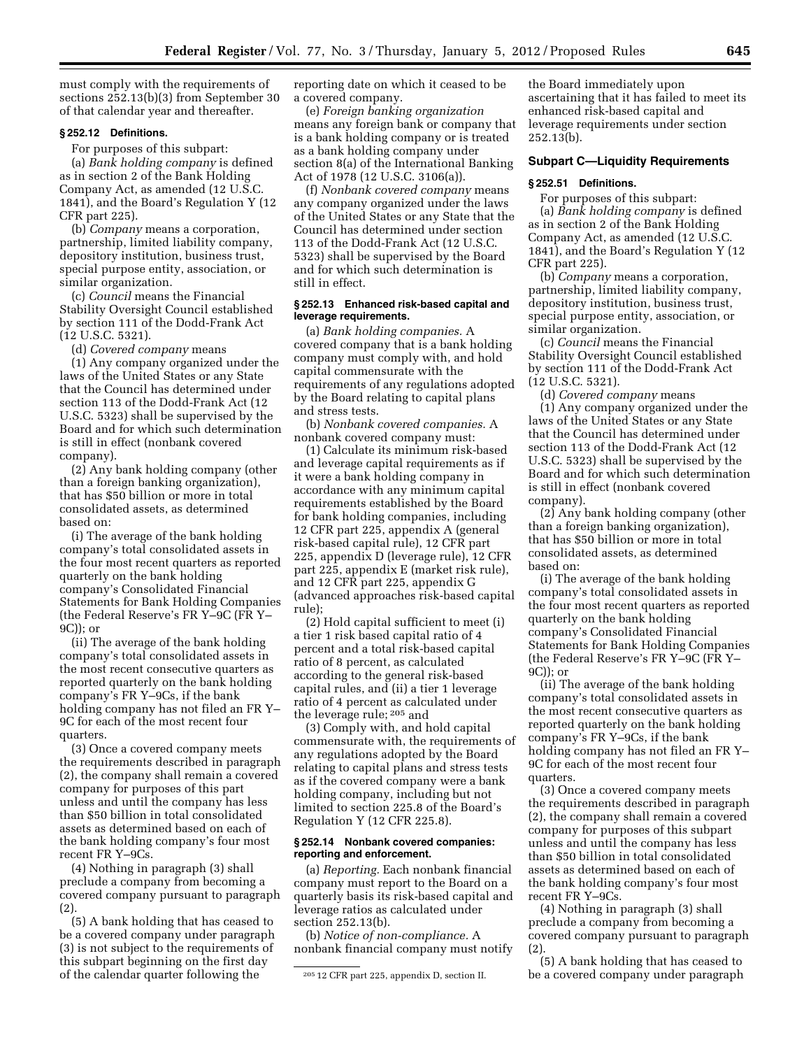must comply with the requirements of sections 252.13(b)(3) from September 30 of that calendar year and thereafter.

### § 252.12 Definitions.

For purposes of this subpart:

(a) *Bank holding company* is defined as in section 2 of the Bank Holding Company Act, as amended (12 U.S.C. 1841), and the Board's Regulation Y (12 CFR part 225).

(b) *Company* means a corporation, partnership, limited liability company, depository institution, business trust, special purpose entity, association, or similar organization.

(c) *Council* means the Financial Stability Oversight Council established by section 111 of the Dodd-Frank Act (12 U.S.C. 5321).

(d) *Covered company* means

(1) Any company organized under the laws of the United States or any State that the Council has determined under section 113 of the Dodd-Frank Act (12 U.S.C. 5323) shall be supervised by the Board and for which such determination is still in effect (nonbank covered company).

(2) Any bank holding company (other than a foreign banking organization), that has $50 billion or more in total consolidated assets, as determined based on:

(i) The average of the bank holding company's total consolidated assets in the four most recent quarters as reported quarterly on the bank holding company's Consolidated Financial Statements for Bank Holding Companies (the Federal Reserve's FR Y–9C (FR Y–9C)); or

(ii) The average of the bank holding company's total consolidated assets in the most recent consecutive quarters as reported quarterly on the bank holding company's FR Y–9Cs, if the bank holding company has not filed an FR Y–9C for each of the most recent four quarters.

(3) Once a covered company meets the requirements described in paragraph (2), the company shall remain a covered company for purposes of this part unless and until the company has less than $50 billion in total consolidated assets as determined based on each of the bank holding company's four most recent FR Y–9Cs.

(4) Nothing in paragraph (3) shall preclude a company from becoming a covered company pursuant to paragraph (2).

(5) A bank holding that has ceased to be a covered company under paragraph (3) is not subject to the requirements of this subpart beginning on the first day of the calendar quarter following the reporting date on which it ceased to be a covered company.

(e) *Foreign banking organization* means any foreign bank or company that is a bank holding company or is treated as a bank holding company under section 8(a) of the International Banking Act of 1978 (12 U.S.C. 3106(a)).

(f) *Nonbank covered company* means any company organized under the laws of the United States or any State that the Council has determined under section 113 of the Dodd-Frank Act (12 U.S.C. 5323) shall be supervised by the Board and for which such determination is still in effect.

### § 252.13 Enhanced risk-based capital and leverage requirements.

(a) *Bank holding companies.* A covered company that is a bank holding company must comply with, and hold capital commensurate with the requirements of any regulations adopted by the Board relating to capital plans and stress tests.

(b) *Nonbank covered companies.* A nonbank covered company must:

(1) Calculate its minimum risk-based and leverage capital requirements as if it were a bank holding company in accordance with any minimum capital requirements established by the Board for bank holding companies, including 12 CFR part 225, appendix A (general risk-based capital rule), 12 CFR part 225, appendix D (leverage rule), 12 CFR part 225, appendix E (market risk rule), and 12 CFR part 225, appendix G (advanced approaches risk-based capital rule);

(2) Hold capital sufficient to meet (i) a tier 1 risk based capital ratio of 4 percent and a total risk-based capital ratio of 8 percent, as calculated according to the general risk-based capital rules, and (ii) a tier 1 leverage ratio of 4 percent as calculated under the leverage rule;[205] and

(3) Comply with, and hold capital commensurate with, the requirements of any regulations adopted by the Board relating to capital plans and stress tests as if the covered company were a bank holding company, including but not limited to section 225.8 of the Board's Regulation Y (12 CFR 225.8).

### § 252.14 Nonbank covered companies: reporting and enforcement.

(a) *Reporting.* Each nonbank financial company must report to the Board on a quarterly basis its risk-based capital and leverage ratios as calculated under section 252.13(b).

(b) *Notice of non-compliance.* A nonbank financial company must notify the Board immediately upon ascertaining that it has failed to meet its enhanced risk-based capital and leverage requirements under section 252.13(b).

## Subpart C—Liquidity Requirements

### § 252.51 Definitions.

For purposes of this subpart:

(a) *Bank holding company* is defined as in section 2 of the Bank Holding Company Act, as amended (12 U.S.C. 1841), and the Board's Regulation Y (12 CFR part 225).

(b) *Company* means a corporation, partnership, limited liability company, depository institution, business trust, special purpose entity, association, or similar organization.

(c) *Council* means the Financial Stability Oversight Council established by section 111 of the Dodd-Frank Act (12 U.S.C. 5321).

(d) *Covered company* means

(1) Any company organized under the laws of the United States or any State that the Council has determined under section 113 of the Dodd-Frank Act (12 U.S.C. 5323) shall be supervised by the Board and for which such determination is still in effect (nonbank covered company).

(2) Any bank holding company (other than a foreign banking organization), that has $50 billion or more in total consolidated assets, as determined based on:

(i) The average of the bank holding company's total consolidated assets in the four most recent quarters as reported quarterly on the bank holding company's Consolidated Financial Statements for Bank Holding Companies (the Federal Reserve's FR Y–9C (FR Y–9C)); or

(ii) The average of the bank holding company's total consolidated assets in the most recent consecutive quarters as reported quarterly on the bank holding company's FR Y–9Cs, if the bank holding company has not filed an FR Y–9C for each of the most recent four quarters.

(3) Once a covered company meets the requirements described in paragraph (2), the company shall remain a covered company for purposes of this subpart unless and until the company has less than $50 billion in total consolidated assets as determined based on each of the bank holding company's four most recent FR Y–9Cs.

(4) Nothing in paragraph (3) shall preclude a company from becoming a covered company pursuant to paragraph (2).

(5) A bank holding that has ceased to be a covered company under paragraph

---

[205] 12 CFR part 225, appendix D, section II.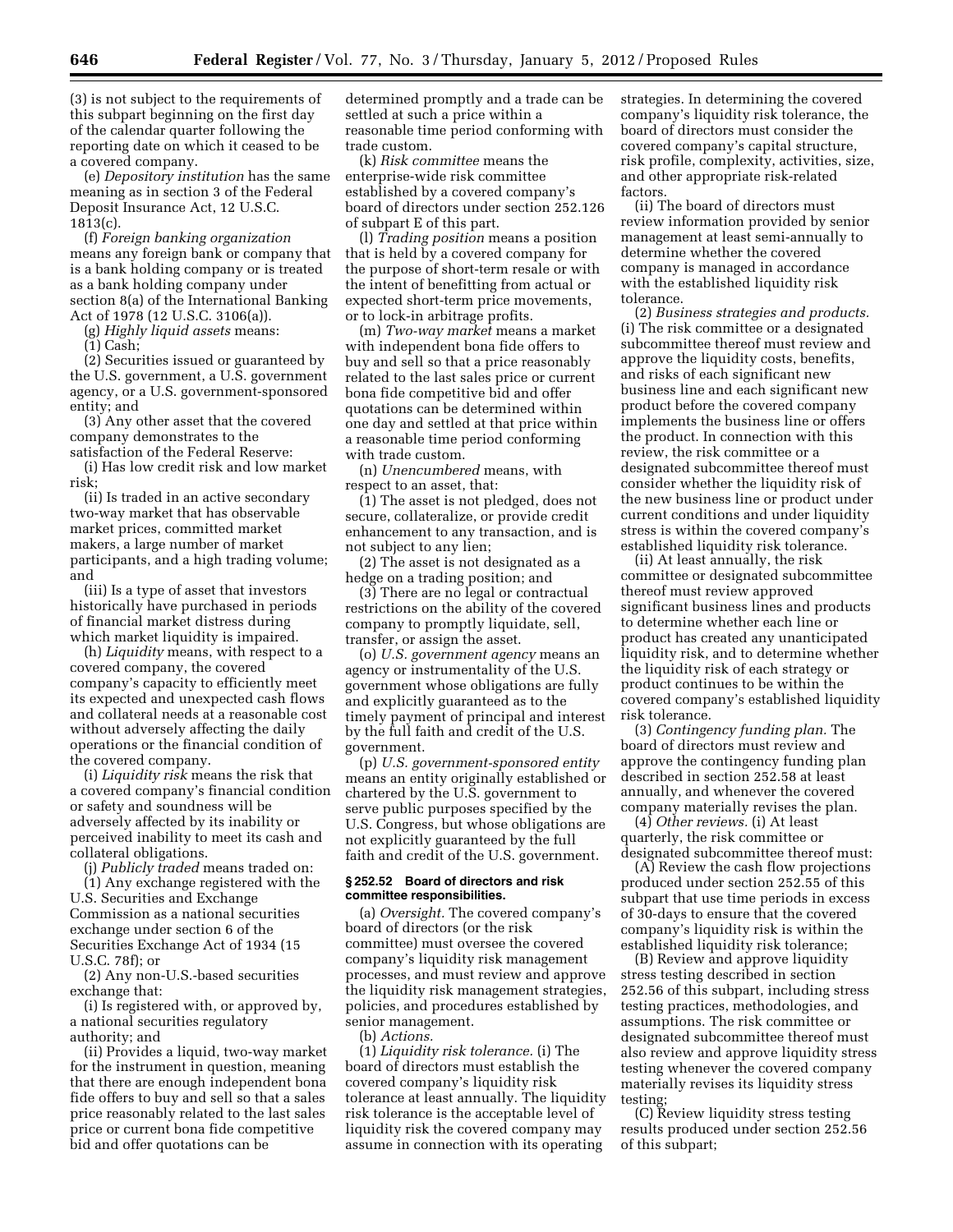(3) is not subject to the requirements of this subpart beginning on the first day of the calendar quarter following the reporting date on which it ceased to be a covered company.

(e) *Depository institution* has the same meaning as in section 3 of the Federal Deposit Insurance Act, 12 U.S.C. 1813(c).

(f) *Foreign banking organization* means any foreign bank or company that is a bank holding company or is treated as a bank holding company under section 8(a) of the International Banking Act of 1978 (12 U.S.C. 3106(a)).

(g) *Highly liquid assets* means:

(1) Cash;

(2) Securities issued or guaranteed by the U.S. government, a U.S. government agency, or a U.S. government-sponsored entity; and

(3) Any other asset that the covered company demonstrates to the satisfaction of the Federal Reserve:

(i) Has low credit risk and low market risk;

(ii) Is traded in an active secondary two-way market that has observable market prices, committed market makers, a large number of market participants, and a high trading volume; and

(iii) Is a type of asset that investors historically have purchased in periods of financial market distress during which market liquidity is impaired.

(h) *Liquidity* means, with respect to a covered company, the covered company's capacity to efficiently meet its expected and unexpected cash flows and collateral needs at a reasonable cost without adversely affecting the daily operations or the financial condition of the covered company.

(i) *Liquidity risk* means the risk that a covered company's financial condition or safety and soundness will be adversely affected by its inability or perceived inability to meet its cash and collateral obligations.

(j) *Publicly traded* means traded on:

(1) Any exchange registered with the U.S. Securities and Exchange Commission as a national securities exchange under section 6 of the Securities Exchange Act of 1934 (15 U.S.C. 78f); or

(2) Any non-U.S.-based securities exchange that:

(i) Is registered with, or approved by, a national securities regulatory authority; and

(ii) Provides a liquid, two-way market for the instrument in question, meaning that there are enough independent bona fide offers to buy and sell so that a sales price reasonably related to the last sales price or current bona fide competitive bid and offer quotations can be determined promptly and a trade can be settled at such a price within a reasonable time period conforming with trade custom.

(k) *Risk committee* means the enterprise-wide risk committee established by a covered company's board of directors under section 252.126 of subpart E of this part.

(l) *Trading position* means a position that is held by a covered company for the purpose of short-term resale or with the intent of benefitting from actual or expected short-term price movements, or to lock-in arbitrage profits.

(m) *Two-way market* means a market with independent bona fide offers to buy and sell so that a price reasonably related to the last sales price or current bona fide competitive bid and offer quotations can be determined within one day and settled at that price within a reasonable time period conforming with trade custom.

(n) *Unencumbered* means, with respect to an asset, that:

(1) The asset is not pledged, does not secure, collateralize, or provide credit enhancement to any transaction, and is not subject to any lien;

(2) The asset is not designated as a hedge on a trading position; and

(3) There are no legal or contractual restrictions on the ability of the covered company to promptly liquidate, sell, transfer, or assign the asset.

(o) *U.S. government agency* means an agency or instrumentality of the U.S. government whose obligations are fully and explicitly guaranteed as to the timely payment of principal and interest by the full faith and credit of the U.S. government.

(p) *U.S. government-sponsored entity* means an entity originally established or chartered by the U.S. government to serve public purposes specified by the U.S. Congress, but whose obligations are not explicitly guaranteed by the full faith and credit of the U.S. government.

### § 252.52 Board of directors and risk committee responsibilities.

(a) *Oversight.* The covered company's board of directors (or the risk committee) must oversee the covered company's liquidity risk management processes, and must review and approve the liquidity risk management strategies, policies, and procedures established by senior management.

(b) *Actions.*

(1) *Liquidity risk tolerance.* (i) The board of directors must establish the covered company's liquidity risk tolerance at least annually. The liquidity risk tolerance is the acceptable level of liquidity risk the covered company may assume in connection with its operating strategies. In determining the covered company's liquidity risk tolerance, the board of directors must consider the covered company's capital structure, risk profile, complexity, activities, size, and other appropriate risk-related factors.

(ii) The board of directors must review information provided by senior management at least semi-annually to determine whether the covered company is managed in accordance with the established liquidity risk tolerance.

(2) *Business strategies and products.* (i) The risk committee or a designated subcommittee thereof must review and approve the liquidity costs, benefits, and risks of each significant new business line and each significant new product before the covered company implements the business line or offers the product. In connection with this review, the risk committee or a designated subcommittee thereof must consider whether the liquidity risk of the new business line or product under current conditions and under liquidity stress is within the covered company's established liquidity risk tolerance.

(ii) At least annually, the risk committee or designated subcommittee thereof must review approved significant business lines and products to determine whether each line or product has created any unanticipated liquidity risk, and to determine whether the liquidity risk of each strategy or product continues to be within the covered company's established liquidity risk tolerance.

(3) *Contingency funding plan.* The board of directors must review and approve the contingency funding plan described in section 252.58 at least annually, and whenever the covered company materially revises the plan.

(4) *Other reviews.* (i) At least quarterly, the risk committee or designated subcommittee thereof must:

(A) Review the cash flow projections produced under section 252.55 of this subpart that use time periods in excess of 30-days to ensure that the covered company's liquidity risk is within the established liquidity risk tolerance;

(B) Review and approve liquidity stress testing described in section 252.56 of this subpart, including stress testing practices, methodologies, and assumptions. The risk committee or designated subcommittee thereof must also review and approve liquidity stress testing whenever the covered company materially revises its liquidity stress testing;

(C) Review liquidity stress testing results produced under section 252.56 of this subpart;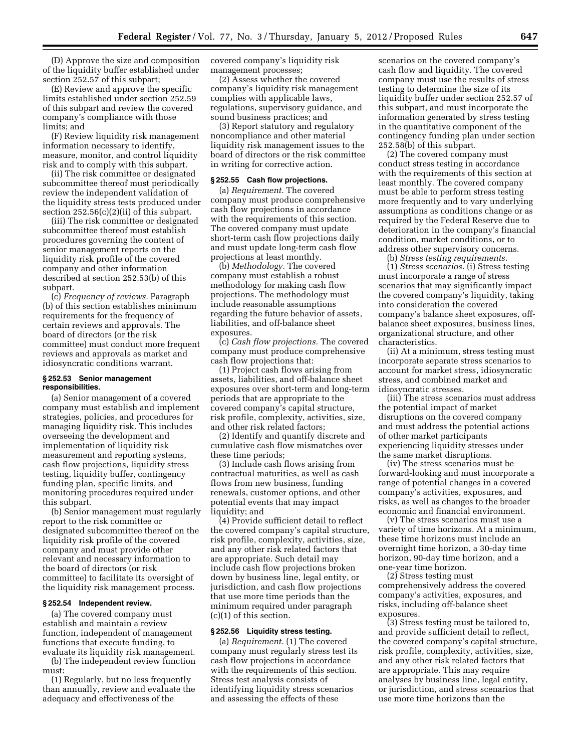(D) Approve the size and composition of the liquidity buffer established under section 252.57 of this subpart;

(E) Review and approve the specific limits established under section 252.59 of this subpart and review the covered company's compliance with those limits; and

(F) Review liquidity risk management information necessary to identify, measure, monitor, and control liquidity risk and to comply with this subpart.

(ii) The risk committee or designated subcommittee thereof must periodically review the independent validation of the liquidity stress tests produced under section 252.56(c)(2)(ii) of this subpart.

(iii) The risk committee or designated subcommittee thereof must establish procedures governing the content of senior management reports on the liquidity risk profile of the covered company and other information described at section 252.53(b) of this subpart.

(c) *Frequency of reviews.* Paragraph (b) of this section establishes minimum requirements for the frequency of certain reviews and approvals. The board of directors (or the risk committee) must conduct more frequent reviews and approvals as market and idiosyncratic conditions warrant.

### § 252.53 Senior management responsibilities.

(a) Senior management of a covered company must establish and implement strategies, policies, and procedures for managing liquidity risk. This includes overseeing the development and implementation of liquidity risk measurement and reporting systems, cash flow projections, liquidity stress testing, liquidity buffer, contingency funding plan, specific limits, and monitoring procedures required under this subpart.

(b) Senior management must regularly report to the risk committee or designated subcommittee thereof on the liquidity risk profile of the covered company and must provide other relevant and necessary information to the board of directors (or risk committee) to facilitate its oversight of the liquidity risk management process.

### § 252.54 Independent review.

(a) The covered company must establish and maintain a review function, independent of management functions that execute funding, to evaluate its liquidity risk management.

(b) The independent review function must:

(1) Regularly, but no less frequently than annually, review and evaluate the adequacy and effectiveness of the covered company's liquidity risk management processes;

(2) Assess whether the covered company's liquidity risk management complies with applicable laws, regulations, supervisory guidance, and sound business practices; and

(3) Report statutory and regulatory noncompliance and other material liquidity risk management issues to the board of directors or the risk committee in writing for corrective action.

### § 252.55 Cash flow projections.

(a) *Requirement.* The covered company must produce comprehensive cash flow projections in accordance with the requirements of this section. The covered company must update short-term cash flow projections daily and must update long-term cash flow projections at least monthly.

(b) *Methodology.* The covered company must establish a robust methodology for making cash flow projections. The methodology must include reasonable assumptions regarding the future behavior of assets, liabilities, and off-balance sheet exposures.

(c) *Cash flow projections.* The covered company must produce comprehensive cash flow projections that:

(1) Project cash flows arising from assets, liabilities, and off-balance sheet exposures over short-term and long-term periods that are appropriate to the covered company's capital structure, risk profile, complexity, activities, size, and other risk related factors;

(2) Identify and quantify discrete and cumulative cash flow mismatches over these time periods;

(3) Include cash flows arising from contractual maturities, as well as cash flows from new business, funding renewals, customer options, and other potential events that may impact liquidity; and

(4) Provide sufficient detail to reflect the covered company's capital structure, risk profile, complexity, activities, size, and any other risk related factors that are appropriate. Such detail may include cash flow projections broken down by business line, legal entity, or jurisdiction, and cash flow projections that use more time periods than the minimum required under paragraph (c)(1) of this section.

### § 252.56 Liquidity stress testing.

(a) *Requirement.* (1) The covered company must regularly stress test its cash flow projections in accordance with the requirements of this section. Stress test analysis consists of identifying liquidity stress scenarios and assessing the effects of these scenarios on the covered company's cash flow and liquidity. The covered company must use the results of stress testing to determine the size of its liquidity buffer under section 252.57 of this subpart, and must incorporate the information generated by stress testing in the quantitative component of the contingency funding plan under section 252.58(b) of this subpart.

(2) The covered company must conduct stress testing in accordance with the requirements of this section at least monthly. The covered company must be able to perform stress testing more frequently and to vary underlying assumptions as conditions change or as required by the Federal Reserve due to deterioration in the company's financial condition, market conditions, or to address other supervisory concerns.

(b) *Stress testing requirements.*

(1) *Stress scenarios.* (i) Stress testing must incorporate a range of stress scenarios that may significantly impact the covered company's liquidity, taking into consideration the covered company's balance sheet exposures, off-balance sheet exposures, business lines, organizational structure, and other characteristics.

(ii) At a minimum, stress testing must incorporate separate stress scenarios to account for market stress, idiosyncratic stress, and combined market and idiosyncratic stresses.

(iii) The stress scenarios must address the potential impact of market disruptions on the covered company and must address the potential actions of other market participants experiencing liquidity stresses under the same market disruptions.

(iv) The stress scenarios must be forward-looking and must incorporate a range of potential changes in a covered company's activities, exposures, and risks, as well as changes to the broader economic and financial environment.

(v) The stress scenarios must use a variety of time horizons. At a minimum, these time horizons must include an overnight time horizon, a 30-day time horizon, 90-day time horizon, and a one-year time horizon.

(2) Stress testing must comprehensively address the covered company's activities, exposures, and risks, including off-balance sheet exposures.

(3) Stress testing must be tailored to, and provide sufficient detail to reflect, the covered company's capital structure, risk profile, complexity, activities, size, and any other risk related factors that are appropriate. This may require analyses by business line, legal entity, or jurisdiction, and stress scenarios that use more time horizons than the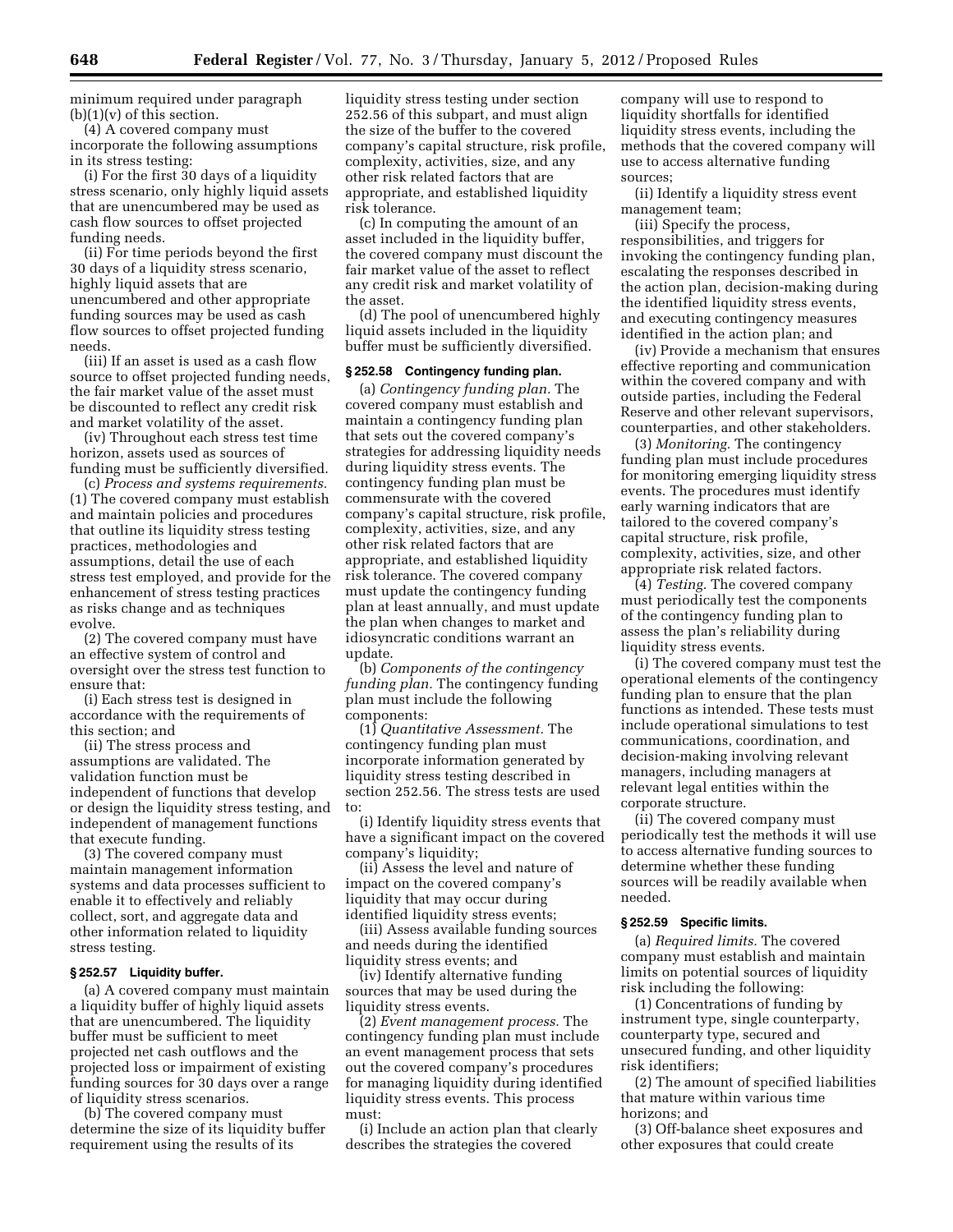minimum required under paragraph (b)(1)(v) of this section.

(4) A covered company must incorporate the following assumptions in its stress testing:

(i) For the first 30 days of a liquidity stress scenario, only highly liquid assets that are unencumbered may be used as cash flow sources to offset projected funding needs.

(ii) For time periods beyond the first 30 days of a liquidity stress scenario, highly liquid assets that are unencumbered and other appropriate funding sources may be used as cash flow sources to offset projected funding needs.

(iii) If an asset is used as a cash flow source to offset projected funding needs, the fair market value of the asset must be discounted to reflect any credit risk and market volatility of the asset.

(iv) Throughout each stress test time horizon, assets used as sources of funding must be sufficiently diversified.

(c) *Process and systems requirements.* (1) The covered company must establish and maintain policies and procedures that outline its liquidity stress testing practices, methodologies and assumptions, detail the use of each stress test employed, and provide for the enhancement of stress testing practices as risks change and as techniques evolve.

(2) The covered company must have an effective system of control and oversight over the stress test function to ensure that:

(i) Each stress test is designed in accordance with the requirements of this section; and

(ii) The stress process and assumptions are validated. The validation function must be independent of functions that develop or design the liquidity stress testing, and independent of management functions that execute funding.

(3) The covered company must maintain management information systems and data processes sufficient to enable it to effectively and reliably collect, sort, and aggregate data and other information related to liquidity stress testing.

**§ 252.57 Liquidity buffer.**

(a) A covered company must maintain a liquidity buffer of highly liquid assets that are unencumbered. The liquidity buffer must be sufficient to meet projected net cash outflows and the projected loss or impairment of existing funding sources for 30 days over a range of liquidity stress scenarios.

(b) The covered company must determine the size of its liquidity buffer requirement using the results of its liquidity stress testing under section 252.56 of this subpart, and must align the size of the buffer to the covered company's capital structure, risk profile, complexity, activities, size, and any other risk related factors that are appropriate, and established liquidity risk tolerance.

(c) In computing the amount of an asset included in the liquidity buffer, the covered company must discount the fair market value of the asset to reflect any credit risk and market volatility of the asset.

(d) The pool of unencumbered highly liquid assets included in the liquidity buffer must be sufficiently diversified.

**§ 252.58 Contingency funding plan.**

(a) *Contingency funding plan.* The covered company must establish and maintain a contingency funding plan that sets out the covered company's strategies for addressing liquidity needs during liquidity stress events. The contingency funding plan must be commensurate with the covered company's capital structure, risk profile, complexity, activities, size, and any other risk related factors that are appropriate, and established liquidity risk tolerance. The covered company must update the contingency funding plan at least annually, and must update the plan when changes to market and idiosyncratic conditions warrant an update.

(b) *Components of the contingency funding plan.* The contingency funding plan must include the following components:

(1) *Quantitative Assessment.* The contingency funding plan must incorporate information generated by liquidity stress testing described in section 252.56. The stress tests are used to:

(i) Identify liquidity stress events that have a significant impact on the covered company's liquidity;

(ii) Assess the level and nature of impact on the covered company's liquidity that may occur during identified liquidity stress events;

(iii) Assess available funding sources and needs during the identified liquidity stress events; and

(iv) Identify alternative funding sources that may be used during the liquidity stress events.

(2) *Event management process.* The contingency funding plan must include an event management process that sets out the covered company's procedures for managing liquidity during identified liquidity stress events. This process must:

(i) Include an action plan that clearly describes the strategies the covered company will use to respond to liquidity shortfalls for identified liquidity stress events, including the methods that the covered company will use to access alternative funding sources;

(ii) Identify a liquidity stress event management team;

(iii) Specify the process, responsibilities, and triggers for invoking the contingency funding plan, escalating the responses described in the action plan, decision-making during the identified liquidity stress events, and executing contingency measures identified in the action plan; and

(iv) Provide a mechanism that ensures effective reporting and communication within the covered company and with outside parties, including the Federal Reserve and other relevant supervisors, counterparties, and other stakeholders.

(3) *Monitoring.* The contingency funding plan must include procedures for monitoring emerging liquidity stress events. The procedures must identify early warning indicators that are tailored to the covered company's capital structure, risk profile, complexity, activities, size, and other appropriate risk related factors.

(4) *Testing.* The covered company must periodically test the components of the contingency funding plan to assess the plan's reliability during liquidity stress events.

(i) The covered company must test the operational elements of the contingency funding plan to ensure that the plan functions as intended. These tests must include operational simulations to test communications, coordination, and decision-making involving relevant managers, including managers at relevant legal entities within the corporate structure.

(ii) The covered company must periodically test the methods it will use to access alternative funding sources to determine whether these funding sources will be readily available when needed.

**§ 252.59 Specific limits.**

(a) *Required limits.* The covered company must establish and maintain limits on potential sources of liquidity risk including the following:

(1) Concentrations of funding by instrument type, single counterparty, counterparty type, secured and unsecured funding, and other liquidity risk identifiers;

(2) The amount of specified liabilities that mature within various time horizons; and

(3) Off-balance sheet exposures and other exposures that could create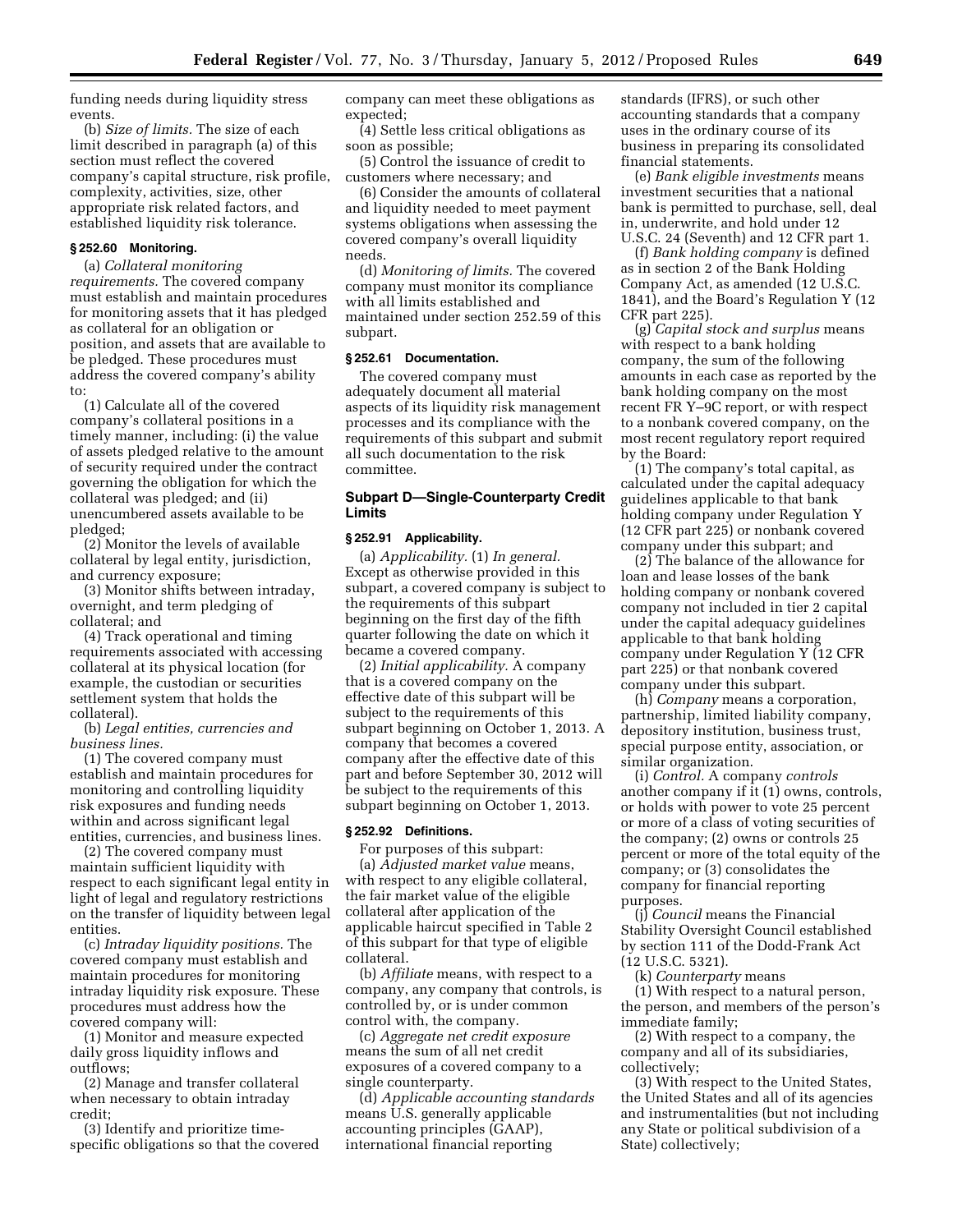funding needs during liquidity stress events.

(b) *Size of limits.* The size of each limit described in paragraph (a) of this section must reflect the covered company's capital structure, risk profile, complexity, activities, size, other appropriate risk related factors, and established liquidity risk tolerance.

### § 252.60 Monitoring.

(a) *Collateral monitoring requirements.* The covered company must establish and maintain procedures for monitoring assets that it has pledged as collateral for an obligation or position, and assets that are available to be pledged. These procedures must address the covered company's ability to:

(1) Calculate all of the covered company's collateral positions in a timely manner, including: (i) the value of assets pledged relative to the amount of security required under the contract governing the obligation for which the collateral was pledged; and (ii) unencumbered assets available to be pledged;

(2) Monitor the levels of available collateral by legal entity, jurisdiction, and currency exposure;

(3) Monitor shifts between intraday, overnight, and term pledging of collateral; and

(4) Track operational and timing requirements associated with accessing collateral at its physical location (for example, the custodian or securities settlement system that holds the collateral).

(b) *Legal entities, currencies and business lines.*

(1) The covered company must establish and maintain procedures for monitoring and controlling liquidity risk exposures and funding needs within and across significant legal entities, currencies, and business lines.

(2) The covered company must maintain sufficient liquidity with respect to each significant legal entity in light of legal and regulatory restrictions on the transfer of liquidity between legal entities.

(c) *Intraday liquidity positions.* The covered company must establish and maintain procedures for monitoring intraday liquidity risk exposure. These procedures must address how the covered company will:

(1) Monitor and measure expected daily gross liquidity inflows and outflows;

(2) Manage and transfer collateral when necessary to obtain intraday credit;

(3) Identify and prioritize time-specific obligations so that the covered company can meet these obligations as expected;

(4) Settle less critical obligations as soon as possible;

(5) Control the issuance of credit to customers where necessary; and

(6) Consider the amounts of collateral and liquidity needed to meet payment systems obligations when assessing the covered company's overall liquidity needs.

(d) *Monitoring of limits.* The covered company must monitor its compliance with all limits established and maintained under section 252.59 of this subpart.

### § 252.61 Documentation.

The covered company must adequately document all material aspects of its liquidity risk management processes and its compliance with the requirements of this subpart and submit all such documentation to the risk committee.

## Subpart D—Single-Counterparty Credit Limits

### § 252.91 Applicability.

(a) *Applicability.* (1) *In general.* Except as otherwise provided in this subpart, a covered company is subject to the requirements of this subpart beginning on the first day of the fifth quarter following the date on which it became a covered company.

(2) *Initial applicability.* A company that is a covered company on the effective date of this subpart will be subject to the requirements of this subpart beginning on October 1, 2013. A company that becomes a covered company after the effective date of this part and before September 30, 2012 will be subject to the requirements of this subpart beginning on October 1, 2013.

### § 252.92 Definitions.

For purposes of this subpart:

(a) *Adjusted market value* means, with respect to any eligible collateral, the fair market value of the eligible collateral after application of the applicable haircut specified in Table 2 of this subpart for that type of eligible collateral.

(b) *Affiliate* means, with respect to a company, any company that controls, is controlled by, or is under common control with, the company.

(c) *Aggregate net credit exposure* means the sum of all net credit exposures of a covered company to a single counterparty.

(d) *Applicable accounting standards* means U.S. generally applicable accounting principles (GAAP), international financial reporting standards (IFRS), or such other accounting standards that a company uses in the ordinary course of its business in preparing its consolidated financial statements.

(e) *Bank eligible investments* means investment securities that a national bank is permitted to purchase, sell, deal in, underwrite, and hold under 12 U.S.C. 24 (Seventh) and 12 CFR part 1.

(f) *Bank holding company* is defined as in section 2 of the Bank Holding Company Act, as amended (12 U.S.C. 1841), and the Board's Regulation Y (12 CFR part 225).

(g) *Capital stock and surplus* means with respect to a bank holding company, the sum of the following amounts in each case as reported by the bank holding company on the most recent FR Y–9C report, or with respect to a nonbank covered company, on the most recent regulatory report required by the Board:

(1) The company's total capital, as calculated under the capital adequacy guidelines applicable to that bank holding company under Regulation Y (12 CFR part 225) or nonbank covered company under this subpart; and

(2) The balance of the allowance for loan and lease losses of the bank holding company or nonbank covered company not included in tier 2 capital under the capital adequacy guidelines applicable to that bank holding company under Regulation Y (12 CFR part 225) or that nonbank covered company under this subpart.

(h) *Company* means a corporation, partnership, limited liability company, depository institution, business trust, special purpose entity, association, or similar organization.

(i) *Control.* A company *controls* another company if it (1) owns, controls, or holds with power to vote 25 percent or more of a class of voting securities of the company; (2) owns or controls 25 percent or more of the total equity of the company; or (3) consolidates the company for financial reporting purposes.

(j) *Council* means the Financial Stability Oversight Council established by section 111 of the Dodd-Frank Act (12 U.S.C. 5321).

(k) *Counterparty* means

(1) With respect to a natural person, the person, and members of the person's immediate family;

(2) With respect to a company, the company and all of its subsidiaries, collectively;

(3) With respect to the United States, the United States and all of its agencies and instrumentalities (but not including any State or political subdivision of a State) collectively;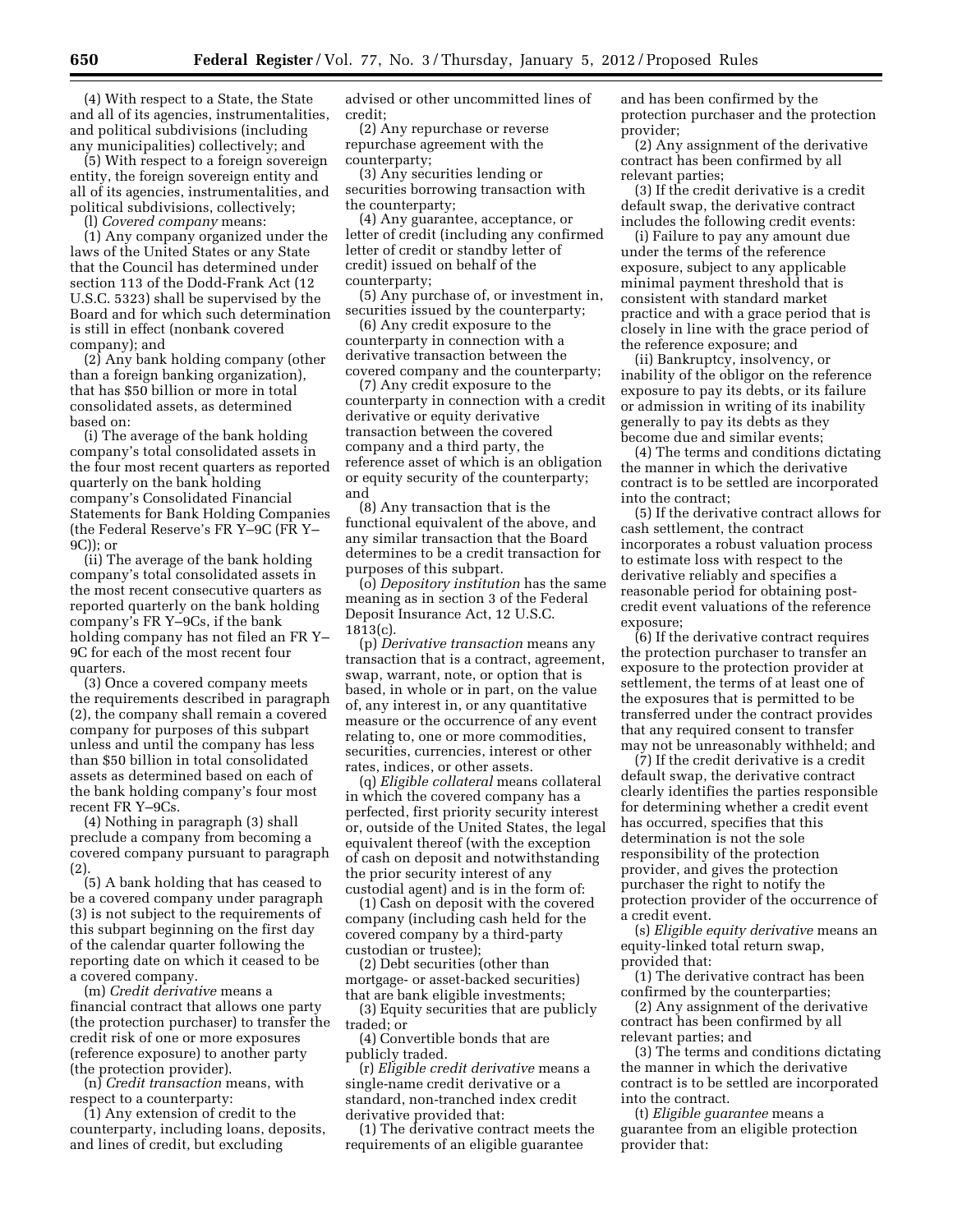(4) With respect to a State, the State and all of its agencies, instrumentalities, and political subdivisions (including any municipalities) collectively; and

(5) With respect to a foreign sovereign entity, the foreign sovereign entity and all of its agencies, instrumentalities, and political subdivisions, collectively;

(l) *Covered company* means:

(1) Any company organized under the laws of the United States or any State that the Council has determined under section 113 of the Dodd-Frank Act (12 U.S.C. 5323) shall be supervised by the Board and for which such determination is still in effect (nonbank covered company); and

(2) Any bank holding company (other than a foreign banking organization), that has $50 billion or more in total consolidated assets, as determined based on:

(i) The average of the bank holding company's total consolidated assets in the four most recent quarters as reported quarterly on the bank holding company's Consolidated Financial Statements for Bank Holding Companies (the Federal Reserve's FR Y–9C (FR Y–9C)); or

(ii) The average of the bank holding company's total consolidated assets in the most recent consecutive quarters as reported quarterly on the bank holding company's FR Y–9Cs, if the bank holding company has not filed an FR Y–9C for each of the most recent four quarters.

(3) Once a covered company meets the requirements described in paragraph (2), the company shall remain a covered company for purposes of this subpart unless and until the company has less than $50 billion in total consolidated assets as determined based on each of the bank holding company's four most recent FR Y–9Cs.

(4) Nothing in paragraph (3) shall preclude a company from becoming a covered company pursuant to paragraph (2).

(5) A bank holding that has ceased to be a covered company under paragraph (3) is not subject to the requirements of this subpart beginning on the first day of the calendar quarter following the reporting date on which it ceased to be a covered company.

(m) *Credit derivative* means a financial contract that allows one party (the protection purchaser) to transfer the credit risk of one or more exposures (reference exposure) to another party (the protection provider).

(n) *Credit transaction* means, with respect to a counterparty:

(1) Any extension of credit to the counterparty, including loans, deposits, and lines of credit, but excluding advised or other uncommitted lines of credit;

(2) Any repurchase or reverse repurchase agreement with the counterparty;

(3) Any securities lending or securities borrowing transaction with the counterparty;

(4) Any guarantee, acceptance, or letter of credit (including any confirmed letter of credit or standby letter of credit) issued on behalf of the counterparty;

(5) Any purchase of, or investment in, securities issued by the counterparty;

(6) Any credit exposure to the counterparty in connection with a derivative transaction between the covered company and the counterparty;

(7) Any credit exposure to the counterparty in connection with a credit derivative or equity derivative transaction between the covered company and a third party, the reference asset of which is an obligation or equity security of the counterparty; and

(8) Any transaction that is the functional equivalent of the above, and any similar transaction that the Board determines to be a credit transaction for purposes of this subpart.

(o) *Depository institution* has the same meaning as in section 3 of the Federal Deposit Insurance Act, 12 U.S.C. 1813(c).

(p) *Derivative transaction* means any transaction that is a contract, agreement, swap, warrant, note, or option that is based, in whole or in part, on the value of, any interest in, or any quantitative measure or the occurrence of any event relating to, one or more commodities, securities, currencies, interest or other rates, indices, or other assets.

(q) *Eligible collateral* means collateral in which the covered company has a perfected, first priority security interest or, outside of the United States, the legal equivalent thereof (with the exception of cash on deposit and notwithstanding the prior security interest of any custodial agent) and is in the form of:

(1) Cash on deposit with the covered company (including cash held for the covered company by a third-party custodian or trustee);

(2) Debt securities (other than mortgage- or asset-backed securities) that are bank eligible investments;

(3) Equity securities that are publicly traded; or

(4) Convertible bonds that are publicly traded.

(r) *Eligible credit derivative* means a single-name credit derivative or a standard, non-tranched index credit derivative provided that:

(1) The derivative contract meets the requirements of an eligible guarantee and has been confirmed by the protection purchaser and the protection provider;

(2) Any assignment of the derivative contract has been confirmed by all relevant parties;

(3) If the credit derivative is a credit default swap, the derivative contract includes the following credit events:

(i) Failure to pay any amount due under the terms of the reference exposure, subject to any applicable minimal payment threshold that is consistent with standard market practice and with a grace period that is closely in line with the grace period of the reference exposure; and

(ii) Bankruptcy, insolvency, or inability of the obligor on the reference exposure to pay its debts, or its failure or admission in writing of its inability generally to pay its debts as they become due and similar events;

(4) The terms and conditions dictating the manner in which the derivative contract is to be settled are incorporated into the contract;

(5) If the derivative contract allows for cash settlement, the contract incorporates a robust valuation process to estimate loss with respect to the derivative reliably and specifies a reasonable period for obtaining post-credit event valuations of the reference exposure;

(6) If the derivative contract requires the protection purchaser to transfer an exposure to the protection provider at settlement, the terms of at least one of the exposures that is permitted to be transferred under the contract provides that any required consent to transfer may not be unreasonably withheld; and

(7) If the credit derivative is a credit default swap, the derivative contract clearly identifies the parties responsible for determining whether a credit event has occurred, specifies that this determination is not the sole responsibility of the protection provider, and gives the protection purchaser the right to notify the protection provider of the occurrence of a credit event.

(s) *Eligible equity derivative* means an equity-linked total return swap, provided that:

(1) The derivative contract has been confirmed by the counterparties;

(2) Any assignment of the derivative contract has been confirmed by all relevant parties; and

(3) The terms and conditions dictating the manner in which the derivative contract is to be settled are incorporated into the contract.

(t) *Eligible guarantee* means a guarantee from an eligible protection provider that: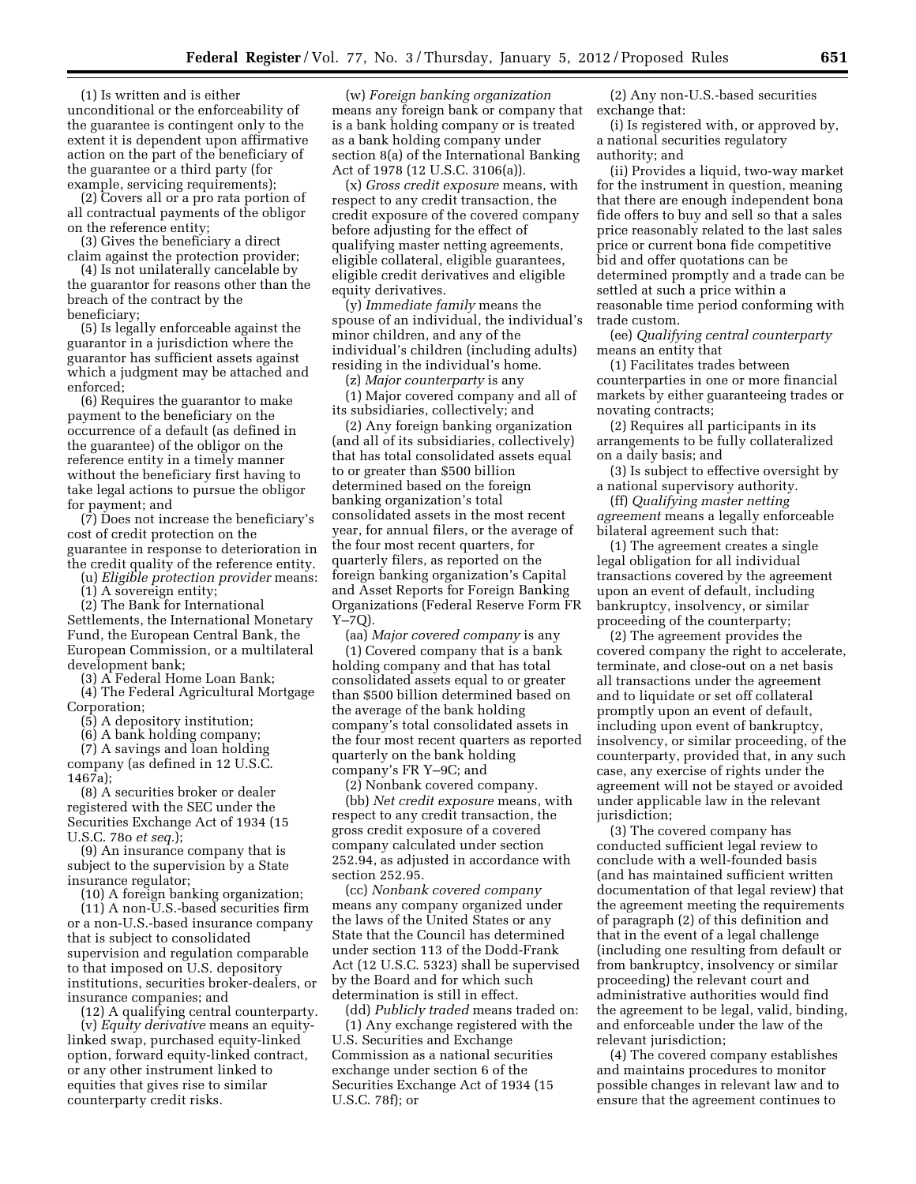(1) Is written and is either unconditional or the enforceability of the guarantee is contingent only to the extent it is dependent upon affirmative action on the part of the beneficiary of the guarantee or a third party (for example, servicing requirements);

(2) Covers all or a pro rata portion of all contractual payments of the obligor on the reference entity;

(3) Gives the beneficiary a direct claim against the protection provider;

(4) Is not unilaterally cancelable by the guarantor for reasons other than the breach of the contract by the beneficiary;

(5) Is legally enforceable against the guarantor in a jurisdiction where the guarantor has sufficient assets against which a judgment may be attached and enforced;

(6) Requires the guarantor to make payment to the beneficiary on the occurrence of a default (as defined in the guarantee) of the obligor on the reference entity in a timely manner without the beneficiary first having to take legal actions to pursue the obligor for payment; and

(7) Does not increase the beneficiary's cost of credit protection on the guarantee in response to deterioration in the credit quality of the reference entity.

(u) *Eligible protection provider* means:

(1) A sovereign entity;

(2) The Bank for International Settlements, the International Monetary Fund, the European Central Bank, the European Commission, or a multilateral development bank;

(3) A Federal Home Loan Bank;

(4) The Federal Agricultural Mortgage Corporation;

(5) A depository institution;

(6) A bank holding company;

(7) A savings and loan holding company (as defined in 12 U.S.C. 1467a);

(8) A securities broker or dealer registered with the SEC under the Securities Exchange Act of 1934 (15 U.S.C. 78o *et seq.*);

(9) An insurance company that is subject to the supervision by a State insurance regulator;

(10) A foreign banking organization;

(11) A non-U.S.-based securities firm or a non-U.S.-based insurance company that is subject to consolidated supervision and regulation comparable to that imposed on U.S. depository institutions, securities broker-dealers, or insurance companies; and

(12) A qualifying central counterparty.

(v) *Equity derivative* means an equity-linked swap, purchased equity-linked option, forward equity-linked contract, or any other instrument linked to equities that gives rise to similar counterparty credit risks.

(w) *Foreign banking organization* means any foreign bank or company that is a bank holding company or is treated as a bank holding company under section 8(a) of the International Banking Act of 1978 (12 U.S.C. 3106(a)).

(x) *Gross credit exposure* means, with respect to any credit transaction, the credit exposure of the covered company before adjusting for the effect of qualifying master netting agreements, eligible collateral, eligible guarantees, eligible credit derivatives and eligible equity derivatives.

(y) *Immediate family* means the spouse of an individual, the individual's minor children, and any of the individual's children (including adults) residing in the individual's home.

(z) *Major counterparty* is any

(1) Major covered company and all of its subsidiaries, collectively; and

(2) Any foreign banking organization (and all of its subsidiaries, collectively) that has total consolidated assets equal to or greater than $500 billion determined based on the foreign banking organization's total consolidated assets in the most recent year, for annual filers, or the average of the four most recent quarters, for quarterly filers, as reported on the foreign banking organization's Capital and Asset Reports for Foreign Banking Organizations (Federal Reserve Form FR Y–7Q).

(aa) *Major covered company* is any

(1) Covered company that is a bank holding company and that has total consolidated assets equal to or greater than $500 billion determined based on the average of the bank holding company's total consolidated assets in the four most recent quarters as reported quarterly on the bank holding company's FR Y–9C; and

(2) Nonbank covered company.

(bb) *Net credit exposure* means, with respect to any credit transaction, the gross credit exposure of a covered company calculated under section 252.94, as adjusted in accordance with section 252.95.

(cc) *Nonbank covered company* means any company organized under the laws of the United States or any State that the Council has determined under section 113 of the Dodd-Frank Act (12 U.S.C. 5323) shall be supervised by the Board and for which such determination is still in effect.

(dd) *Publicly traded* means traded on:

(1) Any exchange registered with the U.S. Securities and Exchange Commission as a national securities exchange under section 6 of the Securities Exchange Act of 1934 (15 U.S.C. 78f); or

(2) Any non-U.S.-based securities exchange that:

(i) Is registered with, or approved by, a national securities regulatory authority; and

(ii) Provides a liquid, two-way market for the instrument in question, meaning that there are enough independent bona fide offers to buy and sell so that a sales price reasonably related to the last sales price or current bona fide competitive bid and offer quotations can be determined promptly and a trade can be settled at such a price within a reasonable time period conforming with trade custom.

(ee) *Qualifying central counterparty* means an entity that

(1) Facilitates trades between counterparties in one or more financial markets by either guaranteeing trades or novating contracts;

(2) Requires all participants in its arrangements to be fully collateralized on a daily basis; and

(3) Is subject to effective oversight by a national supervisory authority.

(ff) *Qualifying master netting agreement* means a legally enforceable bilateral agreement such that:

(1) The agreement creates a single legal obligation for all individual transactions covered by the agreement upon an event of default, including bankruptcy, insolvency, or similar proceeding of the counterparty;

(2) The agreement provides the covered company the right to accelerate, terminate, and close-out on a net basis all transactions under the agreement and to liquidate or set off collateral promptly upon an event of default, including upon event of bankruptcy, insolvency, or similar proceeding, of the counterparty, provided that, in any such case, any exercise of rights under the agreement will not be stayed or avoided under applicable law in the relevant jurisdiction;

(3) The covered company has conducted sufficient legal review to conclude with a well-founded basis (and has maintained sufficient written documentation of that legal review) that the agreement meeting the requirements of paragraph (2) of this definition and that in the event of a legal challenge (including one resulting from default or from bankruptcy, insolvency or similar proceeding) the relevant court and administrative authorities would find the agreement to be legal, valid, binding, and enforceable under the law of the relevant jurisdiction;

(4) The covered company establishes and maintains procedures to monitor possible changes in relevant law and to ensure that the agreement continues to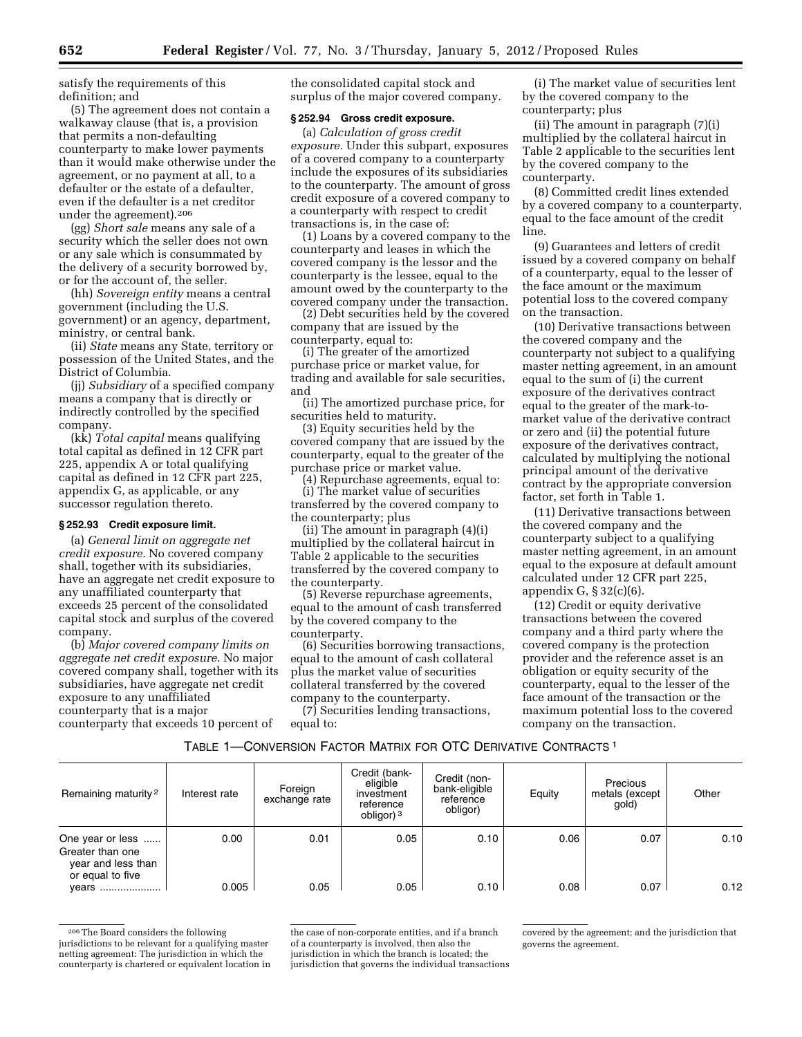satisfy the requirements of this definition; and

(5) The agreement does not contain a walkaway clause (that is, a provision that permits a non-defaulting counterparty to make lower payments than it would make otherwise under the agreement, or no payment at all, to a defaulter or the estate of a defaulter, even if the defaulter is a net creditor under the agreement).[206]

(gg) *Short sale* means any sale of a security which the seller does not own or any sale which is consummated by the delivery of a security borrowed by, or for the account of, the seller.

(hh) *Sovereign entity* means a central government (including the U.S. government) or an agency, department, ministry, or central bank.

(ii) *State* means any State, territory or possession of the United States, and the District of Columbia.

(jj) *Subsidiary* of a specified company means a company that is directly or indirectly controlled by the specified company.

(kk) *Total capital* means qualifying total capital as defined in 12 CFR part 225, appendix A or total qualifying capital as defined in 12 CFR part 225, appendix G, as applicable, or any successor regulation thereto.

### § 252.93 Credit exposure limit.

(a) *General limit on aggregate net credit exposure.* No covered company shall, together with its subsidiaries, have an aggregate net credit exposure to any unaffiliated counterparty that exceeds 25 percent of the consolidated capital stock and surplus of the covered company.

(b) *Major covered company limits on aggregate net credit exposure.* No major covered company shall, together with its subsidiaries, have aggregate net credit exposure to any unaffiliated counterparty that is a major counterparty that exceeds 10 percent of the consolidated capital stock and surplus of the major covered company.

### § 252.94 Gross credit exposure.

(a) *Calculation of gross credit exposure.* Under this subpart, exposures of a covered company to a counterparty include the exposures of its subsidiaries to the counterparty. The amount of gross credit exposure of a covered company to a counterparty with respect to credit transactions is, in the case of:

(1) Loans by a covered company to the counterparty and leases in which the covered company is the lessor and the counterparty is the lessee, equal to the amount owed by the counterparty to the covered company under the transaction.

(2) Debt securities held by the covered company that are issued by the counterparty, equal to:

(i) The greater of the amortized purchase price or market value, for trading and available for sale securities, and

(ii) The amortized purchase price, for securities held to maturity.

(3) Equity securities held by the covered company that are issued by the counterparty, equal to the greater of the purchase price or market value.

(4) Repurchase agreements, equal to:

(i) The market value of securities transferred by the covered company to the counterparty; plus

(ii) The amount in paragraph (4)(i) multiplied by the collateral haircut in Table 2 applicable to the securities transferred by the covered company to the counterparty.

(5) Reverse repurchase agreements, equal to the amount of cash transferred by the covered company to the counterparty.

(6) Securities borrowing transactions, equal to the amount of cash collateral plus the market value of securities collateral transferred by the covered company to the counterparty.

(7) Securities lending transactions, equal to:

(i) The market value of securities lent by the covered company to the counterparty; plus

(ii) The amount in paragraph (7)(i) multiplied by the collateral haircut in Table 2 applicable to the securities lent by the covered company to the counterparty.

(8) Committed credit lines extended by a covered company to a counterparty, equal to the face amount of the credit line.

(9) Guarantees and letters of credit issued by a covered company on behalf of a counterparty, equal to the lesser of the face amount or the maximum potential loss to the covered company on the transaction.

(10) Derivative transactions between the covered company and the counterparty not subject to a qualifying master netting agreement, in an amount equal to the sum of (i) the current exposure of the derivatives contract equal to the greater of the mark-to-market value of the derivative contract or zero and (ii) the potential future exposure of the derivatives contract, calculated by multiplying the notional principal amount of the derivative contract by the appropriate conversion factor, set forth in Table 1.

(11) Derivative transactions between the covered company and the counterparty subject to a qualifying master netting agreement, in an amount equal to the exposure at default amount calculated under 12 CFR part 225, appendix G, § 32(c)(6).

(12) Credit or equity derivative transactions between the covered company and a third party where the covered company is the protection provider and the reference asset is an obligation or equity security of the counterparty, equal to the lesser of the face amount of the transaction or the maximum potential loss to the covered company on the transaction.

TABLE 1—CONVERSION FACTOR MATRIX FOR OTC DERIVATIVE CONTRACTS [1]

| Remaining maturity [2] | Interest rate | Foreign exchange rate | Credit (bank-eligible investment reference obligor) [3] | Credit (non-bank-eligible reference obligor) | Equity | Precious metals (except gold) | Other |
|---|---|---|---|---|---|---|---|
| One year or less | 0.00 | 0.01 | 0.05 | 0.10 | 0.06 | 0.07 | 0.10 |
| Greater than one year and less than or equal to five years | 0.005 | 0.05 | 0.05 | 0.10 | 0.08 | 0.07 | 0.12 |

[206] The Board considers the following jurisdictions to be relevant for a qualifying master netting agreement: The jurisdiction in which the counterparty is chartered or equivalent location in the case of non-corporate entities, and if a branch of a counterparty is involved, then also the jurisdiction in which the branch is located; the jurisdiction that governs the individual transactions covered by the agreement; and the jurisdiction that governs the agreement.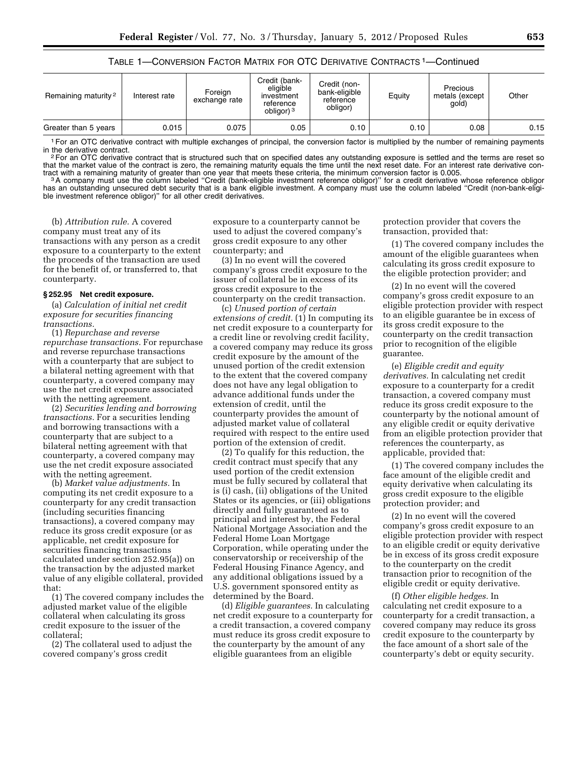TABLE 1—CONVERSION FACTOR MATRIX FOR OTC DERIVATIVE CONTRACTS [1]—Continued

| Remaining maturity [2] | Interest rate | Foreign exchange rate | Credit (bank-eligible investment reference obligor) [3] | Credit (non-bank-eligible reference obligor) | Equity | Precious metals (except gold) | Other |
|---|---|---|---|---|---|---|---|
| Greater than 5 years | 0.015 | 0.075 | 0.05 | 0.10 | 0.10 | 0.08 | 0.15 |

[1] For an OTC derivative contract with multiple exchanges of principal, the conversion factor is multiplied by the number of remaining payments in the derivative contract.

[2] For an OTC derivative contract that is structured such that on specified dates any outstanding exposure is settled and the terms are reset so that the market value of the contract is zero, the remaining maturity equals the time until the next reset date. For an interest rate derivative contract with a remaining maturity of greater than one year that meets these criteria, the minimum conversion factor is 0.005.

[3] A company must use the column labeled "Credit (bank-eligible investment reference obligor)" for a credit derivative whose reference obligor has an outstanding unsecured debt security that is a bank eligible investment. A company must use the column labeled "Credit (non-bank-eligible investment reference obligor)" for all other credit derivatives.

(b) *Attribution rule.* A covered company must treat any of its transactions with any person as a credit exposure to a counterparty to the extent the proceeds of the transaction are used for the benefit of, or transferred to, that counterparty.

### § 252.95 Net credit exposure.

(a) *Calculation of initial net credit exposure for securities financing transactions.*

(1) *Repurchase and reverse repurchase transactions.* For repurchase and reverse repurchase transactions with a counterparty that are subject to a bilateral netting agreement with that counterparty, a covered company may use the net credit exposure associated with the netting agreement.

(2) *Securities lending and borrowing transactions.* For a securities lending and borrowing transactions with a counterparty that are subject to a bilateral netting agreement with that counterparty, a covered company may use the net credit exposure associated with the netting agreement.

(b) *Market value adjustments.* In computing its net credit exposure to a counterparty for any credit transaction (including securities financing transactions), a covered company may reduce its gross credit exposure (or as applicable, net credit exposure for securities financing transactions calculated under section 252.95(a)) on the transaction by the adjusted market value of any eligible collateral, provided that:

(1) The covered company includes the adjusted market value of the eligible collateral when calculating its gross credit exposure to the issuer of the collateral;

(2) The collateral used to adjust the covered company's gross credit exposure to a counterparty cannot be used to adjust the covered company's gross credit exposure to any other counterparty; and

(3) In no event will the covered company's gross credit exposure to the issuer of collateral be in excess of its gross credit exposure to the counterparty on the credit transaction.

(c) *Unused portion of certain extensions of credit.* (1) In computing its net credit exposure to a counterparty for a credit line or revolving credit facility, a covered company may reduce its gross credit exposure by the amount of the unused portion of the credit extension to the extent that the covered company does not have any legal obligation to advance additional funds under the extension of credit, until the counterparty provides the amount of adjusted market value of collateral required with respect to the entire used portion of the extension of credit.

(2) To qualify for this reduction, the credit contract must specify that any used portion of the credit extension must be fully secured by collateral that is (i) cash, (ii) obligations of the United States or its agencies, or (iii) obligations directly and fully guaranteed as to principal and interest by, the Federal National Mortgage Association and the Federal Home Loan Mortgage Corporation, while operating under the conservatorship or receivership of the Federal Housing Finance Agency, and any additional obligations issued by a U.S. government sponsored entity as determined by the Board.

(d) *Eligible guarantees.* In calculating net credit exposure to a counterparty for a credit transaction, a covered company must reduce its gross credit exposure to the counterparty by the amount of any eligible guarantees from an eligible protection provider that covers the transaction, provided that:

(1) The covered company includes the amount of the eligible guarantees when calculating its gross credit exposure to the eligible protection provider; and

(2) In no event will the covered company's gross credit exposure to an eligible protection provider with respect to an eligible guarantee be in excess of its gross credit exposure to the counterparty on the credit transaction prior to recognition of the eligible guarantee.

(e) *Eligible credit and equity derivatives.* In calculating net credit exposure to a counterparty for a credit transaction, a covered company must reduce its gross credit exposure to the counterparty by the notional amount of any eligible credit or equity derivative from an eligible protection provider that references the counterparty, as applicable, provided that:

(1) The covered company includes the face amount of the eligible credit and equity derivative when calculating its gross credit exposure to the eligible protection provider; and

(2) In no event will the covered company's gross credit exposure to an eligible protection provider with respect to an eligible credit or equity derivative be in excess of its gross credit exposure to the counterparty on the credit transaction prior to recognition of the eligible credit or equity derivative.

(f) *Other eligible hedges.* In calculating net credit exposure to a counterparty for a credit transaction, a covered company may reduce its gross credit exposure to the counterparty by the face amount of a short sale of the counterparty's debt or equity security.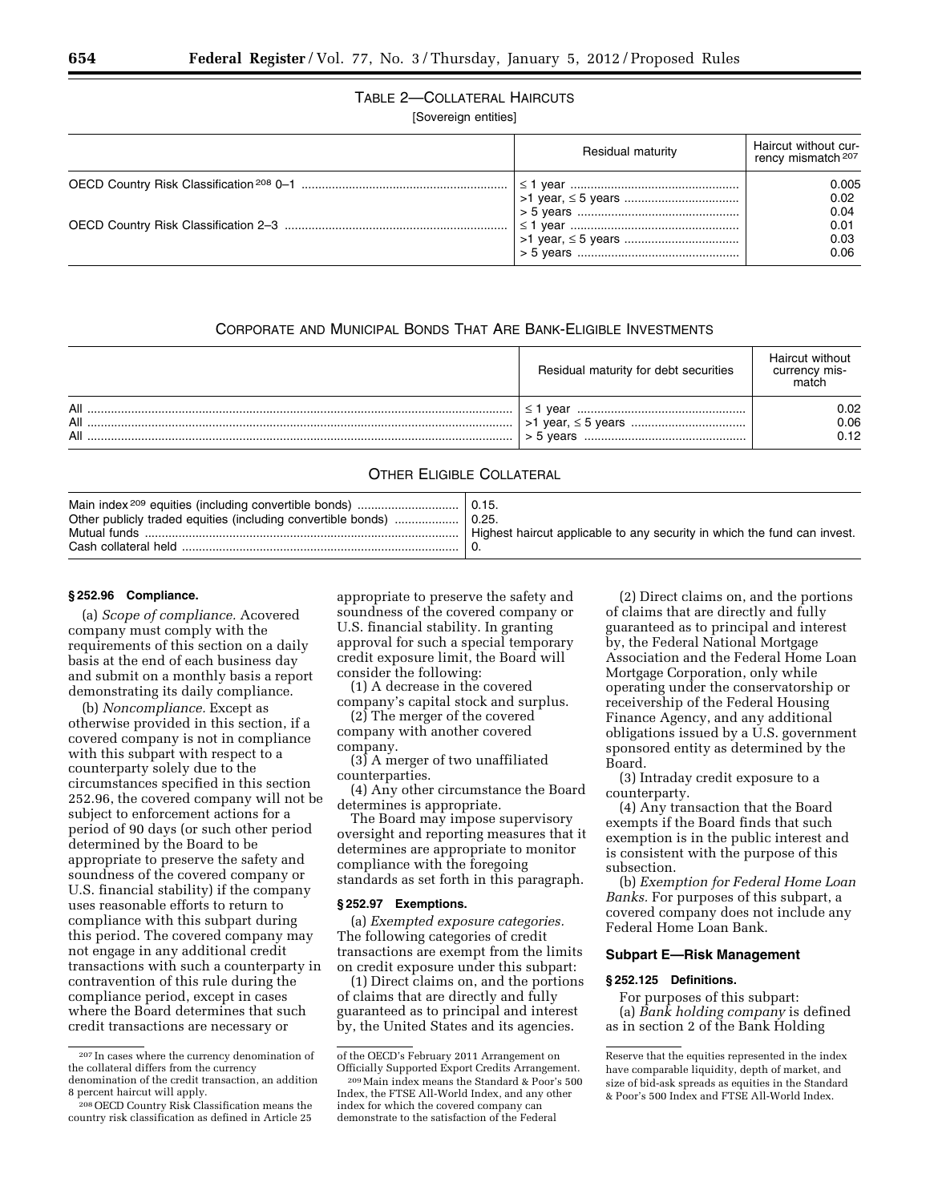### TABLE 2—COLLATERAL HAIRCUTS

[Sovereign entities]

| | Residual maturity | Haircut without currency mismatch [207] |
|---|---|---|
| OECD Country Risk Classification [208] 0–1 | ≤ 1 year | 0.005 |
| | >1 year, ≤ 5 years | 0.02 |
| | > 5 years | 0.04 |
| OECD Country Risk Classification 2–3 | ≤ 1 year | 0.01 |
| | >1 year, ≤ 5 years | 0.03 |
| | > 5 years | 0.06 |

### CORPORATE AND MUNICIPAL BONDS THAT ARE BANK-ELIGIBLE INVESTMENTS

| | Residual maturity for debt securities | Haircut without currency mismatch |
|---|---|---|
| All | ≤ 1 year | 0.02 |
| All | >1 year, ≤ 5 years | 0.06 |
| All | > 5 years | 0.12 |

### OTHER ELIGIBLE COLLATERAL

| | |
|---|---|
| Main index [209] equities (including convertible bonds) | 0.15. |
| Other publicly traded equities (including convertible bonds) | 0.25. |
| Mutual funds | Highest haircut applicable to any security in which the fund can invest. |
| Cash collateral held | 0. |

**§ 252.96 Compliance.**

(a) *Scope of compliance.* Acovered company must comply with the requirements of this section on a daily basis at the end of each business day and submit on a monthly basis a report demonstrating its daily compliance.

(b) *Noncompliance.* Except as otherwise provided in this section, if a covered company is not in compliance with this subpart with respect to a counterparty solely due to the circumstances specified in this section 252.96, the covered company will not be subject to enforcement actions for a period of 90 days (or such other period determined by the Board to be appropriate to preserve the safety and soundness of the covered company or U.S. financial stability) if the company uses reasonable efforts to return to compliance with this subpart during this period. The covered company may not engage in any additional credit transactions with such a counterparty in contravention of this rule during the compliance period, except in cases where the Board determines that such credit transactions are necessary or appropriate to preserve the safety and soundness of the covered company or U.S. financial stability. In granting approval for such a special temporary credit exposure limit, the Board will consider the following:

(1) A decrease in the covered company's capital stock and surplus.

(2) The merger of the covered company with another covered company.

(3) A merger of two unaffiliated counterparties.

(4) Any other circumstance the Board determines is appropriate.

The Board may impose supervisory oversight and reporting measures that it determines are appropriate to monitor compliance with the foregoing standards as set forth in this paragraph.

**§ 252.97 Exemptions.**

(a) *Exempted exposure categories.* The following categories of credit transactions are exempt from the limits on credit exposure under this subpart:

(1) Direct claims on, and the portions of claims that are directly and fully guaranteed as to principal and interest by, the United States and its agencies.

(2) Direct claims on, and the portions of claims that are directly and fully guaranteed as to principal and interest by, the Federal National Mortgage Association and the Federal Home Loan Mortgage Corporation, only while operating under the conservatorship or receivership of the Federal Housing Finance Agency, and any additional obligations issued by a U.S. government sponsored entity as determined by the Board.

(3) Intraday credit exposure to a counterparty.

(4) Any transaction that the Board exempts if the Board finds that such exemption is in the public interest and is consistent with the purpose of this subsection.

(b) *Exemption for Federal Home Loan Banks.* For purposes of this subpart, a covered company does not include any Federal Home Loan Bank.

## Subpart E—Risk Management

**§ 252.125 Definitions.**

For purposes of this subpart:

(a) *Bank holding company* is defined as in section 2 of the Bank Holding

---

[207] In cases where the currency denomination of the collateral differs from the currency denomination of the credit transaction, an addition 8 percent haircut will apply.

[208] OECD Country Risk Classification means the country risk classification as defined in Article 25 of the OECD's February 2011 Arrangement on Officially Supported Export Credits Arrangement.

[209] Main index means the Standard & Poor's 500 Index, the FTSE All-World Index, and any other index for which the covered company can demonstrate to the satisfaction of the Federal Reserve that the equities represented in the index have comparable liquidity, depth of market, and size of bid-ask spreads as equities in the Standard & Poor's 500 Index and FTSE All-World Index.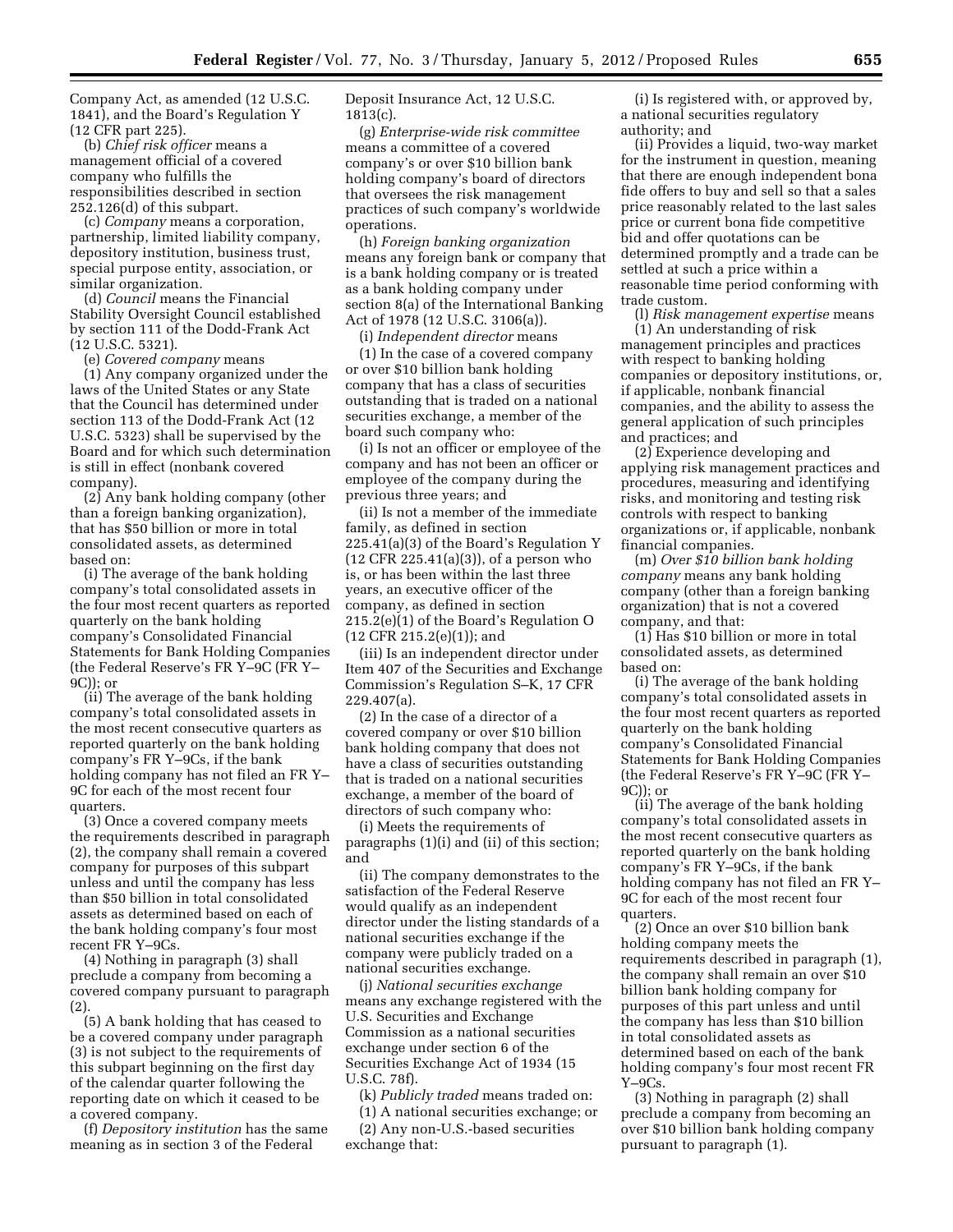Company Act, as amended (12 U.S.C. 1841), and the Board's Regulation Y (12 CFR part 225).

(b) *Chief risk officer* means a management official of a covered company who fulfills the responsibilities described in section 252.126(d) of this subpart.

(c) *Company* means a corporation, partnership, limited liability company, depository institution, business trust, special purpose entity, association, or similar organization.

(d) *Council* means the Financial Stability Oversight Council established by section 111 of the Dodd-Frank Act (12 U.S.C. 5321).

(e) *Covered company* means

(1) Any company organized under the laws of the United States or any State that the Council has determined under section 113 of the Dodd-Frank Act (12 U.S.C. 5323) shall be supervised by the Board and for which such determination is still in effect (nonbank covered company).

(2) Any bank holding company (other than a foreign banking organization), that has $50 billion or more in total consolidated assets, as determined based on:

(i) The average of the bank holding company's total consolidated assets in the four most recent quarters as reported quarterly on the bank holding company's Consolidated Financial Statements for Bank Holding Companies (the Federal Reserve's FR Y–9C (FR Y–9C)); or

(ii) The average of the bank holding company's total consolidated assets in the most recent consecutive quarters as reported quarterly on the bank holding company's FR Y–9Cs, if the bank holding company has not filed an FR Y–9C for each of the most recent four quarters.

(3) Once a covered company meets the requirements described in paragraph (2), the company shall remain a covered company for purposes of this subpart unless and until the company has less than $50 billion in total consolidated assets as determined based on each of the bank holding company's four most recent FR Y–9Cs.

(4) Nothing in paragraph (3) shall preclude a company from becoming a covered company pursuant to paragraph (2).

(5) A bank holding that has ceased to be a covered company under paragraph (3) is not subject to the requirements of this subpart beginning on the first day of the calendar quarter following the reporting date on which it ceased to be a covered company.

(f) *Depository institution* has the same meaning as in section 3 of the Federal Deposit Insurance Act, 12 U.S.C. 1813(c).

(g) *Enterprise-wide risk committee* means a committee of a covered company's or over $10 billion bank holding company's board of directors that oversees the risk management practices of such company's worldwide operations.

(h) *Foreign banking organization* means any foreign bank or company that is a bank holding company or is treated as a bank holding company under section 8(a) of the International Banking Act of 1978 (12 U.S.C. 3106(a)).

(i) *Independent director* means

(1) In the case of a covered company or over $10 billion bank holding company that has a class of securities outstanding that is traded on a national securities exchange, a member of the board such company who:

(i) Is not an officer or employee of the company and has not been an officer or employee of the company during the previous three years; and

(ii) Is not a member of the immediate family, as defined in section 225.41(a)(3) of the Board's Regulation Y (12 CFR 225.41(a)(3)), of a person who is, or has been within the last three years, an executive officer of the company, as defined in section 215.2(e)(1) of the Board's Regulation O (12 CFR 215.2(e)(1)); and

(iii) Is an independent director under Item 407 of the Securities and Exchange Commission's Regulation S–K, 17 CFR 229.407(a).

(2) In the case of a director of a covered company or over $10 billion bank holding company that does not have a class of securities outstanding that is traded on a national securities exchange, a member of the board of directors of such company who:

(i) Meets the requirements of paragraphs (1)(i) and (ii) of this section; and

(ii) The company demonstrates to the satisfaction of the Federal Reserve would qualify as an independent director under the listing standards of a national securities exchange if the company were publicly traded on a national securities exchange.

(j) *National securities exchange* means any exchange registered with the U.S. Securities and Exchange Commission as a national securities exchange under section 6 of the Securities Exchange Act of 1934 (15 U.S.C. 78f).

(k) *Publicly traded* means traded on:

(1) A national securities exchange; or

(2) Any non-U.S.-based securities exchange that:

(i) Is registered with, or approved by, a national securities regulatory authority; and

(ii) Provides a liquid, two-way market for the instrument in question, meaning that there are enough independent bona fide offers to buy and sell so that a sales price reasonably related to the last sales price or current bona fide competitive bid and offer quotations can be determined promptly and a trade can be settled at such a price within a reasonable time period conforming with trade custom.

(l) *Risk management expertise* means

(1) An understanding of risk management principles and practices with respect to banking holding companies or depository institutions, or, if applicable, nonbank financial companies, and the ability to assess the general application of such principles and practices; and

(2) Experience developing and applying risk management practices and procedures, measuring and identifying risks, and monitoring and testing risk controls with respect to banking organizations or, if applicable, nonbank financial companies.

(m) *Over $10 billion bank holding company* means any bank holding company (other than a foreign banking organization) that is not a covered company, and that:

(1) Has $10 billion or more in total consolidated assets, as determined based on:

(i) The average of the bank holding company's total consolidated assets in the four most recent quarters as reported quarterly on the bank holding company's Consolidated Financial Statements for Bank Holding Companies (the Federal Reserve's FR Y–9C (FR Y–9C)); or

(ii) The average of the bank holding company's total consolidated assets in the most recent consecutive quarters as reported quarterly on the bank holding company's FR Y–9Cs, if the bank holding company has not filed an FR Y–9C for each of the most recent four quarters.

(2) Once an over $10 billion bank holding company meets the requirements described in paragraph (1), the company shall remain an over $10 billion bank holding company for purposes of this part unless and until the company has less than $10 billion in total consolidated assets as determined based on each of the bank holding company's four most recent FR Y–9Cs.

(3) Nothing in paragraph (2) shall preclude a company from becoming an over $10 billion bank holding company pursuant to paragraph (1).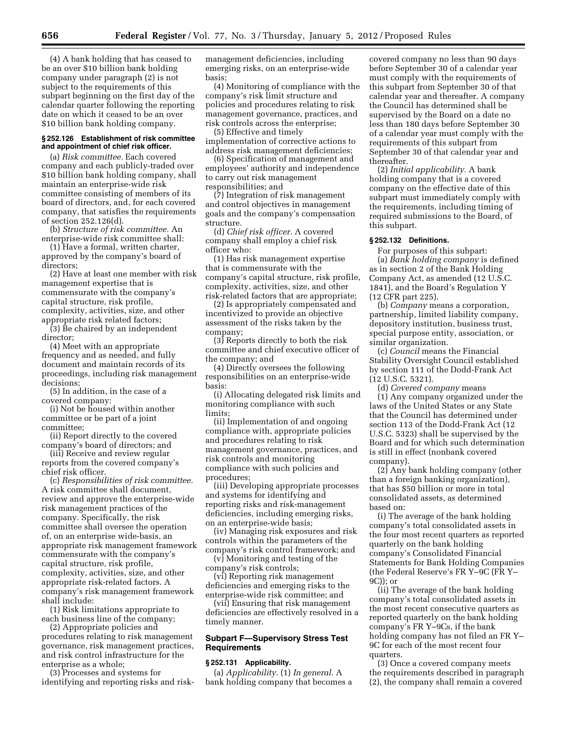(4) A bank holding that has ceased to be an over $10 billion bank holding company under paragraph (2) is not subject to the requirements of this subpart beginning on the first day of the calendar quarter following the reporting date on which it ceased to be an over $10 billion bank holding company.

#### § 252.126 Establishment of risk committee and appointment of chief risk officer.

(a) *Risk committee.* Each covered company and each publicly-traded over $10 billion bank holding company, shall maintain an enterprise-wide risk committee consisting of members of its board of directors, and, for each covered company, that satisfies the requirements of section 252.126(d).

(b) *Structure of risk committee.* An enterprise-wide risk committee shall:

(1) Have a formal, written charter, approved by the company's board of directors;

(2) Have at least one member with risk management expertise that is commensurate with the company's capital structure, risk profile, complexity, activities, size, and other appropriate risk related factors;

(3) Be chaired by an independent director;

(4) Meet with an appropriate frequency and as needed, and fully document and maintain records of its proceedings, including risk management decisions;

(5) In addition, in the case of a covered company:

(i) Not be housed within another committee or be part of a joint committee;

(ii) Report directly to the covered company's board of directors; and

(iii) Receive and review regular reports from the covered company's chief risk officer.

(c) *Responsibilities of risk committee.* A risk committee shall document, review and approve the enterprise-wide risk management practices of the company. Specifically, the risk committee shall oversee the operation of, on an enterprise wide-basis, an appropriate risk management framework commensurate with the company's capital structure, risk profile, complexity, activities, size, and other appropriate risk-related factors. A company's risk management framework shall include:

(1) Risk limitations appropriate to each business line of the company;

(2) Appropriate policies and procedures relating to risk management governance, risk management practices, and risk control infrastructure for the enterprise as a whole;

(3) Processes and systems for identifying and reporting risks and risk-management deficiencies, including emerging risks, on an enterprise-wide basis;

(4) Monitoring of compliance with the company's risk limit structure and policies and procedures relating to risk management governance, practices, and risk controls across the enterprise;

(5) Effective and timely implementation of corrective actions to address risk management deficiencies;

(6) Specification of management and employees' authority and independence to carry out risk management responsibilities; and

(7) Integration of risk management and control objectives in management goals and the company's compensation structure.

(d) *Chief risk officer.* A covered company shall employ a chief risk officer who:

(1) Has risk management expertise that is commensurate with the company's capital structure, risk profile, complexity, activities, size, and other risk-related factors that are appropriate;

(2) Is appropriately compensated and incentivized to provide an objective assessment of the risks taken by the company;

(3) Reports directly to both the risk committee and chief executive officer of the company; and

(4) Directly oversees the following responsibilities on an enterprise-wide basis:

(i) Allocating delegated risk limits and monitoring compliance with such limits;

(ii) Implementation of and ongoing compliance with, appropriate policies and procedures relating to risk management governance, practices, and risk controls and monitoring compliance with such policies and procedures;

(iii) Developing appropriate processes and systems for identifying and reporting risks and risk-management deficiencies, including emerging risks, on an enterprise-wide basis;

(iv) Managing risk exposures and risk controls within the parameters of the company's risk control framework; and

(v) Monitoring and testing of the company's risk controls;

(vi) Reporting risk management deficiencies and emerging risks to the enterprise-wide risk committee; and

(vii) Ensuring that risk management deficiencies are effectively resolved in a timely manner.

### Subpart F—Supervisory Stress Test Requirements

#### § 252.131 Applicability.

(a) *Applicability.* (1) *In general.* A bank holding company that becomes a covered company no less than 90 days before September 30 of a calendar year must comply with the requirements of this subpart from September 30 of that calendar year and thereafter. A company the Council has determined shall be supervised by the Board on a date no less than 180 days before September 30 of a calendar year must comply with the requirements of this subpart from September 30 of that calendar year and thereafter.

(2) *Initial applicability.* A bank holding company that is a covered company on the effective date of this subpart must immediately comply with the requirements, including timing of required submissions to the Board, of this subpart.

#### § 252.132 Definitions.

For purposes of this subpart:

(a) *Bank holding company* is defined as in section 2 of the Bank Holding Company Act, as amended (12 U.S.C. 1841), and the Board's Regulation Y (12 CFR part 225).

(b) *Company* means a corporation, partnership, limited liability company, depository institution, business trust, special purpose entity, association, or similar organization.

(c) *Council* means the Financial Stability Oversight Council established by section 111 of the Dodd-Frank Act (12 U.S.C. 5321).

(d) *Covered company* means

(1) Any company organized under the laws of the United States or any State that the Council has determined under section 113 of the Dodd-Frank Act (12 U.S.C. 5323) shall be supervised by the Board and for which such determination is still in effect (nonbank covered company).

(2) Any bank holding company (other than a foreign banking organization), that has $50 billion or more in total consolidated assets, as determined based on:

(i) The average of the bank holding company's total consolidated assets in the four most recent quarters as reported quarterly on the bank holding company's Consolidated Financial Statements for Bank Holding Companies (the Federal Reserve's FR Y–9C (FR Y–9C)); or

(ii) The average of the bank holding company's total consolidated assets in the most recent consecutive quarters as reported quarterly on the bank holding company's FR Y–9Cs, if the bank holding company has not filed an FR Y–9C for each of the most recent four quarters.

(3) Once a covered company meets the requirements described in paragraph (2), the company shall remain a covered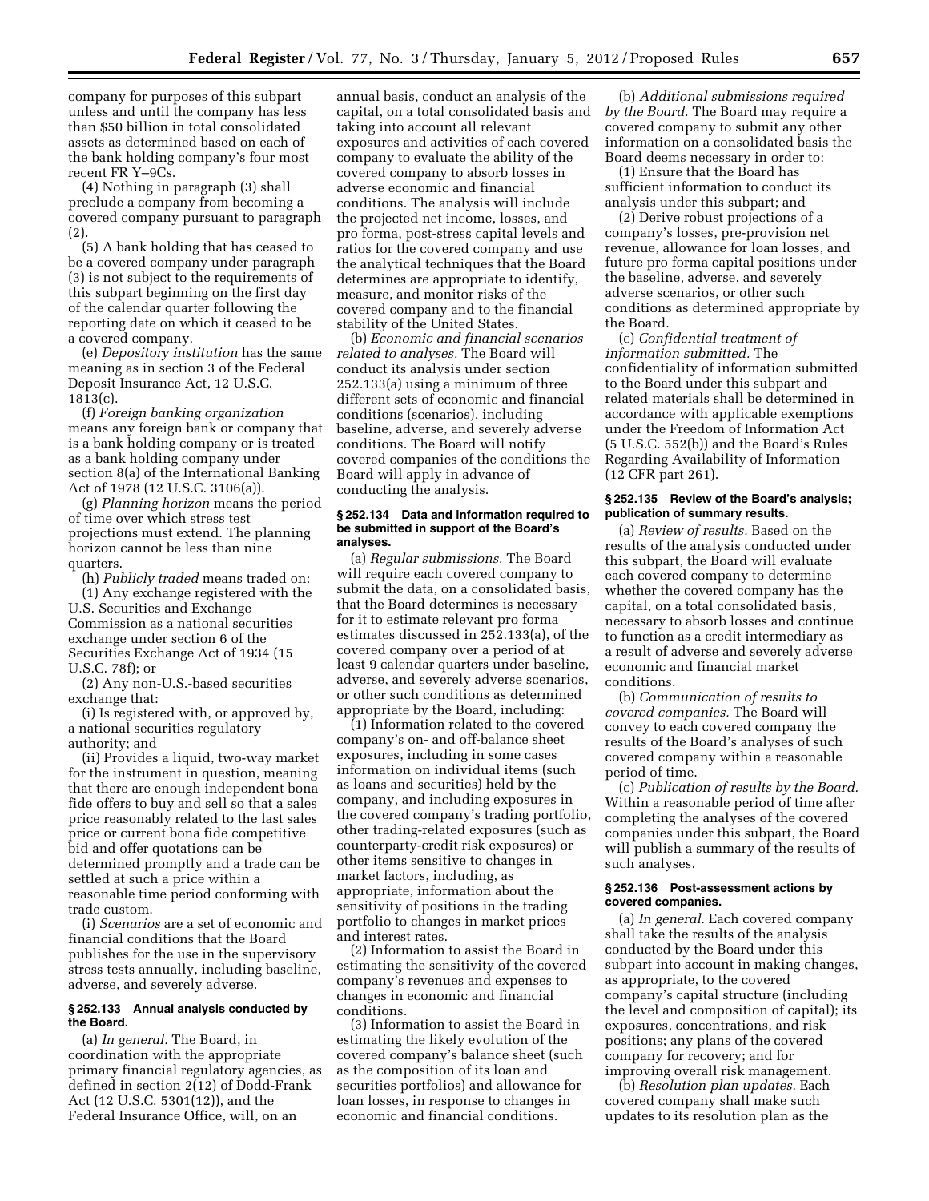company for purposes of this subpart unless and until the company has less than $50 billion in total consolidated assets as determined based on each of the bank holding company's four most recent FR Y–9Cs.

(4) Nothing in paragraph (3) shall preclude a company from becoming a covered company pursuant to paragraph (2).

(5) A bank holding that has ceased to be a covered company under paragraph (3) is not subject to the requirements of this subpart beginning on the first day of the calendar quarter following the reporting date on which it ceased to be a covered company.

(e) *Depository institution* has the same meaning as in section 3 of the Federal Deposit Insurance Act, 12 U.S.C. 1813(c).

(f) *Foreign banking organization* means any foreign bank or company that is a bank holding company or is treated as a bank holding company under section 8(a) of the International Banking Act of 1978 (12 U.S.C. 3106(a)).

(g) *Planning horizon* means the period of time over which stress test projections must extend. The planning horizon cannot be less than nine quarters.

(h) *Publicly traded* means traded on:

(1) Any exchange registered with the U.S. Securities and Exchange Commission as a national securities exchange under section 6 of the Securities Exchange Act of 1934 (15 U.S.C. 78f); or

(2) Any non-U.S.-based securities exchange that:

(i) Is registered with, or approved by, a national securities regulatory authority; and

(ii) Provides a liquid, two-way market for the instrument in question, meaning that there are enough independent bona fide offers to buy and sell so that a sales price reasonably related to the last sales price or current bona fide competitive bid and offer quotations can be determined promptly and a trade can be settled at such a price within a reasonable time period conforming with trade custom.

(i) *Scenarios* are a set of economic and financial conditions that the Board publishes for the use in the supervisory stress tests annually, including baseline, adverse, and severely adverse.

### § 252.133 Annual analysis conducted by the Board.

(a) *In general.* The Board, in coordination with the appropriate primary financial regulatory agencies, as defined in section 2(12) of Dodd-Frank Act (12 U.S.C. 5301(12)), and the Federal Insurance Office, will, on an annual basis, conduct an analysis of the capital, on a total consolidated basis and taking into account all relevant exposures and activities of each covered company to evaluate the ability of the covered company to absorb losses in adverse economic and financial conditions. The analysis will include the projected net income, losses, and pro forma, post-stress capital levels and ratios for the covered company and use the analytical techniques that the Board determines are appropriate to identify, measure, and monitor risks of the covered company and to the financial stability of the United States.

(b) *Economic and financial scenarios related to analyses.* The Board will conduct its analysis under section 252.133(a) using a minimum of three different sets of economic and financial conditions (scenarios), including baseline, adverse, and severely adverse conditions. The Board will notify covered companies of the conditions the Board will apply in advance of conducting the analysis.

### § 252.134 Data and information required to be submitted in support of the Board's analyses.

(a) *Regular submissions.* The Board will require each covered company to submit the data, on a consolidated basis, that the Board determines is necessary for it to estimate relevant pro forma estimates discussed in 252.133(a), of the covered company over a period of at least 9 calendar quarters under baseline, adverse, and severely adverse scenarios, or other such conditions as determined appropriate by the Board, including:

(1) Information related to the covered company's on- and off-balance sheet exposures, including in some cases information on individual items (such as loans and securities) held by the company, and including exposures in the covered company's trading portfolio, other trading-related exposures (such as counterparty-credit risk exposures) or other items sensitive to changes in market factors, including, as appropriate, information about the sensitivity of positions in the trading portfolio to changes in market prices and interest rates.

(2) Information to assist the Board in estimating the sensitivity of the covered company's revenues and expenses to changes in economic and financial conditions.

(3) Information to assist the Board in estimating the likely evolution of the covered company's balance sheet (such as the composition of its loan and securities portfolios) and allowance for loan losses, in response to changes in economic and financial conditions.

(b) *Additional submissions required by the Board.* The Board may require a covered company to submit any other information on a consolidated basis the Board deems necessary in order to:

(1) Ensure that the Board has sufficient information to conduct its analysis under this subpart; and

(2) Derive robust projections of a company's losses, pre-provision net revenue, allowance for loan losses, and future pro forma capital positions under the baseline, adverse, and severely adverse scenarios, or other such conditions as determined appropriate by the Board.

(c) *Confidential treatment of information submitted.* The confidentiality of information submitted to the Board under this subpart and related materials shall be determined in accordance with applicable exemptions under the Freedom of Information Act (5 U.S.C. 552(b)) and the Board's Rules Regarding Availability of Information (12 CFR part 261).

### § 252.135 Review of the Board's analysis; publication of summary results.

(a) *Review of results.* Based on the results of the analysis conducted under this subpart, the Board will evaluate each covered company to determine whether the covered company has the capital, on a total consolidated basis, necessary to absorb losses and continue to function as a credit intermediary as a result of adverse and severely adverse economic and financial market conditions.

(b) *Communication of results to covered companies.* The Board will convey to each covered company the results of the Board's analyses of such covered company within a reasonable period of time.

(c) *Publication of results by the Board.* Within a reasonable period of time after completing the analyses of the covered companies under this subpart, the Board will publish a summary of the results of such analyses.

### § 252.136 Post-assessment actions by covered companies.

(a) *In general.* Each covered company shall take the results of the analysis conducted by the Board under this subpart into account in making changes, as appropriate, to the covered company's capital structure (including the level and composition of capital); its exposures, concentrations, and risk positions; any plans of the covered company for recovery; and for improving overall risk management.

(b) *Resolution plan updates.* Each covered company shall make such updates to its resolution plan as the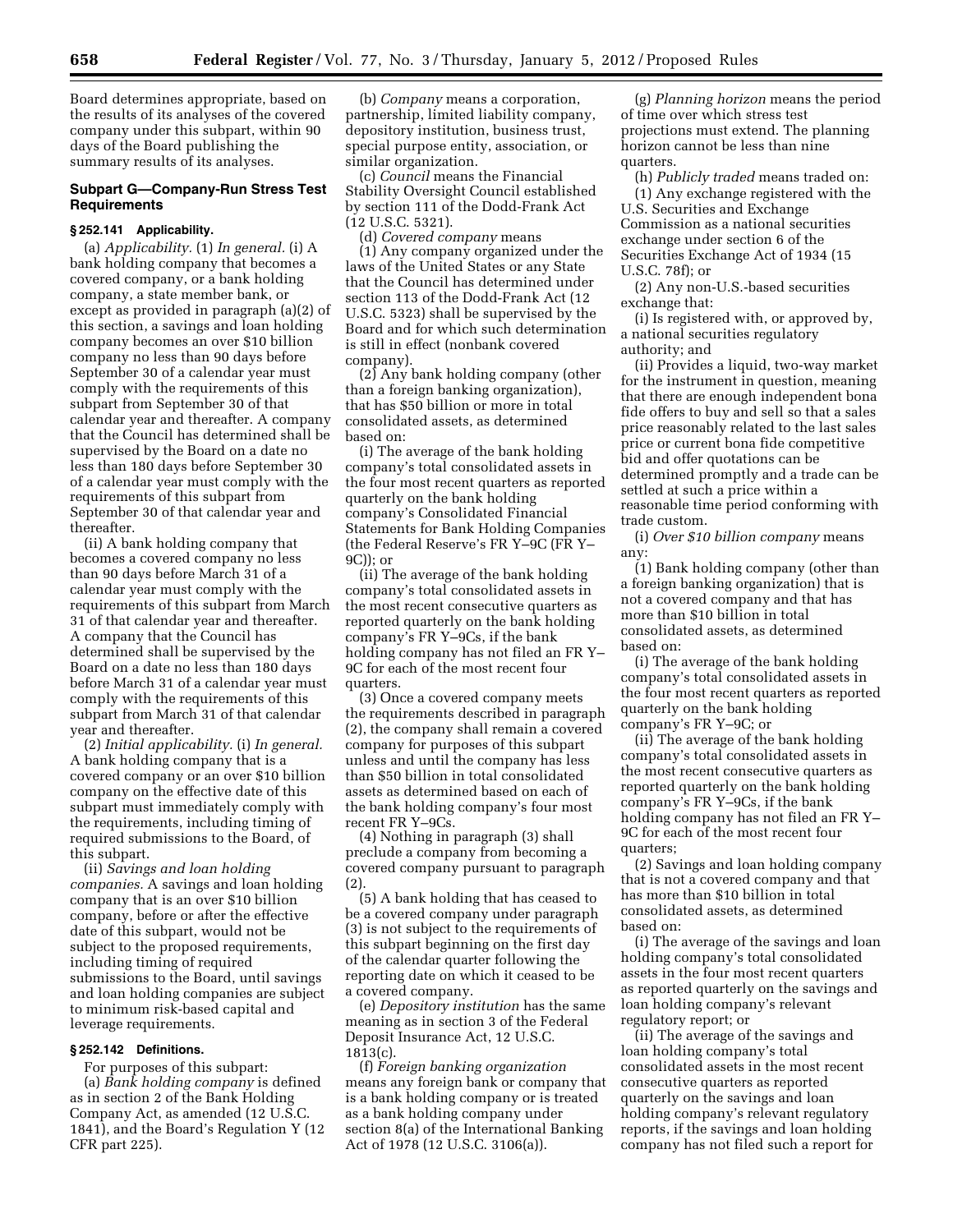Board determines appropriate, based on the results of its analyses of the covered company under this subpart, within 90 days of the Board publishing the summary results of its analyses.

### Subpart G—Company-Run Stress Test Requirements

#### § 252.141 Applicability.

(a) *Applicability.* (1) *In general.* (i) A bank holding company that becomes a covered company, or a bank holding company, a state member bank, or except as provided in paragraph (a)(2) of this section, a savings and loan holding company becomes an over $10 billion company no less than 90 days before September 30 of a calendar year must comply with the requirements of this subpart from September 30 of that calendar year and thereafter. A company that the Council has determined shall be supervised by the Board on a date no less than 180 days before September 30 of a calendar year must comply with the requirements of this subpart from September 30 of that calendar year and thereafter.

(ii) A bank holding company that becomes a covered company no less than 90 days before March 31 of a calendar year must comply with the requirements of this subpart from March 31 of that calendar year and thereafter. A company that the Council has determined shall be supervised by the Board on a date no less than 180 days before March 31 of a calendar year must comply with the requirements of this subpart from March 31 of that calendar year and thereafter.

(2) *Initial applicability.* (i) *In general.* A bank holding company that is a covered company or an over $10 billion company on the effective date of this subpart must immediately comply with the requirements, including timing of required submissions to the Board, of this subpart.

(ii) *Savings and loan holding companies.* A savings and loan holding company that is an over $10 billion company, before or after the effective date of this subpart, would not be subject to the proposed requirements, including timing of required submissions to the Board, until savings and loan holding companies are subject to minimum risk-based capital and leverage requirements.

#### § 252.142 Definitions.

For purposes of this subpart:

(a) *Bank holding company* is defined as in section 2 of the Bank Holding Company Act, as amended (12 U.S.C. 1841), and the Board's Regulation Y (12 CFR part 225).

(b) *Company* means a corporation, partnership, limited liability company, depository institution, business trust, special purpose entity, association, or similar organization.

(c) *Council* means the Financial Stability Oversight Council established by section 111 of the Dodd-Frank Act (12 U.S.C. 5321).

(d) *Covered company* means

(1) Any company organized under the laws of the United States or any State that the Council has determined under section 113 of the Dodd-Frank Act (12 U.S.C. 5323) shall be supervised by the Board and for which such determination is still in effect (nonbank covered company).

(2) Any bank holding company (other than a foreign banking organization), that has $50 billion or more in total consolidated assets, as determined based on:

(i) The average of the bank holding company's total consolidated assets in the four most recent quarters as reported quarterly on the bank holding company's Consolidated Financial Statements for Bank Holding Companies (the Federal Reserve's FR Y–9C (FR Y–9C)); or

(ii) The average of the bank holding company's total consolidated assets in the most recent consecutive quarters as reported quarterly on the bank holding company's FR Y–9Cs, if the bank holding company has not filed an FR Y–9C for each of the most recent four quarters.

(3) Once a covered company meets the requirements described in paragraph (2), the company shall remain a covered company for purposes of this subpart unless and until the company has less than $50 billion in total consolidated assets as determined based on each of the bank holding company's four most recent FR Y–9Cs.

(4) Nothing in paragraph (3) shall preclude a company from becoming a covered company pursuant to paragraph (2).

(5) A bank holding that has ceased to be a covered company under paragraph (3) is not subject to the requirements of this subpart beginning on the first day of the calendar quarter following the reporting date on which it ceased to be a covered company.

(e) *Depository institution* has the same meaning as in section 3 of the Federal Deposit Insurance Act, 12 U.S.C. 1813(c).

(f) *Foreign banking organization* means any foreign bank or company that is a bank holding company or is treated as a bank holding company under section 8(a) of the International Banking Act of 1978 (12 U.S.C. 3106(a)).

(g) *Planning horizon* means the period of time over which stress test projections must extend. The planning horizon cannot be less than nine quarters.

(h) *Publicly traded* means traded on:

(1) Any exchange registered with the U.S. Securities and Exchange Commission as a national securities exchange under section 6 of the Securities Exchange Act of 1934 (15 U.S.C. 78f); or

(2) Any non-U.S.-based securities exchange that:

(i) Is registered with, or approved by, a national securities regulatory authority; and

(ii) Provides a liquid, two-way market for the instrument in question, meaning that there are enough independent bona fide offers to buy and sell so that a sales price reasonably related to the last sales price or current bona fide competitive bid and offer quotations can be determined promptly and a trade can be settled at such a price within a reasonable time period conforming with trade custom.

(i) *Over $10 billion company* means any:

(1) Bank holding company (other than a foreign banking organization) that is not a covered company and that has more than $10 billion in total consolidated assets, as determined based on:

(i) The average of the bank holding company's total consolidated assets in the four most recent quarters as reported quarterly on the bank holding company's FR Y–9C; or

(ii) The average of the bank holding company's total consolidated assets in the most recent consecutive quarters as reported quarterly on the bank holding company's FR Y–9Cs, if the bank holding company has not filed an FR Y–9C for each of the most recent four quarters;

(2) Savings and loan holding company that is not a covered company and that has more than $10 billion in total consolidated assets, as determined based on:

(i) The average of the savings and loan holding company's total consolidated assets in the four most recent quarters as reported quarterly on the savings and loan holding company's relevant regulatory report; or

(ii) The average of the savings and loan holding company's total consolidated assets in the most recent consecutive quarters as reported quarterly on the savings and loan holding company's relevant regulatory reports, if the savings and loan holding company has not filed such a report for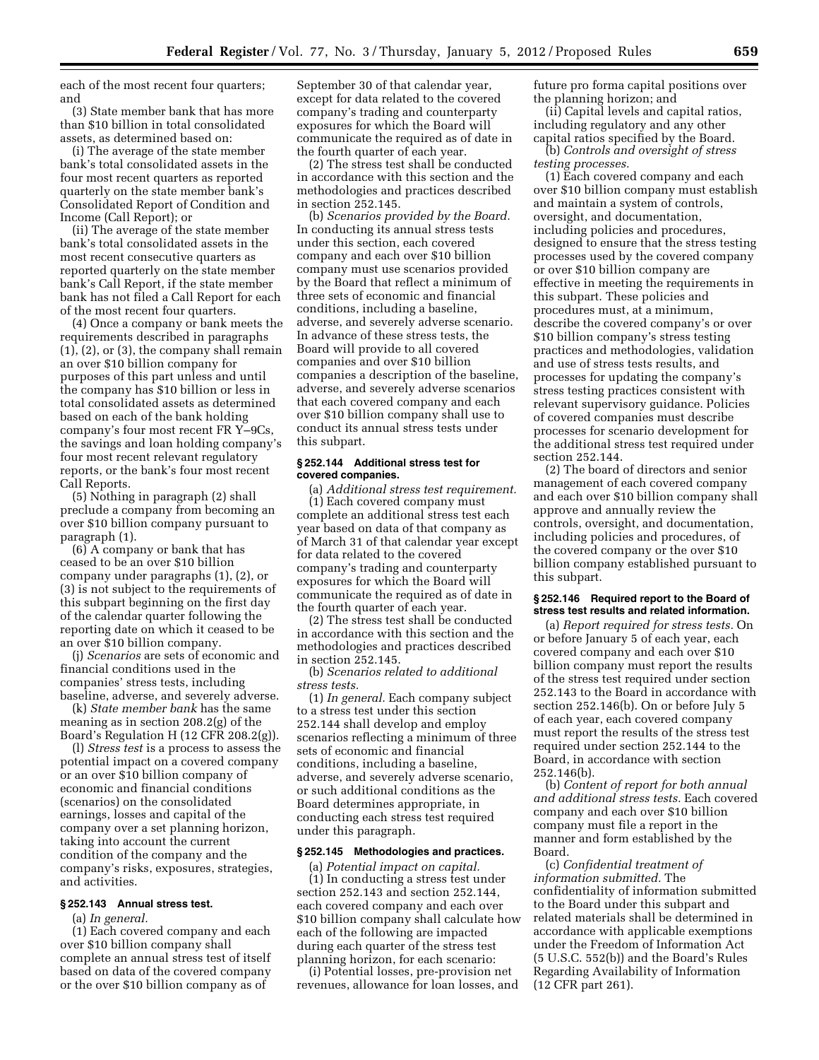each of the most recent four quarters; and

(3) State member bank that has more than $10 billion in total consolidated assets, as determined based on:

(i) The average of the state member bank's total consolidated assets in the four most recent quarters as reported quarterly on the state member bank's Consolidated Report of Condition and Income (Call Report); or

(ii) The average of the state member bank's total consolidated assets in the most recent consecutive quarters as reported quarterly on the state member bank's Call Report, if the state member bank has not filed a Call Report for each of the most recent four quarters.

(4) Once a company or bank meets the requirements described in paragraphs (1), (2), or (3), the company shall remain an over $10 billion company for purposes of this part unless and until the company has $10 billion or less in total consolidated assets as determined based on each of the bank holding company's four most recent FR Y–9Cs, the savings and loan holding company's four most recent relevant regulatory reports, or the bank's four most recent Call Reports.

(5) Nothing in paragraph (2) shall preclude a company from becoming an over $10 billion company pursuant to paragraph (1).

(6) A company or bank that has ceased to be an over $10 billion company under paragraphs (1), (2), or (3) is not subject to the requirements of this subpart beginning on the first day of the calendar quarter following the reporting date on which it ceased to be an over $10 billion company.

(j) *Scenarios* are sets of economic and financial conditions used in the companies' stress tests, including baseline, adverse, and severely adverse.

(k) *State member bank* has the same meaning as in section 208.2(g) of the Board's Regulation H (12 CFR 208.2(g)).

(l) *Stress test* is a process to assess the potential impact on a covered company or an over $10 billion company of economic and financial conditions (scenarios) on the consolidated earnings, losses and capital of the company over a set planning horizon, taking into account the current condition of the company and the company's risks, exposures, strategies, and activities.

### § 252.143 Annual stress test.

(a) *In general.*

(1) Each covered company and each over $10 billion company shall complete an annual stress test of itself based on data of the covered company or the over $10 billion company as of September 30 of that calendar year, except for data related to the covered company's trading and counterparty exposures for which the Board will communicate the required as of date in the fourth quarter of each year.

(2) The stress test shall be conducted in accordance with this section and the methodologies and practices described in section 252.145.

(b) *Scenarios provided by the Board.* In conducting its annual stress tests under this section, each covered company and each over $10 billion company must use scenarios provided by the Board that reflect a minimum of three sets of economic and financial conditions, including a baseline, adverse, and severely adverse scenario. In advance of these stress tests, the Board will provide to all covered companies and over $10 billion companies a description of the baseline, adverse, and severely adverse scenarios that each covered company and each over $10 billion company shall use to conduct its annual stress tests under this subpart.

### § 252.144 Additional stress test for covered companies.

(a) *Additional stress test requirement.*

(1) Each covered company must complete an additional stress test each year based on data of that company as of March 31 of that calendar year except for data related to the covered company's trading and counterparty exposures for which the Board will communicate the required as of date in the fourth quarter of each year.

(2) The stress test shall be conducted in accordance with this section and the methodologies and practices described in section 252.145.

(b) *Scenarios related to additional stress tests.*

(1) *In general.* Each company subject to a stress test under this section 252.144 shall develop and employ scenarios reflecting a minimum of three sets of economic and financial conditions, including a baseline, adverse, and severely adverse scenario, or such additional conditions as the Board determines appropriate, in conducting each stress test required under this paragraph.

### § 252.145 Methodologies and practices.

(a) *Potential impact on capital.*

(1) In conducting a stress test under section 252.143 and section 252.144, each covered company and each over $10 billion company shall calculate how each of the following are impacted during each quarter of the stress test planning horizon, for each scenario:

(i) Potential losses, pre-provision net revenues, allowance for loan losses, and future pro forma capital positions over the planning horizon; and

(ii) Capital levels and capital ratios, including regulatory and any other capital ratios specified by the Board.

(b) *Controls and oversight of stress testing processes.*

(1) Each covered company and each over $10 billion company must establish and maintain a system of controls, oversight, and documentation, including policies and procedures, designed to ensure that the stress testing processes used by the covered company or over $10 billion company are effective in meeting the requirements in this subpart. These policies and procedures must, at a minimum, describe the covered company's or over $10 billion company's stress testing practices and methodologies, validation and use of stress tests results, and processes for updating the company's stress testing practices consistent with relevant supervisory guidance. Policies of covered companies must describe processes for scenario development for the additional stress test required under section 252.144.

(2) The board of directors and senior management of each covered company and each over $10 billion company shall approve and annually review the controls, oversight, and documentation, including policies and procedures, of the covered company or the over $10 billion company established pursuant to this subpart.

### § 252.146 Required report to the Board of stress test results and related information.

(a) *Report required for stress tests.* On or before January 5 of each year, each covered company and each over $10 billion company must report the results of the stress test required under section 252.143 to the Board in accordance with section 252.146(b). On or before July 5 of each year, each covered company must report the results of the stress test required under section 252.144 to the Board, in accordance with section 252.146(b).

(b) *Content of report for both annual and additional stress tests.* Each covered company and each over $10 billion company must file a report in the manner and form established by the Board.

(c) *Confidential treatment of information submitted.* The confidentiality of information submitted to the Board under this subpart and related materials shall be determined in accordance with applicable exemptions under the Freedom of Information Act (5 U.S.C. 552(b)) and the Board's Rules Regarding Availability of Information (12 CFR part 261).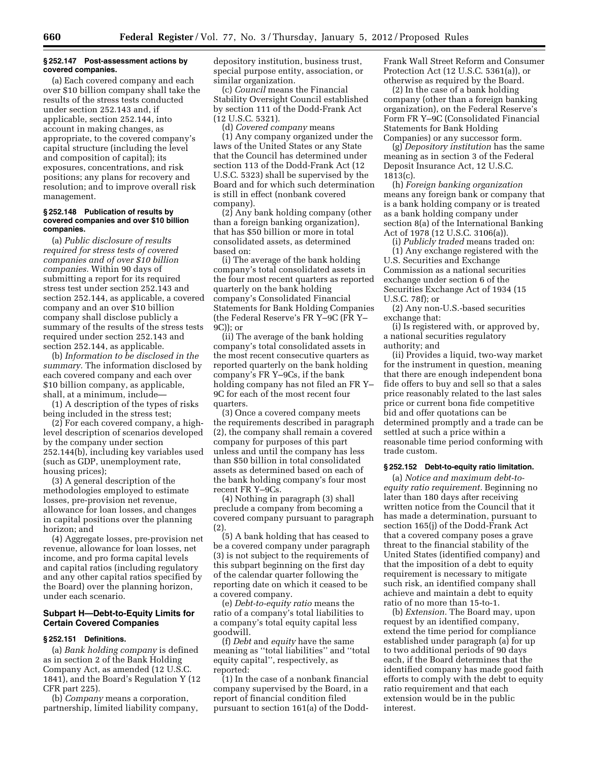**§ 252.147 Post-assessment actions by covered companies.**

(a) Each covered company and each over $10 billion company shall take the results of the stress tests conducted under section 252.143 and, if applicable, section 252.144, into account in making changes, as appropriate, to the covered company's capital structure (including the level and composition of capital); its exposures, concentrations, and risk positions; any plans for recovery and resolution; and to improve overall risk management.

**§ 252.148 Publication of results by covered companies and over $10 billion companies.**

(a) *Public disclosure of results required for stress tests of covered companies and of over $10 billion companies.* Within 90 days of submitting a report for its required stress test under section 252.143 and section 252.144, as applicable, a covered company and an over $10 billion company shall disclose publicly a summary of the results of the stress tests required under section 252.143 and section 252.144, as applicable.

(b) *Information to be disclosed in the summary.* The information disclosed by each covered company and each over $10 billion company, as applicable, shall, at a minimum, include—

(1) A description of the types of risks being included in the stress test;

(2) For each covered company, a high-level description of scenarios developed by the company under section 252.144(b), including key variables used (such as GDP, unemployment rate, housing prices);

(3) A general description of the methodologies employed to estimate losses, pre-provision net revenue, allowance for loan losses, and changes in capital positions over the planning horizon; and

(4) Aggregate losses, pre-provision net revenue, allowance for loan losses, net income, and pro forma capital levels and capital ratios (including regulatory and any other capital ratios specified by the Board) over the planning horizon, under each scenario.

## Subpart H—Debt-to-Equity Limits for Certain Covered Companies

**§ 252.151 Definitions.**

(a) *Bank holding company* is defined as in section 2 of the Bank Holding Company Act, as amended (12 U.S.C. 1841), and the Board's Regulation Y (12 CFR part 225).

(b) *Company* means a corporation, partnership, limited liability company, depository institution, business trust, special purpose entity, association, or similar organization.

(c) *Council* means the Financial Stability Oversight Council established by section 111 of the Dodd-Frank Act (12 U.S.C. 5321).

(d) *Covered company* means

(1) Any company organized under the laws of the United States or any State that the Council has determined under section 113 of the Dodd-Frank Act (12 U.S.C. 5323) shall be supervised by the Board and for which such determination is still in effect (nonbank covered company).

(2) Any bank holding company (other than a foreign banking organization), that has $50 billion or more in total consolidated assets, as determined based on:

(i) The average of the bank holding company's total consolidated assets in the four most recent quarters as reported quarterly on the bank holding company's Consolidated Financial Statements for Bank Holding Companies (the Federal Reserve's FR Y–9C (FR Y–9C)); or

(ii) The average of the bank holding company's total consolidated assets in the most recent consecutive quarters as reported quarterly on the bank holding company's FR Y–9Cs, if the bank holding company has not filed an FR Y–9C for each of the most recent four quarters.

(3) Once a covered company meets the requirements described in paragraph (2), the company shall remain a covered company for purposes of this part unless and until the company has less than $50 billion in total consolidated assets as determined based on each of the bank holding company's four most recent FR Y–9Cs.

(4) Nothing in paragraph (3) shall preclude a company from becoming a covered company pursuant to paragraph (2).

(5) A bank holding that has ceased to be a covered company under paragraph (3) is not subject to the requirements of this subpart beginning on the first day of the calendar quarter following the reporting date on which it ceased to be a covered company.

(e) *Debt-to-equity ratio* means the ratio of a company's total liabilities to a company's total equity capital less goodwill.

(f) *Debt* and *equity* have the same meaning as ''total liabilities'' and ''total equity capital'', respectively, as reported:

(1) In the case of a nonbank financial company supervised by the Board, in a report of financial condition filed pursuant to section 161(a) of the Dodd-Frank Wall Street Reform and Consumer Protection Act (12 U.S.C. 5361(a)), or otherwise as required by the Board.

(2) In the case of a bank holding company (other than a foreign banking organization), on the Federal Reserve's Form FR Y–9C (Consolidated Financial Statements for Bank Holding Companies) or any successor form.

(g) *Depository institution* has the same meaning as in section 3 of the Federal Deposit Insurance Act, 12 U.S.C. 1813(c).

(h) *Foreign banking organization* means any foreign bank or company that is a bank holding company or is treated as a bank holding company under section 8(a) of the International Banking Act of 1978 (12 U.S.C. 3106(a)).

(i) *Publicly traded* means traded on:

(1) Any exchange registered with the U.S. Securities and Exchange Commission as a national securities exchange under section 6 of the Securities Exchange Act of 1934 (15 U.S.C. 78f); or

(2) Any non-U.S.-based securities exchange that:

(i) Is registered with, or approved by, a national securities regulatory authority; and

(ii) Provides a liquid, two-way market for the instrument in question, meaning that there are enough independent bona fide offers to buy and sell so that a sales price reasonably related to the last sales price or current bona fide competitive bid and offer quotations can be determined promptly and a trade can be settled at such a price within a reasonable time period conforming with trade custom.

**§ 252.152 Debt-to-equity ratio limitation.**

(a) *Notice and maximum debt-to-equity ratio requirement.* Beginning no later than 180 days after receiving written notice from the Council that it has made a determination, pursuant to section 165(j) of the Dodd-Frank Act that a covered company poses a grave threat to the financial stability of the United States (identified company) and that the imposition of a debt to equity requirement is necessary to mitigate such risk, an identified company shall achieve and maintain a debt to equity ratio of no more than 15-to-1.

(b) *Extension.* The Board may, upon request by an identified company, extend the time period for compliance established under paragraph (a) for up to two additional periods of 90 days each, if the Board determines that the identified company has made good faith efforts to comply with the debt to equity ratio requirement and that each extension would be in the public interest.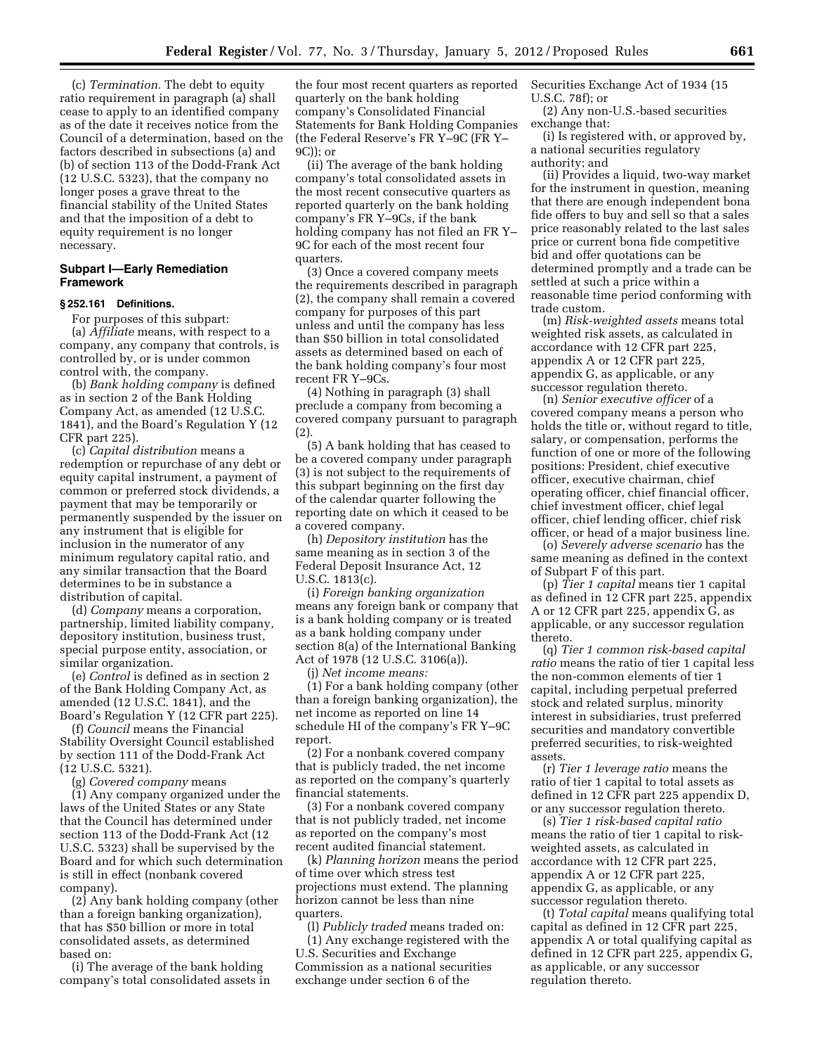(c) *Termination.* The debt to equity ratio requirement in paragraph (a) shall cease to apply to an identified company as of the date it receives notice from the Council of a determination, based on the factors described in subsections (a) and (b) of section 113 of the Dodd-Frank Act (12 U.S.C. 5323), that the company no longer poses a grave threat to the financial stability of the United States and that the imposition of a debt to equity requirement is no longer necessary.

## Subpart I—Early Remediation Framework

### § 252.161 Definitions.

For purposes of this subpart:

(a) *Affiliate* means, with respect to a company, any company that controls, is controlled by, or is under common control with, the company.

(b) *Bank holding company* is defined as in section 2 of the Bank Holding Company Act, as amended (12 U.S.C. 1841), and the Board's Regulation Y (12 CFR part 225).

(c) *Capital distribution* means a redemption or repurchase of any debt or equity capital instrument, a payment of common or preferred stock dividends, a payment that may be temporarily or permanently suspended by the issuer on any instrument that is eligible for inclusion in the numerator of any minimum regulatory capital ratio, and any similar transaction that the Board determines to be in substance a distribution of capital.

(d) *Company* means a corporation, partnership, limited liability company, depository institution, business trust, special purpose entity, association, or similar organization.

(e) *Control* is defined as in section 2 of the Bank Holding Company Act, as amended (12 U.S.C. 1841), and the Board's Regulation Y (12 CFR part 225).

(f) *Council* means the Financial Stability Oversight Council established by section 111 of the Dodd-Frank Act (12 U.S.C. 5321).

(g) *Covered company* means

(1) Any company organized under the laws of the United States or any State that the Council has determined under section 113 of the Dodd-Frank Act (12 U.S.C. 5323) shall be supervised by the Board and for which such determination is still in effect (nonbank covered company).

(2) Any bank holding company (other than a foreign banking organization), that has $50 billion or more in total consolidated assets, as determined based on:

(i) The average of the bank holding company's total consolidated assets in the four most recent quarters as reported quarterly on the bank holding company's Consolidated Financial Statements for Bank Holding Companies (the Federal Reserve's FR Y–9C (FR Y–9C)); or

(ii) The average of the bank holding company's total consolidated assets in the most recent consecutive quarters as reported quarterly on the bank holding company's FR Y–9Cs, if the bank holding company has not filed an FR Y–9C for each of the most recent four quarters.

(3) Once a covered company meets the requirements described in paragraph (2), the company shall remain a covered company for purposes of this part unless and until the company has less than $50 billion in total consolidated assets as determined based on each of the bank holding company's four most recent FR Y–9Cs.

(4) Nothing in paragraph (3) shall preclude a company from becoming a covered company pursuant to paragraph (2).

(5) A bank holding that has ceased to be a covered company under paragraph (3) is not subject to the requirements of this subpart beginning on the first day of the calendar quarter following the reporting date on which it ceased to be a covered company.

(h) *Depository institution* has the same meaning as in section 3 of the Federal Deposit Insurance Act, 12 U.S.C. 1813(c).

(i) *Foreign banking organization* means any foreign bank or company that is a bank holding company or is treated as a bank holding company under section 8(a) of the International Banking Act of 1978 (12 U.S.C. 3106(a)).

(j) *Net income means:*

(1) For a bank holding company (other than a foreign banking organization), the net income as reported on line 14 schedule HI of the company's FR Y–9C report.

(2) For a nonbank covered company that is publicly traded, the net income as reported on the company's quarterly financial statements.

(3) For a nonbank covered company that is not publicly traded, net income as reported on the company's most recent audited financial statement.

(k) *Planning horizon* means the period of time over which stress test projections must extend. The planning horizon cannot be less than nine quarters.

(l) *Publicly traded* means traded on:

(1) Any exchange registered with the U.S. Securities and Exchange Commission as a national securities exchange under section 6 of the Securities Exchange Act of 1934 (15 U.S.C. 78f); or

(2) Any non-U.S.-based securities exchange that:

(i) Is registered with, or approved by, a national securities regulatory authority; and

(ii) Provides a liquid, two-way market for the instrument in question, meaning that there are enough independent bona fide offers to buy and sell so that a sales price reasonably related to the last sales price or current bona fide competitive bid and offer quotations can be determined promptly and a trade can be settled at such a price within a reasonable time period conforming with trade custom.

(m) *Risk-weighted assets* means total weighted risk assets, as calculated in accordance with 12 CFR part 225, appendix A or 12 CFR part 225, appendix G, as applicable, or any successor regulation thereto.

(n) *Senior executive officer* of a covered company means a person who holds the title or, without regard to title, salary, or compensation, performs the function of one or more of the following positions: President, chief executive officer, executive chairman, chief operating officer, chief financial officer, chief investment officer, chief legal officer, chief lending officer, chief risk officer, or head of a major business line.

(o) *Severely adverse scenario* has the same meaning as defined in the context of Subpart F of this part.

(p) *Tier 1 capital* means tier 1 capital as defined in 12 CFR part 225, appendix A or 12 CFR part 225, appendix G, as applicable, or any successor regulation thereto.

(q) *Tier 1 common risk-based capital ratio* means the ratio of tier 1 capital less the non-common elements of tier 1 capital, including perpetual preferred stock and related surplus, minority interest in subsidiaries, trust preferred securities and mandatory convertible preferred securities, to risk-weighted assets.

(r) *Tier 1 leverage ratio* means the ratio of tier 1 capital to total assets as defined in 12 CFR part 225 appendix D, or any successor regulation thereto.

(s) *Tier 1 risk-based capital ratio* means the ratio of tier 1 capital to risk-weighted assets, as calculated in accordance with 12 CFR part 225, appendix A or 12 CFR part 225, appendix G, as applicable, or any successor regulation thereto.

(t) *Total capital* means qualifying total capital as defined in 12 CFR part 225, appendix A or total qualifying capital as defined in 12 CFR part 225, appendix G, as applicable, or any successor regulation thereto.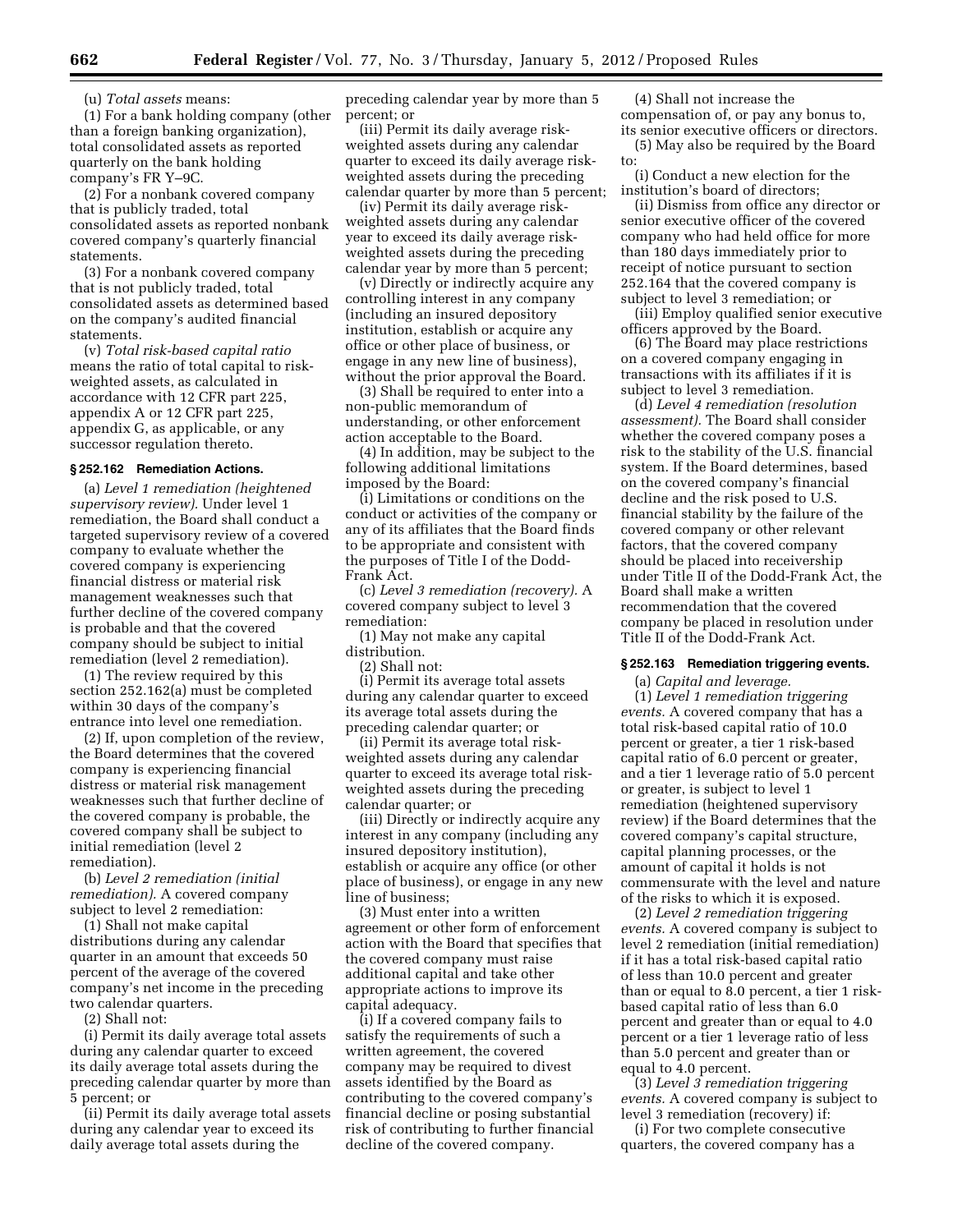(u) *Total assets* means:

(1) For a bank holding company (other than a foreign banking organization), total consolidated assets as reported quarterly on the bank holding company's FR Y–9C.

(2) For a nonbank covered company that is publicly traded, total consolidated assets as reported nonbank covered company's quarterly financial statements.

(3) For a nonbank covered company that is not publicly traded, total consolidated assets as determined based on the company's audited financial statements.

(v) *Total risk-based capital ratio* means the ratio of total capital to risk-weighted assets, as calculated in accordance with 12 CFR part 225, appendix A or 12 CFR part 225, appendix G, as applicable, or any successor regulation thereto.

### § 252.162 Remediation Actions.

(a) *Level 1 remediation (heightened supervisory review).* Under level 1 remediation, the Board shall conduct a targeted supervisory review of a covered company to evaluate whether the covered company is experiencing financial distress or material risk management weaknesses such that further decline of the covered company is probable and that the covered company should be subject to initial remediation (level 2 remediation).

(1) The review required by this section 252.162(a) must be completed within 30 days of the company's entrance into level one remediation.

(2) If, upon completion of the review, the Board determines that the covered company is experiencing financial distress or material risk management weaknesses such that further decline of the covered company is probable, the covered company shall be subject to initial remediation (level 2 remediation).

(b) *Level 2 remediation (initial remediation).* A covered company subject to level 2 remediation:

(1) Shall not make capital distributions during any calendar quarter in an amount that exceeds 50 percent of the average of the covered company's net income in the preceding two calendar quarters.

(2) Shall not:

(i) Permit its daily average total assets during any calendar quarter to exceed its daily average total assets during the preceding calendar quarter by more than 5 percent; or

(ii) Permit its daily average total assets during any calendar year to exceed its daily average total assets during the preceding calendar year by more than 5 percent; or

(iii) Permit its daily average risk-weighted assets during any calendar quarter to exceed its daily average risk-weighted assets during the preceding calendar quarter by more than 5 percent;

(iv) Permit its daily average risk-weighted assets during any calendar year to exceed its daily average risk-weighted assets during the preceding calendar year by more than 5 percent;

(v) Directly or indirectly acquire any controlling interest in any company (including an insured depository institution, establish or acquire any office or other place of business, or engage in any new line of business), without the prior approval the Board.

(3) Shall be required to enter into a non-public memorandum of understanding, or other enforcement action acceptable to the Board.

(4) In addition, may be subject to the following additional limitations imposed by the Board:

(i) Limitations or conditions on the conduct or activities of the company or any of its affiliates that the Board finds to be appropriate and consistent with the purposes of Title I of the Dodd-Frank Act.

(c) *Level 3 remediation (recovery).* A covered company subject to level 3 remediation:

(1) May not make any capital distribution.

(2) Shall not:

(i) Permit its average total assets during any calendar quarter to exceed its average total assets during the preceding calendar quarter; or

(ii) Permit its average total risk-weighted assets during any calendar quarter to exceed its average total risk-weighted assets during the preceding calendar quarter; or

(iii) Directly or indirectly acquire any interest in any company (including any insured depository institution), establish or acquire any office (or other place of business), or engage in any new line of business;

(3) Must enter into a written agreement or other form of enforcement action with the Board that specifies that the covered company must raise additional capital and take other appropriate actions to improve its capital adequacy.

(i) If a covered company fails to satisfy the requirements of such a written agreement, the covered company may be required to divest assets identified by the Board as contributing to the covered company's financial decline or posing substantial risk of contributing to further financial decline of the covered company.

(4) Shall not increase the compensation of, or pay any bonus to, its senior executive officers or directors.

(5) May also be required by the Board to:

(i) Conduct a new election for the institution's board of directors;

(ii) Dismiss from office any director or senior executive officer of the covered company who had held office for more than 180 days immediately prior to receipt of notice pursuant to section 252.164 that the covered company is subject to level 3 remediation; or

(iii) Employ qualified senior executive officers approved by the Board.

(6) The Board may place restrictions on a covered company engaging in transactions with its affiliates if it is subject to level 3 remediation.

(d) *Level 4 remediation (resolution assessment).* The Board shall consider whether the covered company poses a risk to the stability of the U.S. financial system. If the Board determines, based on the covered company's financial decline and the risk posed to U.S. financial stability by the failure of the covered company or other relevant factors, that the covered company should be placed into receivership under Title II of the Dodd-Frank Act, the Board shall make a written recommendation that the covered company be placed in resolution under Title II of the Dodd-Frank Act.

### § 252.163 Remediation triggering events.

(a) *Capital and leverage.*

(1) *Level 1 remediation triggering events.* A covered company that has a total risk-based capital ratio of 10.0 percent or greater, a tier 1 risk-based capital ratio of 6.0 percent or greater, and a tier 1 leverage ratio of 5.0 percent or greater, is subject to level 1 remediation (heightened supervisory review) if the Board determines that the covered company's capital structure, capital planning processes, or the amount of capital it holds is not commensurate with the level and nature of the risks to which it is exposed.

(2) *Level 2 remediation triggering events.* A covered company is subject to level 2 remediation (initial remediation) if it has a total risk-based capital ratio of less than 10.0 percent and greater than or equal to 8.0 percent, a tier 1 risk-based capital ratio of less than 6.0 percent and greater than or equal to 4.0 percent or a tier 1 leverage ratio of less than 5.0 percent and greater than or equal to 4.0 percent.

(3) *Level 3 remediation triggering events.* A covered company is subject to level 3 remediation (recovery) if:

(i) For two complete consecutive quarters, the covered company has a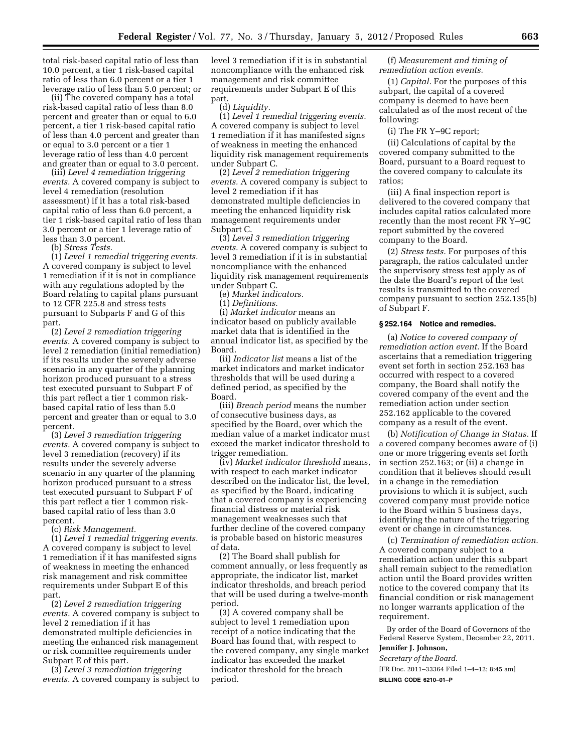total risk-based capital ratio of less than 10.0 percent, a tier 1 risk-based capital ratio of less than 6.0 percent or a tier 1 leverage ratio of less than 5.0 percent; or

(ii) The covered company has a total risk-based capital ratio of less than 8.0 percent and greater than or equal to 6.0 percent, a tier 1 risk-based capital ratio of less than 4.0 percent and greater than or equal to 3.0 percent or a tier 1 leverage ratio of less than 4.0 percent and greater than or equal to 3.0 percent.

(iii) *Level 4 remediation triggering events.* A covered company is subject to level 4 remediation (resolution assessment) if it has a total risk-based capital ratio of less than 6.0 percent, a tier 1 risk-based capital ratio of less than 3.0 percent or a tier 1 leverage ratio of less than 3.0 percent.

(b) *Stress Tests.*

(1) *Level 1 remedial triggering events.* A covered company is subject to level 1 remediation if it is not in compliance with any regulations adopted by the Board relating to capital plans pursuant to 12 CFR 225.8 and stress tests pursuant to Subparts F and G of this part.

(2) *Level 2 remediation triggering events.* A covered company is subject to level 2 remediation (initial remediation) if its results under the severely adverse scenario in any quarter of the planning horizon produced pursuant to a stress test executed pursuant to Subpart F of this part reflect a tier 1 common risk-based capital ratio of less than 5.0 percent and greater than or equal to 3.0 percent.

(3) *Level 3 remediation triggering events.* A covered company is subject to level 3 remediation (recovery) if its results under the severely adverse scenario in any quarter of the planning horizon produced pursuant to a stress test executed pursuant to Subpart F of this part reflect a tier 1 common risk-based capital ratio of less than 3.0 percent.

(c) *Risk Management.*

(1) *Level 1 remedial triggering events.* A covered company is subject to level 1 remediation if it has manifested signs of weakness in meeting the enhanced risk management and risk committee requirements under Subpart E of this part.

(2) *Level 2 remediation triggering events.* A covered company is subject to level 2 remediation if it has demonstrated multiple deficiencies in meeting the enhanced risk management or risk committee requirements under Subpart E of this part.

(3) *Level 3 remediation triggering events.* A covered company is subject to level 3 remediation if it is in substantial noncompliance with the enhanced risk management and risk committee requirements under Subpart E of this part.

(d) *Liquidity.*

(1) *Level 1 remedial triggering events.* A covered company is subject to level 1 remediation if it has manifested signs of weakness in meeting the enhanced liquidity risk management requirements under Subpart C.

(2) *Level 2 remediation triggering events.* A covered company is subject to level 2 remediation if it has demonstrated multiple deficiencies in meeting the enhanced liquidity risk management requirements under Subpart C.

(3) *Level 3 remediation triggering events.* A covered company is subject to level 3 remediation if it is in substantial noncompliance with the enhanced liquidity risk management requirements under Subpart C.

(e) *Market indicators.*

(1) *Definitions.*

(i) *Market indicator* means an indicator based on publicly available market data that is identified in the annual indicator list, as specified by the Board.

(ii) *Indicator list* means a list of the market indicators and market indicator thresholds that will be used during a defined period, as specified by the Board.

(iii) *Breach period* means the number of consecutive business days, as specified by the Board, over which the median value of a market indicator must exceed the market indicator threshold to trigger remediation.

(iv) *Market indicator threshold* means, with respect to each market indicator described on the indicator list, the level, as specified by the Board, indicating that a covered company is experiencing financial distress or material risk management weaknesses such that further decline of the covered company is probable based on historic measures of data.

(2) The Board shall publish for comment annually, or less frequently as appropriate, the indicator list, market indicator thresholds, and breach period that will be used during a twelve-month period.

(3) A covered company shall be subject to level 1 remediation upon receipt of a notice indicating that the Board has found that, with respect to the covered company, any single market indicator has exceeded the market indicator threshold for the breach period.

(f) *Measurement and timing of remediation action events.*

(1) *Capital.* For the purposes of this subpart, the capital of a covered company is deemed to have been calculated as of the most recent of the following:

(i) The FR Y–9C report;

(ii) Calculations of capital by the covered company submitted to the Board, pursuant to a Board request to the covered company to calculate its ratios;

(iii) A final inspection report is delivered to the covered company that includes capital ratios calculated more recently than the most recent FR Y–9C report submitted by the covered company to the Board.

(2) *Stress tests.* For purposes of this paragraph, the ratios calculated under the supervisory stress test apply as of the date the Board's report of the test results is transmitted to the covered company pursuant to section 252.135(b) of Subpart F.

#### § 252.164 Notice and remedies.

(a) *Notice to covered company of remediation action event.* If the Board ascertains that a remediation triggering event set forth in section 252.163 has occurred with respect to a covered company, the Board shall notify the covered company of the event and the remediation action under section 252.162 applicable to the covered company as a result of the event.

(b) *Notification of Change in Status.* If a covered company becomes aware of (i) one or more triggering events set forth in section 252.163; or (ii) a change in condition that it believes should result in a change in the remediation provisions to which it is subject, such covered company must provide notice to the Board within 5 business days, identifying the nature of the triggering event or change in circumstances.

(c) *Termination of remediation action.* A covered company subject to a remediation action under this subpart shall remain subject to the remediation action until the Board provides written notice to the covered company that its financial condition or risk management no longer warrants application of the requirement.

By order of the Board of Governors of the Federal Reserve System, December 22, 2011.

**Jennifer J. Johnson,**

*Secretary of the Board.*

[FR Doc. 2011–33364 Filed 1–4–12; 8:45 am]

**BILLING CODE 6210–01–P**